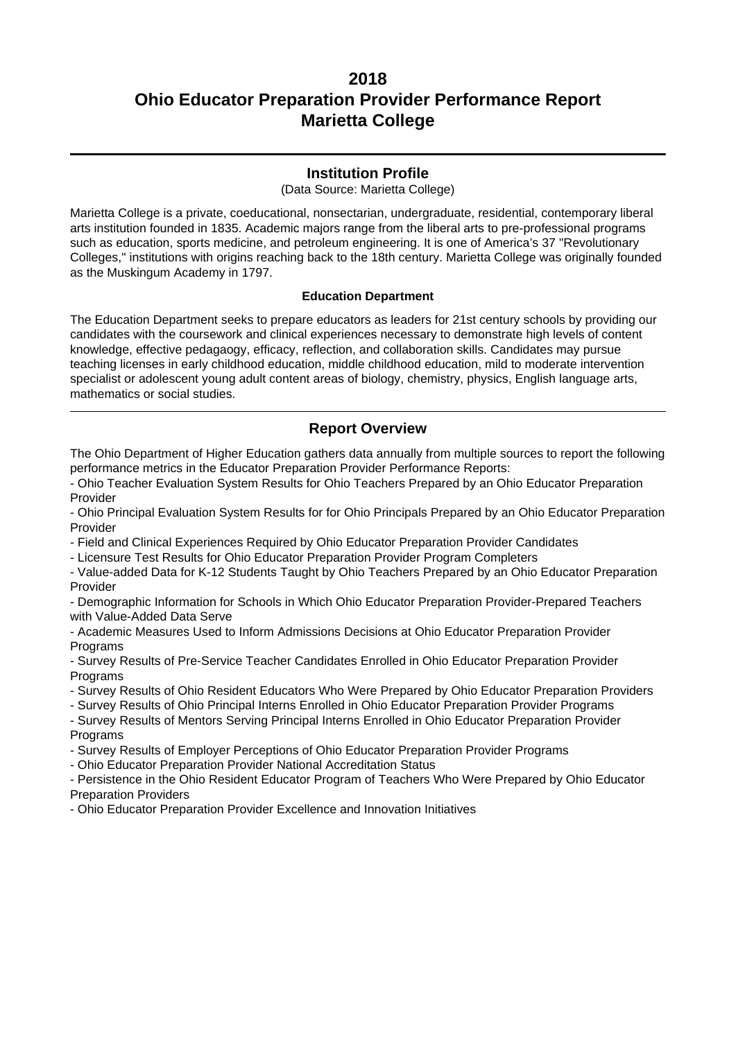# 2018
# Ohio Educator Preparation Provider Performance Report
# Marietta College

## Institution Profile

(Data Source: Marietta College)

Marietta College is a private, coeducational, nonsectarian, undergraduate, residential, contemporary liberal arts institution founded in 1835. Academic majors range from the liberal arts to pre-professional programs such as education, sports medicine, and petroleum engineering. It is one of America's 37 "Revolutionary Colleges," institutions with origins reaching back to the 18th century. Marietta College was originally founded as the Muskingum Academy in 1797.

### Education Department

The Education Department seeks to prepare educators as leaders for 21st century schools by providing our candidates with the coursework and clinical experiences necessary to demonstrate high levels of content knowledge, effective pedagaogy, efficacy, reflection, and collaboration skills. Candidates may pursue teaching licenses in early childhood education, middle childhood education, mild to moderate intervention specialist or adolescent young adult content areas of biology, chemistry, physics, English language arts, mathematics or social studies.

## Report Overview

The Ohio Department of Higher Education gathers data annually from multiple sources to report the following performance metrics in the Educator Preparation Provider Performance Reports:

- Ohio Teacher Evaluation System Results for Ohio Teachers Prepared by an Ohio Educator Preparation Provider
- Ohio Principal Evaluation System Results for for Ohio Principals Prepared by an Ohio Educator Preparation Provider
- Field and Clinical Experiences Required by Ohio Educator Preparation Provider Candidates
- Licensure Test Results for Ohio Educator Preparation Provider Program Completers
- Value-added Data for K-12 Students Taught by Ohio Teachers Prepared by an Ohio Educator Preparation Provider
- Demographic Information for Schools in Which Ohio Educator Preparation Provider-Prepared Teachers with Value-Added Data Serve
- Academic Measures Used to Inform Admissions Decisions at Ohio Educator Preparation Provider Programs
- Survey Results of Pre-Service Teacher Candidates Enrolled in Ohio Educator Preparation Provider Programs
- Survey Results of Ohio Resident Educators Who Were Prepared by Ohio Educator Preparation Providers
- Survey Results of Ohio Principal Interns Enrolled in Ohio Educator Preparation Provider Programs
- Survey Results of Mentors Serving Principal Interns Enrolled in Ohio Educator Preparation Provider Programs
- Survey Results of Employer Perceptions of Ohio Educator Preparation Provider Programs
- Ohio Educator Preparation Provider National Accreditation Status
- Persistence in the Ohio Resident Educator Program of Teachers Who Were Prepared by Ohio Educator Preparation Providers
- Ohio Educator Preparation Provider Excellence and Innovation Initiatives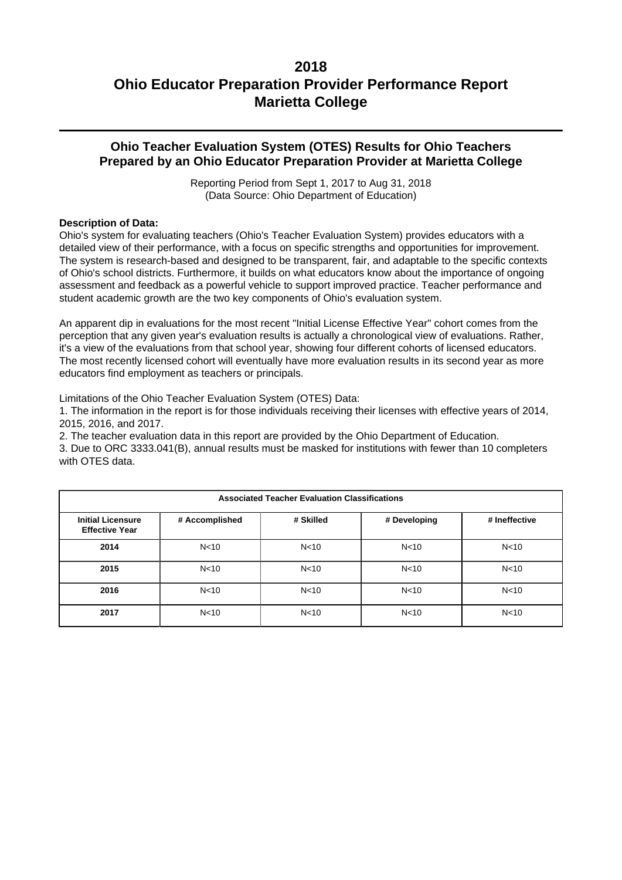# 2018
# Ohio Educator Preparation Provider Performance Report
# Marietta College

---

## Ohio Teacher Evaluation System (OTES) Results for Ohio Teachers Prepared by an Ohio Educator Preparation Provider at Marietta College

Reporting Period from Sept 1, 2017 to Aug 31, 2018
(Data Source: Ohio Department of Education)

**Description of Data:**
Ohio's system for evaluating teachers (Ohio's Teacher Evaluation System) provides educators with a detailed view of their performance, with a focus on specific strengths and opportunities for improvement. The system is research-based and designed to be transparent, fair, and adaptable to the specific contexts of Ohio's school districts. Furthermore, it builds on what educators know about the importance of ongoing assessment and feedback as a powerful vehicle to support improved practice. Teacher performance and student academic growth are the two key components of Ohio's evaluation system.

An apparent dip in evaluations for the most recent "Initial License Effective Year" cohort comes from the perception that any given year's evaluation results is actually a chronological view of evaluations. Rather, it's a view of the evaluations from that school year, showing four different cohorts of licensed educators. The most recently licensed cohort will eventually have more evaluation results in its second year as more educators find employment as teachers or principals.

Limitations of the Ohio Teacher Evaluation System (OTES) Data:
1. The information in the report is for those individuals receiving their licenses with effective years of 2014, 2015, 2016, and 2017.
2. The teacher evaluation data in this report are provided by the Ohio Department of Education.
3. Due to ORC 3333.041(B), annual results must be masked for institutions with fewer than 10 completers with OTES data.

| Associated Teacher Evaluation Classifications | | | | |
|---|---|---|---|---|
| **Initial Licensure Effective Year** | **# Accomplished** | **# Skilled** | **# Developing** | **# Ineffective** |
| **2014** | N<10 | N<10 | N<10 | N<10 |
| **2015** | N<10 | N<10 | N<10 | N<10 |
| **2016** | N<10 | N<10 | N<10 | N<10 |
| **2017** | N<10 | N<10 | N<10 | N<10 |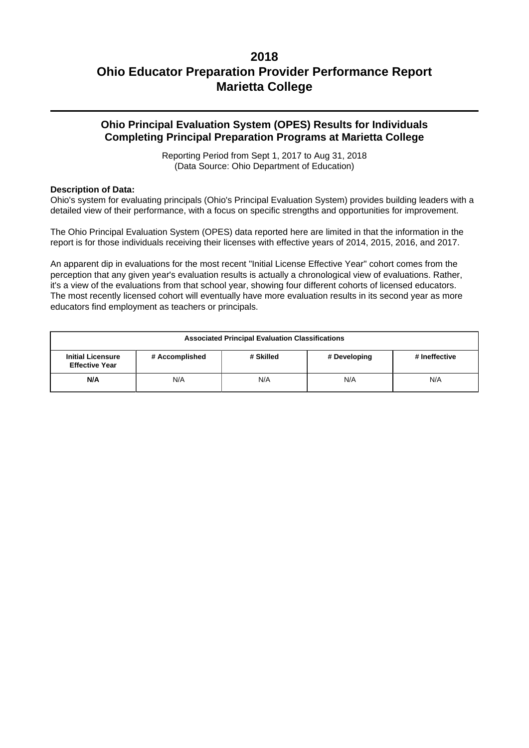# 2018
# Ohio Educator Preparation Provider Performance Report
# Marietta College

## Ohio Principal Evaluation System (OPES) Results for Individuals Completing Principal Preparation Programs at Marietta College

Reporting Period from Sept 1, 2017 to Aug 31, 2018
(Data Source: Ohio Department of Education)

**Description of Data:**
Ohio's system for evaluating principals (Ohio's Principal Evaluation System) provides building leaders with a detailed view of their performance, with a focus on specific strengths and opportunities for improvement.

The Ohio Principal Evaluation System (OPES) data reported here are limited in that the information in the report is for those individuals receiving their licenses with effective years of 2014, 2015, 2016, and 2017.

An apparent dip in evaluations for the most recent "Initial License Effective Year" cohort comes from the perception that any given year's evaluation results is actually a chronological view of evaluations. Rather, it's a view of the evaluations from that school year, showing four different cohorts of licensed educators. The most recently licensed cohort will eventually have more evaluation results in its second year as more educators find employment as teachers or principals.

| Associated Principal Evaluation Classifications | | | | |
|---|---|---|---|---|
| **Initial Licensure Effective Year** | **# Accomplished** | **# Skilled** | **# Developing** | **# Ineffective** |
| **N/A** | N/A | N/A | N/A | N/A |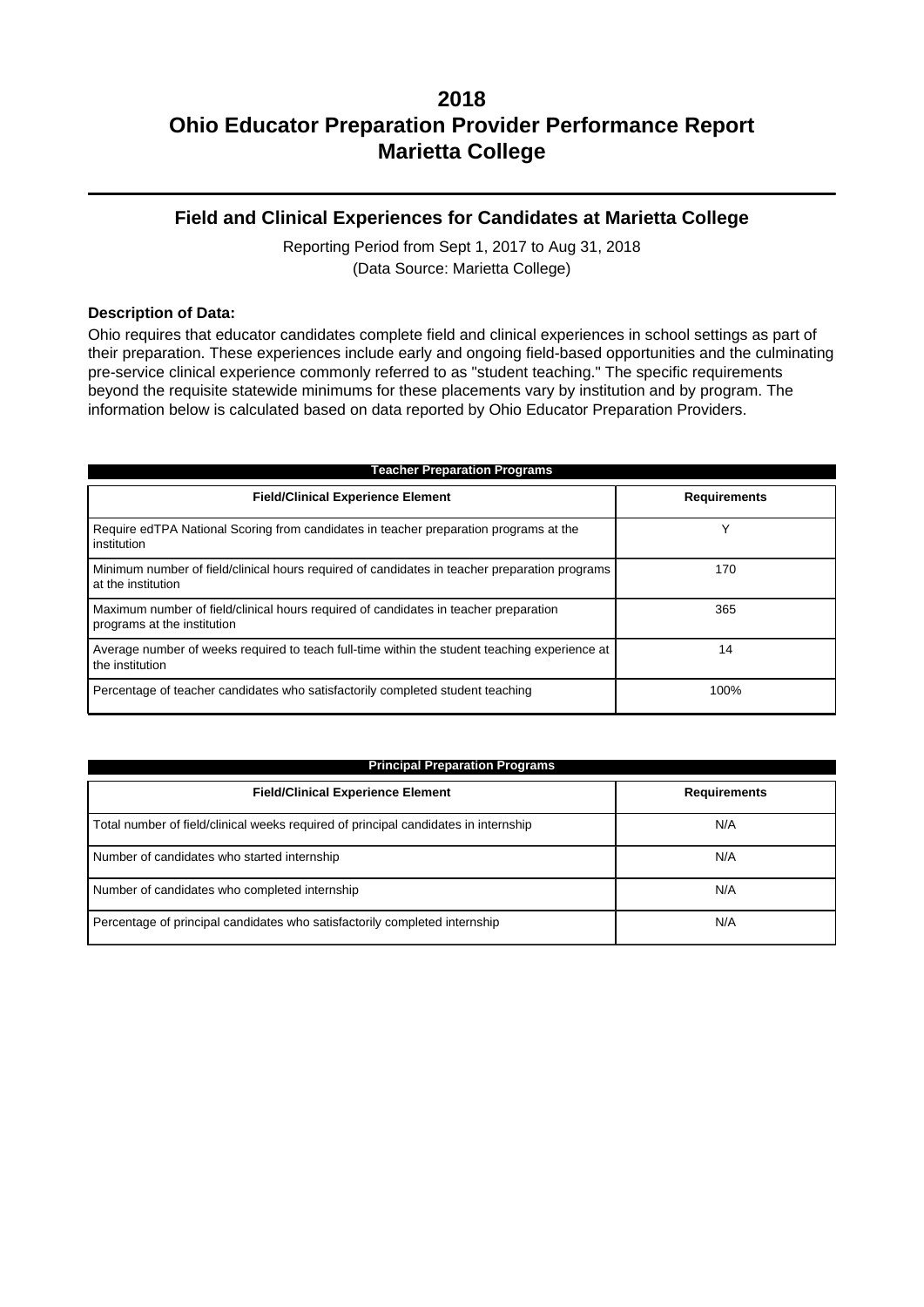# 2018
# Ohio Educator Preparation Provider Performance Report
# Marietta College

## Field and Clinical Experiences for Candidates at Marietta College

Reporting Period from Sept 1, 2017 to Aug 31, 2018
(Data Source: Marietta College)

**Description of Data:**

Ohio requires that educator candidates complete field and clinical experiences in school settings as part of their preparation. These experiences include early and ongoing field-based opportunities and the culminating pre-service clinical experience commonly referred to as "student teaching." The specific requirements beyond the requisite statewide minimums for these placements vary by institution and by program. The information below is calculated based on data reported by Ohio Educator Preparation Providers.

**Teacher Preparation Programs**

| Field/Clinical Experience Element | Requirements |
| --- | --- |
| Require edTPA National Scoring from candidates in teacher preparation programs at the institution | Y |
| Minimum number of field/clinical hours required of candidates in teacher preparation programs at the institution | 170 |
| Maximum number of field/clinical hours required of candidates in teacher preparation programs at the institution | 365 |
| Average number of weeks required to teach full-time within the student teaching experience at the institution | 14 |
| Percentage of teacher candidates who satisfactorily completed student teaching | 100% |

**Principal Preparation Programs**

| Field/Clinical Experience Element | Requirements |
| --- | --- |
| Total number of field/clinical weeks required of principal candidates in internship | N/A |
| Number of candidates who started internship | N/A |
| Number of candidates who completed internship | N/A |
| Percentage of principal candidates who satisfactorily completed internship | N/A |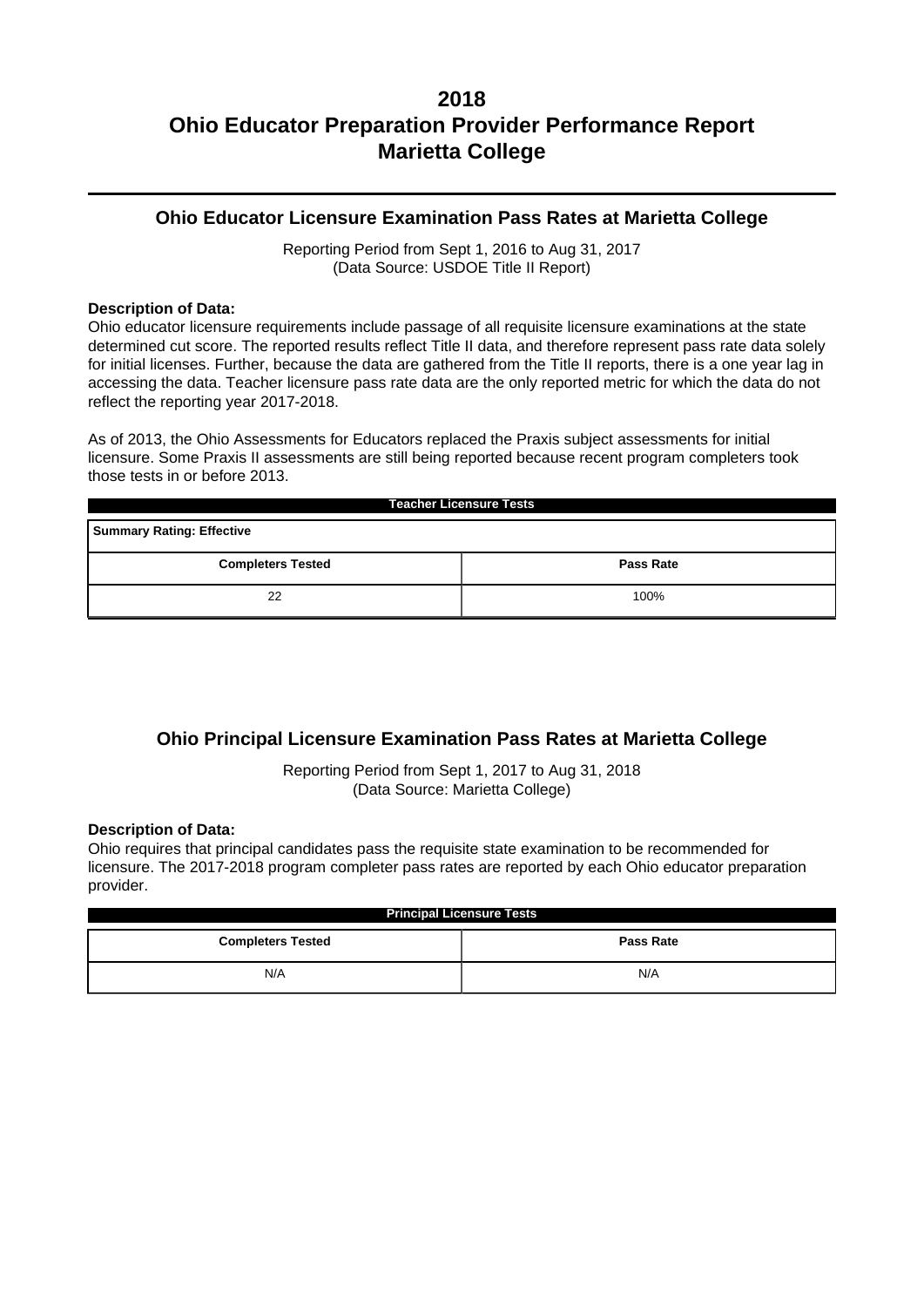# 2018
# Ohio Educator Preparation Provider Performance Report
# Marietta College

---

## Ohio Educator Licensure Examination Pass Rates at Marietta College

Reporting Period from Sept 1, 2016 to Aug 31, 2017
(Data Source: USDOE Title II Report)

**Description of Data:**
Ohio educator licensure requirements include passage of all requisite licensure examinations at the state determined cut score. The reported results reflect Title II data, and therefore represent pass rate data solely for initial licenses. Further, because the data are gathered from the Title II reports, there is a one year lag in accessing the data. Teacher licensure pass rate data are the only reported metric for which the data do not reflect the reporting year 2017-2018.

As of 2013, the Ohio Assessments for Educators replaced the Praxis subject assessments for initial licensure. Some Praxis II assessments are still being reported because recent program completers took those tests in or before 2013.

| Teacher Licensure Tests | |
|---|---|
| **Summary Rating: Effective** | |
| **Completers Tested** | **Pass Rate** |
| 22 | 100% |

## Ohio Principal Licensure Examination Pass Rates at Marietta College

Reporting Period from Sept 1, 2017 to Aug 31, 2018
(Data Source: Marietta College)

**Description of Data:**
Ohio requires that principal candidates pass the requisite state examination to be recommended for licensure. The 2017-2018 program completer pass rates are reported by each Ohio educator preparation provider.

| Principal Licensure Tests | |
|---|---|
| **Completers Tested** | **Pass Rate** |
| N/A | N/A |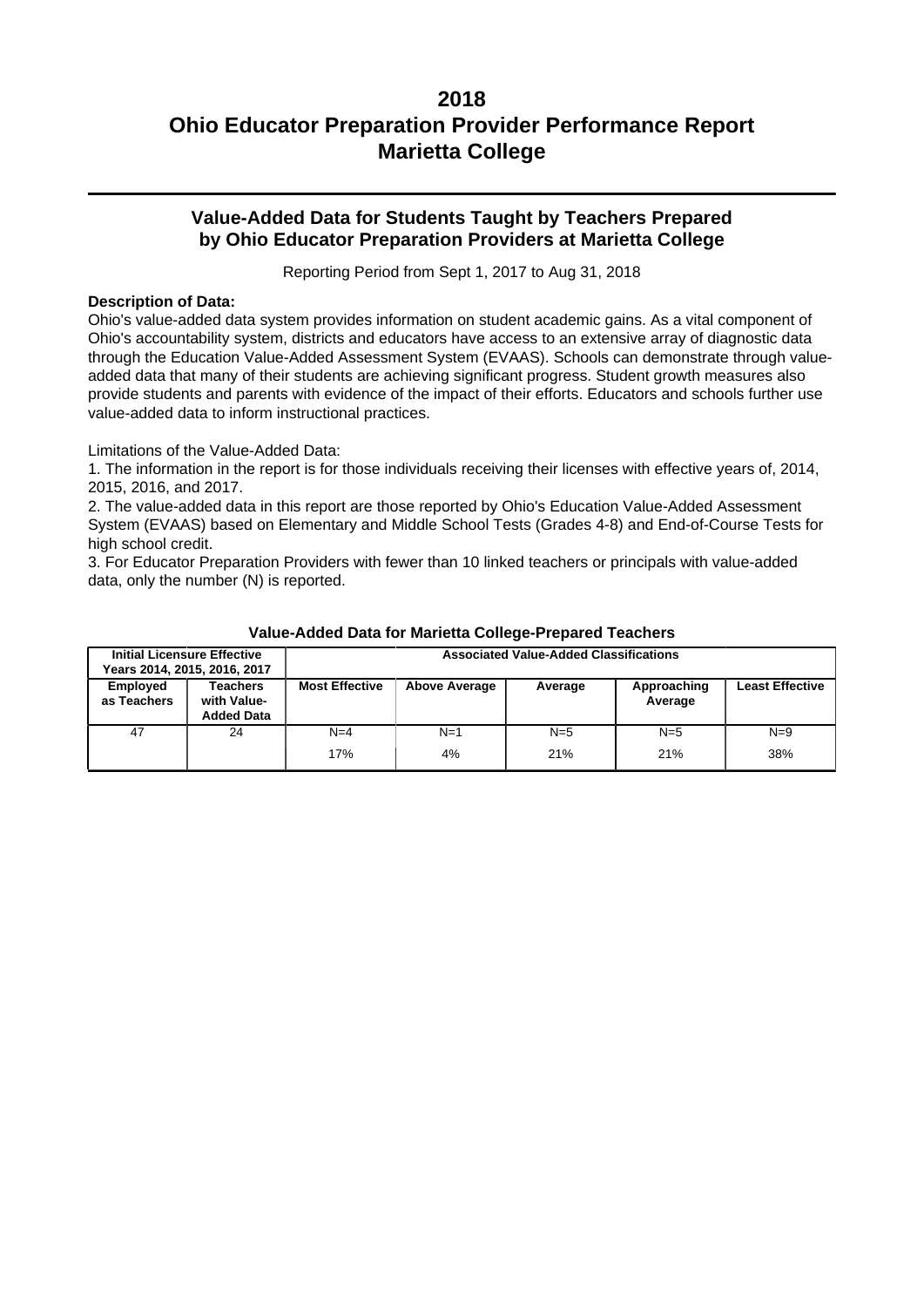# 2018
# Ohio Educator Preparation Provider Performance Report
# Marietta College

## Value-Added Data for Students Taught by Teachers Prepared by Ohio Educator Preparation Providers at Marietta College

Reporting Period from Sept 1, 2017 to Aug 31, 2018

**Description of Data:**

Ohio's value-added data system provides information on student academic gains. As a vital component of Ohio's accountability system, districts and educators have access to an extensive array of diagnostic data through the Education Value-Added Assessment System (EVAAS). Schools can demonstrate through value-added data that many of their students are achieving significant progress. Student growth measures also provide students and parents with evidence of the impact of their efforts. Educators and schools further use value-added data to inform instructional practices.

Limitations of the Value-Added Data:

1. The information in the report is for those individuals receiving their licenses with effective years of, 2014, 2015, 2016, and 2017.
2. The value-added data in this report are those reported by Ohio's Education Value-Added Assessment System (EVAAS) based on Elementary and Middle School Tests (Grades 4-8) and End-of-Course Tests for high school credit.
3. For Educator Preparation Providers with fewer than 10 linked teachers or principals with value-added data, only the number (N) is reported.

**Value-Added Data for Marietta College-Prepared Teachers**

| Initial Licensure Effective Years 2014, 2015, 2016, 2017 | | Associated Value-Added Classifications | | | | |
|---|---|---|---|---|---|---|
| **Employed as Teachers** | **Teachers with Value-Added Data** | **Most Effective** | **Above Average** | **Average** | **Approaching Average** | **Least Effective** |
| 47 | 24 | N=4<br>17% | N=1<br>4% | N=5<br>21% | N=5<br>21% | N=9<br>38% |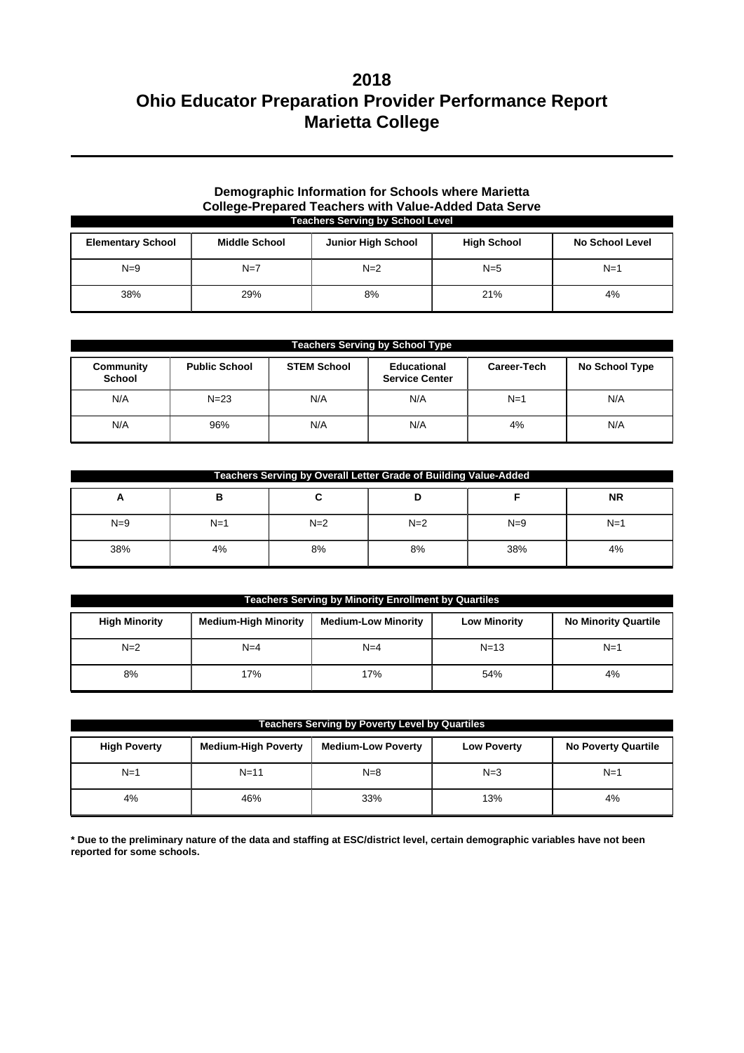# 2018
# Ohio Educator Preparation Provider Performance Report
# Marietta College

### Demographic Information for Schools where Marietta College-Prepared Teachers with Value-Added Data Serve

**Teachers Serving by School Level**

| Elementary School | Middle School | Junior High School | High School | No School Level |
|---|---|---|---|---|
| N=9 | N=7 | N=2 | N=5 | N=1 |
| 38% | 29% | 8% | 21% | 4% |

**Teachers Serving by School Type**

| Community School | Public School | STEM School | Educational Service Center | Career-Tech | No School Type |
|---|---|---|---|---|---|
| N/A | N=23 | N/A | N/A | N=1 | N/A |
| N/A | 96% | N/A | N/A | 4% | N/A |

**Teachers Serving by Overall Letter Grade of Building Value-Added**

| A | B | C | D | F | NR |
|---|---|---|---|---|---|
| N=9 | N=1 | N=2 | N=2 | N=9 | N=1 |
| 38% | 4% | 8% | 8% | 38% | 4% |

**Teachers Serving by Minority Enrollment by Quartiles**

| High Minority | Medium-High Minority | Medium-Low Minority | Low Minority | No Minority Quartile |
|---|---|---|---|---|
| N=2 | N=4 | N=4 | N=13 | N=1 |
| 8% | 17% | 17% | 54% | 4% |

**Teachers Serving by Poverty Level by Quartiles**

| High Poverty | Medium-High Poverty | Medium-Low Poverty | Low Poverty | No Poverty Quartile |
|---|---|---|---|---|
| N=1 | N=11 | N=8 | N=3 | N=1 |
| 4% | 46% | 33% | 13% | 4% |

**\* Due to the preliminary nature of the data and staffing at ESC/district level, certain demographic variables have not been reported for some schools.**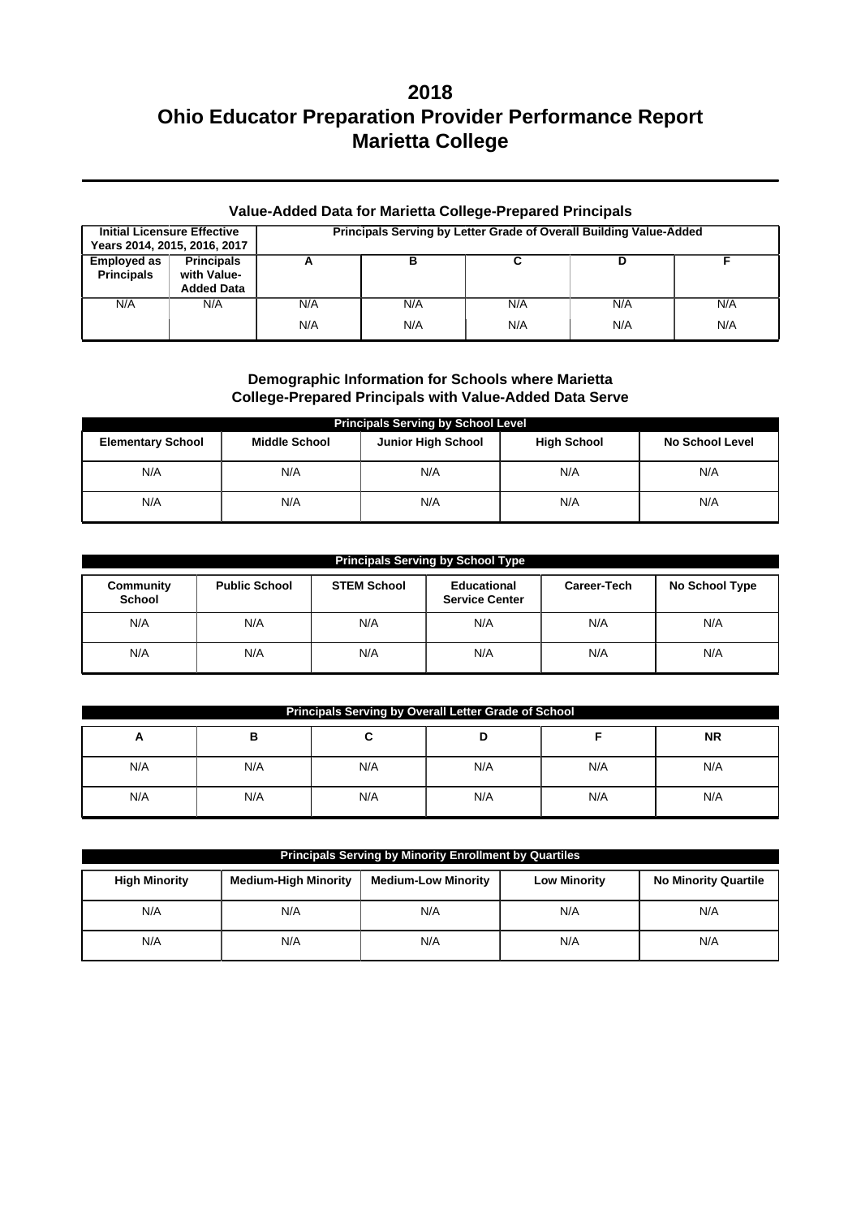# 2018
# Ohio Educator Preparation Provider Performance Report
# Marietta College

### Value-Added Data for Marietta College-Prepared Principals

| Initial Licensure Effective Years 2014, 2015, 2016, 2017 | | Principals Serving by Letter Grade of Overall Building Value-Added | | | | |
|---|---|---|---|---|---|---|
| Employed as Principals | Principals with Value-Added Data | A | B | C | D | F |
| N/A | N/A | N/A | N/A | N/A | N/A | N/A |
| | | N/A | N/A | N/A | N/A | N/A |

### Demographic Information for Schools where Marietta College-Prepared Principals with Value-Added Data Serve

| Principals Serving by School Level | | | | |
|---|---|---|---|---|
| Elementary School | Middle School | Junior High School | High School | No School Level |
| N/A | N/A | N/A | N/A | N/A |
| N/A | N/A | N/A | N/A | N/A |

| Principals Serving by School Type | | | | | |
|---|---|---|---|---|---|
| Community School | Public School | STEM School | Educational Service Center | Career-Tech | No School Type |
| N/A | N/A | N/A | N/A | N/A | N/A |
| N/A | N/A | N/A | N/A | N/A | N/A |

| Principals Serving by Overall Letter Grade of School | | | | | |
|---|---|---|---|---|---|
| A | B | C | D | F | NR |
| N/A | N/A | N/A | N/A | N/A | N/A |
| N/A | N/A | N/A | N/A | N/A | N/A |

| Principals Serving by Minority Enrollment by Quartiles | | | | |
|---|---|---|---|---|
| High Minority | Medium-High Minority | Medium-Low Minority | Low Minority | No Minority Quartile |
| N/A | N/A | N/A | N/A | N/A |
| N/A | N/A | N/A | N/A | N/A |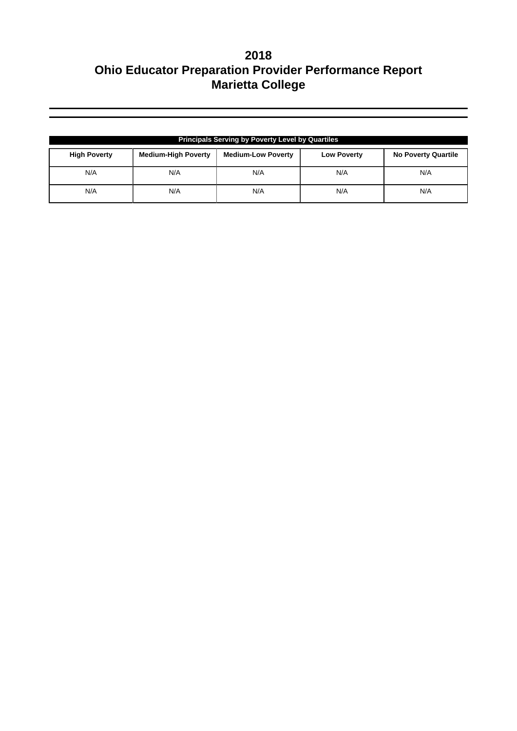# 2018
# Ohio Educator Preparation Provider Performance Report
# Marietta College

| Principals Serving by Poverty Level by Quartiles | | | | |
|---|---|---|---|---|
| **High Poverty** | **Medium-High Poverty** | **Medium-Low Poverty** | **Low Poverty** | **No Poverty Quartile** |
| N/A | N/A | N/A | N/A | N/A |
| N/A | N/A | N/A | N/A | N/A |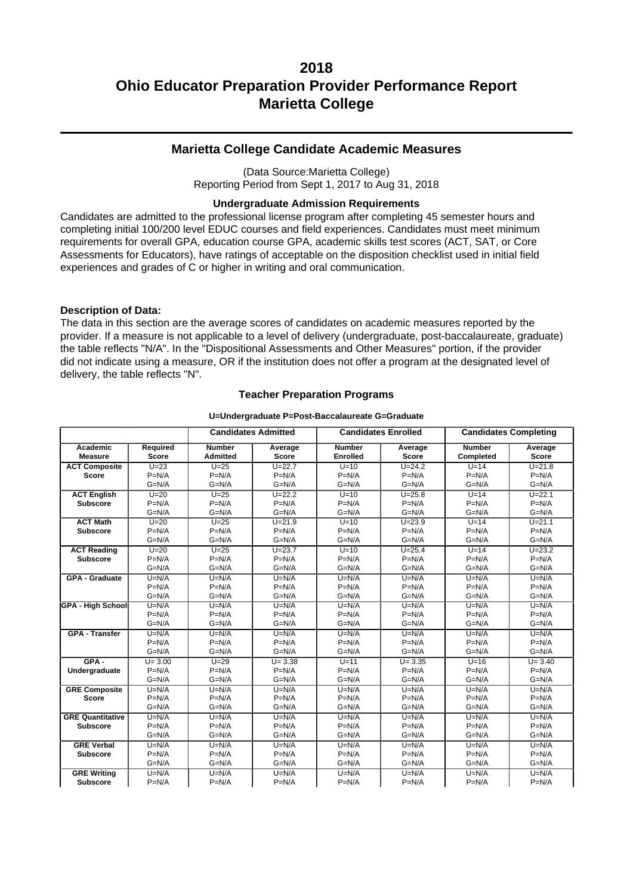# 2018
# Ohio Educator Preparation Provider Performance Report
# Marietta College

## Marietta College Candidate Academic Measures

(Data Source:Marietta College)
Reporting Period from Sept 1, 2017 to Aug 31, 2018

### Undergraduate Admission Requirements

Candidates are admitted to the professional license program after completing 45 semester hours and completing initial 100/200 level EDUC courses and field experiences. Candidates must meet minimum requirements for overall GPA, education course GPA, academic skills test scores (ACT, SAT, or Core Assessments for Educators), have ratings of acceptable on the disposition checklist used in initial field experiences and grades of C or higher in writing and oral communication.

**Description of Data:**

The data in this section are the average scores of candidates on academic measures reported by the provider. If a measure is not applicable to a level of delivery (undergraduate, post-baccalaureate, graduate) the table reflects "N/A". In the "Dispositional Assessments and Other Measures" portion, if the provider did not indicate using a measure, OR if the institution does not offer a program at the designated level of delivery, the table reflects "N".

### Teacher Preparation Programs

**U=Undergraduate P=Post-Baccalaureate G=Graduate**

| | | Candidates Admitted | | Candidates Enrolled | | Candidates Completing | |
|---|---|---|---|---|---|---|---|
| **Academic Measure** | **Required Score** | **Number Admitted** | **Average Score** | **Number Enrolled** | **Average Score** | **Number Completed** | **Average Score** |
| **ACT Composite Score** | U=23<br>P=N/A<br>G=N/A | U=25<br>P=N/A<br>G=N/A | U=22.7<br>P=N/A<br>G=N/A | U=10<br>P=N/A<br>G=N/A | U=24.2<br>P=N/A<br>G=N/A | U=14<br>P=N/A<br>G=N/A | U=21.8<br>P=N/A<br>G=N/A |
| **ACT English Subscore** | U=20<br>P=N/A<br>G=N/A | U=25<br>P=N/A<br>G=N/A | U=22.2<br>P=N/A<br>G=N/A | U=10<br>P=N/A<br>G=N/A | U=25.8<br>P=N/A<br>G=N/A | U=14<br>P=N/A<br>G=N/A | U=22.1<br>P=N/A<br>G=N/A |
| **ACT Math Subscore** | U=20<br>P=N/A<br>G=N/A | U=25<br>P=N/A<br>G=N/A | U=21.9<br>P=N/A<br>G=N/A | U=10<br>P=N/A<br>G=N/A | U=23.9<br>P=N/A<br>G=N/A | U=14<br>P=N/A<br>G=N/A | U=21.1<br>P=N/A<br>G=N/A |
| **ACT Reading Subscore** | U=20<br>P=N/A<br>G=N/A | U=25<br>P=N/A<br>G=N/A | U=23.7<br>P=N/A<br>G=N/A | U=10<br>P=N/A<br>G=N/A | U=25.4<br>P=N/A<br>G=N/A | U=14<br>P=N/A<br>G=N/A | U=23.2<br>P=N/A<br>G=N/A |
| **GPA - Graduate** | U=N/A<br>P=N/A<br>G=N/A | U=N/A<br>P=N/A<br>G=N/A | U=N/A<br>P=N/A<br>G=N/A | U=N/A<br>P=N/A<br>G=N/A | U=N/A<br>P=N/A<br>G=N/A | U=N/A<br>P=N/A<br>G=N/A | U=N/A<br>P=N/A<br>G=N/A |
| **GPA - High School** | U=N/A<br>P=N/A<br>G=N/A | U=N/A<br>P=N/A<br>G=N/A | U=N/A<br>P=N/A<br>G=N/A | U=N/A<br>P=N/A<br>G=N/A | U=N/A<br>P=N/A<br>G=N/A | U=N/A<br>P=N/A<br>G=N/A | U=N/A<br>P=N/A<br>G=N/A |
| **GPA - Transfer** | U=N/A<br>P=N/A<br>G=N/A | U=N/A<br>P=N/A<br>G=N/A | U=N/A<br>P=N/A<br>G=N/A | U=N/A<br>P=N/A<br>G=N/A | U=N/A<br>P=N/A<br>G=N/A | U=N/A<br>P=N/A<br>G=N/A | U=N/A<br>P=N/A<br>G=N/A |
| **GPA - Undergraduate** | U= 3.00<br>P=N/A<br>G=N/A | U=29<br>P=N/A<br>G=N/A | U= 3.38<br>P=N/A<br>G=N/A | U=11<br>P=N/A<br>G=N/A | U= 3.35<br>P=N/A<br>G=N/A | U=16<br>P=N/A<br>G=N/A | U= 3.40<br>P=N/A<br>G=N/A |
| **GRE Composite Score** | U=N/A<br>P=N/A<br>G=N/A | U=N/A<br>P=N/A<br>G=N/A | U=N/A<br>P=N/A<br>G=N/A | U=N/A<br>P=N/A<br>G=N/A | U=N/A<br>P=N/A<br>G=N/A | U=N/A<br>P=N/A<br>G=N/A | U=N/A<br>P=N/A<br>G=N/A |
| **GRE Quantitative Subscore** | U=N/A<br>P=N/A<br>G=N/A | U=N/A<br>P=N/A<br>G=N/A | U=N/A<br>P=N/A<br>G=N/A | U=N/A<br>P=N/A<br>G=N/A | U=N/A<br>P=N/A<br>G=N/A | U=N/A<br>P=N/A<br>G=N/A | U=N/A<br>P=N/A<br>G=N/A |
| **GRE Verbal Subscore** | U=N/A<br>P=N/A<br>G=N/A | U=N/A<br>P=N/A<br>G=N/A | U=N/A<br>P=N/A<br>G=N/A | U=N/A<br>P=N/A<br>G=N/A | U=N/A<br>P=N/A<br>G=N/A | U=N/A<br>P=N/A<br>G=N/A | U=N/A<br>P=N/A<br>G=N/A |
| **GRE Writing Subscore** | U=N/A<br>P=N/A | U=N/A<br>P=N/A | U=N/A<br>P=N/A | U=N/A<br>P=N/A | U=N/A<br>P=N/A | U=N/A<br>P=N/A | U=N/A<br>P=N/A |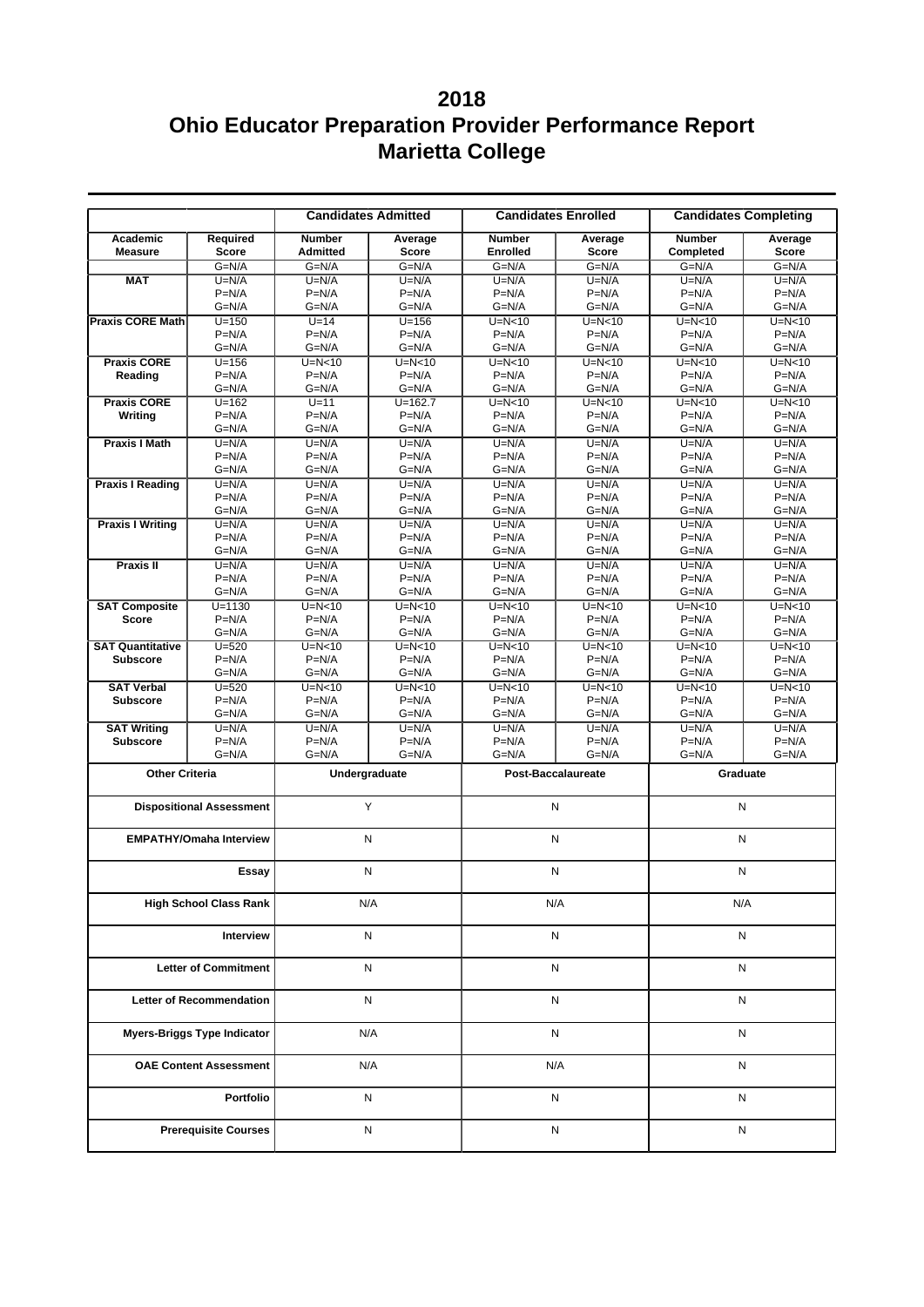# 2018
# Ohio Educator Preparation Provider Performance Report
# Marietta College

| | | Candidates Admitted | | Candidates Enrolled | | Candidates Completing | |
|---|---|---|---|---|---|---|---|
| Academic Measure | Required Score | Number Admitted | Average Score | Number Enrolled | Average Score | Number Completed | Average Score |
| MAT | G=N/A<br>U=N/A<br>P=N/A | G=N/A<br>U=N/A<br>P=N/A | G=N/A<br>U=N/A<br>P=N/A | G=N/A<br>U=N/A<br>P=N/A | G=N/A<br>U=N/A<br>P=N/A | G=N/A<br>U=N/A<br>P=N/A | G=N/A<br>U=N/A<br>P=N/A |
| Praxis CORE Math | G=N/A<br>U=150<br>P=N/A | G=N/A<br>U=14<br>P=N/A | G=N/A<br>U=156<br>P=N/A | G=N/A<br>U=N<10<br>P=N/A | G=N/A<br>U=N<10<br>P=N/A | G=N/A<br>U=N<10<br>P=N/A | G=N/A<br>U=N<10<br>P=N/A |
| Praxis CORE Reading | G=N/A<br>U=156<br>P=N/A | G=N/A<br>U=N<10<br>P=N/A | G=N/A<br>U=N<10<br>P=N/A | G=N/A<br>U=N<10<br>P=N/A | G=N/A<br>U=N<10<br>P=N/A | G=N/A<br>U=N<10<br>P=N/A | G=N/A<br>U=N<10<br>P=N/A |
| Praxis CORE Writing | G=N/A<br>U=162<br>P=N/A | G=N/A<br>U=11<br>P=N/A | G=N/A<br>U=162.7<br>P=N/A | G=N/A<br>U=N<10<br>P=N/A | G=N/A<br>U=N<10<br>P=N/A | G=N/A<br>U=N<10<br>P=N/A | G=N/A<br>U=N<10<br>P=N/A |
| Praxis I Math | G=N/A<br>U=N/A<br>P=N/A | G=N/A<br>U=N/A<br>P=N/A | G=N/A<br>U=N/A<br>P=N/A | G=N/A<br>U=N/A<br>P=N/A | G=N/A<br>U=N/A<br>P=N/A | G=N/A<br>U=N/A<br>P=N/A | G=N/A<br>U=N/A<br>P=N/A |
| Praxis I Reading | G=N/A<br>U=N/A<br>P=N/A | G=N/A<br>U=N/A<br>P=N/A | G=N/A<br>U=N/A<br>P=N/A | G=N/A<br>U=N/A<br>P=N/A | G=N/A<br>U=N/A<br>P=N/A | G=N/A<br>U=N/A<br>P=N/A | G=N/A<br>U=N/A<br>P=N/A |
| Praxis I Writing | G=N/A<br>U=N/A<br>P=N/A | G=N/A<br>U=N/A<br>P=N/A | G=N/A<br>U=N/A<br>P=N/A | G=N/A<br>U=N/A<br>P=N/A | G=N/A<br>U=N/A<br>P=N/A | G=N/A<br>U=N/A<br>P=N/A | G=N/A<br>U=N/A<br>P=N/A |
| Praxis II | G=N/A<br>U=N/A<br>P=N/A | G=N/A<br>U=N/A<br>P=N/A | G=N/A<br>U=N/A<br>P=N/A | G=N/A<br>U=N/A<br>P=N/A | G=N/A<br>U=N/A<br>P=N/A | G=N/A<br>U=N/A<br>P=N/A | G=N/A<br>U=N/A<br>P=N/A |
| SAT Composite Score | G=N/A<br>U=1130<br>P=N/A | G=N/A<br>U=N<10<br>P=N/A | G=N/A<br>U=N<10<br>P=N/A | G=N/A<br>U=N<10<br>P=N/A | G=N/A<br>U=N<10<br>P=N/A | G=N/A<br>U=N<10<br>P=N/A | G=N/A<br>U=N<10<br>P=N/A |
| SAT Quantitative Subscore | G=N/A<br>U=520<br>P=N/A | G=N/A<br>U=N<10<br>P=N/A | G=N/A<br>U=N<10<br>P=N/A | G=N/A<br>U=N<10<br>P=N/A | G=N/A<br>U=N<10<br>P=N/A | G=N/A<br>U=N<10<br>P=N/A | G=N/A<br>U=N<10<br>P=N/A |
| SAT Verbal Subscore | G=N/A<br>U=520<br>P=N/A | G=N/A<br>U=N<10<br>P=N/A | G=N/A<br>U=N<10<br>P=N/A | G=N/A<br>U=N<10<br>P=N/A | G=N/A<br>U=N<10<br>P=N/A | G=N/A<br>U=N<10<br>P=N/A | G=N/A<br>U=N<10<br>P=N/A |
| SAT Writing Subscore | G=N/A<br>U=N/A<br>P=N/A | G=N/A<br>U=N/A<br>P=N/A | G=N/A<br>U=N/A<br>P=N/A | G=N/A<br>U=N/A<br>P=N/A | G=N/A<br>U=N/A<br>P=N/A | G=N/A<br>U=N/A<br>P=N/A | G=N/A<br>U=N/A<br>P=N/A |

| Other Criteria | Undergraduate | Post-Baccalaureate | Graduate |
|---|---|---|---|
| Dispositional Assessment | Y | N | N |
| EMPATHY/Omaha Interview | N | N | N |
| Essay | N | N | N |
| High School Class Rank | N/A | N/A | N/A |
| Interview | N | N | N |
| Letter of Commitment | N | N | N |
| Letter of Recommendation | N | N | N |
| Myers-Briggs Type Indicator | N/A | N | N |
| OAE Content Assessment | N/A | N/A | N |
| Portfolio | N | N | N |
| Prerequisite Courses | N | N | N |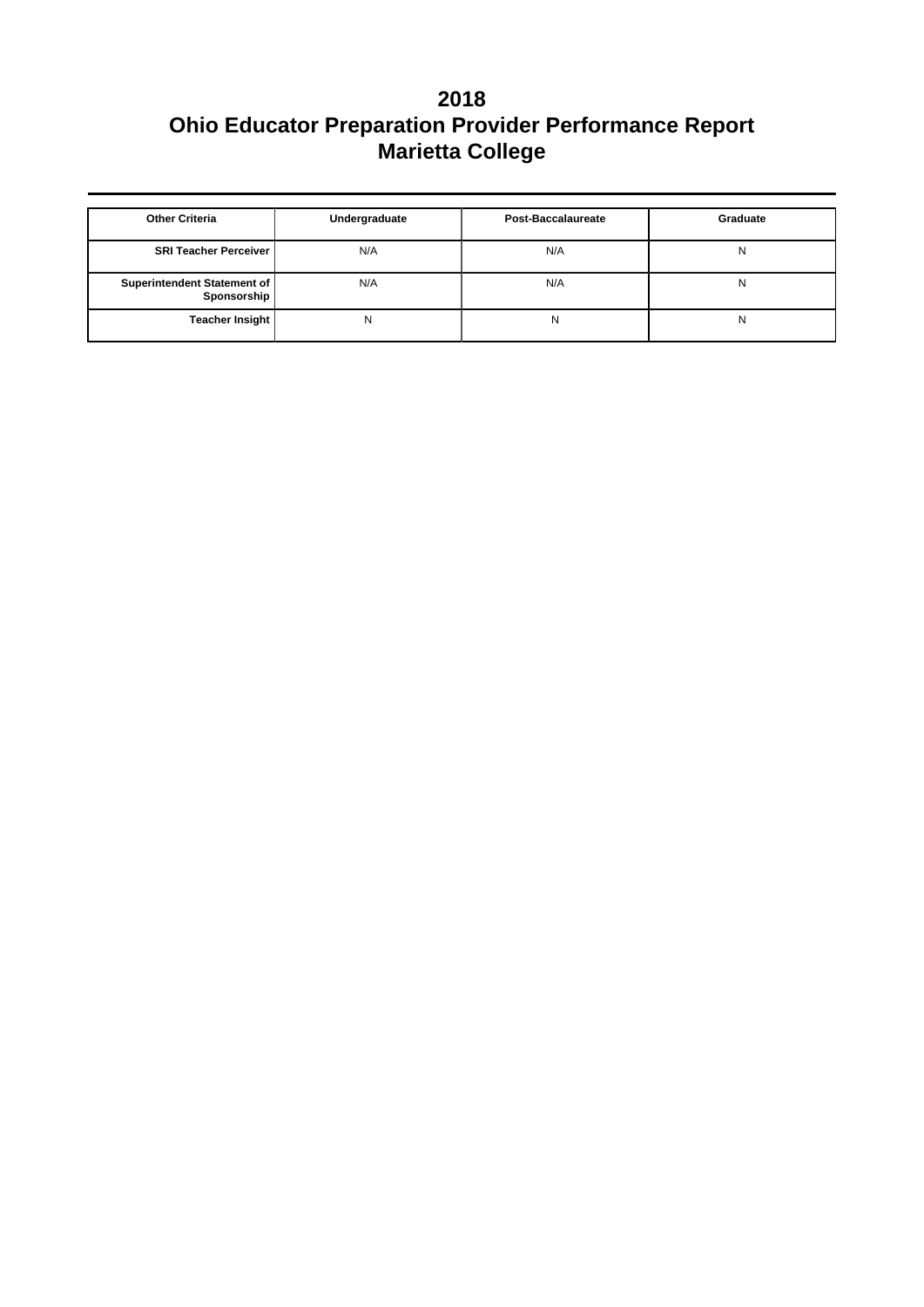# 2018
# Ohio Educator Preparation Provider Performance Report
# Marietta College

| Other Criteria | Undergraduate | Post-Baccalaureate | Graduate |
|---|---|---|---|
| **SRI Teacher Perceiver** | N/A | N/A | N |
| **Superintendent Statement of Sponsorship** | N/A | N/A | N |
| **Teacher Insight** | N | N | N |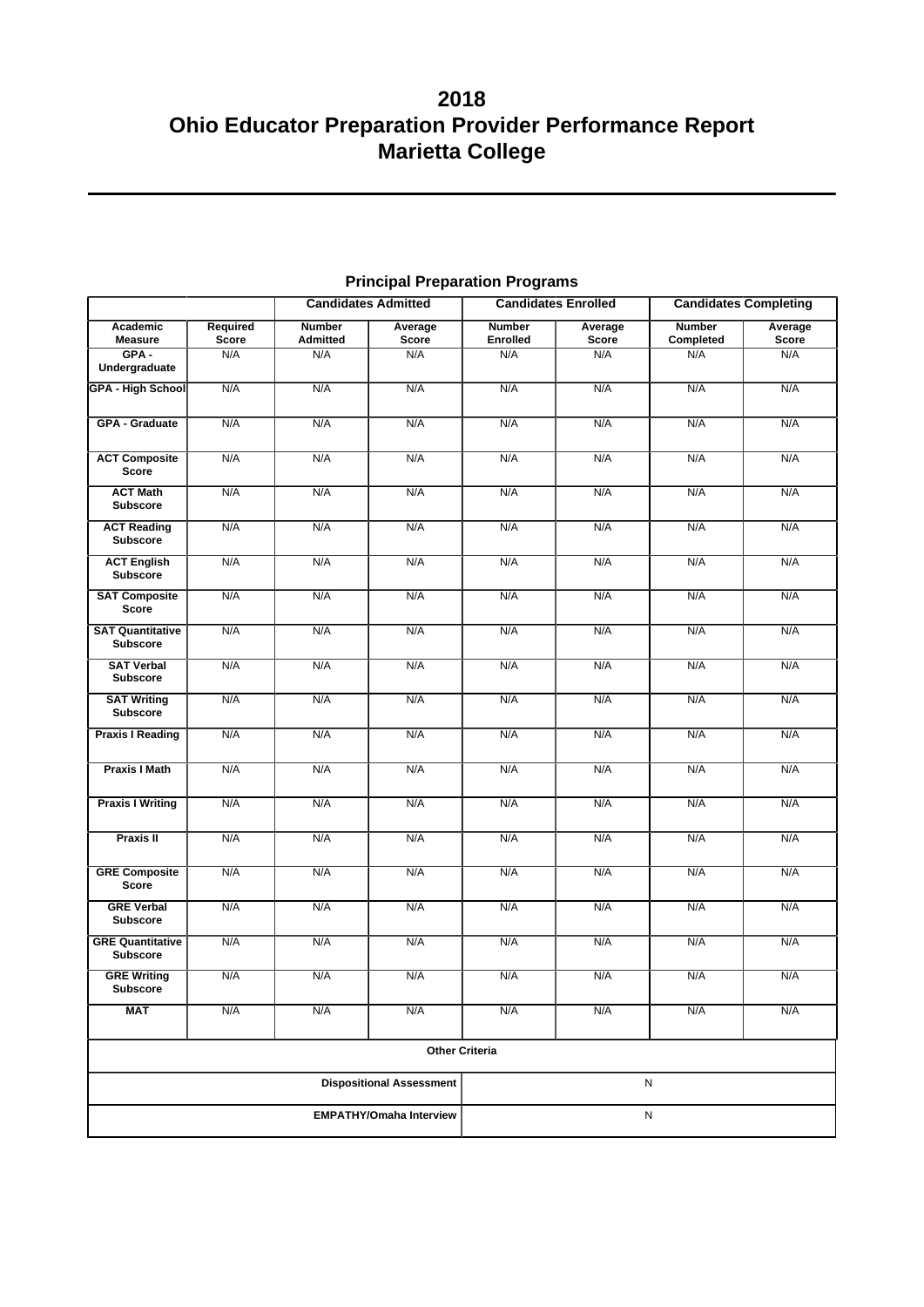# 2018
# Ohio Educator Preparation Provider Performance Report
# Marietta College

## Principal Preparation Programs

| | | Candidates Admitted | | Candidates Enrolled | | Candidates Completing | |
|---|---|---|---|---|---|---|---|
| **Academic Measure** | **Required Score** | **Number Admitted** | **Average Score** | **Number Enrolled** | **Average Score** | **Number Completed** | **Average Score** |
| **GPA - Undergraduate** | N/A | N/A | N/A | N/A | N/A | N/A | N/A |
| **GPA - High School** | N/A | N/A | N/A | N/A | N/A | N/A | N/A |
| **GPA - Graduate** | N/A | N/A | N/A | N/A | N/A | N/A | N/A |
| **ACT Composite Score** | N/A | N/A | N/A | N/A | N/A | N/A | N/A |
| **ACT Math Subscore** | N/A | N/A | N/A | N/A | N/A | N/A | N/A |
| **ACT Reading Subscore** | N/A | N/A | N/A | N/A | N/A | N/A | N/A |
| **ACT English Subscore** | N/A | N/A | N/A | N/A | N/A | N/A | N/A |
| **SAT Composite Score** | N/A | N/A | N/A | N/A | N/A | N/A | N/A |
| **SAT Quantitative Subscore** | N/A | N/A | N/A | N/A | N/A | N/A | N/A |
| **SAT Verbal Subscore** | N/A | N/A | N/A | N/A | N/A | N/A | N/A |
| **SAT Writing Subscore** | N/A | N/A | N/A | N/A | N/A | N/A | N/A |
| **Praxis I Reading** | N/A | N/A | N/A | N/A | N/A | N/A | N/A |
| **Praxis I Math** | N/A | N/A | N/A | N/A | N/A | N/A | N/A |
| **Praxis I Writing** | N/A | N/A | N/A | N/A | N/A | N/A | N/A |
| **Praxis II** | N/A | N/A | N/A | N/A | N/A | N/A | N/A |
| **GRE Composite Score** | N/A | N/A | N/A | N/A | N/A | N/A | N/A |
| **GRE Verbal Subscore** | N/A | N/A | N/A | N/A | N/A | N/A | N/A |
| **GRE Quantitative Subscore** | N/A | N/A | N/A | N/A | N/A | N/A | N/A |
| **GRE Writing Subscore** | N/A | N/A | N/A | N/A | N/A | N/A | N/A |
| **MAT** | N/A | N/A | N/A | N/A | N/A | N/A | N/A |

| Other Criteria | |
|---|---|
| **Dispositional Assessment** | N |
| **EMPATHY/Omaha Interview** | N |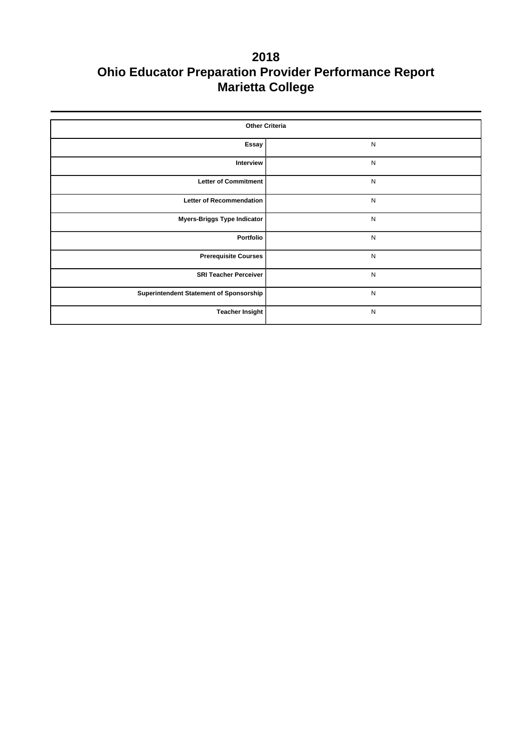# 2018
# Ohio Educator Preparation Provider Performance Report
# Marietta College

| Other Criteria | |
|---|---|
| **Essay** | N |
| **Interview** | N |
| **Letter of Commitment** | N |
| **Letter of Recommendation** | N |
| **Myers-Briggs Type Indicator** | N |
| **Portfolio** | N |
| **Prerequisite Courses** | N |
| **SRI Teacher Perceiver** | N |
| **Superintendent Statement of Sponsorship** | N |
| **Teacher Insight** | N |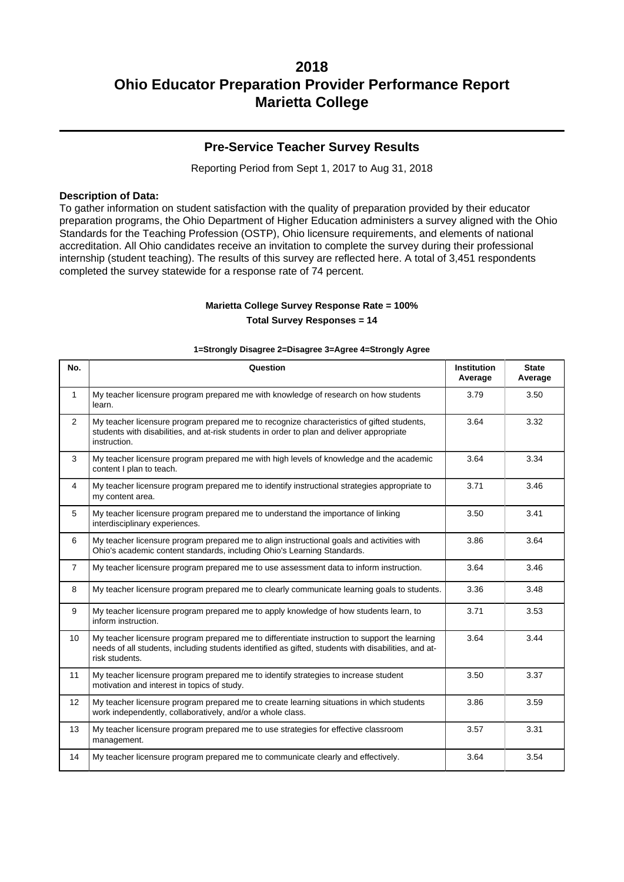# 2018
# Ohio Educator Preparation Provider Performance Report
# Marietta College

## Pre-Service Teacher Survey Results

Reporting Period from Sept 1, 2017 to Aug 31, 2018

**Description of Data:**
To gather information on student satisfaction with the quality of preparation provided by their educator preparation programs, the Ohio Department of Higher Education administers a survey aligned with the Ohio Standards for the Teaching Profession (OSTP), Ohio licensure requirements, and elements of national accreditation. All Ohio candidates receive an invitation to complete the survey during their professional internship (student teaching). The results of this survey are reflected here. A total of 3,451 respondents completed the survey statewide for a response rate of 74 percent.

**Marietta College Survey Response Rate = 100%**

**Total Survey Responses = 14**

**1=Strongly Disagree 2=Disagree 3=Agree 4=Strongly Agree**

| No. | Question | Institution Average | State Average |
|---|---|---|---|
| 1 | My teacher licensure program prepared me with knowledge of research on how students learn. | 3.79 | 3.50 |
| 2 | My teacher licensure program prepared me to recognize characteristics of gifted students, students with disabilities, and at-risk students in order to plan and deliver appropriate instruction. | 3.64 | 3.32 |
| 3 | My teacher licensure program prepared me with high levels of knowledge and the academic content I plan to teach. | 3.64 | 3.34 |
| 4 | My teacher licensure program prepared me to identify instructional strategies appropriate to my content area. | 3.71 | 3.46 |
| 5 | My teacher licensure program prepared me to understand the importance of linking interdisciplinary experiences. | 3.50 | 3.41 |
| 6 | My teacher licensure program prepared me to align instructional goals and activities with Ohio's academic content standards, including Ohio's Learning Standards. | 3.86 | 3.64 |
| 7 | My teacher licensure program prepared me to use assessment data to inform instruction. | 3.64 | 3.46 |
| 8 | My teacher licensure program prepared me to clearly communicate learning goals to students. | 3.36 | 3.48 |
| 9 | My teacher licensure program prepared me to apply knowledge of how students learn, to inform instruction. | 3.71 | 3.53 |
| 10 | My teacher licensure program prepared me to differentiate instruction to support the learning needs of all students, including students identified as gifted, students with disabilities, and at-risk students. | 3.64 | 3.44 |
| 11 | My teacher licensure program prepared me to identify strategies to increase student motivation and interest in topics of study. | 3.50 | 3.37 |
| 12 | My teacher licensure program prepared me to create learning situations in which students work independently, collaboratively, and/or a whole class. | 3.86 | 3.59 |
| 13 | My teacher licensure program prepared me to use strategies for effective classroom management. | 3.57 | 3.31 |
| 14 | My teacher licensure program prepared me to communicate clearly and effectively. | 3.64 | 3.54 |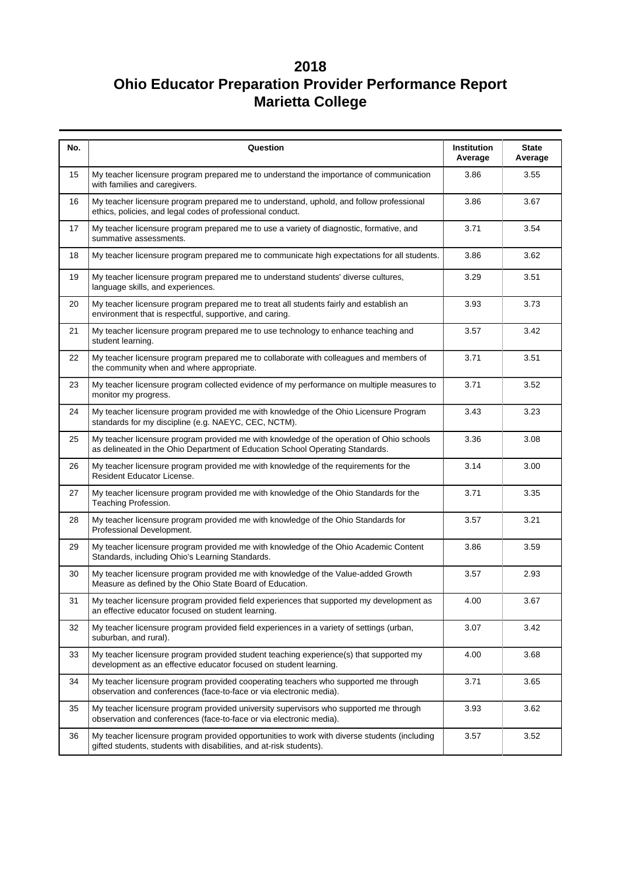# 2018
# Ohio Educator Preparation Provider Performance Report
# Marietta College

| No. | Question | Institution Average | State Average |
|---|---|---|---|
| 15 | My teacher licensure program prepared me to understand the importance of communication with families and caregivers. | 3.86 | 3.55 |
| 16 | My teacher licensure program prepared me to understand, uphold, and follow professional ethics, policies, and legal codes of professional conduct. | 3.86 | 3.67 |
| 17 | My teacher licensure program prepared me to use a variety of diagnostic, formative, and summative assessments. | 3.71 | 3.54 |
| 18 | My teacher licensure program prepared me to communicate high expectations for all students. | 3.86 | 3.62 |
| 19 | My teacher licensure program prepared me to understand students' diverse cultures, language skills, and experiences. | 3.29 | 3.51 |
| 20 | My teacher licensure program prepared me to treat all students fairly and establish an environment that is respectful, supportive, and caring. | 3.93 | 3.73 |
| 21 | My teacher licensure program prepared me to use technology to enhance teaching and student learning. | 3.57 | 3.42 |
| 22 | My teacher licensure program prepared me to collaborate with colleagues and members of the community when and where appropriate. | 3.71 | 3.51 |
| 23 | My teacher licensure program collected evidence of my performance on multiple measures to monitor my progress. | 3.71 | 3.52 |
| 24 | My teacher licensure program provided me with knowledge of the Ohio Licensure Program standards for my discipline (e.g. NAEYC, CEC, NCTM). | 3.43 | 3.23 |
| 25 | My teacher licensure program provided me with knowledge of the operation of Ohio schools as delineated in the Ohio Department of Education School Operating Standards. | 3.36 | 3.08 |
| 26 | My teacher licensure program provided me with knowledge of the requirements for the Resident Educator License. | 3.14 | 3.00 |
| 27 | My teacher licensure program provided me with knowledge of the Ohio Standards for the Teaching Profession. | 3.71 | 3.35 |
| 28 | My teacher licensure program provided me with knowledge of the Ohio Standards for Professional Development. | 3.57 | 3.21 |
| 29 | My teacher licensure program provided me with knowledge of the Ohio Academic Content Standards, including Ohio's Learning Standards. | 3.86 | 3.59 |
| 30 | My teacher licensure program provided me with knowledge of the Value-added Growth Measure as defined by the Ohio State Board of Education. | 3.57 | 2.93 |
| 31 | My teacher licensure program provided field experiences that supported my development as an effective educator focused on student learning. | 4.00 | 3.67 |
| 32 | My teacher licensure program provided field experiences in a variety of settings (urban, suburban, and rural). | 3.07 | 3.42 |
| 33 | My teacher licensure program provided student teaching experience(s) that supported my development as an effective educator focused on student learning. | 4.00 | 3.68 |
| 34 | My teacher licensure program provided cooperating teachers who supported me through observation and conferences (face-to-face or via electronic media). | 3.71 | 3.65 |
| 35 | My teacher licensure program provided university supervisors who supported me through observation and conferences (face-to-face or via electronic media). | 3.93 | 3.62 |
| 36 | My teacher licensure program provided opportunities to work with diverse students (including gifted students, students with disabilities, and at-risk students). | 3.57 | 3.52 |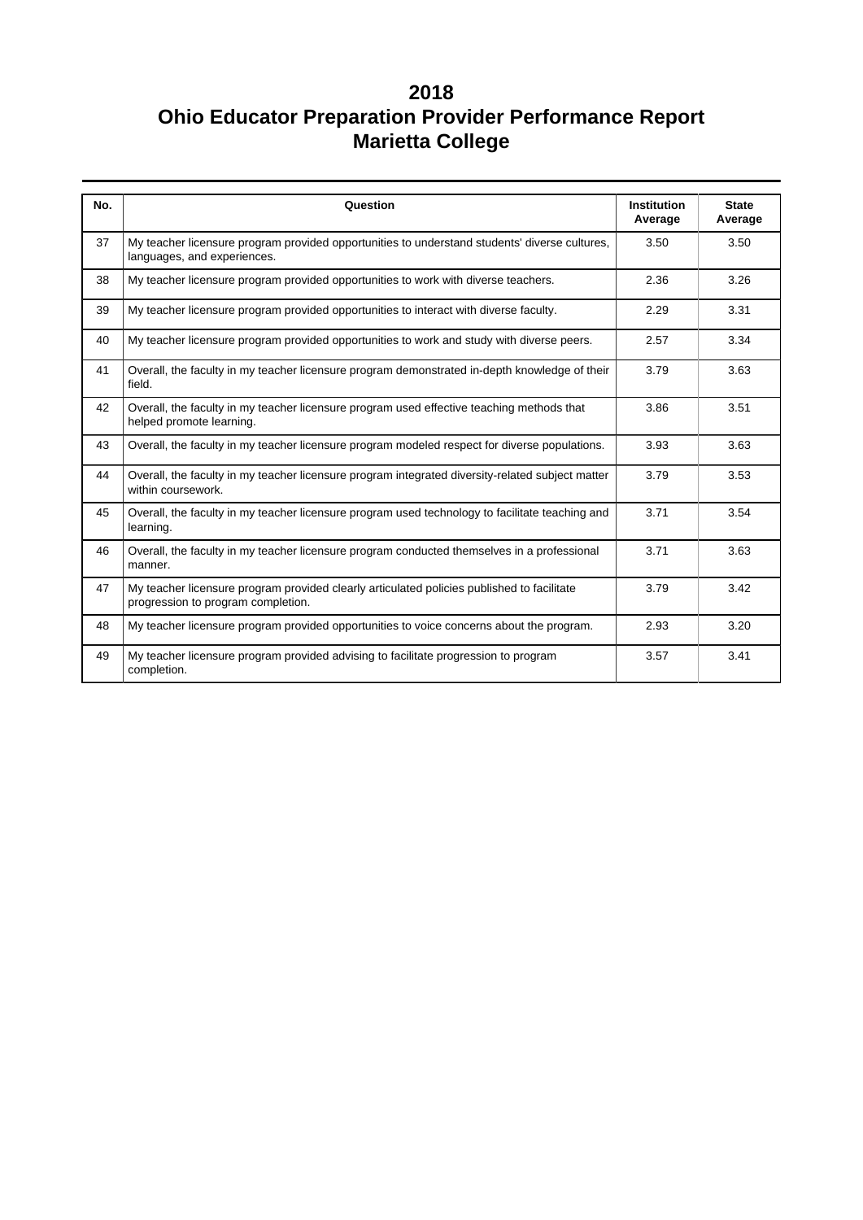# 2018
# Ohio Educator Preparation Provider Performance Report
# Marietta College

| No. | Question | Institution Average | State Average |
|---|---|---|---|
| 37 | My teacher licensure program provided opportunities to understand students' diverse cultures, languages, and experiences. | 3.50 | 3.50 |
| 38 | My teacher licensure program provided opportunities to work with diverse teachers. | 2.36 | 3.26 |
| 39 | My teacher licensure program provided opportunities to interact with diverse faculty. | 2.29 | 3.31 |
| 40 | My teacher licensure program provided opportunities to work and study with diverse peers. | 2.57 | 3.34 |
| 41 | Overall, the faculty in my teacher licensure program demonstrated in-depth knowledge of their field. | 3.79 | 3.63 |
| 42 | Overall, the faculty in my teacher licensure program used effective teaching methods that helped promote learning. | 3.86 | 3.51 |
| 43 | Overall, the faculty in my teacher licensure program modeled respect for diverse populations. | 3.93 | 3.63 |
| 44 | Overall, the faculty in my teacher licensure program integrated diversity-related subject matter within coursework. | 3.79 | 3.53 |
| 45 | Overall, the faculty in my teacher licensure program used technology to facilitate teaching and learning. | 3.71 | 3.54 |
| 46 | Overall, the faculty in my teacher licensure program conducted themselves in a professional manner. | 3.71 | 3.63 |
| 47 | My teacher licensure program provided clearly articulated policies published to facilitate progression to program completion. | 3.79 | 3.42 |
| 48 | My teacher licensure program provided opportunities to voice concerns about the program. | 2.93 | 3.20 |
| 49 | My teacher licensure program provided advising to facilitate progression to program completion. | 3.57 | 3.41 |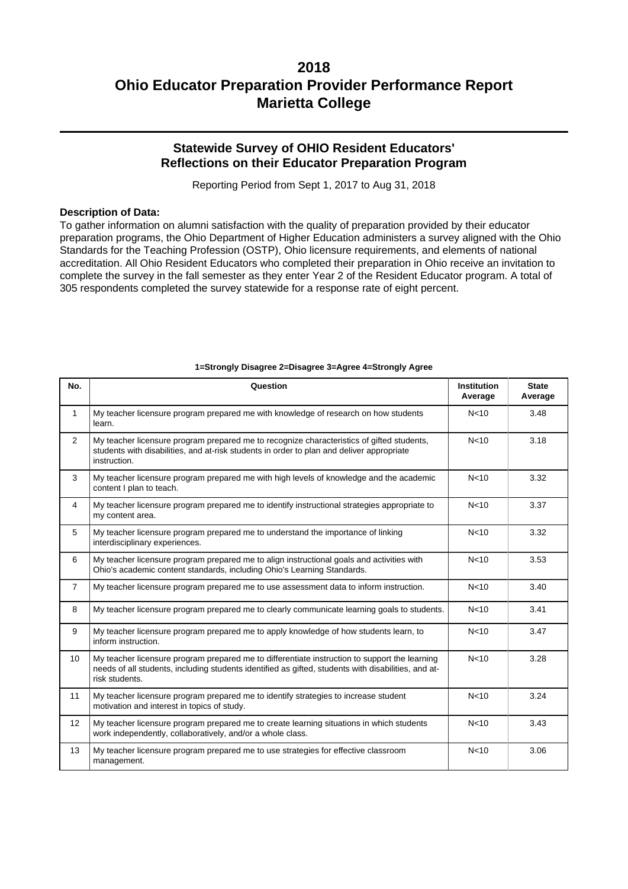# 2018
# Ohio Educator Preparation Provider Performance Report
# Marietta College

## Statewide Survey of OHIO Resident Educators' Reflections on their Educator Preparation Program

Reporting Period from Sept 1, 2017 to Aug 31, 2018

**Description of Data:**

To gather information on alumni satisfaction with the quality of preparation provided by their educator preparation programs, the Ohio Department of Higher Education administers a survey aligned with the Ohio Standards for the Teaching Profession (OSTP), Ohio licensure requirements, and elements of national accreditation. All Ohio Resident Educators who completed their preparation in Ohio receive an invitation to complete the survey in the fall semester as they enter Year 2 of the Resident Educator program. A total of 305 respondents completed the survey statewide for a response rate of eight percent.

**1=Strongly Disagree 2=Disagree 3=Agree 4=Strongly Agree**

| No. | Question | Institution Average | State Average |
|---|---|---|---|
| 1 | My teacher licensure program prepared me with knowledge of research on how students learn. | N<10 | 3.48 |
| 2 | My teacher licensure program prepared me to recognize characteristics of gifted students, students with disabilities, and at-risk students in order to plan and deliver appropriate instruction. | N<10 | 3.18 |
| 3 | My teacher licensure program prepared me with high levels of knowledge and the academic content I plan to teach. | N<10 | 3.32 |
| 4 | My teacher licensure program prepared me to identify instructional strategies appropriate to my content area. | N<10 | 3.37 |
| 5 | My teacher licensure program prepared me to understand the importance of linking interdisciplinary experiences. | N<10 | 3.32 |
| 6 | My teacher licensure program prepared me to align instructional goals and activities with Ohio's academic content standards, including Ohio's Learning Standards. | N<10 | 3.53 |
| 7 | My teacher licensure program prepared me to use assessment data to inform instruction. | N<10 | 3.40 |
| 8 | My teacher licensure program prepared me to clearly communicate learning goals to students. | N<10 | 3.41 |
| 9 | My teacher licensure program prepared me to apply knowledge of how students learn, to inform instruction. | N<10 | 3.47 |
| 10 | My teacher licensure program prepared me to differentiate instruction to support the learning needs of all students, including students identified as gifted, students with disabilities, and at-risk students. | N<10 | 3.28 |
| 11 | My teacher licensure program prepared me to identify strategies to increase student motivation and interest in topics of study. | N<10 | 3.24 |
| 12 | My teacher licensure program prepared me to create learning situations in which students work independently, collaboratively, and/or a whole class. | N<10 | 3.43 |
| 13 | My teacher licensure program prepared me to use strategies for effective classroom management. | N<10 | 3.06 |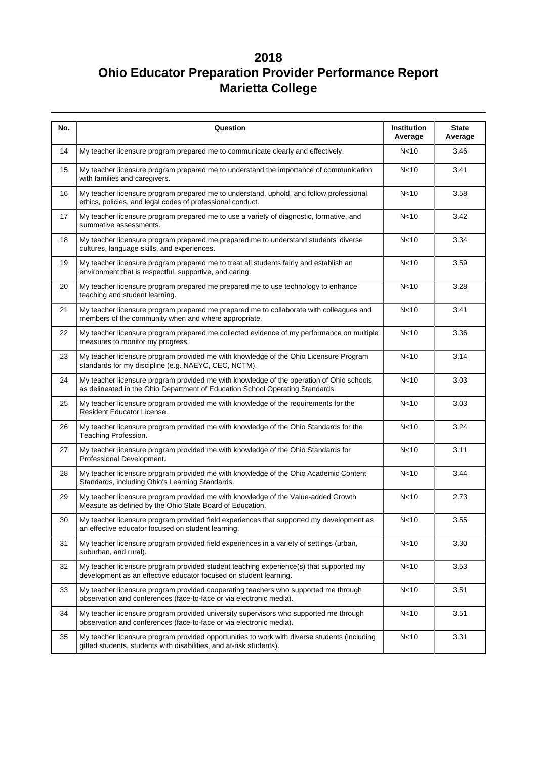# 2018
# Ohio Educator Preparation Provider Performance Report
# Marietta College

| No. | Question | Institution Average | State Average |
|---|---|---|---|
| 14 | My teacher licensure program prepared me to communicate clearly and effectively. | N<10 | 3.46 |
| 15 | My teacher licensure program prepared me to understand the importance of communication with families and caregivers. | N<10 | 3.41 |
| 16 | My teacher licensure program prepared me to understand, uphold, and follow professional ethics, policies, and legal codes of professional conduct. | N<10 | 3.58 |
| 17 | My teacher licensure program prepared me to use a variety of diagnostic, formative, and summative assessments. | N<10 | 3.42 |
| 18 | My teacher licensure program prepared me prepared me to understand students' diverse cultures, language skills, and experiences. | N<10 | 3.34 |
| 19 | My teacher licensure program prepared me to treat all students fairly and establish an environment that is respectful, supportive, and caring. | N<10 | 3.59 |
| 20 | My teacher licensure program prepared me prepared me to use technology to enhance teaching and student learning. | N<10 | 3.28 |
| 21 | My teacher licensure program prepared me prepared me to collaborate with colleagues and members of the community when and where appropriate. | N<10 | 3.41 |
| 22 | My teacher licensure program prepared me collected evidence of my performance on multiple measures to monitor my progress. | N<10 | 3.36 |
| 23 | My teacher licensure program provided me with knowledge of the Ohio Licensure Program standards for my discipline (e.g. NAEYC, CEC, NCTM). | N<10 | 3.14 |
| 24 | My teacher licensure program provided me with knowledge of the operation of Ohio schools as delineated in the Ohio Department of Education School Operating Standards. | N<10 | 3.03 |
| 25 | My teacher licensure program provided me with knowledge of the requirements for the Resident Educator License. | N<10 | 3.03 |
| 26 | My teacher licensure program provided me with knowledge of the Ohio Standards for the Teaching Profession. | N<10 | 3.24 |
| 27 | My teacher licensure program provided me with knowledge of the Ohio Standards for Professional Development. | N<10 | 3.11 |
| 28 | My teacher licensure program provided me with knowledge of the Ohio Academic Content Standards, including Ohio's Learning Standards. | N<10 | 3.44 |
| 29 | My teacher licensure program provided me with knowledge of the Value-added Growth Measure as defined by the Ohio State Board of Education. | N<10 | 2.73 |
| 30 | My teacher licensure program provided field experiences that supported my development as an effective educator focused on student learning. | N<10 | 3.55 |
| 31 | My teacher licensure program provided field experiences in a variety of settings (urban, suburban, and rural). | N<10 | 3.30 |
| 32 | My teacher licensure program provided student teaching experience(s) that supported my development as an effective educator focused on student learning. | N<10 | 3.53 |
| 33 | My teacher licensure program provided cooperating teachers who supported me through observation and conferences (face-to-face or via electronic media). | N<10 | 3.51 |
| 34 | My teacher licensure program provided university supervisors who supported me through observation and conferences (face-to-face or via electronic media). | N<10 | 3.51 |
| 35 | My teacher licensure program provided opportunities to work with diverse students (including gifted students, students with disabilities, and at-risk students). | N<10 | 3.31 |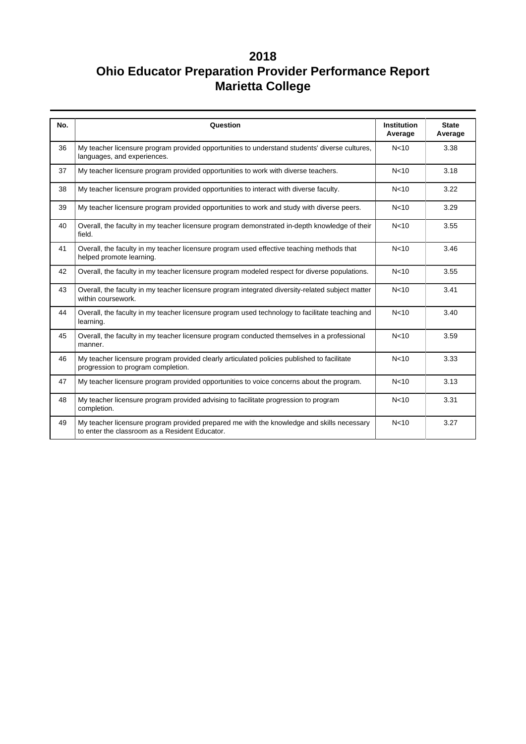# 2018
# Ohio Educator Preparation Provider Performance Report
# Marietta College

| No. | Question | Institution Average | State Average |
|---|---|---|---|
| 36 | My teacher licensure program provided opportunities to understand students' diverse cultures, languages, and experiences. | N<10 | 3.38 |
| 37 | My teacher licensure program provided opportunities to work with diverse teachers. | N<10 | 3.18 |
| 38 | My teacher licensure program provided opportunities to interact with diverse faculty. | N<10 | 3.22 |
| 39 | My teacher licensure program provided opportunities to work and study with diverse peers. | N<10 | 3.29 |
| 40 | Overall, the faculty in my teacher licensure program demonstrated in-depth knowledge of their field. | N<10 | 3.55 |
| 41 | Overall, the faculty in my teacher licensure program used effective teaching methods that helped promote learning. | N<10 | 3.46 |
| 42 | Overall, the faculty in my teacher licensure program modeled respect for diverse populations. | N<10 | 3.55 |
| 43 | Overall, the faculty in my teacher licensure program integrated diversity-related subject matter within coursework. | N<10 | 3.41 |
| 44 | Overall, the faculty in my teacher licensure program used technology to facilitate teaching and learning. | N<10 | 3.40 |
| 45 | Overall, the faculty in my teacher licensure program conducted themselves in a professional manner. | N<10 | 3.59 |
| 46 | My teacher licensure program provided clearly articulated policies published to facilitate progression to program completion. | N<10 | 3.33 |
| 47 | My teacher licensure program provided opportunities to voice concerns about the program. | N<10 | 3.13 |
| 48 | My teacher licensure program provided advising to facilitate progression to program completion. | N<10 | 3.31 |
| 49 | My teacher licensure program provided prepared me with the knowledge and skills necessary to enter the classroom as a Resident Educator. | N<10 | 3.27 |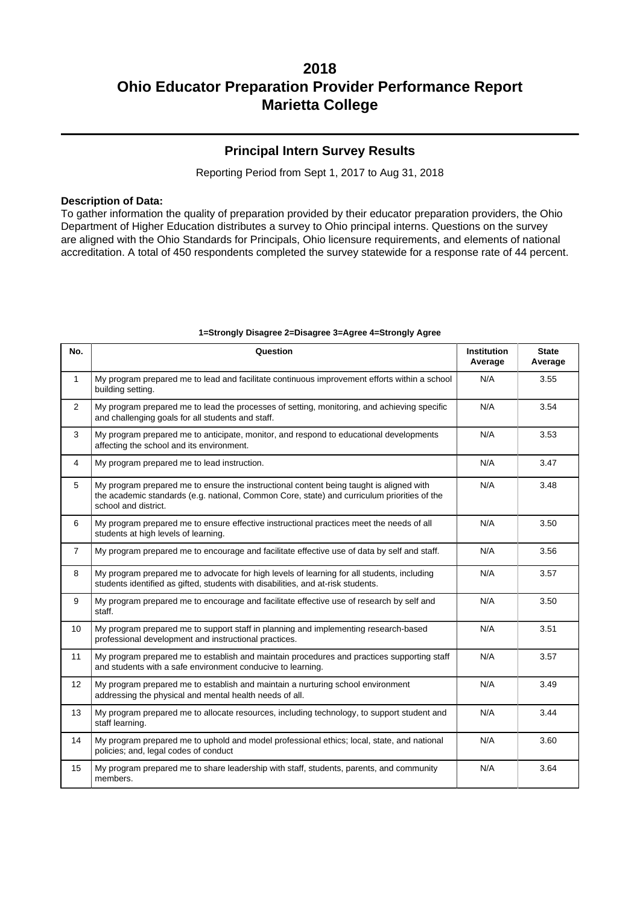# 2018
# Ohio Educator Preparation Provider Performance Report
# Marietta College

## Principal Intern Survey Results

Reporting Period from Sept 1, 2017 to Aug 31, 2018

**Description of Data:**
To gather information the quality of preparation provided by their educator preparation providers, the Ohio Department of Higher Education distributes a survey to Ohio principal interns. Questions on the survey are aligned with the Ohio Standards for Principals, Ohio licensure requirements, and elements of national accreditation. A total of 450 respondents completed the survey statewide for a response rate of 44 percent.

**1=Strongly Disagree 2=Disagree 3=Agree 4=Strongly Agree**

| No. | Question | Institution Average | State Average |
|---|---|---|---|
| 1 | My program prepared me to lead and facilitate continuous improvement efforts within a school building setting. | N/A | 3.55 |
| 2 | My program prepared me to lead the processes of setting, monitoring, and achieving specific and challenging goals for all students and staff. | N/A | 3.54 |
| 3 | My program prepared me to anticipate, monitor, and respond to educational developments affecting the school and its environment. | N/A | 3.53 |
| 4 | My program prepared me to lead instruction. | N/A | 3.47 |
| 5 | My program prepared me to ensure the instructional content being taught is aligned with the academic standards (e.g. national, Common Core, state) and curriculum priorities of the school and district. | N/A | 3.48 |
| 6 | My program prepared me to ensure effective instructional practices meet the needs of all students at high levels of learning. | N/A | 3.50 |
| 7 | My program prepared me to encourage and facilitate effective use of data by self and staff. | N/A | 3.56 |
| 8 | My program prepared me to advocate for high levels of learning for all students, including students identified as gifted, students with disabilities, and at-risk students. | N/A | 3.57 |
| 9 | My program prepared me to encourage and facilitate effective use of research by self and staff. | N/A | 3.50 |
| 10 | My program prepared me to support staff in planning and implementing research-based professional development and instructional practices. | N/A | 3.51 |
| 11 | My program prepared me to establish and maintain procedures and practices supporting staff and students with a safe environment conducive to learning. | N/A | 3.57 |
| 12 | My program prepared me to establish and maintain a nurturing school environment addressing the physical and mental health needs of all. | N/A | 3.49 |
| 13 | My program prepared me to allocate resources, including technology, to support student and staff learning. | N/A | 3.44 |
| 14 | My program prepared me to uphold and model professional ethics; local, state, and national policies; and, legal codes of conduct | N/A | 3.60 |
| 15 | My program prepared me to share leadership with staff, students, parents, and community members. | N/A | 3.64 |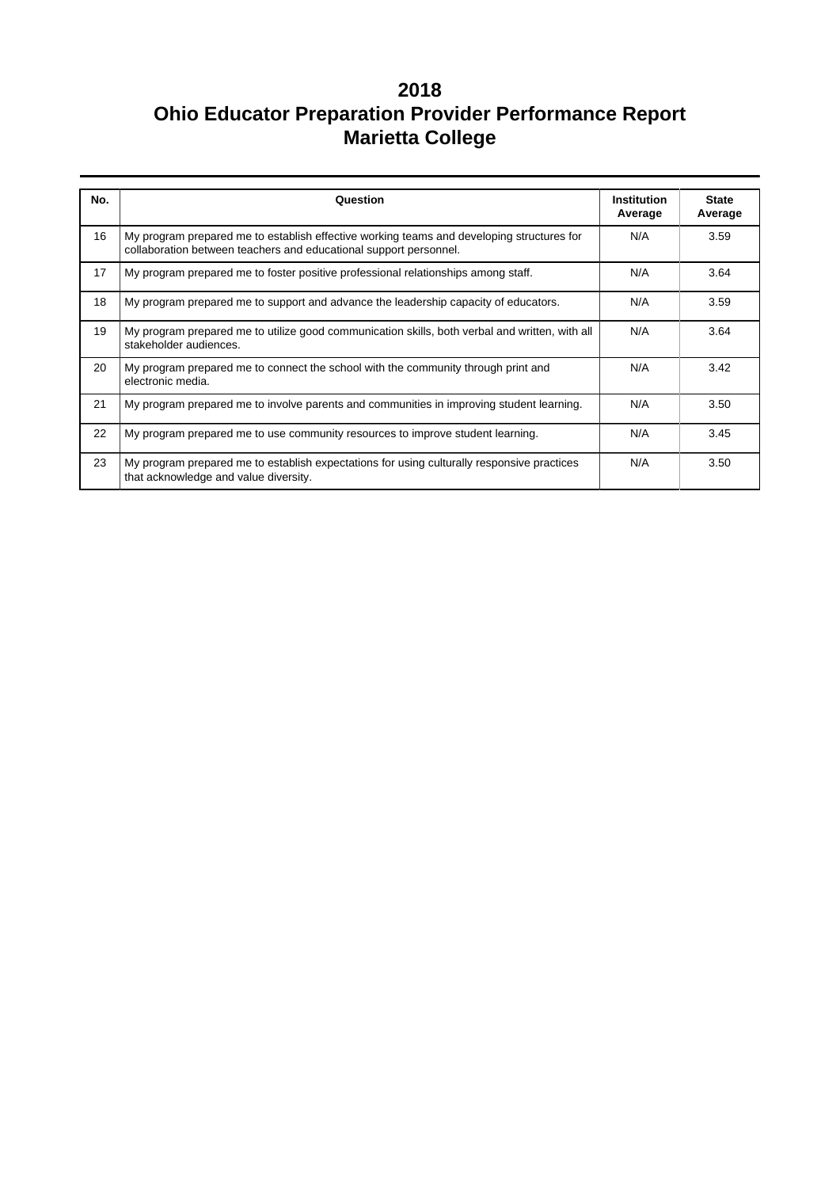# 2018
# Ohio Educator Preparation Provider Performance Report
# Marietta College

| No. | Question | Institution Average | State Average |
|---|---|---|---|
| 16 | My program prepared me to establish effective working teams and developing structures for collaboration between teachers and educational support personnel. | N/A | 3.59 |
| 17 | My program prepared me to foster positive professional relationships among staff. | N/A | 3.64 |
| 18 | My program prepared me to support and advance the leadership capacity of educators. | N/A | 3.59 |
| 19 | My program prepared me to utilize good communication skills, both verbal and written, with all stakeholder audiences. | N/A | 3.64 |
| 20 | My program prepared me to connect the school with the community through print and electronic media. | N/A | 3.42 |
| 21 | My program prepared me to involve parents and communities in improving student learning. | N/A | 3.50 |
| 22 | My program prepared me to use community resources to improve student learning. | N/A | 3.45 |
| 23 | My program prepared me to establish expectations for using culturally responsive practices that acknowledge and value diversity. | N/A | 3.50 |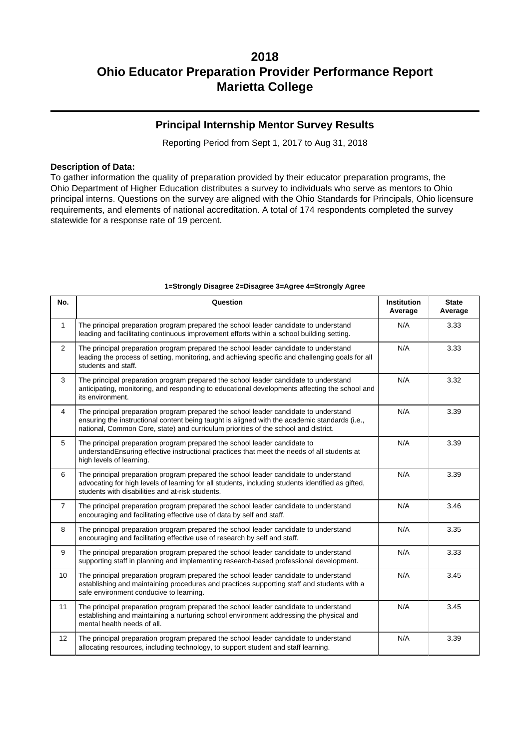# 2018
# Ohio Educator Preparation Provider Performance Report
# Marietta College

## Principal Internship Mentor Survey Results

Reporting Period from Sept 1, 2017 to Aug 31, 2018

**Description of Data:**
To gather information the quality of preparation provided by their educator preparation programs, the Ohio Department of Higher Education distributes a survey to individuals who serve as mentors to Ohio principal interns. Questions on the survey are aligned with the Ohio Standards for Principals, Ohio licensure requirements, and elements of national accreditation. A total of 174 respondents completed the survey statewide for a response rate of 19 percent.

**1=Strongly Disagree 2=Disagree 3=Agree 4=Strongly Agree**

| No. | Question | Institution Average | State Average |
|---|---|---|---|
| 1 | The principal preparation program prepared the school leader candidate to understand leading and facilitating continuous improvement efforts within a school building setting. | N/A | 3.33 |
| 2 | The principal preparation program prepared the school leader candidate to understand leading the process of setting, monitoring, and achieving specific and challenging goals for all students and staff. | N/A | 3.33 |
| 3 | The principal preparation program prepared the school leader candidate to understand anticipating, monitoring, and responding to educational developments affecting the school and its environment. | N/A | 3.32 |
| 4 | The principal preparation program prepared the school leader candidate to understand ensuring the instructional content being taught is aligned with the academic standards (i.e., national, Common Core, state) and curriculum priorities of the school and district. | N/A | 3.39 |
| 5 | The principal preparation program prepared the school leader candidate to understandEnsuring effective instructional practices that meet the needs of all students at high levels of learning. | N/A | 3.39 |
| 6 | The principal preparation program prepared the school leader candidate to understand advocating for high levels of learning for all students, including students identified as gifted, students with disabilities and at-risk students. | N/A | 3.39 |
| 7 | The principal preparation program prepared the school leader candidate to understand encouraging and facilitating effective use of data by self and staff. | N/A | 3.46 |
| 8 | The principal preparation program prepared the school leader candidate to understand encouraging and facilitating effective use of research by self and staff. | N/A | 3.35 |
| 9 | The principal preparation program prepared the school leader candidate to understand supporting staff in planning and implementing research-based professional development. | N/A | 3.33 |
| 10 | The principal preparation program prepared the school leader candidate to understand establishing and maintaining procedures and practices supporting staff and students with a safe environment conducive to learning. | N/A | 3.45 |
| 11 | The principal preparation program prepared the school leader candidate to understand establishing and maintaining a nurturing school environment addressing the physical and mental health needs of all. | N/A | 3.45 |
| 12 | The principal preparation program prepared the school leader candidate to understand allocating resources, including technology, to support student and staff learning. | N/A | 3.39 |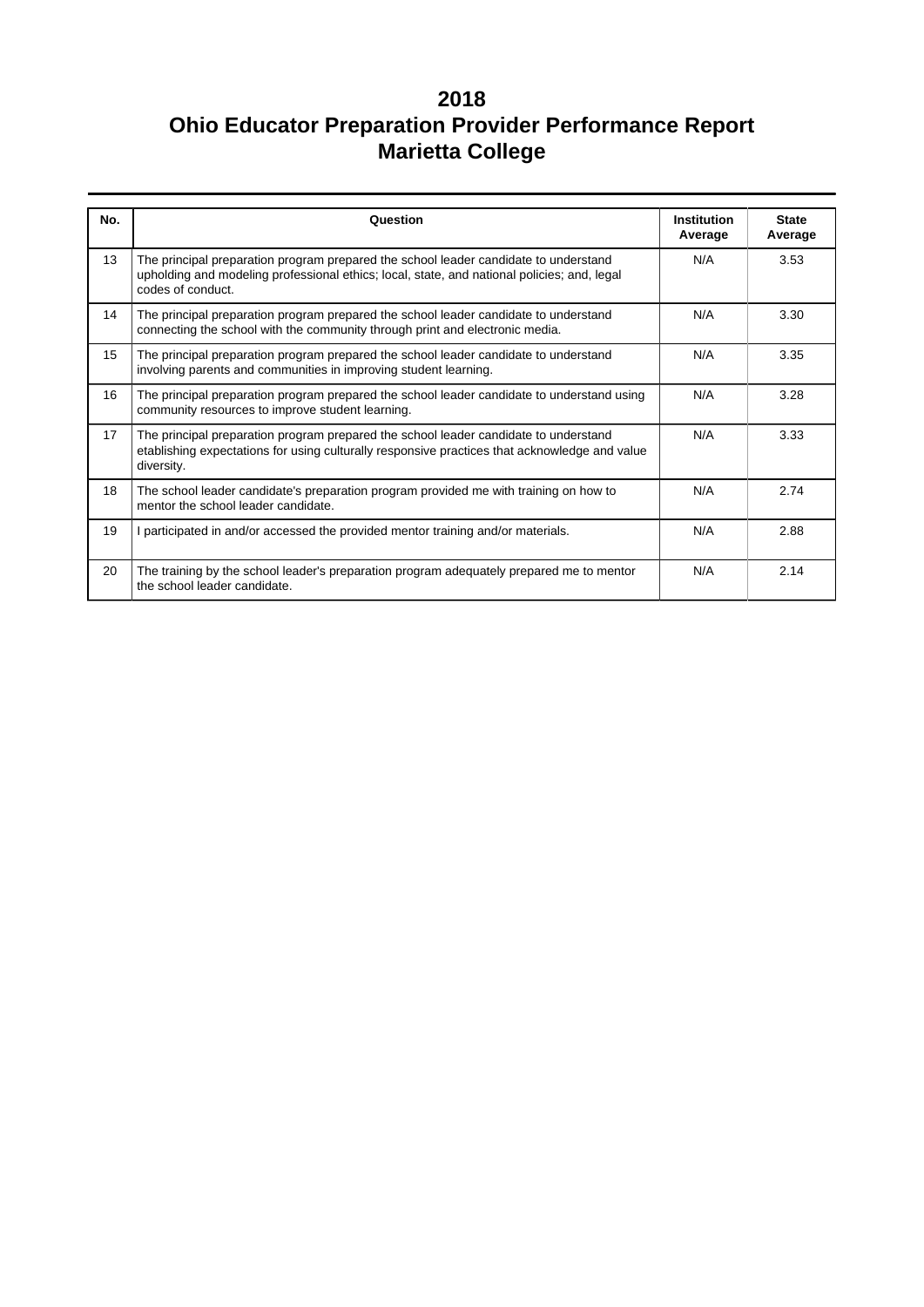# 2018
# Ohio Educator Preparation Provider Performance Report
# Marietta College

| No. | Question | Institution Average | State Average |
|---|---|---|---|
| 13 | The principal preparation program prepared the school leader candidate to understand upholding and modeling professional ethics; local, state, and national policies; and, legal codes of conduct. | N/A | 3.53 |
| 14 | The principal preparation program prepared the school leader candidate to understand connecting the school with the community through print and electronic media. | N/A | 3.30 |
| 15 | The principal preparation program prepared the school leader candidate to understand involving parents and communities in improving student learning. | N/A | 3.35 |
| 16 | The principal preparation program prepared the school leader candidate to understand using community resources to improve student learning. | N/A | 3.28 |
| 17 | The principal preparation program prepared the school leader candidate to understand etablishing expectations for using culturally responsive practices that acknowledge and value diversity. | N/A | 3.33 |
| 18 | The school leader candidate's preparation program provided me with training on how to mentor the school leader candidate. | N/A | 2.74 |
| 19 | I participated in and/or accessed the provided mentor training and/or materials. | N/A | 2.88 |
| 20 | The training by the school leader's preparation program adequately prepared me to mentor the school leader candidate. | N/A | 2.14 |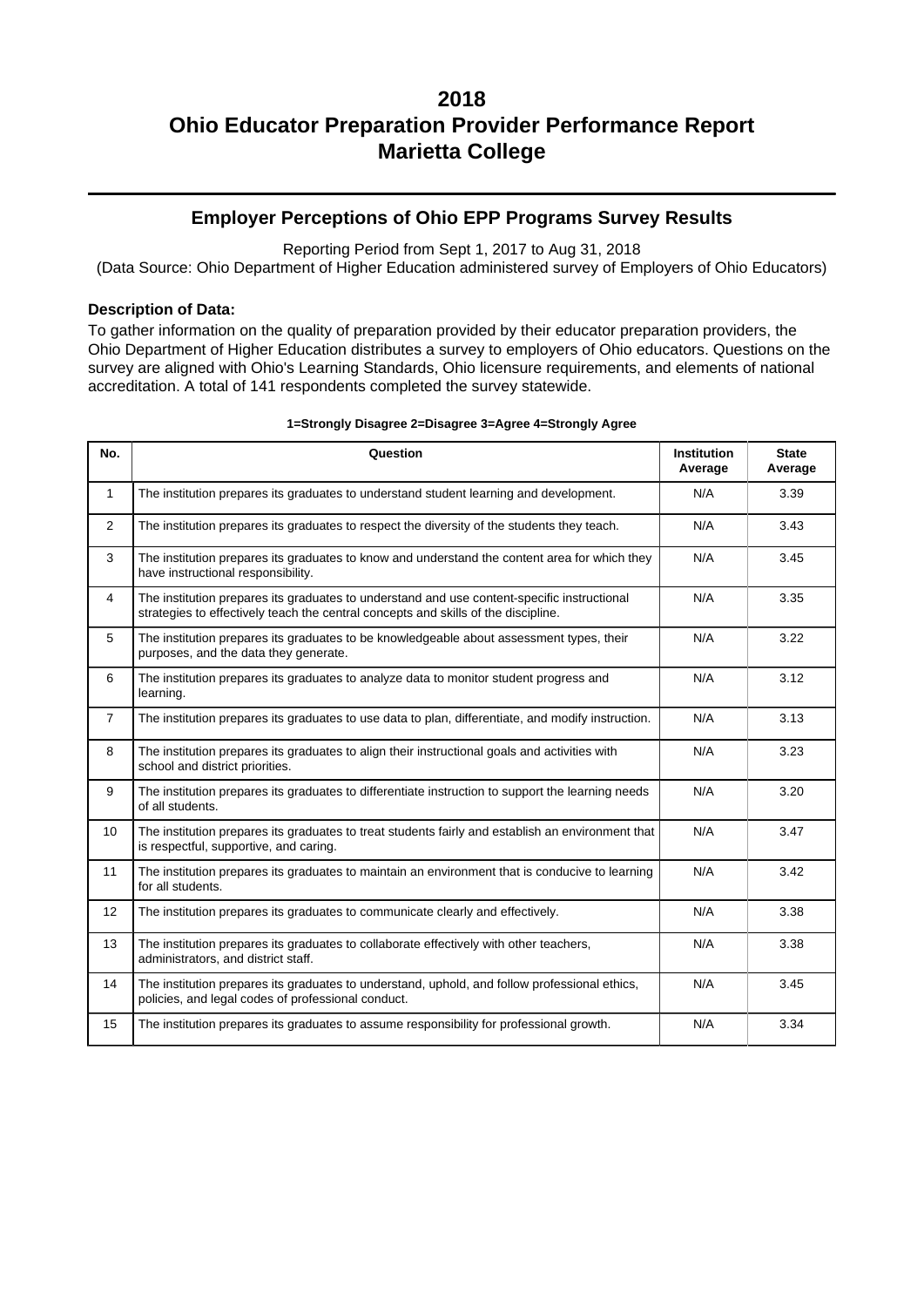# 2018
# Ohio Educator Preparation Provider Performance Report
# Marietta College

## Employer Perceptions of Ohio EPP Programs Survey Results

Reporting Period from Sept 1, 2017 to Aug 31, 2018

(Data Source: Ohio Department of Higher Education administered survey of Employers of Ohio Educators)

**Description of Data:**

To gather information on the quality of preparation provided by their educator preparation providers, the Ohio Department of Higher Education distributes a survey to employers of Ohio educators. Questions on the survey are aligned with Ohio's Learning Standards, Ohio licensure requirements, and elements of national accreditation. A total of 141 respondents completed the survey statewide.

**1=Strongly Disagree 2=Disagree 3=Agree 4=Strongly Agree**

| No. | Question | Institution Average | State Average |
|---|---|---|---|
| 1 | The institution prepares its graduates to understand student learning and development. | N/A | 3.39 |
| 2 | The institution prepares its graduates to respect the diversity of the students they teach. | N/A | 3.43 |
| 3 | The institution prepares its graduates to know and understand the content area for which they have instructional responsibility. | N/A | 3.45 |
| 4 | The institution prepares its graduates to understand and use content-specific instructional strategies to effectively teach the central concepts and skills of the discipline. | N/A | 3.35 |
| 5 | The institution prepares its graduates to be knowledgeable about assessment types, their purposes, and the data they generate. | N/A | 3.22 |
| 6 | The institution prepares its graduates to analyze data to monitor student progress and learning. | N/A | 3.12 |
| 7 | The institution prepares its graduates to use data to plan, differentiate, and modify instruction. | N/A | 3.13 |
| 8 | The institution prepares its graduates to align their instructional goals and activities with school and district priorities. | N/A | 3.23 |
| 9 | The institution prepares its graduates to differentiate instruction to support the learning needs of all students. | N/A | 3.20 |
| 10 | The institution prepares its graduates to treat students fairly and establish an environment that is respectful, supportive, and caring. | N/A | 3.47 |
| 11 | The institution prepares its graduates to maintain an environment that is conducive to learning for all students. | N/A | 3.42 |
| 12 | The institution prepares its graduates to communicate clearly and effectively. | N/A | 3.38 |
| 13 | The institution prepares its graduates to collaborate effectively with other teachers, administrators, and district staff. | N/A | 3.38 |
| 14 | The institution prepares its graduates to understand, uphold, and follow professional ethics, policies, and legal codes of professional conduct. | N/A | 3.45 |
| 15 | The institution prepares its graduates to assume responsibility for professional growth. | N/A | 3.34 |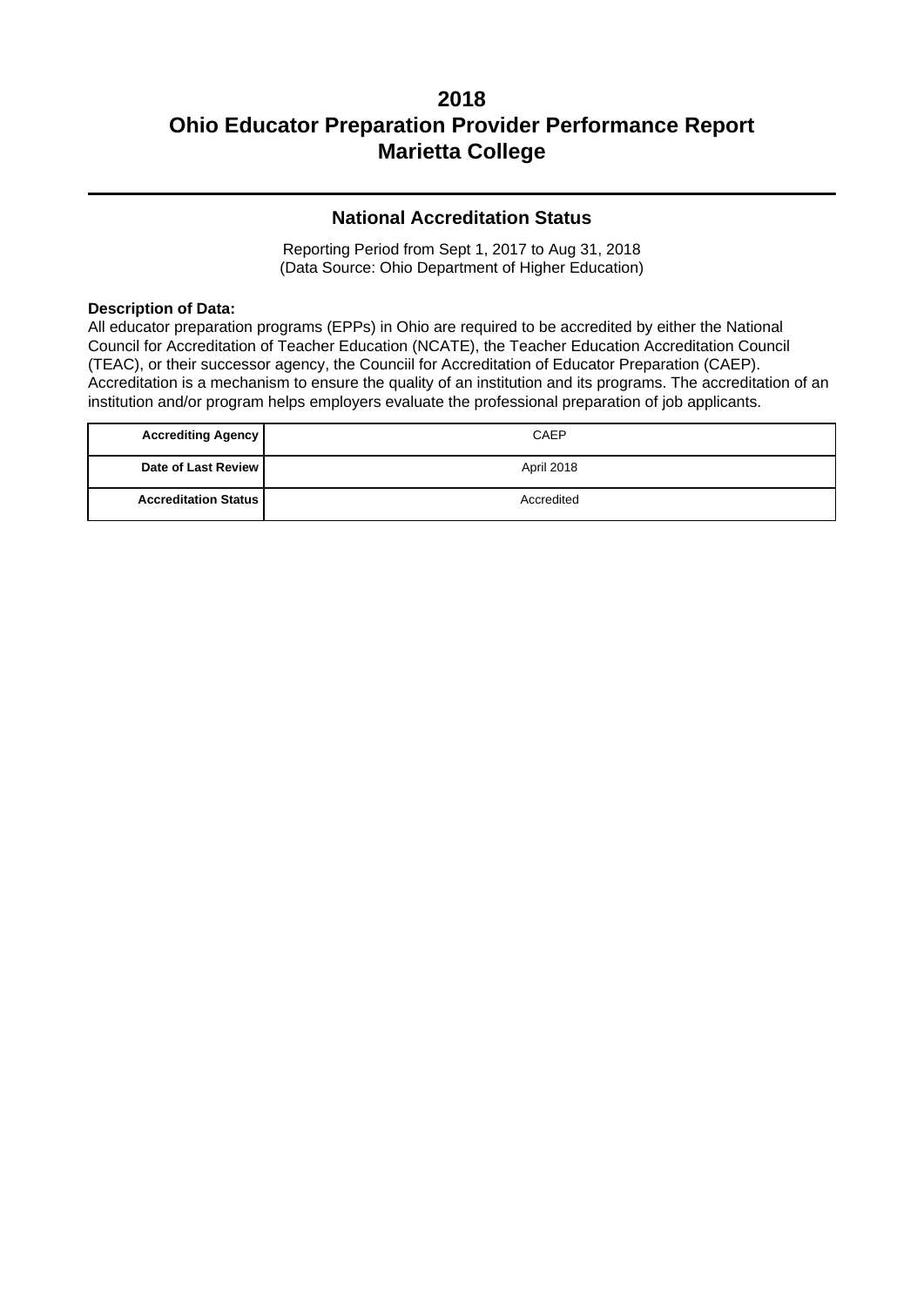# 2018
# Ohio Educator Preparation Provider Performance Report
# Marietta College

## National Accreditation Status

Reporting Period from Sept 1, 2017 to Aug 31, 2018
(Data Source: Ohio Department of Higher Education)

**Description of Data:**
All educator preparation programs (EPPs) in Ohio are required to be accredited by either the National Council for Accreditation of Teacher Education (NCATE), the Teacher Education Accreditation Council (TEAC), or their successor agency, the Counciil for Accreditation of Educator Preparation (CAEP). Accreditation is a mechanism to ensure the quality of an institution and its programs. The accreditation of an institution and/or program helps employers evaluate the professional preparation of job applicants.

| | |
|---|---|
| **Accrediting Agency** | CAEP |
| **Date of Last Review** | April 2018 |
| **Accreditation Status** | Accredited |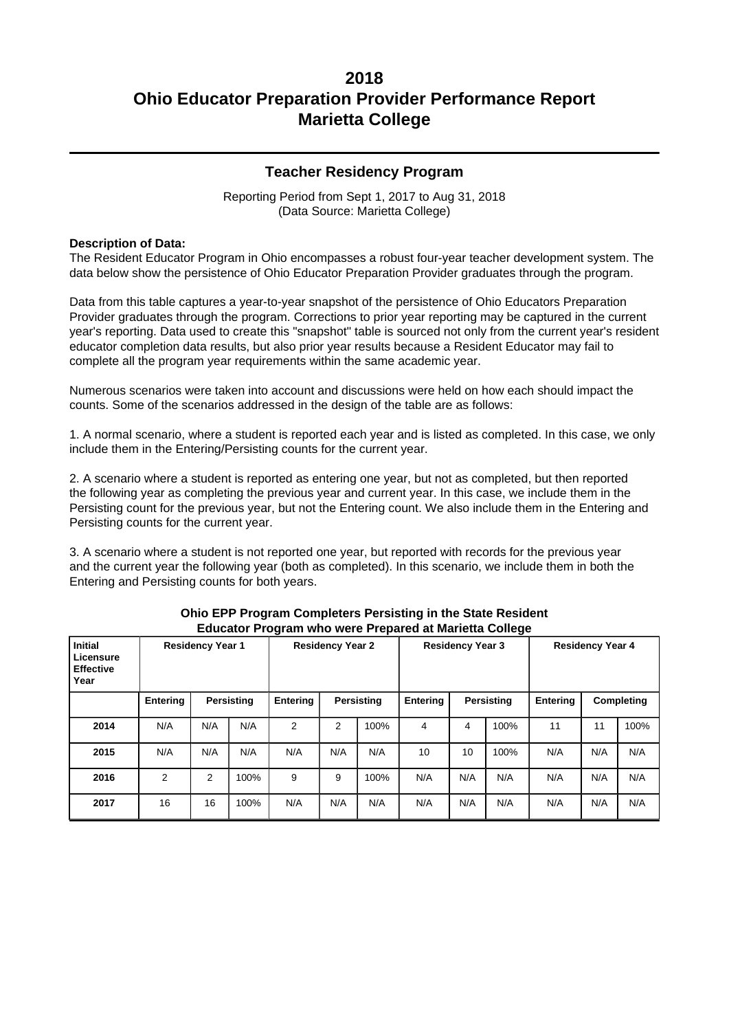# 2018
# Ohio Educator Preparation Provider Performance Report
# Marietta College

## Teacher Residency Program

Reporting Period from Sept 1, 2017 to Aug 31, 2018
(Data Source: Marietta College)

**Description of Data:**
The Resident Educator Program in Ohio encompasses a robust four-year teacher development system. The data below show the persistence of Ohio Educator Preparation Provider graduates through the program.

Data from this table captures a year-to-year snapshot of the persistence of Ohio Educators Preparation Provider graduates through the program. Corrections to prior year reporting may be captured in the current year's reporting. Data used to create this "snapshot" table is sourced not only from the current year's resident educator completion data results, but also prior year results because a Resident Educator may fail to complete all the program year requirements within the same academic year.

Numerous scenarios were taken into account and discussions were held on how each should impact the counts. Some of the scenarios addressed in the design of the table are as follows:

1. A normal scenario, where a student is reported each year and is listed as completed. In this case, we only include them in the Entering/Persisting counts for the current year.

2. A scenario where a student is reported as entering one year, but not as completed, but then reported the following year as completing the previous year and current year. In this case, we include them in the Persisting count for the previous year, but not the Entering count. We also include them in the Entering and Persisting counts for the current year.

3. A scenario where a student is not reported one year, but reported with records for the previous year and the current year the following year (both as completed). In this scenario, we include them in both the Entering and Persisting counts for both years.

**Ohio EPP Program Completers Persisting in the State Resident Educator Program who were Prepared at Marietta College**

| Initial Licensure Effective Year | Residency Year 1 | | | Residency Year 2 | | | Residency Year 3 | | | Residency Year 4 | | |
|---|---|---|---|---|---|---|---|---|---|---|---|---|
| | Entering | Persisting | | Entering | Persisting | | Entering | Persisting | | Entering | Completing | |
| 2014 | N/A | N/A | N/A | 2 | 2 | 100% | 4 | 4 | 100% | 11 | 11 | 100% |
| 2015 | N/A | N/A | N/A | N/A | N/A | N/A | 10 | 10 | 100% | N/A | N/A | N/A |
| 2016 | 2 | 2 | 100% | 9 | 9 | 100% | N/A | N/A | N/A | N/A | N/A | N/A |
| 2017 | 16 | 16 | 100% | N/A | N/A | N/A | N/A | N/A | N/A | N/A | N/A | N/A |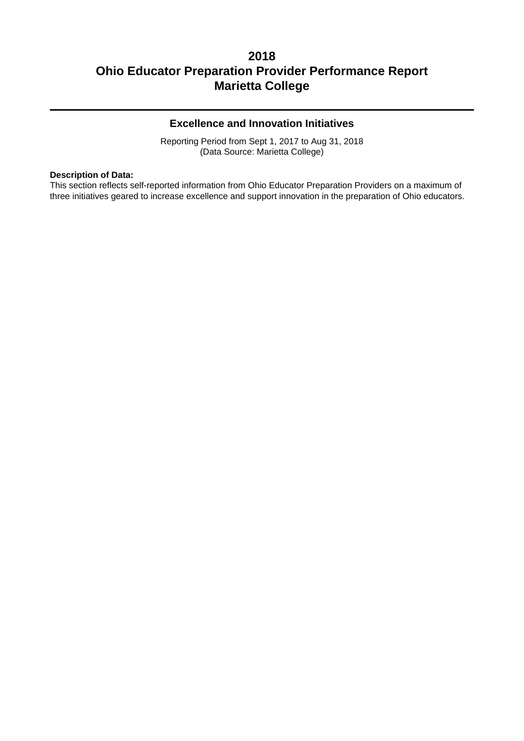# 2018
# Ohio Educator Preparation Provider Performance Report
# Marietta College

---

## Excellence and Innovation Initiatives

Reporting Period from Sept 1, 2017 to Aug 31, 2018
(Data Source: Marietta College)

**Description of Data:**
This section reflects self-reported information from Ohio Educator Preparation Providers on a maximum of three initiatives geared to increase excellence and support innovation in the preparation of Ohio educators.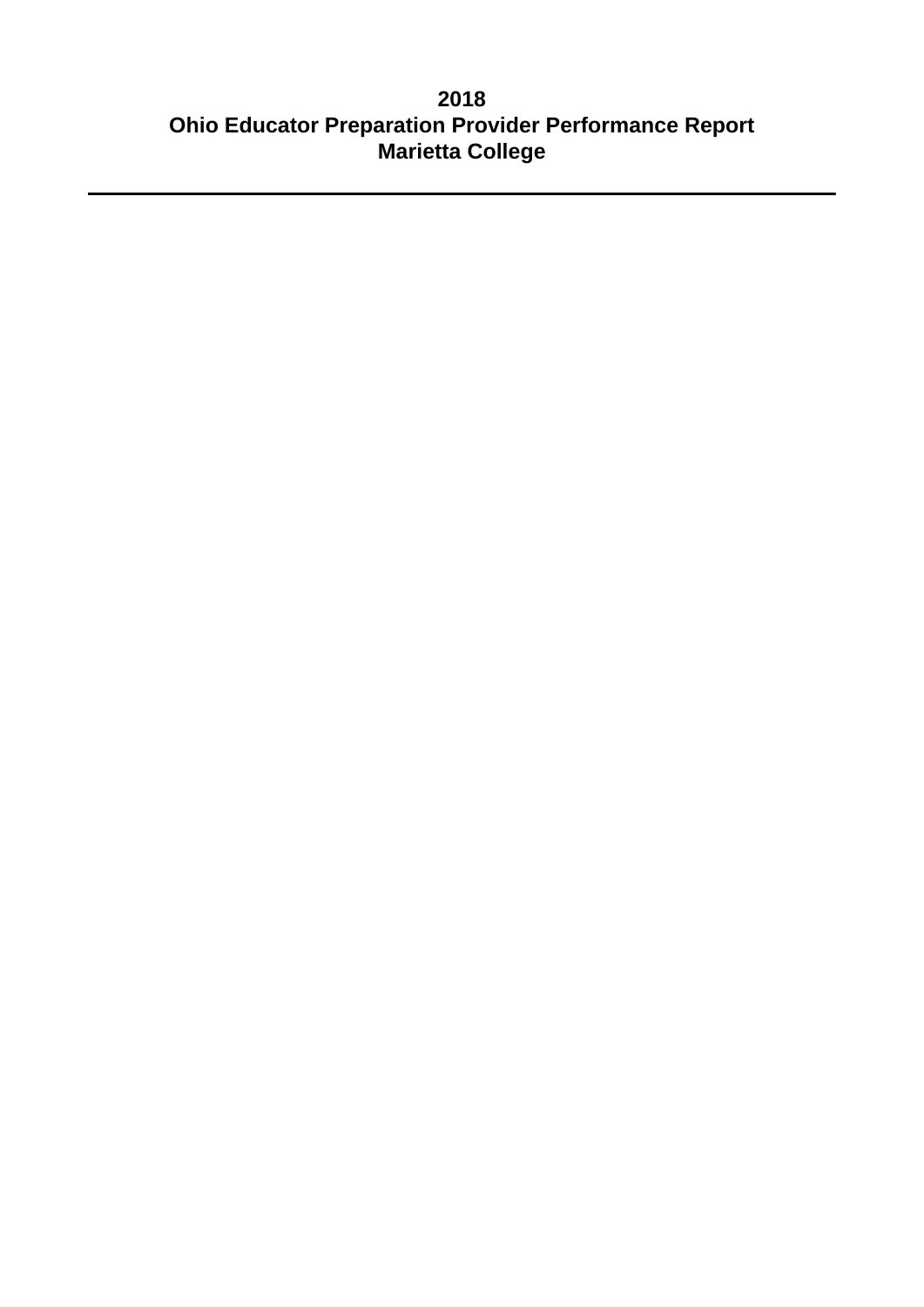# 2018
# Ohio Educator Preparation Provider Performance Report
# Marietta College

---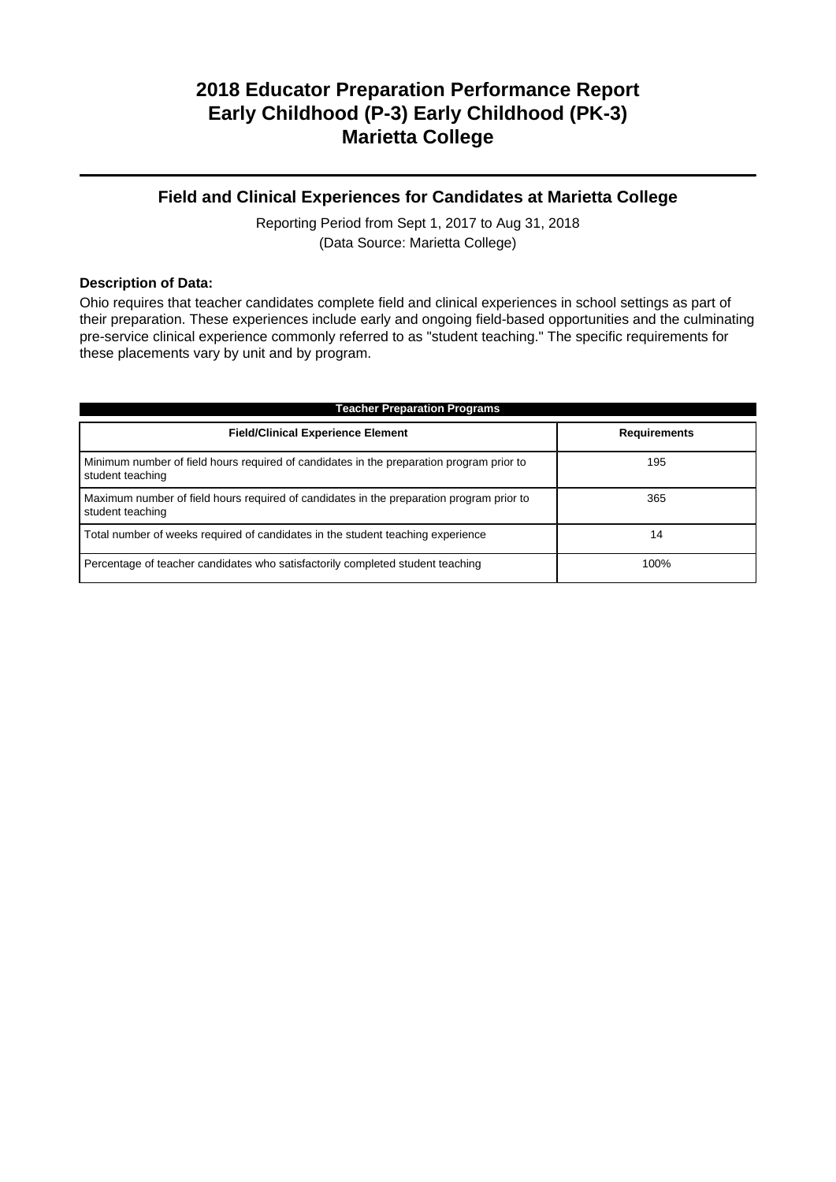# 2018 Educator Preparation Performance Report
# Early Childhood (P-3) Early Childhood (PK-3)
# Marietta College

## Field and Clinical Experiences for Candidates at Marietta College

Reporting Period from Sept 1, 2017 to Aug 31, 2018
(Data Source: Marietta College)

**Description of Data:**

Ohio requires that teacher candidates complete field and clinical experiences in school settings as part of their preparation. These experiences include early and ongoing field-based opportunities and the culminating pre-service clinical experience commonly referred to as "student teaching." The specific requirements for these placements vary by unit and by program.

**Teacher Preparation Programs**

| Field/Clinical Experience Element | Requirements |
|---|---|
| Minimum number of field hours required of candidates in the preparation program prior to student teaching | 195 |
| Maximum number of field hours required of candidates in the preparation program prior to student teaching | 365 |
| Total number of weeks required of candidates in the student teaching experience | 14 |
| Percentage of teacher candidates who satisfactorily completed student teaching | 100% |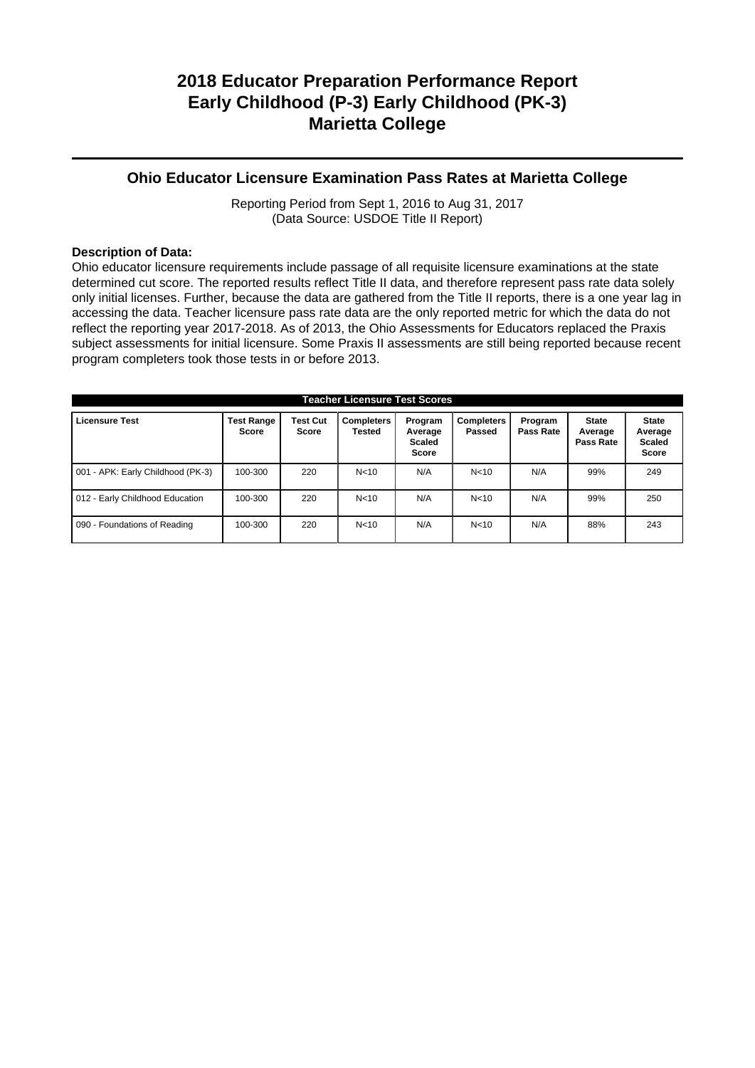# 2018 Educator Preparation Performance Report
# Early Childhood (P-3) Early Childhood (PK-3)
# Marietta College

## Ohio Educator Licensure Examination Pass Rates at Marietta College

Reporting Period from Sept 1, 2016 to Aug 31, 2017
(Data Source: USDOE Title II Report)

**Description of Data:**
Ohio educator licensure requirements include passage of all requisite licensure examinations at the state determined cut score. The reported results reflect Title II data, and therefore represent pass rate data solely only initial licenses. Further, because the data are gathered from the Title II reports, there is a one year lag in accessing the data. Teacher licensure pass rate data are the only reported metric for which the data do not reflect the reporting year 2017-2018. As of 2013, the Ohio Assessments for Educators replaced the Praxis subject assessments for initial licensure. Some Praxis II assessments are still being reported because recent program completers took those tests in or before 2013.

**Teacher Licensure Test Scores**

| Licensure Test | Test Range Score | Test Cut Score | Completers Tested | Program Average Scaled Score | Completers Passed | Program Pass Rate | State Average Pass Rate | State Average Scaled Score |
|---|---|---|---|---|---|---|---|---|
| 001 - APK: Early Childhood (PK-3) | 100-300 | 220 | N<10 | N/A | N<10 | N/A | 99% | 249 |
| 012 - Early Childhood Education | 100-300 | 220 | N<10 | N/A | N<10 | N/A | 99% | 250 |
| 090 - Foundations of Reading | 100-300 | 220 | N<10 | N/A | N<10 | N/A | 88% | 243 |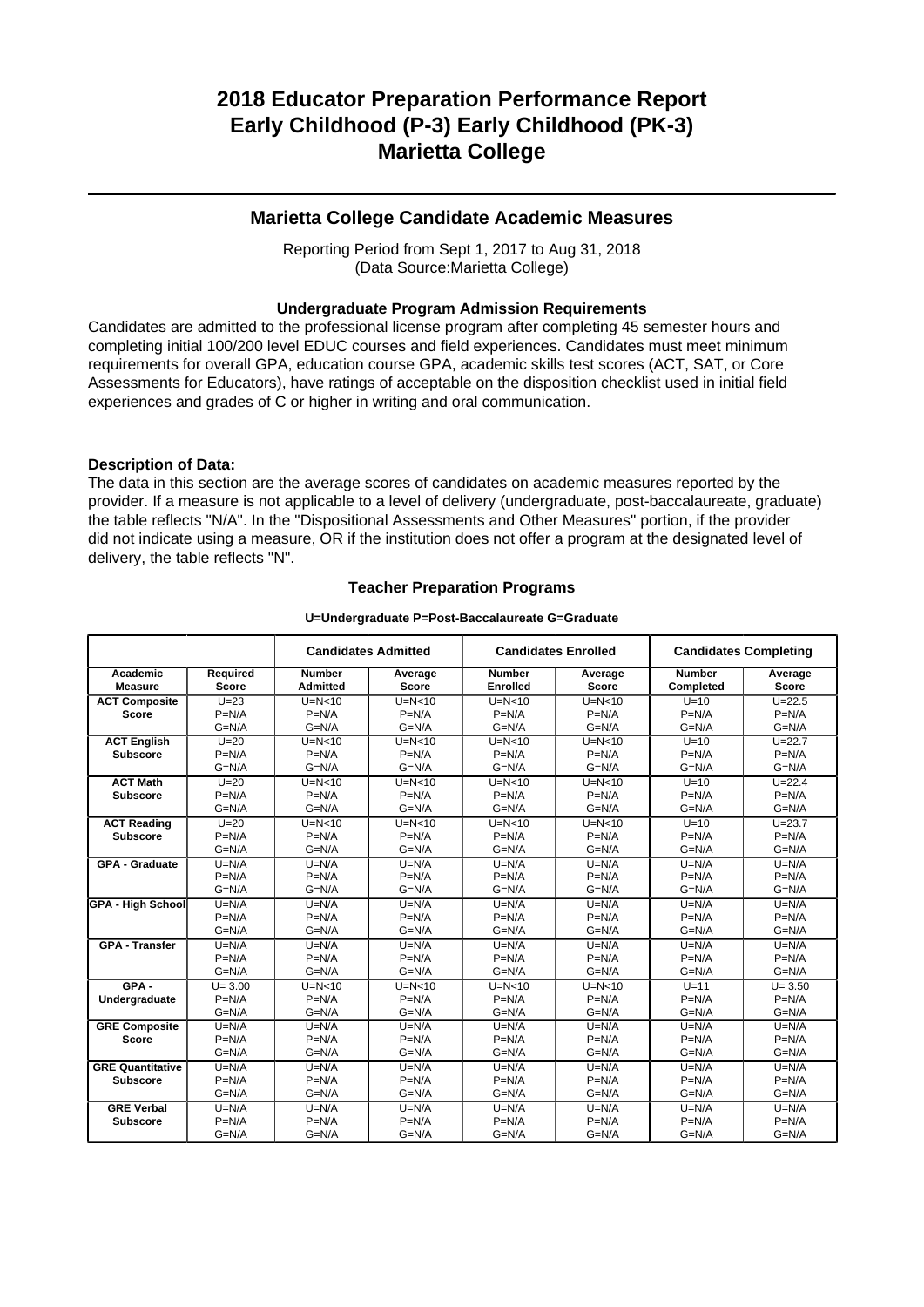# 2018 Educator Preparation Performance Report
# Early Childhood (P-3) Early Childhood (PK-3)
# Marietta College

## Marietta College Candidate Academic Measures

Reporting Period from Sept 1, 2017 to Aug 31, 2018
(Data Source:Marietta College)

### Undergraduate Program Admission Requirements

Candidates are admitted to the professional license program after completing 45 semester hours and completing initial 100/200 level EDUC courses and field experiences. Candidates must meet minimum requirements for overall GPA, education course GPA, academic skills test scores (ACT, SAT, or Core Assessments for Educators), have ratings of acceptable on the disposition checklist used in initial field experiences and grades of C or higher in writing and oral communication.

**Description of Data:**
The data in this section are the average scores of candidates on academic measures reported by the provider. If a measure is not applicable to a level of delivery (undergraduate, post-baccalaureate, graduate) the table reflects "N/A". In the "Dispositional Assessments and Other Measures" portion, if the provider did not indicate using a measure, OR if the institution does not offer a program at the designated level of delivery, the table reflects "N".

### Teacher Preparation Programs

**U=Undergraduate P=Post-Baccalaureate G=Graduate**

| | | Candidates Admitted | | Candidates Enrolled | | Candidates Completing | |
|---|---|---|---|---|---|---|---|
| **Academic Measure** | **Required Score** | **Number Admitted** | **Average Score** | **Number Enrolled** | **Average Score** | **Number Completed** | **Average Score** |
| **ACT Composite Score** | U=23<br>P=N/A<br>G=N/A | U=N<10<br>P=N/A<br>G=N/A | U=N<10<br>P=N/A<br>G=N/A | U=N<10<br>P=N/A<br>G=N/A | U=N<10<br>P=N/A<br>G=N/A | U=10<br>P=N/A<br>G=N/A | U=22.5<br>P=N/A<br>G=N/A |
| **ACT English Subscore** | U=20<br>P=N/A<br>G=N/A | U=N<10<br>P=N/A<br>G=N/A | U=N<10<br>P=N/A<br>G=N/A | U=N<10<br>P=N/A<br>G=N/A | U=N<10<br>P=N/A<br>G=N/A | U=10<br>P=N/A<br>G=N/A | U=22.7<br>P=N/A<br>G=N/A |
| **ACT Math Subscore** | U=20<br>P=N/A<br>G=N/A | U=N<10<br>P=N/A<br>G=N/A | U=N<10<br>P=N/A<br>G=N/A | U=N<10<br>P=N/A<br>G=N/A | U=N<10<br>P=N/A<br>G=N/A | U=10<br>P=N/A<br>G=N/A | U=22.4<br>P=N/A<br>G=N/A |
| **ACT Reading Subscore** | U=20<br>P=N/A<br>G=N/A | U=N<10<br>P=N/A<br>G=N/A | U=N<10<br>P=N/A<br>G=N/A | U=N<10<br>P=N/A<br>G=N/A | U=N<10<br>P=N/A<br>G=N/A | U=10<br>P=N/A<br>G=N/A | U=23.7<br>P=N/A<br>G=N/A |
| **GPA - Graduate** | U=N/A<br>P=N/A<br>G=N/A | U=N/A<br>P=N/A<br>G=N/A | U=N/A<br>P=N/A<br>G=N/A | U=N/A<br>P=N/A<br>G=N/A | U=N/A<br>P=N/A<br>G=N/A | U=N/A<br>P=N/A<br>G=N/A | U=N/A<br>P=N/A<br>G=N/A |
| **GPA - High School** | U=N/A<br>P=N/A<br>G=N/A | U=N/A<br>P=N/A<br>G=N/A | U=N/A<br>P=N/A<br>G=N/A | U=N/A<br>P=N/A<br>G=N/A | U=N/A<br>P=N/A<br>G=N/A | U=N/A<br>P=N/A<br>G=N/A | U=N/A<br>P=N/A<br>G=N/A |
| **GPA - Transfer** | U=N/A<br>P=N/A<br>G=N/A | U=N/A<br>P=N/A<br>G=N/A | U=N/A<br>P=N/A<br>G=N/A | U=N/A<br>P=N/A<br>G=N/A | U=N/A<br>P=N/A<br>G=N/A | U=N/A<br>P=N/A<br>G=N/A | U=N/A<br>P=N/A<br>G=N/A |
| **GPA - Undergraduate** | U= 3.00<br>P=N/A<br>G=N/A | U=N<10<br>P=N/A<br>G=N/A | U=N<10<br>P=N/A<br>G=N/A | U=N<10<br>P=N/A<br>G=N/A | U=N<10<br>P=N/A<br>G=N/A | U=11<br>P=N/A<br>G=N/A | U= 3.50<br>P=N/A<br>G=N/A |
| **GRE Composite Score** | U=N/A<br>P=N/A<br>G=N/A | U=N/A<br>P=N/A<br>G=N/A | U=N/A<br>P=N/A<br>G=N/A | U=N/A<br>P=N/A<br>G=N/A | U=N/A<br>P=N/A<br>G=N/A | U=N/A<br>P=N/A<br>G=N/A | U=N/A<br>P=N/A<br>G=N/A |
| **GRE Quantitative Subscore** | U=N/A<br>P=N/A<br>G=N/A | U=N/A<br>P=N/A<br>G=N/A | U=N/A<br>P=N/A<br>G=N/A | U=N/A<br>P=N/A<br>G=N/A | U=N/A<br>P=N/A<br>G=N/A | U=N/A<br>P=N/A<br>G=N/A | U=N/A<br>P=N/A<br>G=N/A |
| **GRE Verbal Subscore** | U=N/A<br>P=N/A<br>G=N/A | U=N/A<br>P=N/A<br>G=N/A | U=N/A<br>P=N/A<br>G=N/A | U=N/A<br>P=N/A<br>G=N/A | U=N/A<br>P=N/A<br>G=N/A | U=N/A<br>P=N/A<br>G=N/A | U=N/A<br>P=N/A<br>G=N/A |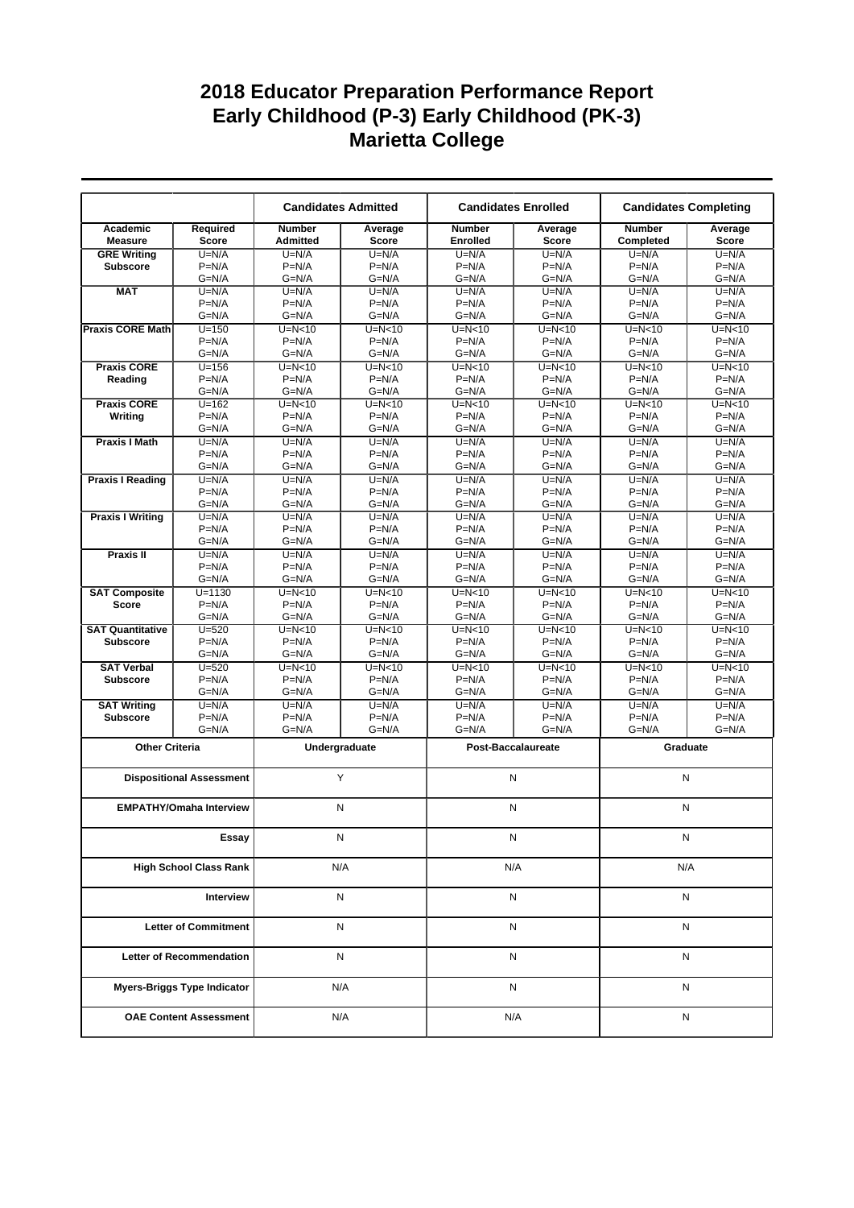# 2018 Educator Preparation Performance Report
## Early Childhood (P-3) Early Childhood (PK-3)
## Marietta College

| | | Candidates Admitted | | Candidates Enrolled | | Candidates Completing | |
|---|---|---|---|---|---|---|---|
| **Academic Measure** | **Required Score** | **Number Admitted** | **Average Score** | **Number Enrolled** | **Average Score** | **Number Completed** | **Average Score** |
| **GRE Writing Subscore** | U=N/A<br>P=N/A<br>G=N/A | U=N/A<br>P=N/A<br>G=N/A | U=N/A<br>P=N/A<br>G=N/A | U=N/A<br>P=N/A<br>G=N/A | U=N/A<br>P=N/A<br>G=N/A | U=N/A<br>P=N/A<br>G=N/A | U=N/A<br>P=N/A<br>G=N/A |
| **MAT** | U=N/A<br>P=N/A<br>G=N/A | U=N/A<br>P=N/A<br>G=N/A | U=N/A<br>P=N/A<br>G=N/A | U=N/A<br>P=N/A<br>G=N/A | U=N/A<br>P=N/A<br>G=N/A | U=N/A<br>P=N/A<br>G=N/A | U=N/A<br>P=N/A<br>G=N/A |
| **Praxis CORE Math** | U=150<br>P=N/A<br>G=N/A | U=N<10<br>P=N/A<br>G=N/A | U=N<10<br>P=N/A<br>G=N/A | U=N<10<br>P=N/A<br>G=N/A | U=N<10<br>P=N/A<br>G=N/A | U=N<10<br>P=N/A<br>G=N/A | U=N<10<br>P=N/A<br>G=N/A |
| **Praxis CORE Reading** | U=156<br>P=N/A<br>G=N/A | U=N<10<br>P=N/A<br>G=N/A | U=N<10<br>P=N/A<br>G=N/A | U=N<10<br>P=N/A<br>G=N/A | U=N<10<br>P=N/A<br>G=N/A | U=N<10<br>P=N/A<br>G=N/A | U=N<10<br>P=N/A<br>G=N/A |
| **Praxis CORE Writing** | U=162<br>P=N/A<br>G=N/A | U=N<10<br>P=N/A<br>G=N/A | U=N<10<br>P=N/A<br>G=N/A | U=N<10<br>P=N/A<br>G=N/A | U=N<10<br>P=N/A<br>G=N/A | U=N<10<br>P=N/A<br>G=N/A | U=N<10<br>P=N/A<br>G=N/A |
| **Praxis I Math** | U=N/A<br>P=N/A<br>G=N/A | U=N/A<br>P=N/A<br>G=N/A | U=N/A<br>P=N/A<br>G=N/A | U=N/A<br>P=N/A<br>G=N/A | U=N/A<br>P=N/A<br>G=N/A | U=N/A<br>P=N/A<br>G=N/A | U=N/A<br>P=N/A<br>G=N/A |
| **Praxis I Reading** | U=N/A<br>P=N/A<br>G=N/A | U=N/A<br>P=N/A<br>G=N/A | U=N/A<br>P=N/A<br>G=N/A | U=N/A<br>P=N/A<br>G=N/A | U=N/A<br>P=N/A<br>G=N/A | U=N/A<br>P=N/A<br>G=N/A | U=N/A<br>P=N/A<br>G=N/A |
| **Praxis I Writing** | U=N/A<br>P=N/A<br>G=N/A | U=N/A<br>P=N/A<br>G=N/A | U=N/A<br>P=N/A<br>G=N/A | U=N/A<br>P=N/A<br>G=N/A | U=N/A<br>P=N/A<br>G=N/A | U=N/A<br>P=N/A<br>G=N/A | U=N/A<br>P=N/A<br>G=N/A |
| **Praxis II** | U=N/A<br>P=N/A<br>G=N/A | U=N/A<br>P=N/A<br>G=N/A | U=N/A<br>P=N/A<br>G=N/A | U=N/A<br>P=N/A<br>G=N/A | U=N/A<br>P=N/A<br>G=N/A | U=N/A<br>P=N/A<br>G=N/A | U=N/A<br>P=N/A<br>G=N/A |
| **SAT Composite Score** | U=1130<br>P=N/A<br>G=N/A | U=N<10<br>P=N/A<br>G=N/A | U=N<10<br>P=N/A<br>G=N/A | U=N<10<br>P=N/A<br>G=N/A | U=N<10<br>P=N/A<br>G=N/A | U=N<10<br>P=N/A<br>G=N/A | U=N<10<br>P=N/A<br>G=N/A |
| **SAT Quantitative Subscore** | U=520<br>P=N/A<br>G=N/A | U=N<10<br>P=N/A<br>G=N/A | U=N<10<br>P=N/A<br>G=N/A | U=N<10<br>P=N/A<br>G=N/A | U=N<10<br>P=N/A<br>G=N/A | U=N<10<br>P=N/A<br>G=N/A | U=N<10<br>P=N/A<br>G=N/A |
| **SAT Verbal Subscore** | U=520<br>P=N/A<br>G=N/A | U=N<10<br>P=N/A<br>G=N/A | U=N<10<br>P=N/A<br>G=N/A | U=N<10<br>P=N/A<br>G=N/A | U=N<10<br>P=N/A<br>G=N/A | U=N<10<br>P=N/A<br>G=N/A | U=N<10<br>P=N/A<br>G=N/A |
| **SAT Writing Subscore** | U=N/A<br>P=N/A<br>G=N/A | U=N/A<br>P=N/A<br>G=N/A | U=N/A<br>P=N/A<br>G=N/A | U=N/A<br>P=N/A<br>G=N/A | U=N/A<br>P=N/A<br>G=N/A | U=N/A<br>P=N/A<br>G=N/A | U=N/A<br>P=N/A<br>G=N/A |

| Other Criteria | Undergraduate | Post-Baccalaureate | Graduate |
|---|---|---|---|
| **Dispositional Assessment** | Y | N | N |
| **EMPATHY/Omaha Interview** | N | N | N |
| **Essay** | N | N | N |
| **High School Class Rank** | N/A | N/A | N/A |
| **Interview** | N | N | N |
| **Letter of Commitment** | N | N | N |
| **Letter of Recommendation** | N | N | N |
| **Myers-Briggs Type Indicator** | N/A | N | N |
| **OAE Content Assessment** | N/A | N/A | N |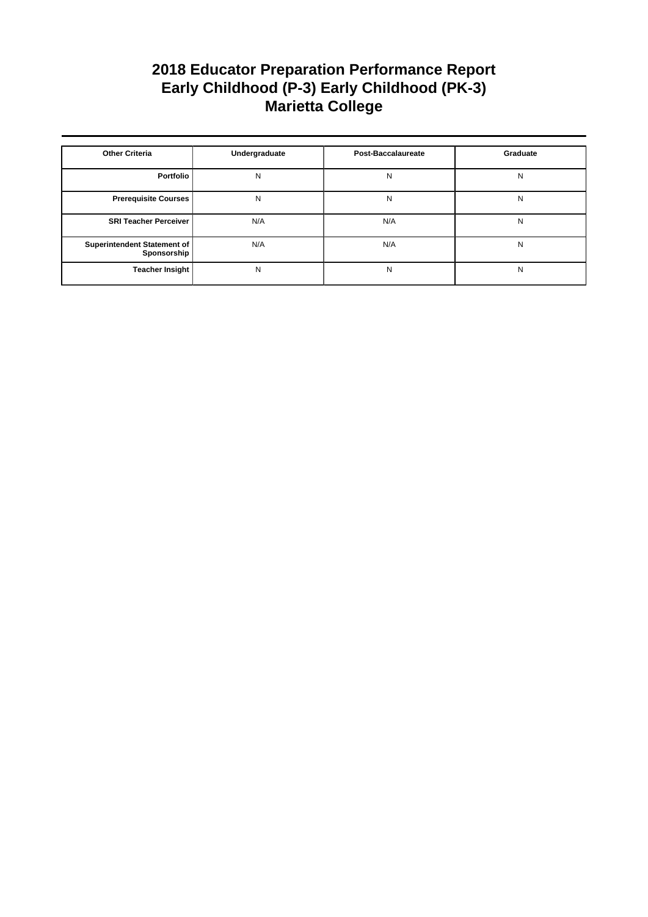# 2018 Educator Preparation Performance Report
# Early Childhood (P-3) Early Childhood (PK-3)
# Marietta College

| Other Criteria | Undergraduate | Post-Baccalaureate | Graduate |
|---|---|---|---|
| Portfolio | N | N | N |
| Prerequisite Courses | N | N | N |
| SRI Teacher Perceiver | N/A | N/A | N |
| Superintendent Statement of Sponsorship | N/A | N/A | N |
| Teacher Insight | N | N | N |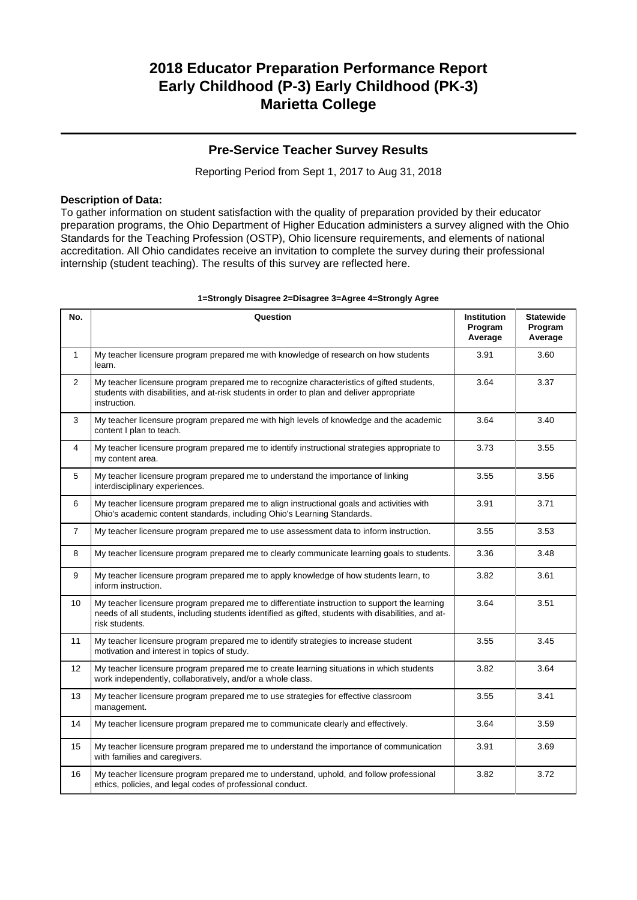# 2018 Educator Preparation Performance Report
# Early Childhood (P-3) Early Childhood (PK-3)
# Marietta College

## Pre-Service Teacher Survey Results

Reporting Period from Sept 1, 2017 to Aug 31, 2018

**Description of Data:**
To gather information on student satisfaction with the quality of preparation provided by their educator preparation programs, the Ohio Department of Higher Education administers a survey aligned with the Ohio Standards for the Teaching Profession (OSTP), Ohio licensure requirements, and elements of national accreditation. All Ohio candidates receive an invitation to complete the survey during their professional internship (student teaching). The results of this survey are reflected here.

**1=Strongly Disagree 2=Disagree 3=Agree 4=Strongly Agree**

| No. | Question | Institution Program Average | Statewide Program Average |
|---|---|---|---|
| 1 | My teacher licensure program prepared me with knowledge of research on how students learn. | 3.91 | 3.60 |
| 2 | My teacher licensure program prepared me to recognize characteristics of gifted students, students with disabilities, and at-risk students in order to plan and deliver appropriate instruction. | 3.64 | 3.37 |
| 3 | My teacher licensure program prepared me with high levels of knowledge and the academic content I plan to teach. | 3.64 | 3.40 |
| 4 | My teacher licensure program prepared me to identify instructional strategies appropriate to my content area. | 3.73 | 3.55 |
| 5 | My teacher licensure program prepared me to understand the importance of linking interdisciplinary experiences. | 3.55 | 3.56 |
| 6 | My teacher licensure program prepared me to align instructional goals and activities with Ohio's academic content standards, including Ohio's Learning Standards. | 3.91 | 3.71 |
| 7 | My teacher licensure program prepared me to use assessment data to inform instruction. | 3.55 | 3.53 |
| 8 | My teacher licensure program prepared me to clearly communicate learning goals to students. | 3.36 | 3.48 |
| 9 | My teacher licensure program prepared me to apply knowledge of how students learn, to inform instruction. | 3.82 | 3.61 |
| 10 | My teacher licensure program prepared me to differentiate instruction to support the learning needs of all students, including students identified as gifted, students with disabilities, and at-risk students. | 3.64 | 3.51 |
| 11 | My teacher licensure program prepared me to identify strategies to increase student motivation and interest in topics of study. | 3.55 | 3.45 |
| 12 | My teacher licensure program prepared me to create learning situations in which students work independently, collaboratively, and/or a whole class. | 3.82 | 3.64 |
| 13 | My teacher licensure program prepared me to use strategies for effective classroom management. | 3.55 | 3.41 |
| 14 | My teacher licensure program prepared me to communicate clearly and effectively. | 3.64 | 3.59 |
| 15 | My teacher licensure program prepared me to understand the importance of communication with families and caregivers. | 3.91 | 3.69 |
| 16 | My teacher licensure program prepared me to understand, uphold, and follow professional ethics, policies, and legal codes of professional conduct. | 3.82 | 3.72 |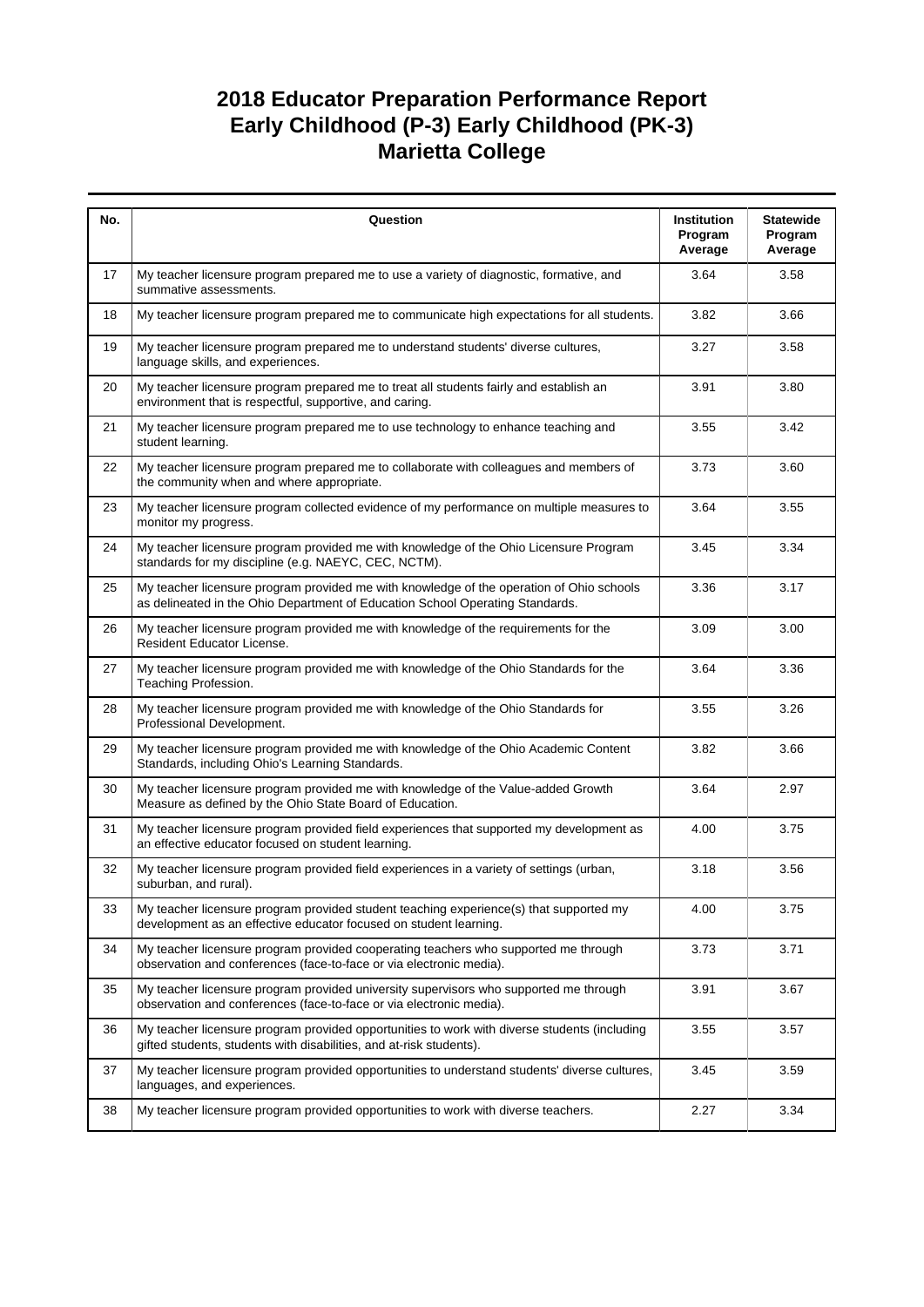# 2018 Educator Preparation Performance Report
# Early Childhood (P-3) Early Childhood (PK-3)
# Marietta College

| No. | Question | Institution Program Average | Statewide Program Average |
|---|---|---|---|
| 17 | My teacher licensure program prepared me to use a variety of diagnostic, formative, and summative assessments. | 3.64 | 3.58 |
| 18 | My teacher licensure program prepared me to communicate high expectations for all students. | 3.82 | 3.66 |
| 19 | My teacher licensure program prepared me to understand students' diverse cultures, language skills, and experiences. | 3.27 | 3.58 |
| 20 | My teacher licensure program prepared me to treat all students fairly and establish an environment that is respectful, supportive, and caring. | 3.91 | 3.80 |
| 21 | My teacher licensure program prepared me to use technology to enhance teaching and student learning. | 3.55 | 3.42 |
| 22 | My teacher licensure program prepared me to collaborate with colleagues and members of the community when and where appropriate. | 3.73 | 3.60 |
| 23 | My teacher licensure program collected evidence of my performance on multiple measures to monitor my progress. | 3.64 | 3.55 |
| 24 | My teacher licensure program provided me with knowledge of the Ohio Licensure Program standards for my discipline (e.g. NAEYC, CEC, NCTM). | 3.45 | 3.34 |
| 25 | My teacher licensure program provided me with knowledge of the operation of Ohio schools as delineated in the Ohio Department of Education School Operating Standards. | 3.36 | 3.17 |
| 26 | My teacher licensure program provided me with knowledge of the requirements for the Resident Educator License. | 3.09 | 3.00 |
| 27 | My teacher licensure program provided me with knowledge of the Ohio Standards for the Teaching Profession. | 3.64 | 3.36 |
| 28 | My teacher licensure program provided me with knowledge of the Ohio Standards for Professional Development. | 3.55 | 3.26 |
| 29 | My teacher licensure program provided me with knowledge of the Ohio Academic Content Standards, including Ohio's Learning Standards. | 3.82 | 3.66 |
| 30 | My teacher licensure program provided me with knowledge of the Value-added Growth Measure as defined by the Ohio State Board of Education. | 3.64 | 2.97 |
| 31 | My teacher licensure program provided field experiences that supported my development as an effective educator focused on student learning. | 4.00 | 3.75 |
| 32 | My teacher licensure program provided field experiences in a variety of settings (urban, suburban, and rural). | 3.18 | 3.56 |
| 33 | My teacher licensure program provided student teaching experience(s) that supported my development as an effective educator focused on student learning. | 4.00 | 3.75 |
| 34 | My teacher licensure program provided cooperating teachers who supported me through observation and conferences (face-to-face or via electronic media). | 3.73 | 3.71 |
| 35 | My teacher licensure program provided university supervisors who supported me through observation and conferences (face-to-face or via electronic media). | 3.91 | 3.67 |
| 36 | My teacher licensure program provided opportunities to work with diverse students (including gifted students, students with disabilities, and at-risk students). | 3.55 | 3.57 |
| 37 | My teacher licensure program provided opportunities to understand students' diverse cultures, languages, and experiences. | 3.45 | 3.59 |
| 38 | My teacher licensure program provided opportunities to work with diverse teachers. | 2.27 | 3.34 |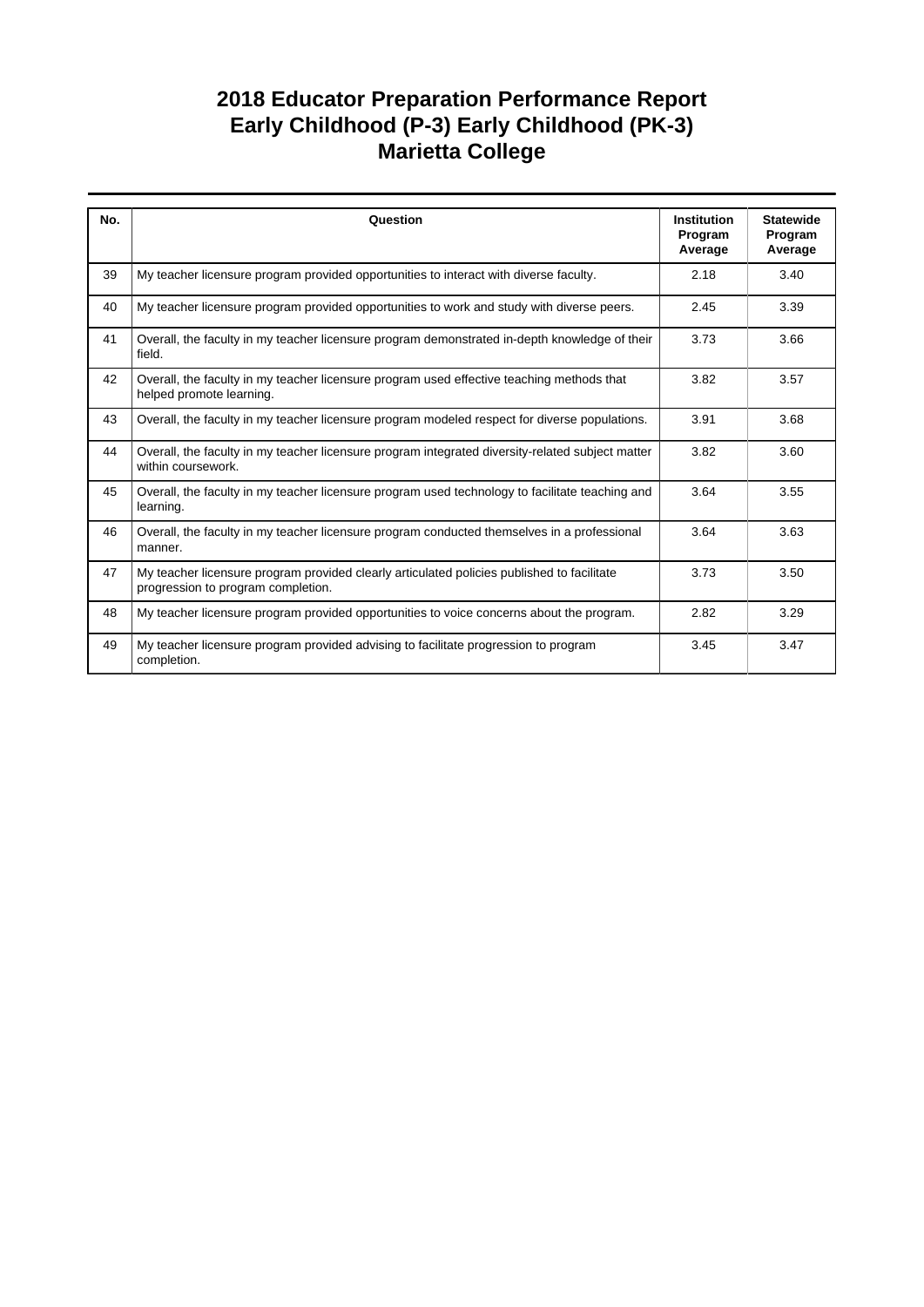# 2018 Educator Preparation Performance Report
# Early Childhood (P-3) Early Childhood (PK-3)
# Marietta College

| No. | Question | Institution Program Average | Statewide Program Average |
|---|---|---|---|
| 39 | My teacher licensure program provided opportunities to interact with diverse faculty. | 2.18 | 3.40 |
| 40 | My teacher licensure program provided opportunities to work and study with diverse peers. | 2.45 | 3.39 |
| 41 | Overall, the faculty in my teacher licensure program demonstrated in-depth knowledge of their field. | 3.73 | 3.66 |
| 42 | Overall, the faculty in my teacher licensure program used effective teaching methods that helped promote learning. | 3.82 | 3.57 |
| 43 | Overall, the faculty in my teacher licensure program modeled respect for diverse populations. | 3.91 | 3.68 |
| 44 | Overall, the faculty in my teacher licensure program integrated diversity-related subject matter within coursework. | 3.82 | 3.60 |
| 45 | Overall, the faculty in my teacher licensure program used technology to facilitate teaching and learning. | 3.64 | 3.55 |
| 46 | Overall, the faculty in my teacher licensure program conducted themselves in a professional manner. | 3.64 | 3.63 |
| 47 | My teacher licensure program provided clearly articulated policies published to facilitate progression to program completion. | 3.73 | 3.50 |
| 48 | My teacher licensure program provided opportunities to voice concerns about the program. | 2.82 | 3.29 |
| 49 | My teacher licensure program provided advising to facilitate progression to program completion. | 3.45 | 3.47 |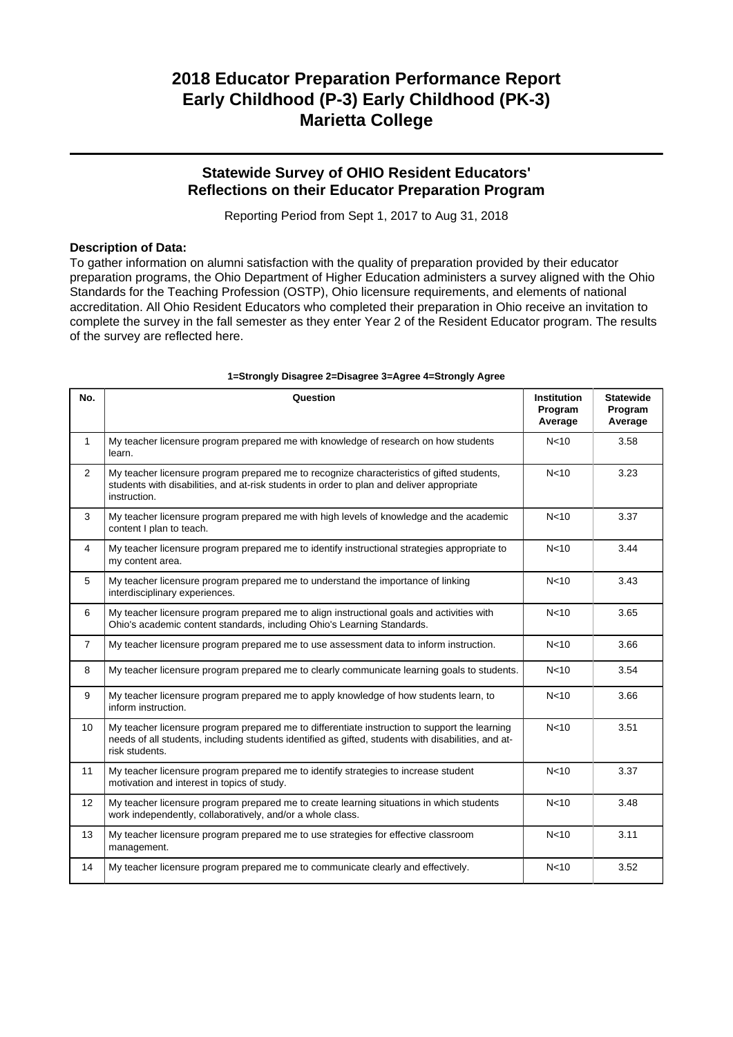# 2018 Educator Preparation Performance Report
# Early Childhood (P-3) Early Childhood (PK-3)
# Marietta College

## Statewide Survey of OHIO Resident Educators' Reflections on their Educator Preparation Program

Reporting Period from Sept 1, 2017 to Aug 31, 2018

**Description of Data:**

To gather information on alumni satisfaction with the quality of preparation provided by their educator preparation programs, the Ohio Department of Higher Education administers a survey aligned with the Ohio Standards for the Teaching Profession (OSTP), Ohio licensure requirements, and elements of national accreditation. All Ohio Resident Educators who completed their preparation in Ohio receive an invitation to complete the survey in the fall semester as they enter Year 2 of the Resident Educator program. The results of the survey are reflected here.

**1=Strongly Disagree 2=Disagree 3=Agree 4=Strongly Agree**

| No. | Question | Institution Program Average | Statewide Program Average |
|---|---|---|---|
| 1 | My teacher licensure program prepared me with knowledge of research on how students learn. | N<10 | 3.58 |
| 2 | My teacher licensure program prepared me to recognize characteristics of gifted students, students with disabilities, and at-risk students in order to plan and deliver appropriate instruction. | N<10 | 3.23 |
| 3 | My teacher licensure program prepared me with high levels of knowledge and the academic content I plan to teach. | N<10 | 3.37 |
| 4 | My teacher licensure program prepared me to identify instructional strategies appropriate to my content area. | N<10 | 3.44 |
| 5 | My teacher licensure program prepared me to understand the importance of linking interdisciplinary experiences. | N<10 | 3.43 |
| 6 | My teacher licensure program prepared me to align instructional goals and activities with Ohio's academic content standards, including Ohio's Learning Standards. | N<10 | 3.65 |
| 7 | My teacher licensure program prepared me to use assessment data to inform instruction. | N<10 | 3.66 |
| 8 | My teacher licensure program prepared me to clearly communicate learning goals to students. | N<10 | 3.54 |
| 9 | My teacher licensure program prepared me to apply knowledge of how students learn, to inform instruction. | N<10 | 3.66 |
| 10 | My teacher licensure program prepared me to differentiate instruction to support the learning needs of all students, including students identified as gifted, students with disabilities, and at-risk students. | N<10 | 3.51 |
| 11 | My teacher licensure program prepared me to identify strategies to increase student motivation and interest in topics of study. | N<10 | 3.37 |
| 12 | My teacher licensure program prepared me to create learning situations in which students work independently, collaboratively, and/or a whole class. | N<10 | 3.48 |
| 13 | My teacher licensure program prepared me to use strategies for effective classroom management. | N<10 | 3.11 |
| 14 | My teacher licensure program prepared me to communicate clearly and effectively. | N<10 | 3.52 |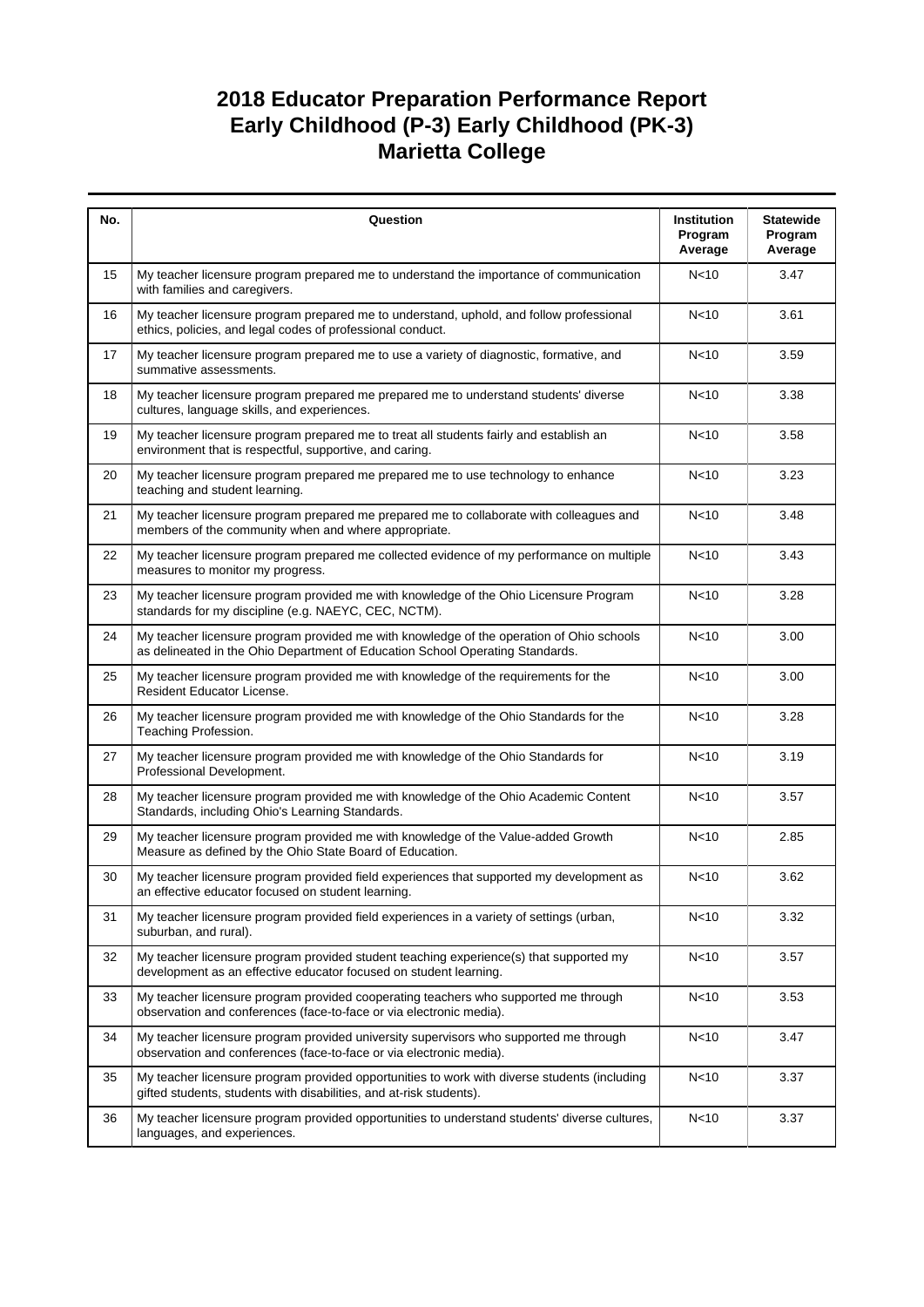# 2018 Educator Preparation Performance Report
## Early Childhood (P-3) Early Childhood (PK-3)
## Marietta College

| No. | Question | Institution Program Average | Statewide Program Average |
|---|---|---|---|
| 15 | My teacher licensure program prepared me to understand the importance of communication with families and caregivers. | N<10 | 3.47 |
| 16 | My teacher licensure program prepared me to understand, uphold, and follow professional ethics, policies, and legal codes of professional conduct. | N<10 | 3.61 |
| 17 | My teacher licensure program prepared me to use a variety of diagnostic, formative, and summative assessments. | N<10 | 3.59 |
| 18 | My teacher licensure program prepared me prepared me to understand students' diverse cultures, language skills, and experiences. | N<10 | 3.38 |
| 19 | My teacher licensure program prepared me to treat all students fairly and establish an environment that is respectful, supportive, and caring. | N<10 | 3.58 |
| 20 | My teacher licensure program prepared me prepared me to use technology to enhance teaching and student learning. | N<10 | 3.23 |
| 21 | My teacher licensure program prepared me prepared me to collaborate with colleagues and members of the community when and where appropriate. | N<10 | 3.48 |
| 22 | My teacher licensure program prepared me collected evidence of my performance on multiple measures to monitor my progress. | N<10 | 3.43 |
| 23 | My teacher licensure program provided me with knowledge of the Ohio Licensure Program standards for my discipline (e.g. NAEYC, CEC, NCTM). | N<10 | 3.28 |
| 24 | My teacher licensure program provided me with knowledge of the operation of Ohio schools as delineated in the Ohio Department of Education School Operating Standards. | N<10 | 3.00 |
| 25 | My teacher licensure program provided me with knowledge of the requirements for the Resident Educator License. | N<10 | 3.00 |
| 26 | My teacher licensure program provided me with knowledge of the Ohio Standards for the Teaching Profession. | N<10 | 3.28 |
| 27 | My teacher licensure program provided me with knowledge of the Ohio Standards for Professional Development. | N<10 | 3.19 |
| 28 | My teacher licensure program provided me with knowledge of the Ohio Academic Content Standards, including Ohio's Learning Standards. | N<10 | 3.57 |
| 29 | My teacher licensure program provided me with knowledge of the Value-added Growth Measure as defined by the Ohio State Board of Education. | N<10 | 2.85 |
| 30 | My teacher licensure program provided field experiences that supported my development as an effective educator focused on student learning. | N<10 | 3.62 |
| 31 | My teacher licensure program provided field experiences in a variety of settings (urban, suburban, and rural). | N<10 | 3.32 |
| 32 | My teacher licensure program provided student teaching experience(s) that supported my development as an effective educator focused on student learning. | N<10 | 3.57 |
| 33 | My teacher licensure program provided cooperating teachers who supported me through observation and conferences (face-to-face or via electronic media). | N<10 | 3.53 |
| 34 | My teacher licensure program provided university supervisors who supported me through observation and conferences (face-to-face or via electronic media). | N<10 | 3.47 |
| 35 | My teacher licensure program provided opportunities to work with diverse students (including gifted students, students with disabilities, and at-risk students). | N<10 | 3.37 |
| 36 | My teacher licensure program provided opportunities to understand students' diverse cultures, languages, and experiences. | N<10 | 3.37 |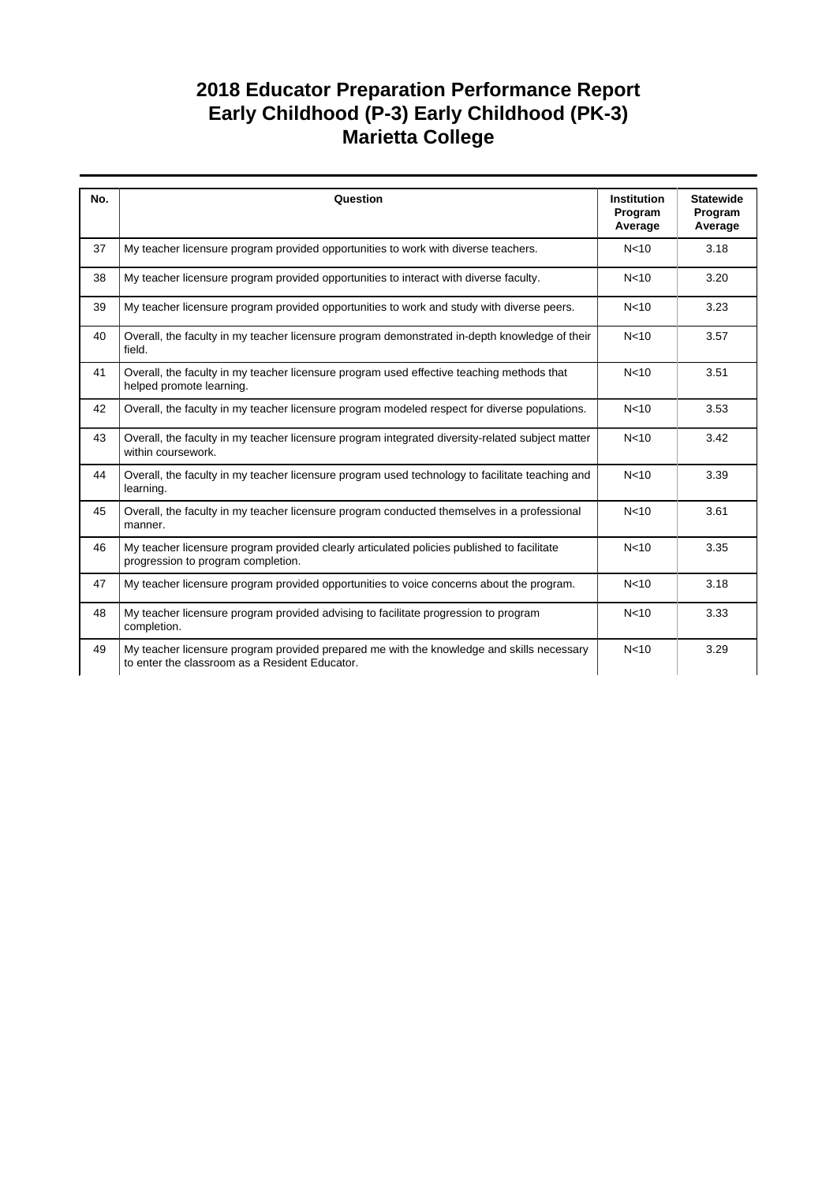# 2018 Educator Preparation Performance Report
# Early Childhood (P-3) Early Childhood (PK-3)
# Marietta College

| No. | Question | Institution Program Average | Statewide Program Average |
|---|---|---|---|
| 37 | My teacher licensure program provided opportunities to work with diverse teachers. | N<10 | 3.18 |
| 38 | My teacher licensure program provided opportunities to interact with diverse faculty. | N<10 | 3.20 |
| 39 | My teacher licensure program provided opportunities to work and study with diverse peers. | N<10 | 3.23 |
| 40 | Overall, the faculty in my teacher licensure program demonstrated in-depth knowledge of their field. | N<10 | 3.57 |
| 41 | Overall, the faculty in my teacher licensure program used effective teaching methods that helped promote learning. | N<10 | 3.51 |
| 42 | Overall, the faculty in my teacher licensure program modeled respect for diverse populations. | N<10 | 3.53 |
| 43 | Overall, the faculty in my teacher licensure program integrated diversity-related subject matter within coursework. | N<10 | 3.42 |
| 44 | Overall, the faculty in my teacher licensure program used technology to facilitate teaching and learning. | N<10 | 3.39 |
| 45 | Overall, the faculty in my teacher licensure program conducted themselves in a professional manner. | N<10 | 3.61 |
| 46 | My teacher licensure program provided clearly articulated policies published to facilitate progression to program completion. | N<10 | 3.35 |
| 47 | My teacher licensure program provided opportunities to voice concerns about the program. | N<10 | 3.18 |
| 48 | My teacher licensure program provided advising to facilitate progression to program completion. | N<10 | 3.33 |
| 49 | My teacher licensure program provided prepared me with the knowledge and skills necessary to enter the classroom as a Resident Educator. | N<10 | 3.29 |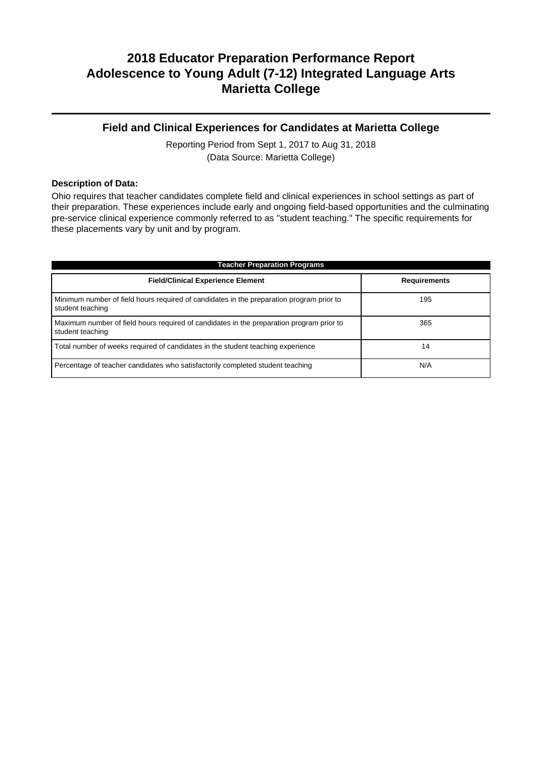# 2018 Educator Preparation Performance Report
# Adolescence to Young Adult (7-12) Integrated Language Arts
# Marietta College

## Field and Clinical Experiences for Candidates at Marietta College

Reporting Period from Sept 1, 2017 to Aug 31, 2018
(Data Source: Marietta College)

**Description of Data:**

Ohio requires that teacher candidates complete field and clinical experiences in school settings as part of their preparation. These experiences include early and ongoing field-based opportunities and the culminating pre-service clinical experience commonly referred to as "student teaching." The specific requirements for these placements vary by unit and by program.

| Teacher Preparation Programs | |
|---|---|
| **Field/Clinical Experience Element** | **Requirements** |
| Minimum number of field hours required of candidates in the preparation program prior to student teaching | 195 |
| Maximum number of field hours required of candidates in the preparation program prior to student teaching | 365 |
| Total number of weeks required of candidates in the student teaching experience | 14 |
| Percentage of teacher candidates who satisfactorily completed student teaching | N/A |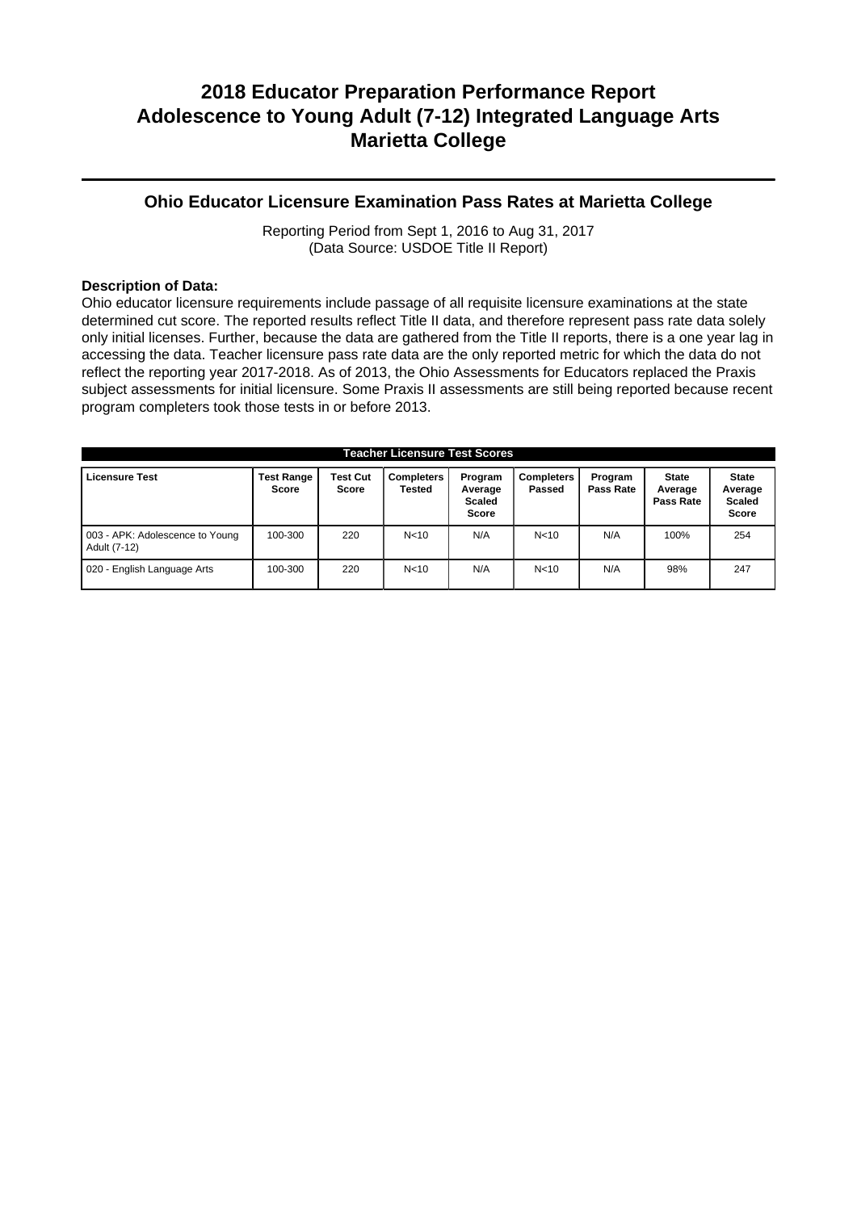# 2018 Educator Preparation Performance Report
# Adolescence to Young Adult (7-12) Integrated Language Arts
# Marietta College

## Ohio Educator Licensure Examination Pass Rates at Marietta College

Reporting Period from Sept 1, 2016 to Aug 31, 2017
(Data Source: USDOE Title II Report)

**Description of Data:**
Ohio educator licensure requirements include passage of all requisite licensure examinations at the state determined cut score. The reported results reflect Title II data, and therefore represent pass rate data solely only initial licenses. Further, because the data are gathered from the Title II reports, there is a one year lag in accessing the data. Teacher licensure pass rate data are the only reported metric for which the data do not reflect the reporting year 2017-2018. As of 2013, the Ohio Assessments for Educators replaced the Praxis subject assessments for initial licensure. Some Praxis II assessments are still being reported because recent program completers took those tests in or before 2013.

**Teacher Licensure Test Scores**

| Licensure Test | Test Range Score | Test Cut Score | Completers Tested | Program Average Scaled Score | Completers Passed | Program Pass Rate | State Average Pass Rate | State Average Scaled Score |
|---|---|---|---|---|---|---|---|---|
| 003 - APK: Adolescence to Young Adult (7-12) | 100-300 | 220 | N<10 | N/A | N<10 | N/A | 100% | 254 |
| 020 - English Language Arts | 100-300 | 220 | N<10 | N/A | N<10 | N/A | 98% | 247 |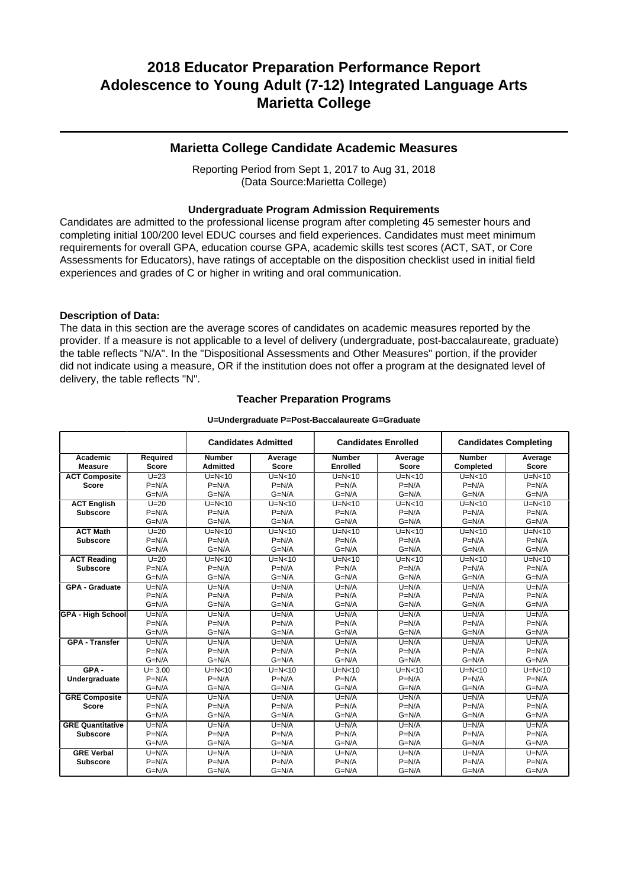# 2018 Educator Preparation Performance Report
# Adolescence to Young Adult (7-12) Integrated Language Arts
# Marietta College

## Marietta College Candidate Academic Measures

Reporting Period from Sept 1, 2017 to Aug 31, 2018
(Data Source:Marietta College)

### Undergraduate Program Admission Requirements

Candidates are admitted to the professional license program after completing 45 semester hours and completing initial 100/200 level EDUC courses and field experiences. Candidates must meet minimum requirements for overall GPA, education course GPA, academic skills test scores (ACT, SAT, or Core Assessments for Educators), have ratings of acceptable on the disposition checklist used in initial field experiences and grades of C or higher in writing and oral communication.

**Description of Data:**

The data in this section are the average scores of candidates on academic measures reported by the provider. If a measure is not applicable to a level of delivery (undergraduate, post-baccalaureate, graduate) the table reflects "N/A". In the "Dispositional Assessments and Other Measures" portion, if the provider did not indicate using a measure, OR if the institution does not offer a program at the designated level of delivery, the table reflects "N".

### Teacher Preparation Programs

**U=Undergraduate P=Post-Baccalaureate G=Graduate**

| | | Candidates Admitted | | Candidates Enrolled | | Candidates Completing | |
|---|---|---|---|---|---|---|---|
| **Academic Measure** | **Required Score** | **Number Admitted** | **Average Score** | **Number Enrolled** | **Average Score** | **Number Completed** | **Average Score** |
| **ACT Composite Score** | U=23<br>P=N/A<br>G=N/A | U=N<10<br>P=N/A<br>G=N/A | U=N<10<br>P=N/A<br>G=N/A | U=N<10<br>P=N/A<br>G=N/A | U=N<10<br>P=N/A<br>G=N/A | U=N<10<br>P=N/A<br>G=N/A | U=N<10<br>P=N/A<br>G=N/A |
| **ACT English Subscore** | U=20<br>P=N/A<br>G=N/A | U=N<10<br>P=N/A<br>G=N/A | U=N<10<br>P=N/A<br>G=N/A | U=N<10<br>P=N/A<br>G=N/A | U=N<10<br>P=N/A<br>G=N/A | U=N<10<br>P=N/A<br>G=N/A | U=N<10<br>P=N/A<br>G=N/A |
| **ACT Math Subscore** | U=20<br>P=N/A<br>G=N/A | U=N<10<br>P=N/A<br>G=N/A | U=N<10<br>P=N/A<br>G=N/A | U=N<10<br>P=N/A<br>G=N/A | U=N<10<br>P=N/A<br>G=N/A | U=N<10<br>P=N/A<br>G=N/A | U=N<10<br>P=N/A<br>G=N/A |
| **ACT Reading Subscore** | U=20<br>P=N/A<br>G=N/A | U=N<10<br>P=N/A<br>G=N/A | U=N<10<br>P=N/A<br>G=N/A | U=N<10<br>P=N/A<br>G=N/A | U=N<10<br>P=N/A<br>G=N/A | U=N<10<br>P=N/A<br>G=N/A | U=N<10<br>P=N/A<br>G=N/A |
| **GPA - Graduate** | U=N/A<br>P=N/A<br>G=N/A | U=N/A<br>P=N/A<br>G=N/A | U=N/A<br>P=N/A<br>G=N/A | U=N/A<br>P=N/A<br>G=N/A | U=N/A<br>P=N/A<br>G=N/A | U=N/A<br>P=N/A<br>G=N/A | U=N/A<br>P=N/A<br>G=N/A |
| **GPA - High School** | U=N/A<br>P=N/A<br>G=N/A | U=N/A<br>P=N/A<br>G=N/A | U=N/A<br>P=N/A<br>G=N/A | U=N/A<br>P=N/A<br>G=N/A | U=N/A<br>P=N/A<br>G=N/A | U=N/A<br>P=N/A<br>G=N/A | U=N/A<br>P=N/A<br>G=N/A |
| **GPA - Transfer** | U=N/A<br>P=N/A<br>G=N/A | U=N/A<br>P=N/A<br>G=N/A | U=N/A<br>P=N/A<br>G=N/A | U=N/A<br>P=N/A<br>G=N/A | U=N/A<br>P=N/A<br>G=N/A | U=N/A<br>P=N/A<br>G=N/A | U=N/A<br>P=N/A<br>G=N/A |
| **GPA - Undergraduate** | U= 3.00<br>P=N/A<br>G=N/A | U=N<10<br>P=N/A<br>G=N/A | U=N<10<br>P=N/A<br>G=N/A | U=N<10<br>P=N/A<br>G=N/A | U=N<10<br>P=N/A<br>G=N/A | U=N<10<br>P=N/A<br>G=N/A | U=N<10<br>P=N/A<br>G=N/A |
| **GRE Composite Score** | U=N/A<br>P=N/A<br>G=N/A | U=N/A<br>P=N/A<br>G=N/A | U=N/A<br>P=N/A<br>G=N/A | U=N/A<br>P=N/A<br>G=N/A | U=N/A<br>P=N/A<br>G=N/A | U=N/A<br>P=N/A<br>G=N/A | U=N/A<br>P=N/A<br>G=N/A |
| **GRE Quantitative Subscore** | U=N/A<br>P=N/A<br>G=N/A | U=N/A<br>P=N/A<br>G=N/A | U=N/A<br>P=N/A<br>G=N/A | U=N/A<br>P=N/A<br>G=N/A | U=N/A<br>P=N/A<br>G=N/A | U=N/A<br>P=N/A<br>G=N/A | U=N/A<br>P=N/A<br>G=N/A |
| **GRE Verbal Subscore** | U=N/A<br>P=N/A<br>G=N/A | U=N/A<br>P=N/A<br>G=N/A | U=N/A<br>P=N/A<br>G=N/A | U=N/A<br>P=N/A<br>G=N/A | U=N/A<br>P=N/A<br>G=N/A | U=N/A<br>P=N/A<br>G=N/A | U=N/A<br>P=N/A<br>G=N/A |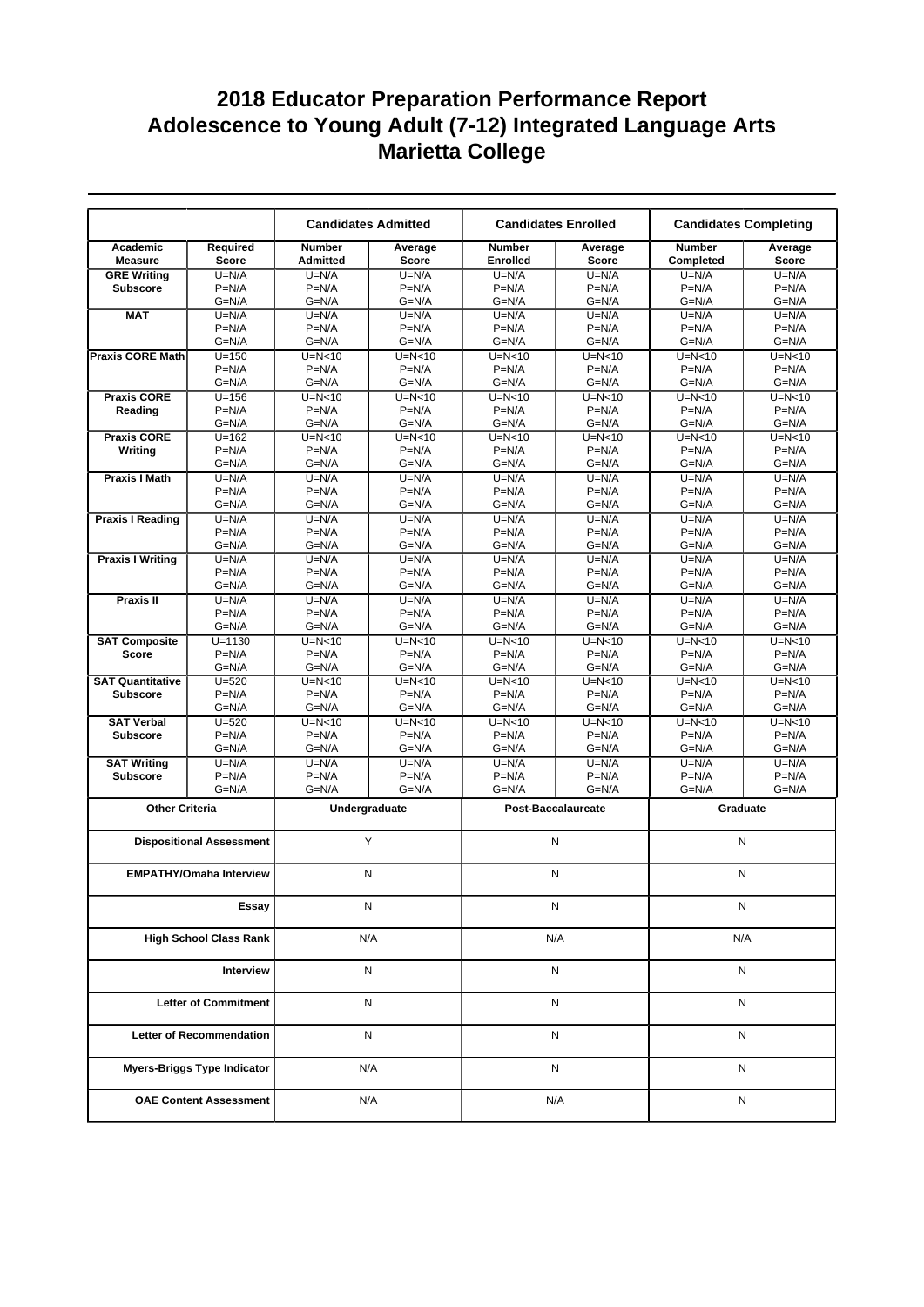# 2018 Educator Preparation Performance Report
# Adolescence to Young Adult (7-12) Integrated Language Arts
# Marietta College

| | | Candidates Admitted | | Candidates Enrolled | | Candidates Completing | |
|---|---|---|---|---|---|---|---|
| Academic Measure | Required Score | Number Admitted | Average Score | Number Enrolled | Average Score | Number Completed | Average Score |
| GRE Writing Subscore | U=N/A<br>P=N/A<br>G=N/A | U=N/A<br>P=N/A<br>G=N/A | U=N/A<br>P=N/A<br>G=N/A | U=N/A<br>P=N/A<br>G=N/A | U=N/A<br>P=N/A<br>G=N/A | U=N/A<br>P=N/A<br>G=N/A | U=N/A<br>P=N/A<br>G=N/A |
| MAT | U=N/A<br>P=N/A<br>G=N/A | U=N/A<br>P=N/A<br>G=N/A | U=N/A<br>P=N/A<br>G=N/A | U=N/A<br>P=N/A<br>G=N/A | U=N/A<br>P=N/A<br>G=N/A | U=N/A<br>P=N/A<br>G=N/A | U=N/A<br>P=N/A<br>G=N/A |
| Praxis CORE Math | U=150<br>P=N/A<br>G=N/A | U=N<10<br>P=N/A<br>G=N/A | U=N<10<br>P=N/A<br>G=N/A | U=N<10<br>P=N/A<br>G=N/A | U=N<10<br>P=N/A<br>G=N/A | U=N<10<br>P=N/A<br>G=N/A | U=N<10<br>P=N/A<br>G=N/A |
| Praxis CORE Reading | U=156<br>P=N/A<br>G=N/A | U=N<10<br>P=N/A<br>G=N/A | U=N<10<br>P=N/A<br>G=N/A | U=N<10<br>P=N/A<br>G=N/A | U=N<10<br>P=N/A<br>G=N/A | U=N<10<br>P=N/A<br>G=N/A | U=N<10<br>P=N/A<br>G=N/A |
| Praxis CORE Writing | U=162<br>P=N/A<br>G=N/A | U=N<10<br>P=N/A<br>G=N/A | U=N<10<br>P=N/A<br>G=N/A | U=N<10<br>P=N/A<br>G=N/A | U=N<10<br>P=N/A<br>G=N/A | U=N<10<br>P=N/A<br>G=N/A | U=N<10<br>P=N/A<br>G=N/A |
| Praxis I Math | U=N/A<br>P=N/A<br>G=N/A | U=N/A<br>P=N/A<br>G=N/A | U=N/A<br>P=N/A<br>G=N/A | U=N/A<br>P=N/A<br>G=N/A | U=N/A<br>P=N/A<br>G=N/A | U=N/A<br>P=N/A<br>G=N/A | U=N/A<br>P=N/A<br>G=N/A |
| Praxis I Reading | U=N/A<br>P=N/A<br>G=N/A | U=N/A<br>P=N/A<br>G=N/A | U=N/A<br>P=N/A<br>G=N/A | U=N/A<br>P=N/A<br>G=N/A | U=N/A<br>P=N/A<br>G=N/A | U=N/A<br>P=N/A<br>G=N/A | U=N/A<br>P=N/A<br>G=N/A |
| Praxis I Writing | U=N/A<br>P=N/A<br>G=N/A | U=N/A<br>P=N/A<br>G=N/A | U=N/A<br>P=N/A<br>G=N/A | U=N/A<br>P=N/A<br>G=N/A | U=N/A<br>P=N/A<br>G=N/A | U=N/A<br>P=N/A<br>G=N/A | U=N/A<br>P=N/A<br>G=N/A |
| Praxis II | U=N/A<br>P=N/A<br>G=N/A | U=N/A<br>P=N/A<br>G=N/A | U=N/A<br>P=N/A<br>G=N/A | U=N/A<br>P=N/A<br>G=N/A | U=N/A<br>P=N/A<br>G=N/A | U=N/A<br>P=N/A<br>G=N/A | U=N/A<br>P=N/A<br>G=N/A |
| SAT Composite Score | U=1130<br>P=N/A<br>G=N/A | U=N<10<br>P=N/A<br>G=N/A | U=N<10<br>P=N/A<br>G=N/A | U=N<10<br>P=N/A<br>G=N/A | U=N<10<br>P=N/A<br>G=N/A | U=N<10<br>P=N/A<br>G=N/A | U=N<10<br>P=N/A<br>G=N/A |
| SAT Quantitative Subscore | U=520<br>P=N/A<br>G=N/A | U=N<10<br>P=N/A<br>G=N/A | U=N<10<br>P=N/A<br>G=N/A | U=N<10<br>P=N/A<br>G=N/A | U=N<10<br>P=N/A<br>G=N/A | U=N<10<br>P=N/A<br>G=N/A | U=N<10<br>P=N/A<br>G=N/A |
| SAT Verbal Subscore | U=520<br>P=N/A<br>G=N/A | U=N<10<br>P=N/A<br>G=N/A | U=N<10<br>P=N/A<br>G=N/A | U=N<10<br>P=N/A<br>G=N/A | U=N<10<br>P=N/A<br>G=N/A | U=N<10<br>P=N/A<br>G=N/A | U=N<10<br>P=N/A<br>G=N/A |
| SAT Writing Subscore | U=N/A<br>P=N/A<br>G=N/A | U=N/A<br>P=N/A<br>G=N/A | U=N/A<br>P=N/A<br>G=N/A | U=N/A<br>P=N/A<br>G=N/A | U=N/A<br>P=N/A<br>G=N/A | U=N/A<br>P=N/A<br>G=N/A | U=N/A<br>P=N/A<br>G=N/A |

| Other Criteria | Undergraduate | Post-Baccalaureate | Graduate |
|---|---|---|---|
| Dispositional Assessment | Y | N | N |
| EMPATHY/Omaha Interview | N | N | N |
| Essay | N | N | N |
| High School Class Rank | N/A | N/A | N/A |
| Interview | N | N | N |
| Letter of Commitment | N | N | N |
| Letter of Recommendation | N | N | N |
| Myers-Briggs Type Indicator | N/A | N | N |
| OAE Content Assessment | N/A | N/A | N |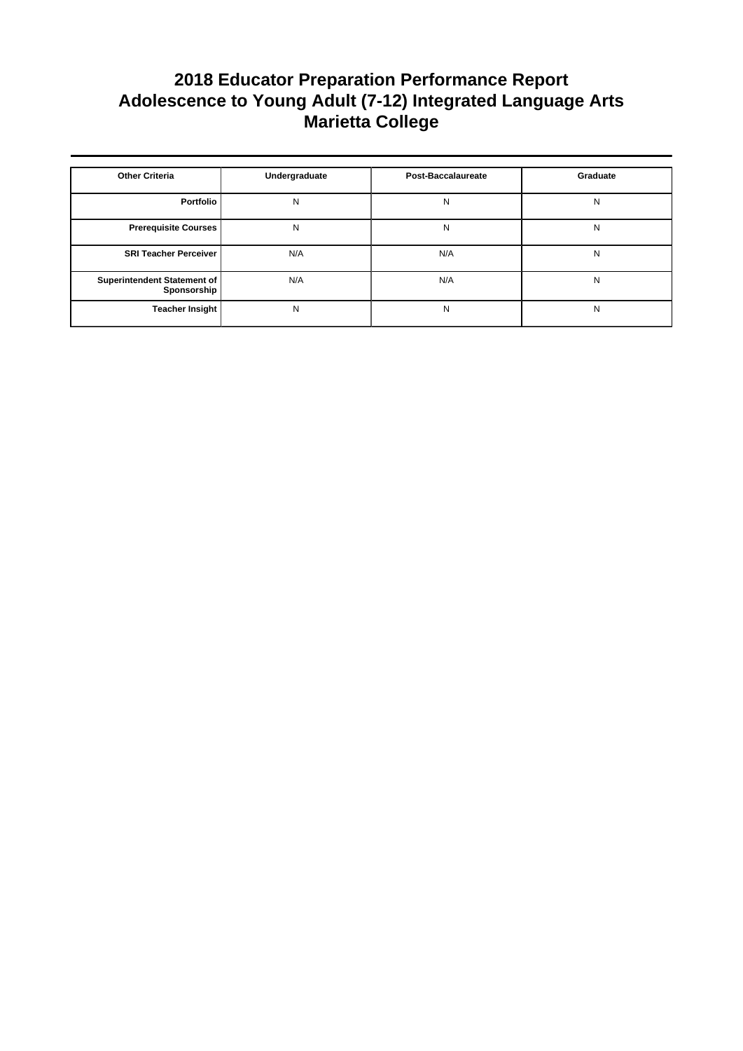# 2018 Educator Preparation Performance Report
# Adolescence to Young Adult (7-12) Integrated Language Arts
# Marietta College

| Other Criteria | Undergraduate | Post-Baccalaureate | Graduate |
|---|---|---|---|
| Portfolio | N | N | N |
| Prerequisite Courses | N | N | N |
| SRI Teacher Perceiver | N/A | N/A | N |
| Superintendent Statement of Sponsorship | N/A | N/A | N |
| Teacher Insight | N | N | N |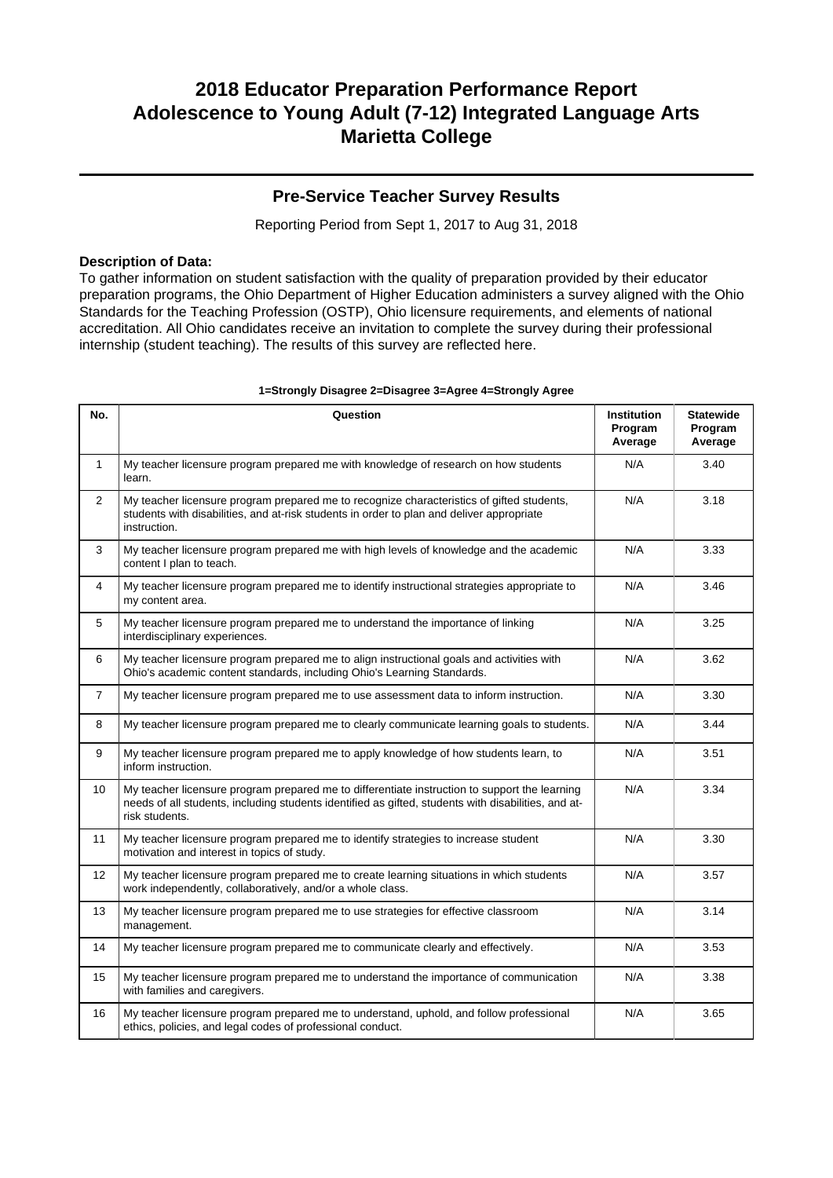# 2018 Educator Preparation Performance Report
# Adolescence to Young Adult (7-12) Integrated Language Arts
# Marietta College

## Pre-Service Teacher Survey Results

Reporting Period from Sept 1, 2017 to Aug 31, 2018

**Description of Data:**
To gather information on student satisfaction with the quality of preparation provided by their educator preparation programs, the Ohio Department of Higher Education administers a survey aligned with the Ohio Standards for the Teaching Profession (OSTP), Ohio licensure requirements, and elements of national accreditation. All Ohio candidates receive an invitation to complete the survey during their professional internship (student teaching). The results of this survey are reflected here.

**1=Strongly Disagree 2=Disagree 3=Agree 4=Strongly Agree**

| No. | Question | Institution Program Average | Statewide Program Average |
|---|---|---|---|
| 1 | My teacher licensure program prepared me with knowledge of research on how students learn. | N/A | 3.40 |
| 2 | My teacher licensure program prepared me to recognize characteristics of gifted students, students with disabilities, and at-risk students in order to plan and deliver appropriate instruction. | N/A | 3.18 |
| 3 | My teacher licensure program prepared me with high levels of knowledge and the academic content I plan to teach. | N/A | 3.33 |
| 4 | My teacher licensure program prepared me to identify instructional strategies appropriate to my content area. | N/A | 3.46 |
| 5 | My teacher licensure program prepared me to understand the importance of linking interdisciplinary experiences. | N/A | 3.25 |
| 6 | My teacher licensure program prepared me to align instructional goals and activities with Ohio's academic content standards, including Ohio's Learning Standards. | N/A | 3.62 |
| 7 | My teacher licensure program prepared me to use assessment data to inform instruction. | N/A | 3.30 |
| 8 | My teacher licensure program prepared me to clearly communicate learning goals to students. | N/A | 3.44 |
| 9 | My teacher licensure program prepared me to apply knowledge of how students learn, to inform instruction. | N/A | 3.51 |
| 10 | My teacher licensure program prepared me to differentiate instruction to support the learning needs of all students, including students identified as gifted, students with disabilities, and at-risk students. | N/A | 3.34 |
| 11 | My teacher licensure program prepared me to identify strategies to increase student motivation and interest in topics of study. | N/A | 3.30 |
| 12 | My teacher licensure program prepared me to create learning situations in which students work independently, collaboratively, and/or a whole class. | N/A | 3.57 |
| 13 | My teacher licensure program prepared me to use strategies for effective classroom management. | N/A | 3.14 |
| 14 | My teacher licensure program prepared me to communicate clearly and effectively. | N/A | 3.53 |
| 15 | My teacher licensure program prepared me to understand the importance of communication with families and caregivers. | N/A | 3.38 |
| 16 | My teacher licensure program prepared me to understand, uphold, and follow professional ethics, policies, and legal codes of professional conduct. | N/A | 3.65 |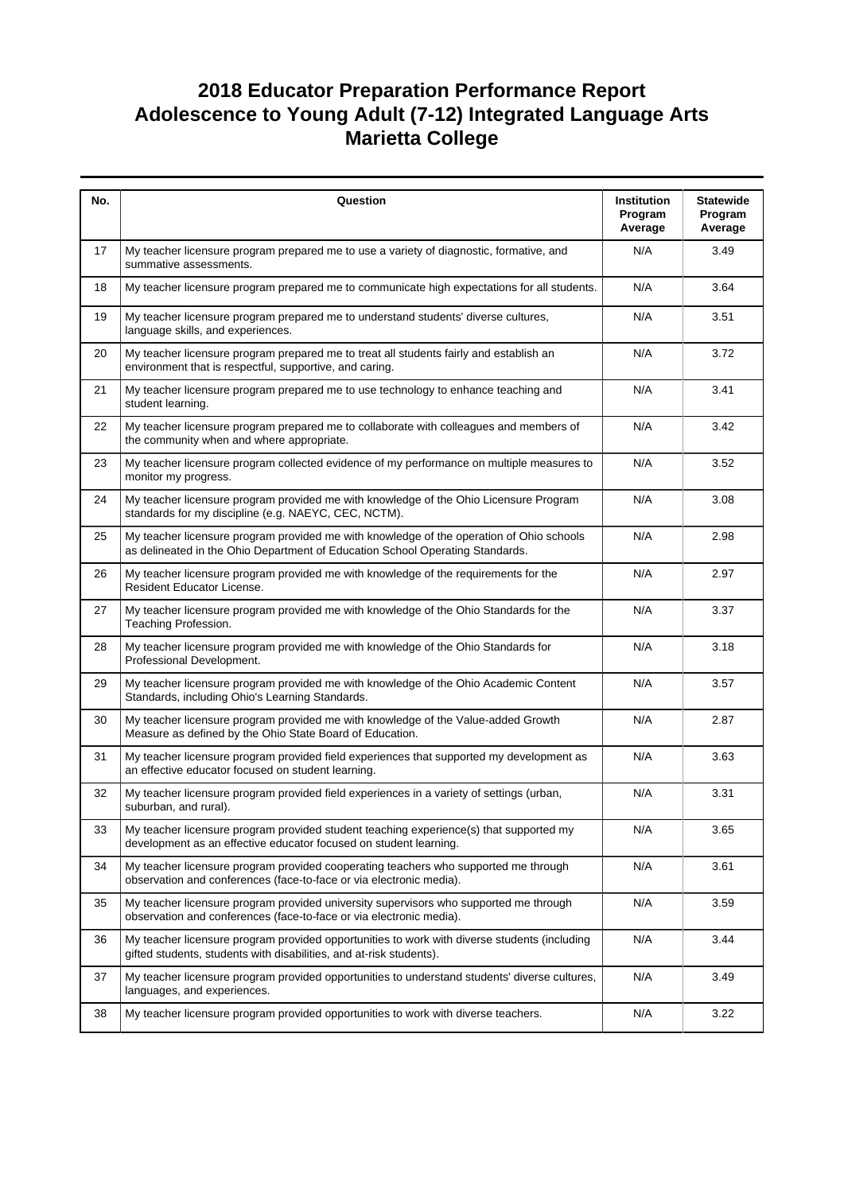# 2018 Educator Preparation Performance Report
# Adolescence to Young Adult (7-12) Integrated Language Arts
# Marietta College

| No. | Question | Institution Program Average | Statewide Program Average |
|---|---|---|---|
| 17 | My teacher licensure program prepared me to use a variety of diagnostic, formative, and summative assessments. | N/A | 3.49 |
| 18 | My teacher licensure program prepared me to communicate high expectations for all students. | N/A | 3.64 |
| 19 | My teacher licensure program prepared me to understand students' diverse cultures, language skills, and experiences. | N/A | 3.51 |
| 20 | My teacher licensure program prepared me to treat all students fairly and establish an environment that is respectful, supportive, and caring. | N/A | 3.72 |
| 21 | My teacher licensure program prepared me to use technology to enhance teaching and student learning. | N/A | 3.41 |
| 22 | My teacher licensure program prepared me to collaborate with colleagues and members of the community when and where appropriate. | N/A | 3.42 |
| 23 | My teacher licensure program collected evidence of my performance on multiple measures to monitor my progress. | N/A | 3.52 |
| 24 | My teacher licensure program provided me with knowledge of the Ohio Licensure Program standards for my discipline (e.g. NAEYC, CEC, NCTM). | N/A | 3.08 |
| 25 | My teacher licensure program provided me with knowledge of the operation of Ohio schools as delineated in the Ohio Department of Education School Operating Standards. | N/A | 2.98 |
| 26 | My teacher licensure program provided me with knowledge of the requirements for the Resident Educator License. | N/A | 2.97 |
| 27 | My teacher licensure program provided me with knowledge of the Ohio Standards for the Teaching Profession. | N/A | 3.37 |
| 28 | My teacher licensure program provided me with knowledge of the Ohio Standards for Professional Development. | N/A | 3.18 |
| 29 | My teacher licensure program provided me with knowledge of the Ohio Academic Content Standards, including Ohio's Learning Standards. | N/A | 3.57 |
| 30 | My teacher licensure program provided me with knowledge of the Value-added Growth Measure as defined by the Ohio State Board of Education. | N/A | 2.87 |
| 31 | My teacher licensure program provided field experiences that supported my development as an effective educator focused on student learning. | N/A | 3.63 |
| 32 | My teacher licensure program provided field experiences in a variety of settings (urban, suburban, and rural). | N/A | 3.31 |
| 33 | My teacher licensure program provided student teaching experience(s) that supported my development as an effective educator focused on student learning. | N/A | 3.65 |
| 34 | My teacher licensure program provided cooperating teachers who supported me through observation and conferences (face-to-face or via electronic media). | N/A | 3.61 |
| 35 | My teacher licensure program provided university supervisors who supported me through observation and conferences (face-to-face or via electronic media). | N/A | 3.59 |
| 36 | My teacher licensure program provided opportunities to work with diverse students (including gifted students, students with disabilities, and at-risk students). | N/A | 3.44 |
| 37 | My teacher licensure program provided opportunities to understand students' diverse cultures, languages, and experiences. | N/A | 3.49 |
| 38 | My teacher licensure program provided opportunities to work with diverse teachers. | N/A | 3.22 |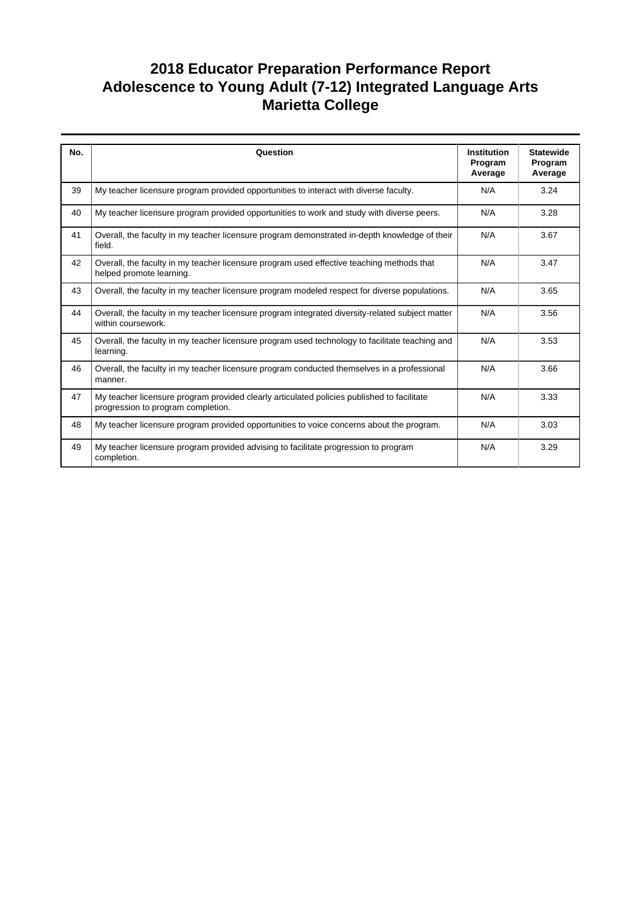# 2018 Educator Preparation Performance Report
# Adolescence to Young Adult (7-12) Integrated Language Arts
# Marietta College

| No. | Question | Institution Program Average | Statewide Program Average |
|---|---|---|---|
| 39 | My teacher licensure program provided opportunities to interact with diverse faculty. | N/A | 3.24 |
| 40 | My teacher licensure program provided opportunities to work and study with diverse peers. | N/A | 3.28 |
| 41 | Overall, the faculty in my teacher licensure program demonstrated in-depth knowledge of their field. | N/A | 3.67 |
| 42 | Overall, the faculty in my teacher licensure program used effective teaching methods that helped promote learning. | N/A | 3.47 |
| 43 | Overall, the faculty in my teacher licensure program modeled respect for diverse populations. | N/A | 3.65 |
| 44 | Overall, the faculty in my teacher licensure program integrated diversity-related subject matter within coursework. | N/A | 3.56 |
| 45 | Overall, the faculty in my teacher licensure program used technology to facilitate teaching and learning. | N/A | 3.53 |
| 46 | Overall, the faculty in my teacher licensure program conducted themselves in a professional manner. | N/A | 3.66 |
| 47 | My teacher licensure program provided clearly articulated policies published to facilitate progression to program completion. | N/A | 3.33 |
| 48 | My teacher licensure program provided opportunities to voice concerns about the program. | N/A | 3.03 |
| 49 | My teacher licensure program provided advising to facilitate progression to program completion. | N/A | 3.29 |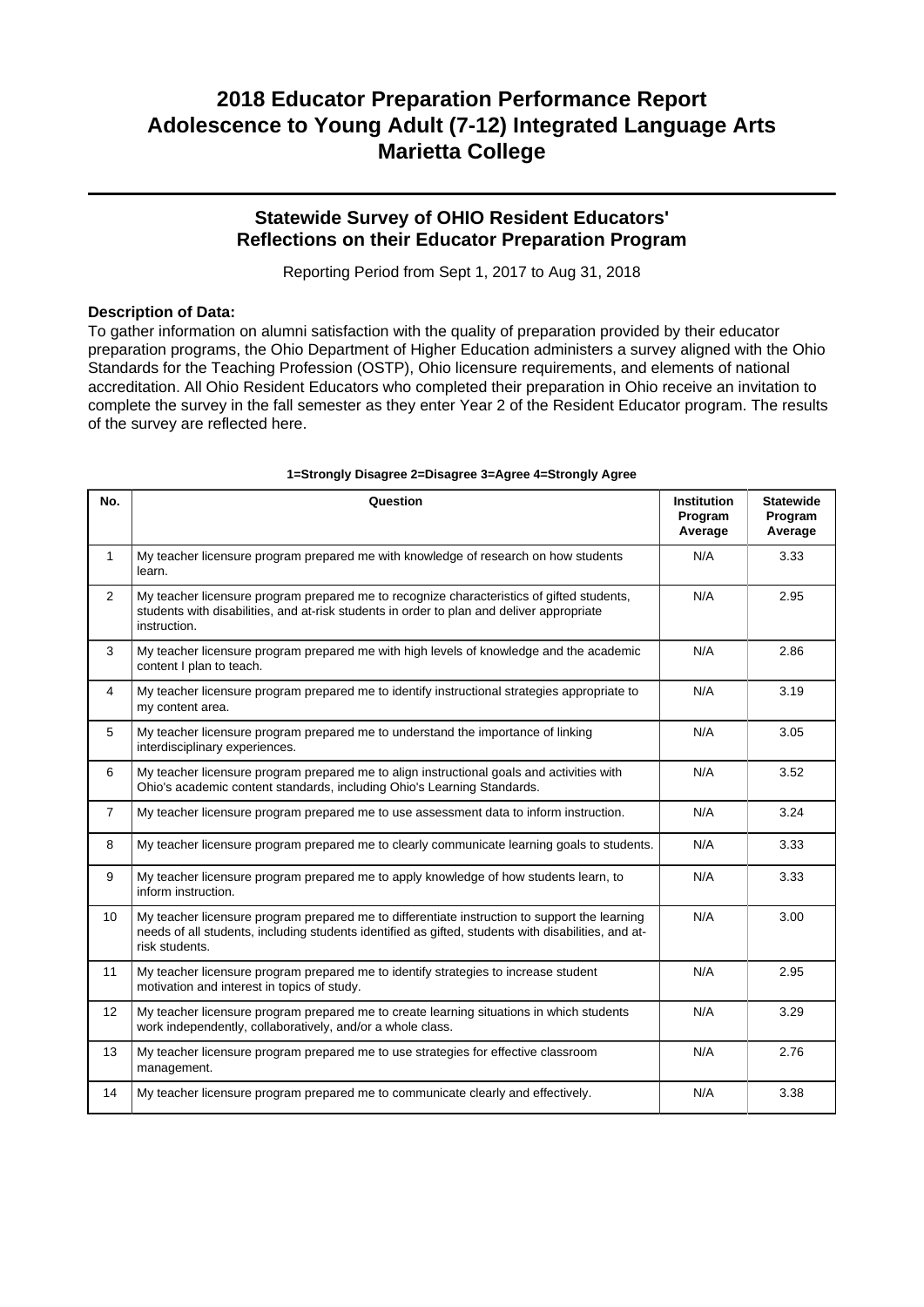# 2018 Educator Preparation Performance Report
# Adolescence to Young Adult (7-12) Integrated Language Arts
# Marietta College

## Statewide Survey of OHIO Resident Educators' Reflections on their Educator Preparation Program

Reporting Period from Sept 1, 2017 to Aug 31, 2018

**Description of Data:**

To gather information on alumni satisfaction with the quality of preparation provided by their educator preparation programs, the Ohio Department of Higher Education administers a survey aligned with the Ohio Standards for the Teaching Profession (OSTP), Ohio licensure requirements, and elements of national accreditation. All Ohio Resident Educators who completed their preparation in Ohio receive an invitation to complete the survey in the fall semester as they enter Year 2 of the Resident Educator program. The results of the survey are reflected here.

**1=Strongly Disagree 2=Disagree 3=Agree 4=Strongly Agree**

| No. | Question | Institution Program Average | Statewide Program Average |
|---|---|---|---|
| 1 | My teacher licensure program prepared me with knowledge of research on how students learn. | N/A | 3.33 |
| 2 | My teacher licensure program prepared me to recognize characteristics of gifted students, students with disabilities, and at-risk students in order to plan and deliver appropriate instruction. | N/A | 2.95 |
| 3 | My teacher licensure program prepared me with high levels of knowledge and the academic content I plan to teach. | N/A | 2.86 |
| 4 | My teacher licensure program prepared me to identify instructional strategies appropriate to my content area. | N/A | 3.19 |
| 5 | My teacher licensure program prepared me to understand the importance of linking interdisciplinary experiences. | N/A | 3.05 |
| 6 | My teacher licensure program prepared me to align instructional goals and activities with Ohio's academic content standards, including Ohio's Learning Standards. | N/A | 3.52 |
| 7 | My teacher licensure program prepared me to use assessment data to inform instruction. | N/A | 3.24 |
| 8 | My teacher licensure program prepared me to clearly communicate learning goals to students. | N/A | 3.33 |
| 9 | My teacher licensure program prepared me to apply knowledge of how students learn, to inform instruction. | N/A | 3.33 |
| 10 | My teacher licensure program prepared me to differentiate instruction to support the learning needs of all students, including students identified as gifted, students with disabilities, and at-risk students. | N/A | 3.00 |
| 11 | My teacher licensure program prepared me to identify strategies to increase student motivation and interest in topics of study. | N/A | 2.95 |
| 12 | My teacher licensure program prepared me to create learning situations in which students work independently, collaboratively, and/or a whole class. | N/A | 3.29 |
| 13 | My teacher licensure program prepared me to use strategies for effective classroom management. | N/A | 2.76 |
| 14 | My teacher licensure program prepared me to communicate clearly and effectively. | N/A | 3.38 |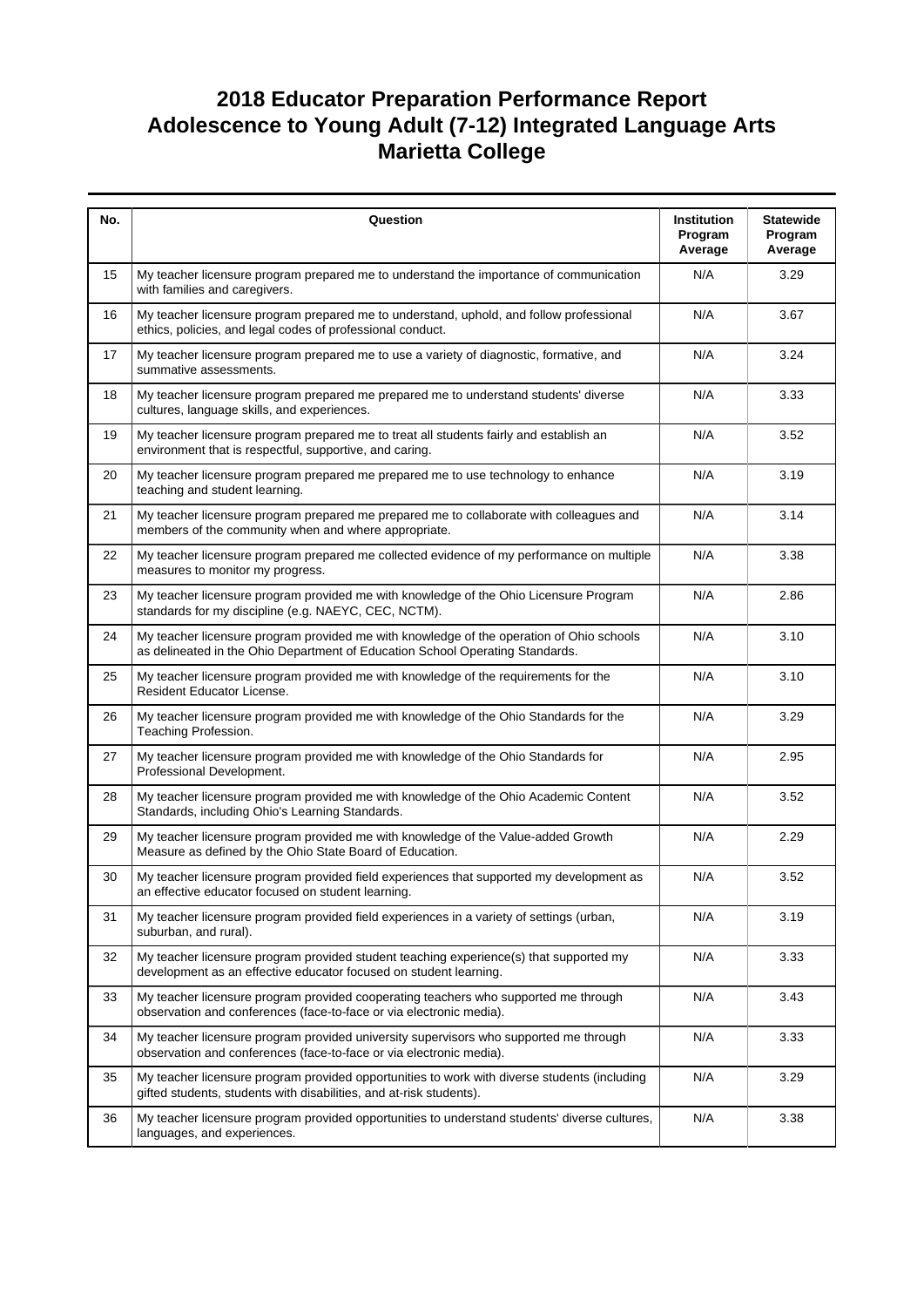# 2018 Educator Preparation Performance Report
# Adolescence to Young Adult (7-12) Integrated Language Arts
# Marietta College

| No. | Question | Institution Program Average | Statewide Program Average |
|---|---|---|---|
| 15 | My teacher licensure program prepared me to understand the importance of communication with families and caregivers. | N/A | 3.29 |
| 16 | My teacher licensure program prepared me to understand, uphold, and follow professional ethics, policies, and legal codes of professional conduct. | N/A | 3.67 |
| 17 | My teacher licensure program prepared me to use a variety of diagnostic, formative, and summative assessments. | N/A | 3.24 |
| 18 | My teacher licensure program prepared me prepared me to understand students' diverse cultures, language skills, and experiences. | N/A | 3.33 |
| 19 | My teacher licensure program prepared me to treat all students fairly and establish an environment that is respectful, supportive, and caring. | N/A | 3.52 |
| 20 | My teacher licensure program prepared me prepared me to use technology to enhance teaching and student learning. | N/A | 3.19 |
| 21 | My teacher licensure program prepared me prepared me to collaborate with colleagues and members of the community when and where appropriate. | N/A | 3.14 |
| 22 | My teacher licensure program prepared me collected evidence of my performance on multiple measures to monitor my progress. | N/A | 3.38 |
| 23 | My teacher licensure program provided me with knowledge of the Ohio Licensure Program standards for my discipline (e.g. NAEYC, CEC, NCTM). | N/A | 2.86 |
| 24 | My teacher licensure program provided me with knowledge of the operation of Ohio schools as delineated in the Ohio Department of Education School Operating Standards. | N/A | 3.10 |
| 25 | My teacher licensure program provided me with knowledge of the requirements for the Resident Educator License. | N/A | 3.10 |
| 26 | My teacher licensure program provided me with knowledge of the Ohio Standards for the Teaching Profession. | N/A | 3.29 |
| 27 | My teacher licensure program provided me with knowledge of the Ohio Standards for Professional Development. | N/A | 2.95 |
| 28 | My teacher licensure program provided me with knowledge of the Ohio Academic Content Standards, including Ohio's Learning Standards. | N/A | 3.52 |
| 29 | My teacher licensure program provided me with knowledge of the Value-added Growth Measure as defined by the Ohio State Board of Education. | N/A | 2.29 |
| 30 | My teacher licensure program provided field experiences that supported my development as an effective educator focused on student learning. | N/A | 3.52 |
| 31 | My teacher licensure program provided field experiences in a variety of settings (urban, suburban, and rural). | N/A | 3.19 |
| 32 | My teacher licensure program provided student teaching experience(s) that supported my development as an effective educator focused on student learning. | N/A | 3.33 |
| 33 | My teacher licensure program provided cooperating teachers who supported me through observation and conferences (face-to-face or via electronic media). | N/A | 3.43 |
| 34 | My teacher licensure program provided university supervisors who supported me through observation and conferences (face-to-face or via electronic media). | N/A | 3.33 |
| 35 | My teacher licensure program provided opportunities to work with diverse students (including gifted students, students with disabilities, and at-risk students). | N/A | 3.29 |
| 36 | My teacher licensure program provided opportunities to understand students' diverse cultures, languages, and experiences. | N/A | 3.38 |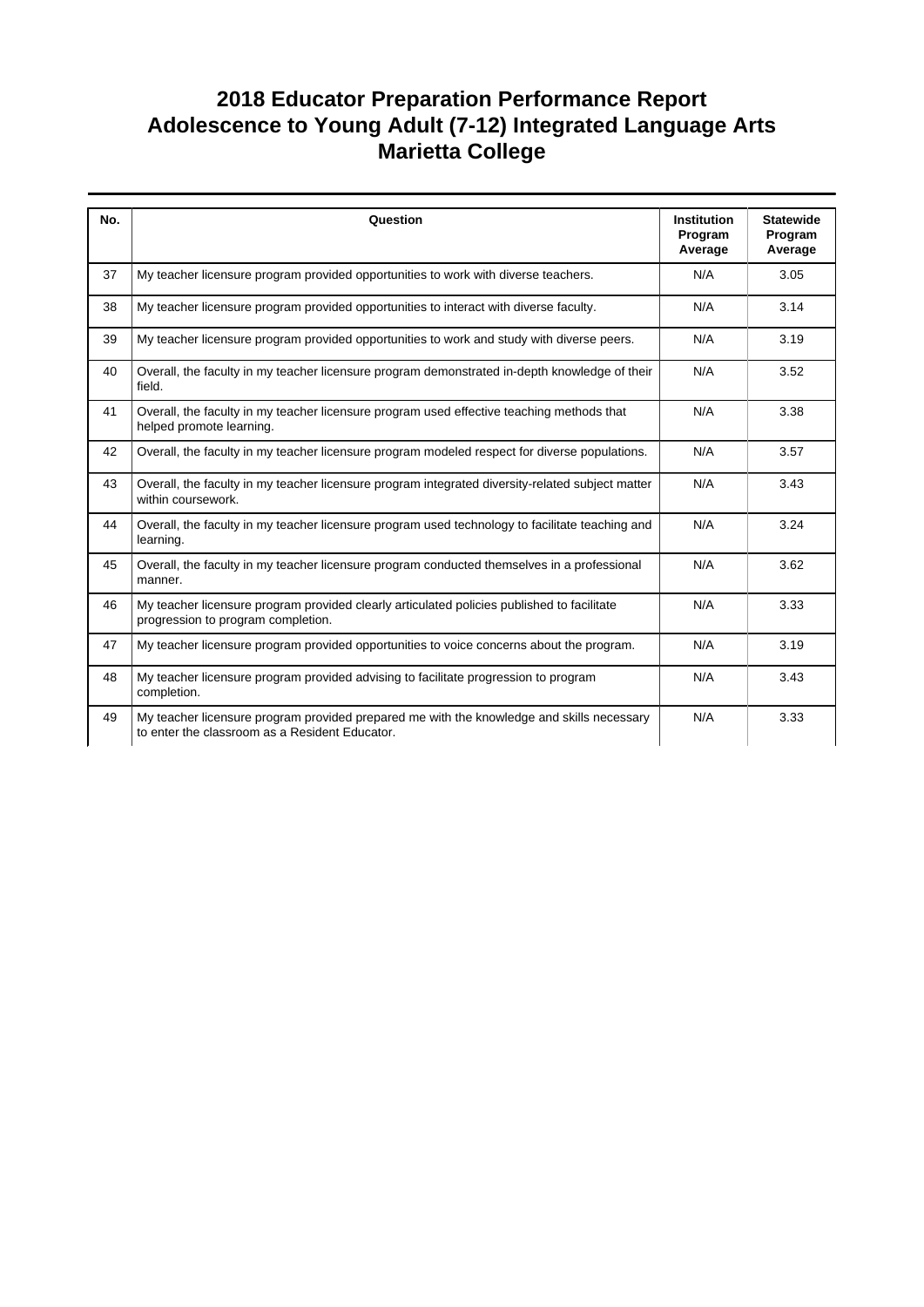# 2018 Educator Preparation Performance Report
# Adolescence to Young Adult (7-12) Integrated Language Arts
# Marietta College

| No. | Question | Institution Program Average | Statewide Program Average |
|---|---|---|---|
| 37 | My teacher licensure program provided opportunities to work with diverse teachers. | N/A | 3.05 |
| 38 | My teacher licensure program provided opportunities to interact with diverse faculty. | N/A | 3.14 |
| 39 | My teacher licensure program provided opportunities to work and study with diverse peers. | N/A | 3.19 |
| 40 | Overall, the faculty in my teacher licensure program demonstrated in-depth knowledge of their field. | N/A | 3.52 |
| 41 | Overall, the faculty in my teacher licensure program used effective teaching methods that helped promote learning. | N/A | 3.38 |
| 42 | Overall, the faculty in my teacher licensure program modeled respect for diverse populations. | N/A | 3.57 |
| 43 | Overall, the faculty in my teacher licensure program integrated diversity-related subject matter within coursework. | N/A | 3.43 |
| 44 | Overall, the faculty in my teacher licensure program used technology to facilitate teaching and learning. | N/A | 3.24 |
| 45 | Overall, the faculty in my teacher licensure program conducted themselves in a professional manner. | N/A | 3.62 |
| 46 | My teacher licensure program provided clearly articulated policies published to facilitate progression to program completion. | N/A | 3.33 |
| 47 | My teacher licensure program provided opportunities to voice concerns about the program. | N/A | 3.19 |
| 48 | My teacher licensure program provided advising to facilitate progression to program completion. | N/A | 3.43 |
| 49 | My teacher licensure program provided prepared me with the knowledge and skills necessary to enter the classroom as a Resident Educator. | N/A | 3.33 |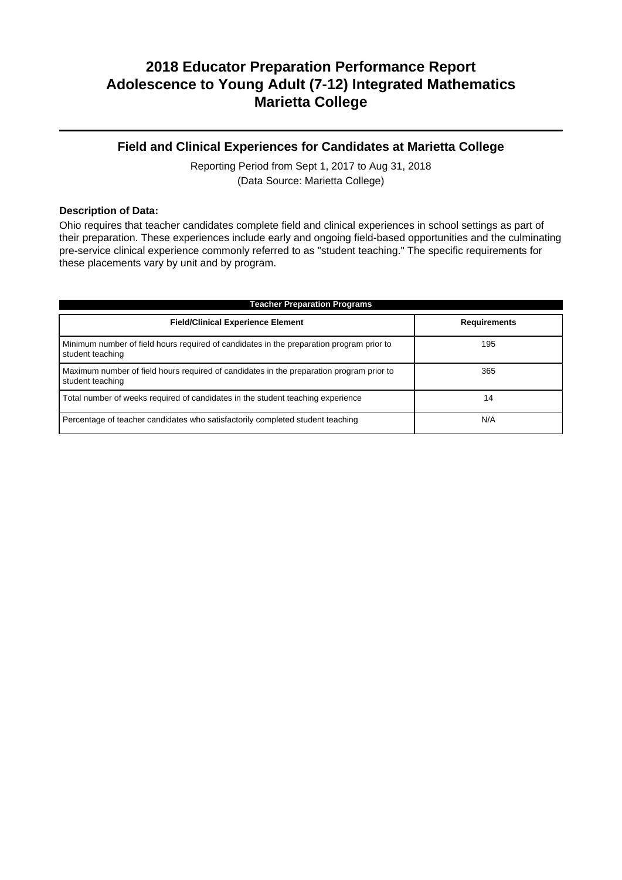# 2018 Educator Preparation Performance Report
# Adolescence to Young Adult (7-12) Integrated Mathematics
# Marietta College

## Field and Clinical Experiences for Candidates at Marietta College

Reporting Period from Sept 1, 2017 to Aug 31, 2018
(Data Source: Marietta College)

**Description of Data:**

Ohio requires that teacher candidates complete field and clinical experiences in school settings as part of their preparation. These experiences include early and ongoing field-based opportunities and the culminating pre-service clinical experience commonly referred to as "student teaching." The specific requirements for these placements vary by unit and by program.

**Teacher Preparation Programs**

| Field/Clinical Experience Element | Requirements |
|---|---|
| Minimum number of field hours required of candidates in the preparation program prior to student teaching | 195 |
| Maximum number of field hours required of candidates in the preparation program prior to student teaching | 365 |
| Total number of weeks required of candidates in the student teaching experience | 14 |
| Percentage of teacher candidates who satisfactorily completed student teaching | N/A |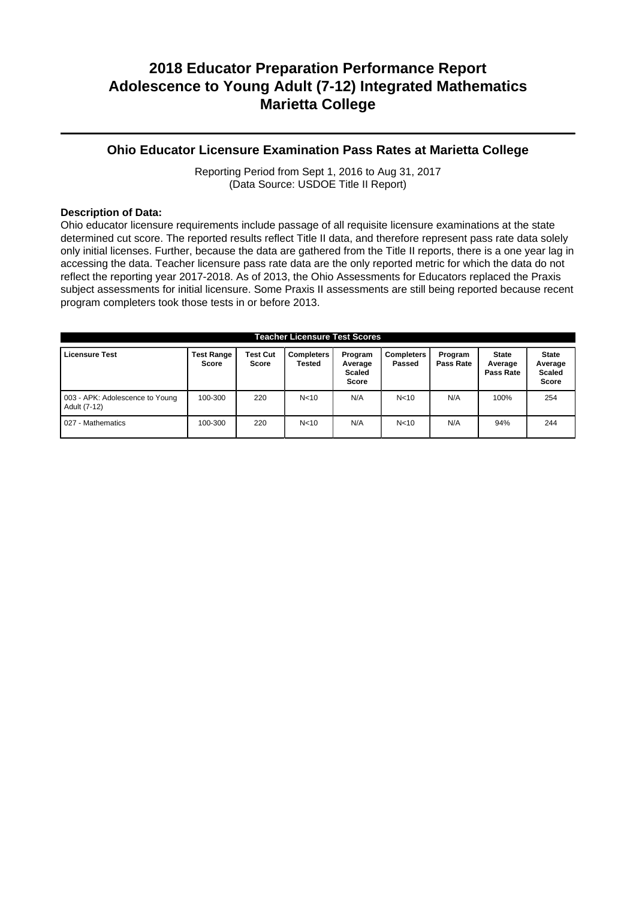# 2018 Educator Preparation Performance Report
# Adolescence to Young Adult (7-12) Integrated Mathematics
# Marietta College

## Ohio Educator Licensure Examination Pass Rates at Marietta College

Reporting Period from Sept 1, 2016 to Aug 31, 2017
(Data Source: USDOE Title II Report)

**Description of Data:**
Ohio educator licensure requirements include passage of all requisite licensure examinations at the state determined cut score. The reported results reflect Title II data, and therefore represent pass rate data solely only initial licenses. Further, because the data are gathered from the Title II reports, there is a one year lag in accessing the data. Teacher licensure pass rate data are the only reported metric for which the data do not reflect the reporting year 2017-2018. As of 2013, the Ohio Assessments for Educators replaced the Praxis subject assessments for initial licensure. Some Praxis II assessments are still being reported because recent program completers took those tests in or before 2013.

| Teacher Licensure Test Scores | | | | | | | | |
|---|---|---|---|---|---|---|---|---|
| **Licensure Test** | **Test Range Score** | **Test Cut Score** | **Completers Tested** | **Program Average Scaled Score** | **Completers Passed** | **Program Pass Rate** | **State Average Pass Rate** | **State Average Scaled Score** |
| 003 - APK: Adolescence to Young Adult (7-12) | 100-300 | 220 | N<10 | N/A | N<10 | N/A | 100% | 254 |
| 027 - Mathematics | 100-300 | 220 | N<10 | N/A | N<10 | N/A | 94% | 244 |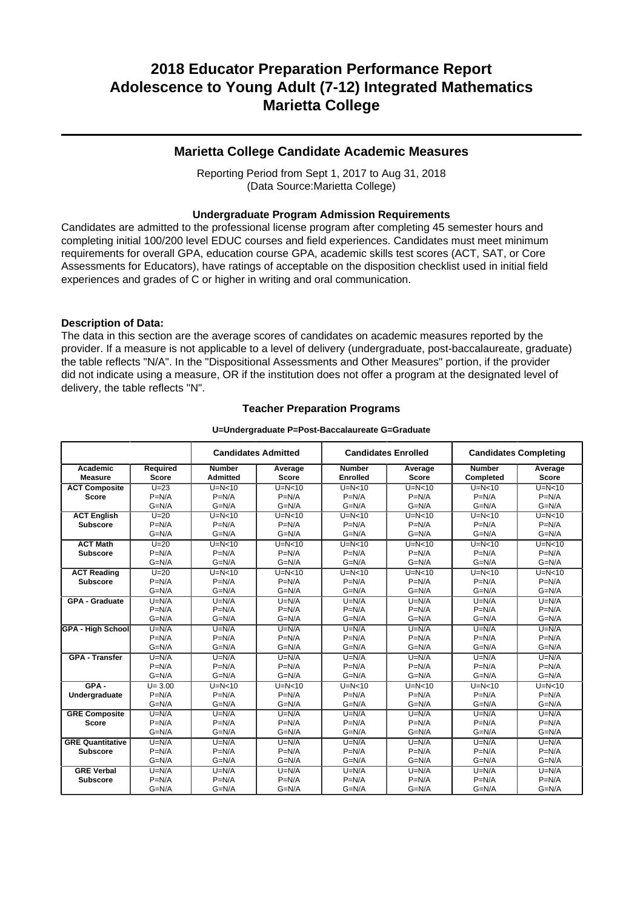# 2018 Educator Preparation Performance Report
# Adolescence to Young Adult (7-12) Integrated Mathematics
# Marietta College

## Marietta College Candidate Academic Measures

Reporting Period from Sept 1, 2017 to Aug 31, 2018
(Data Source:Marietta College)

### Undergraduate Program Admission Requirements

Candidates are admitted to the professional license program after completing 45 semester hours and completing initial 100/200 level EDUC courses and field experiences. Candidates must meet minimum requirements for overall GPA, education course GPA, academic skills test scores (ACT, SAT, or Core Assessments for Educators), have ratings of acceptable on the disposition checklist used in initial field experiences and grades of C or higher in writing and oral communication.

**Description of Data:**
The data in this section are the average scores of candidates on academic measures reported by the provider. If a measure is not applicable to a level of delivery (undergraduate, post-baccalaureate, graduate) the table reflects "N/A". In the "Dispositional Assessments and Other Measures" portion, if the provider did not indicate using a measure, OR if the institution does not offer a program at the designated level of delivery, the table reflects "N".

### Teacher Preparation Programs

**U=Undergraduate P=Post-Baccalaureate G=Graduate**

| | | Candidates Admitted | | Candidates Enrolled | | Candidates Completing | |
|---|---|---|---|---|---|---|---|
| **Academic Measure** | **Required Score** | **Number Admitted** | **Average Score** | **Number Enrolled** | **Average Score** | **Number Completed** | **Average Score** |
| **ACT Composite Score** | U=23<br>P=N/A<br>G=N/A | U=N<10<br>P=N/A<br>G=N/A | U=N<10<br>P=N/A<br>G=N/A | U=N<10<br>P=N/A<br>G=N/A | U=N<10<br>P=N/A<br>G=N/A | U=N<10<br>P=N/A<br>G=N/A | U=N<10<br>P=N/A<br>G=N/A |
| **ACT English Subscore** | U=20<br>P=N/A<br>G=N/A | U=N<10<br>P=N/A<br>G=N/A | U=N<10<br>P=N/A<br>G=N/A | U=N<10<br>P=N/A<br>G=N/A | U=N<10<br>P=N/A<br>G=N/A | U=N<10<br>P=N/A<br>G=N/A | U=N<10<br>P=N/A<br>G=N/A |
| **ACT Math Subscore** | U=20<br>P=N/A<br>G=N/A | U=N<10<br>P=N/A<br>G=N/A | U=N<10<br>P=N/A<br>G=N/A | U=N<10<br>P=N/A<br>G=N/A | U=N<10<br>P=N/A<br>G=N/A | U=N<10<br>P=N/A<br>G=N/A | U=N<10<br>P=N/A<br>G=N/A |
| **ACT Reading Subscore** | U=20<br>P=N/A<br>G=N/A | U=N<10<br>P=N/A<br>G=N/A | U=N<10<br>P=N/A<br>G=N/A | U=N<10<br>P=N/A<br>G=N/A | U=N<10<br>P=N/A<br>G=N/A | U=N<10<br>P=N/A<br>G=N/A | U=N<10<br>P=N/A<br>G=N/A |
| **GPA - Graduate** | U=N/A<br>P=N/A<br>G=N/A | U=N/A<br>P=N/A<br>G=N/A | U=N/A<br>P=N/A<br>G=N/A | U=N/A<br>P=N/A<br>G=N/A | U=N/A<br>P=N/A<br>G=N/A | U=N/A<br>P=N/A<br>G=N/A | U=N/A<br>P=N/A<br>G=N/A |
| **GPA - High School** | U=N/A<br>P=N/A<br>G=N/A | U=N/A<br>P=N/A<br>G=N/A | U=N/A<br>P=N/A<br>G=N/A | U=N/A<br>P=N/A<br>G=N/A | U=N/A<br>P=N/A<br>G=N/A | U=N/A<br>P=N/A<br>G=N/A | U=N/A<br>P=N/A<br>G=N/A |
| **GPA - Transfer** | U=N/A<br>P=N/A<br>G=N/A | U=N/A<br>P=N/A<br>G=N/A | U=N/A<br>P=N/A<br>G=N/A | U=N/A<br>P=N/A<br>G=N/A | U=N/A<br>P=N/A<br>G=N/A | U=N/A<br>P=N/A<br>G=N/A | U=N/A<br>P=N/A<br>G=N/A |
| **GPA - Undergraduate** | U= 3.00<br>P=N/A<br>G=N/A | U=N<10<br>P=N/A<br>G=N/A | U=N<10<br>P=N/A<br>G=N/A | U=N<10<br>P=N/A<br>G=N/A | U=N<10<br>P=N/A<br>G=N/A | U=N<10<br>P=N/A<br>G=N/A | U=N<10<br>P=N/A<br>G=N/A |
| **GRE Composite Score** | U=N/A<br>P=N/A<br>G=N/A | U=N/A<br>P=N/A<br>G=N/A | U=N/A<br>P=N/A<br>G=N/A | U=N/A<br>P=N/A<br>G=N/A | U=N/A<br>P=N/A<br>G=N/A | U=N/A<br>P=N/A<br>G=N/A | U=N/A<br>P=N/A<br>G=N/A |
| **GRE Quantitative Subscore** | U=N/A<br>P=N/A<br>G=N/A | U=N/A<br>P=N/A<br>G=N/A | U=N/A<br>P=N/A<br>G=N/A | U=N/A<br>P=N/A<br>G=N/A | U=N/A<br>P=N/A<br>G=N/A | U=N/A<br>P=N/A<br>G=N/A | U=N/A<br>P=N/A<br>G=N/A |
| **GRE Verbal Subscore** | U=N/A<br>P=N/A<br>G=N/A | U=N/A<br>P=N/A<br>G=N/A | U=N/A<br>P=N/A<br>G=N/A | U=N/A<br>P=N/A<br>G=N/A | U=N/A<br>P=N/A<br>G=N/A | U=N/A<br>P=N/A<br>G=N/A | U=N/A<br>P=N/A<br>G=N/A |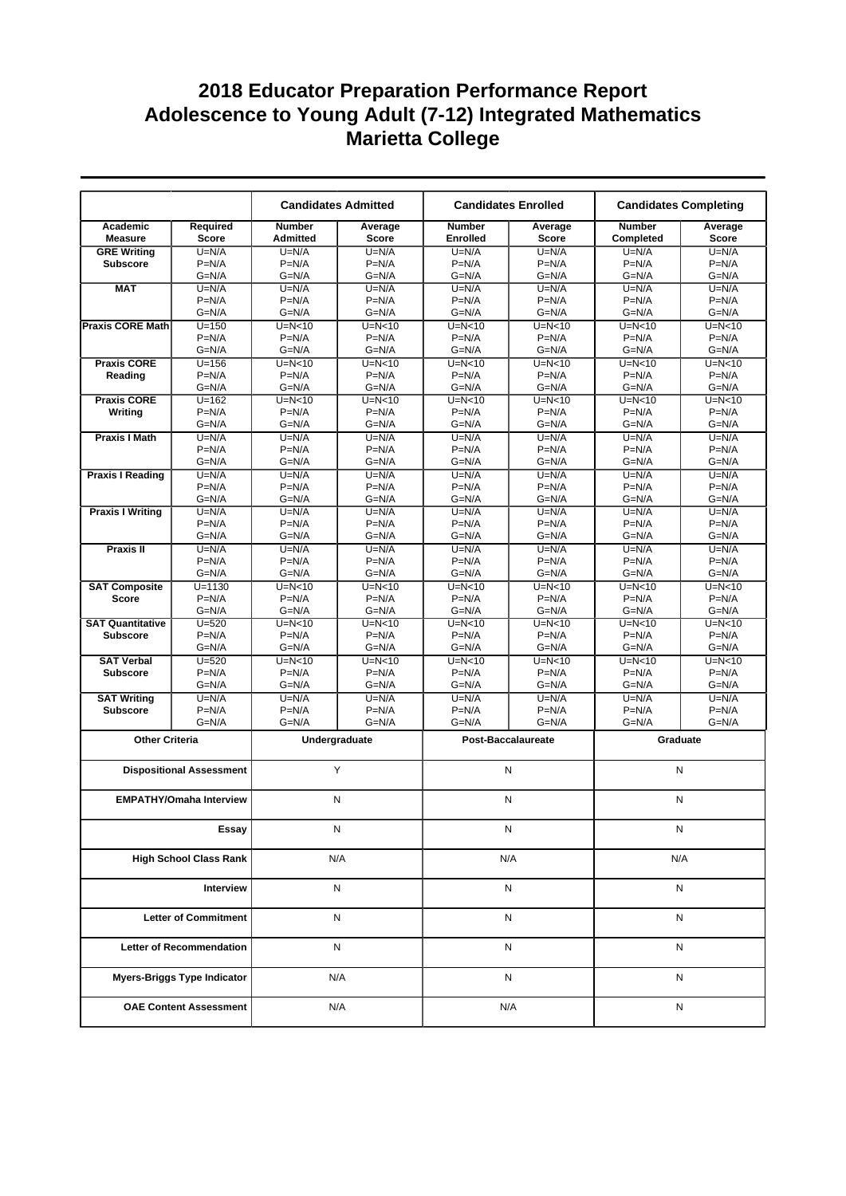# 2018 Educator Preparation Performance Report
# Adolescence to Young Adult (7-12) Integrated Mathematics
# Marietta College

| | | Candidates Admitted | | Candidates Enrolled | | Candidates Completing | |
|---|---|---|---|---|---|---|---|
| Academic Measure | Required Score | Number Admitted | Average Score | Number Enrolled | Average Score | Number Completed | Average Score |
| GRE Writing Subscore | U=N/A<br>P=N/A<br>G=N/A | U=N/A<br>P=N/A<br>G=N/A | U=N/A<br>P=N/A<br>G=N/A | U=N/A<br>P=N/A<br>G=N/A | U=N/A<br>P=N/A<br>G=N/A | U=N/A<br>P=N/A<br>G=N/A | U=N/A<br>P=N/A<br>G=N/A |
| MAT | U=N/A<br>P=N/A<br>G=N/A | U=N/A<br>P=N/A<br>G=N/A | U=N/A<br>P=N/A<br>G=N/A | U=N/A<br>P=N/A<br>G=N/A | U=N/A<br>P=N/A<br>G=N/A | U=N/A<br>P=N/A<br>G=N/A | U=N/A<br>P=N/A<br>G=N/A |
| Praxis CORE Math | U=150<br>P=N/A<br>G=N/A | U=N<10<br>P=N/A<br>G=N/A | U=N<10<br>P=N/A<br>G=N/A | U=N<10<br>P=N/A<br>G=N/A | U=N<10<br>P=N/A<br>G=N/A | U=N<10<br>P=N/A<br>G=N/A | U=N<10<br>P=N/A<br>G=N/A |
| Praxis CORE Reading | U=156<br>P=N/A<br>G=N/A | U=N<10<br>P=N/A<br>G=N/A | U=N<10<br>P=N/A<br>G=N/A | U=N<10<br>P=N/A<br>G=N/A | U=N<10<br>P=N/A<br>G=N/A | U=N<10<br>P=N/A<br>G=N/A | U=N<10<br>P=N/A<br>G=N/A |
| Praxis CORE Writing | U=162<br>P=N/A<br>G=N/A | U=N<10<br>P=N/A<br>G=N/A | U=N<10<br>P=N/A<br>G=N/A | U=N<10<br>P=N/A<br>G=N/A | U=N<10<br>P=N/A<br>G=N/A | U=N<10<br>P=N/A<br>G=N/A | U=N<10<br>P=N/A<br>G=N/A |
| Praxis I Math | U=N/A<br>P=N/A<br>G=N/A | U=N/A<br>P=N/A<br>G=N/A | U=N/A<br>P=N/A<br>G=N/A | U=N/A<br>P=N/A<br>G=N/A | U=N/A<br>P=N/A<br>G=N/A | U=N/A<br>P=N/A<br>G=N/A | U=N/A<br>P=N/A<br>G=N/A |
| Praxis I Reading | U=N/A<br>P=N/A<br>G=N/A | U=N/A<br>P=N/A<br>G=N/A | U=N/A<br>P=N/A<br>G=N/A | U=N/A<br>P=N/A<br>G=N/A | U=N/A<br>P=N/A<br>G=N/A | U=N/A<br>P=N/A<br>G=N/A | U=N/A<br>P=N/A<br>G=N/A |
| Praxis I Writing | U=N/A<br>P=N/A<br>G=N/A | U=N/A<br>P=N/A<br>G=N/A | U=N/A<br>P=N/A<br>G=N/A | U=N/A<br>P=N/A<br>G=N/A | U=N/A<br>P=N/A<br>G=N/A | U=N/A<br>P=N/A<br>G=N/A | U=N/A<br>P=N/A<br>G=N/A |
| Praxis II | U=N/A<br>P=N/A<br>G=N/A | U=N/A<br>P=N/A<br>G=N/A | U=N/A<br>P=N/A<br>G=N/A | U=N/A<br>P=N/A<br>G=N/A | U=N/A<br>P=N/A<br>G=N/A | U=N/A<br>P=N/A<br>G=N/A | U=N/A<br>P=N/A<br>G=N/A |
| SAT Composite Score | U=1130<br>P=N/A<br>G=N/A | U=N<10<br>P=N/A<br>G=N/A | U=N<10<br>P=N/A<br>G=N/A | U=N<10<br>P=N/A<br>G=N/A | U=N<10<br>P=N/A<br>G=N/A | U=N<10<br>P=N/A<br>G=N/A | U=N<10<br>P=N/A<br>G=N/A |
| SAT Quantitative Subscore | U=520<br>P=N/A<br>G=N/A | U=N<10<br>P=N/A<br>G=N/A | U=N<10<br>P=N/A<br>G=N/A | U=N<10<br>P=N/A<br>G=N/A | U=N<10<br>P=N/A<br>G=N/A | U=N<10<br>P=N/A<br>G=N/A | U=N<10<br>P=N/A<br>G=N/A |
| SAT Verbal Subscore | U=520<br>P=N/A<br>G=N/A | U=N<10<br>P=N/A<br>G=N/A | U=N<10<br>P=N/A<br>G=N/A | U=N<10<br>P=N/A<br>G=N/A | U=N<10<br>P=N/A<br>G=N/A | U=N<10<br>P=N/A<br>G=N/A | U=N<10<br>P=N/A<br>G=N/A |
| SAT Writing Subscore | U=N/A<br>P=N/A<br>G=N/A | U=N/A<br>P=N/A<br>G=N/A | U=N/A<br>P=N/A<br>G=N/A | U=N/A<br>P=N/A<br>G=N/A | U=N/A<br>P=N/A<br>G=N/A | U=N/A<br>P=N/A<br>G=N/A | U=N/A<br>P=N/A<br>G=N/A |

| Other Criteria | Undergraduate | Post-Baccalaureate | Graduate |
|---|---|---|---|
| Dispositional Assessment | Y | N | N |
| EMPATHY/Omaha Interview | N | N | N |
| Essay | N | N | N |
| High School Class Rank | N/A | N/A | N/A |
| Interview | N | N | N |
| Letter of Commitment | N | N | N |
| Letter of Recommendation | N | N | N |
| Myers-Briggs Type Indicator | N/A | N | N |
| OAE Content Assessment | N/A | N/A | N |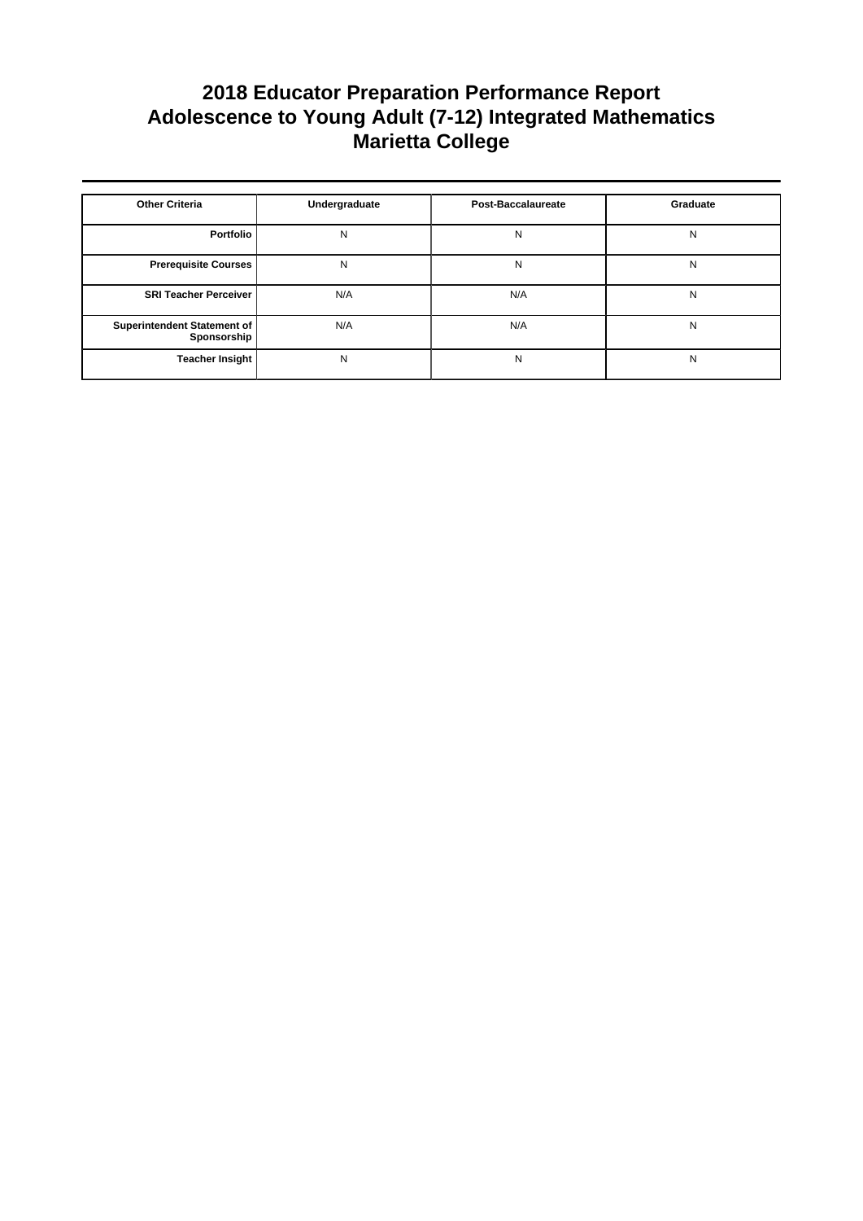# 2018 Educator Preparation Performance Report
# Adolescence to Young Adult (7-12) Integrated Mathematics
# Marietta College

| Other Criteria | Undergraduate | Post-Baccalaureate | Graduate |
|---|---|---|---|
| Portfolio | N | N | N |
| Prerequisite Courses | N | N | N |
| SRI Teacher Perceiver | N/A | N/A | N |
| Superintendent Statement of Sponsorship | N/A | N/A | N |
| Teacher Insight | N | N | N |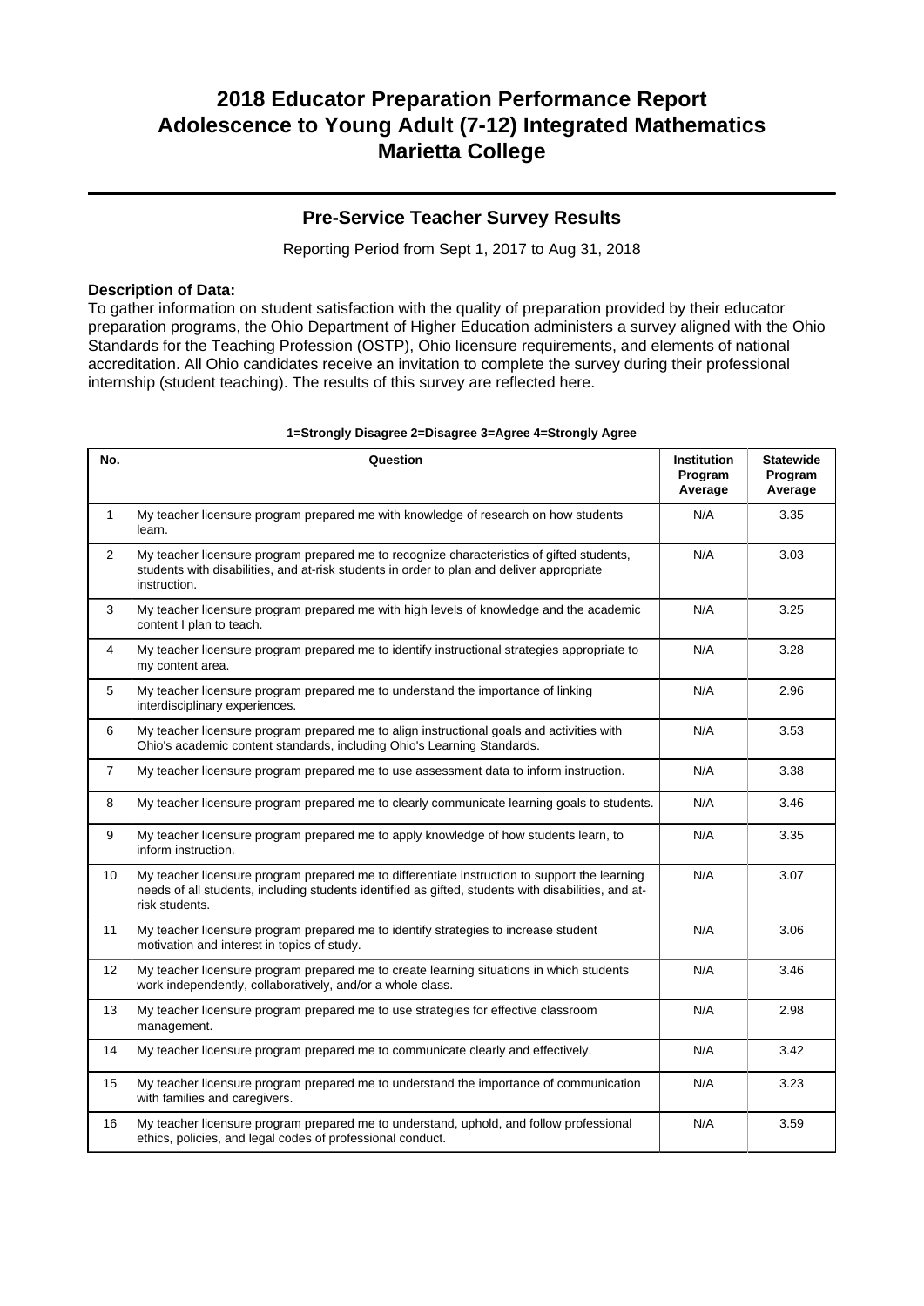# 2018 Educator Preparation Performance Report
# Adolescence to Young Adult (7-12) Integrated Mathematics
# Marietta College

## Pre-Service Teacher Survey Results

Reporting Period from Sept 1, 2017 to Aug 31, 2018

**Description of Data:**
To gather information on student satisfaction with the quality of preparation provided by their educator preparation programs, the Ohio Department of Higher Education administers a survey aligned with the Ohio Standards for the Teaching Profession (OSTP), Ohio licensure requirements, and elements of national accreditation. All Ohio candidates receive an invitation to complete the survey during their professional internship (student teaching). The results of this survey are reflected here.

**1=Strongly Disagree 2=Disagree 3=Agree 4=Strongly Agree**

| No. | Question | Institution Program Average | Statewide Program Average |
|---|---|---|---|
| 1 | My teacher licensure program prepared me with knowledge of research on how students learn. | N/A | 3.35 |
| 2 | My teacher licensure program prepared me to recognize characteristics of gifted students, students with disabilities, and at-risk students in order to plan and deliver appropriate instruction. | N/A | 3.03 |
| 3 | My teacher licensure program prepared me with high levels of knowledge and the academic content I plan to teach. | N/A | 3.25 |
| 4 | My teacher licensure program prepared me to identify instructional strategies appropriate to my content area. | N/A | 3.28 |
| 5 | My teacher licensure program prepared me to understand the importance of linking interdisciplinary experiences. | N/A | 2.96 |
| 6 | My teacher licensure program prepared me to align instructional goals and activities with Ohio's academic content standards, including Ohio's Learning Standards. | N/A | 3.53 |
| 7 | My teacher licensure program prepared me to use assessment data to inform instruction. | N/A | 3.38 |
| 8 | My teacher licensure program prepared me to clearly communicate learning goals to students. | N/A | 3.46 |
| 9 | My teacher licensure program prepared me to apply knowledge of how students learn, to inform instruction. | N/A | 3.35 |
| 10 | My teacher licensure program prepared me to differentiate instruction to support the learning needs of all students, including students identified as gifted, students with disabilities, and at-risk students. | N/A | 3.07 |
| 11 | My teacher licensure program prepared me to identify strategies to increase student motivation and interest in topics of study. | N/A | 3.06 |
| 12 | My teacher licensure program prepared me to create learning situations in which students work independently, collaboratively, and/or a whole class. | N/A | 3.46 |
| 13 | My teacher licensure program prepared me to use strategies for effective classroom management. | N/A | 2.98 |
| 14 | My teacher licensure program prepared me to communicate clearly and effectively. | N/A | 3.42 |
| 15 | My teacher licensure program prepared me to understand the importance of communication with families and caregivers. | N/A | 3.23 |
| 16 | My teacher licensure program prepared me to understand, uphold, and follow professional ethics, policies, and legal codes of professional conduct. | N/A | 3.59 |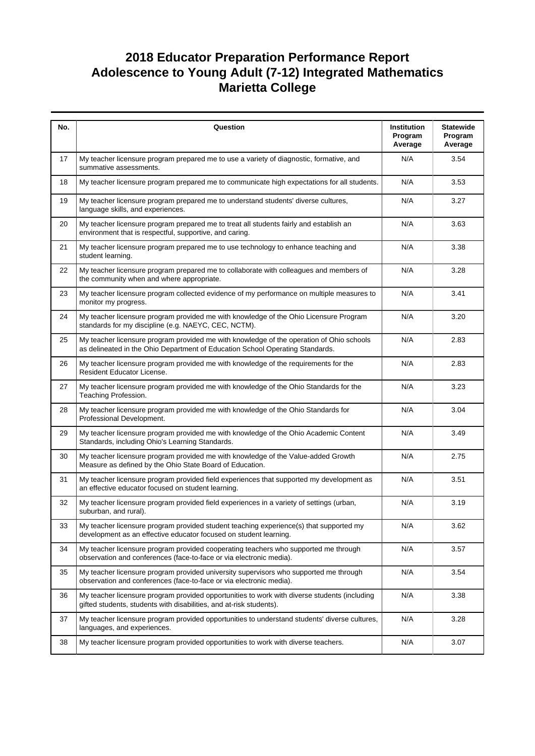# 2018 Educator Preparation Performance Report
# Adolescence to Young Adult (7-12) Integrated Mathematics
# Marietta College

| No. | Question | Institution Program Average | Statewide Program Average |
|---|---|---|---|
| 17 | My teacher licensure program prepared me to use a variety of diagnostic, formative, and summative assessments. | N/A | 3.54 |
| 18 | My teacher licensure program prepared me to communicate high expectations for all students. | N/A | 3.53 |
| 19 | My teacher licensure program prepared me to understand students' diverse cultures, language skills, and experiences. | N/A | 3.27 |
| 20 | My teacher licensure program prepared me to treat all students fairly and establish an environment that is respectful, supportive, and caring. | N/A | 3.63 |
| 21 | My teacher licensure program prepared me to use technology to enhance teaching and student learning. | N/A | 3.38 |
| 22 | My teacher licensure program prepared me to collaborate with colleagues and members of the community when and where appropriate. | N/A | 3.28 |
| 23 | My teacher licensure program collected evidence of my performance on multiple measures to monitor my progress. | N/A | 3.41 |
| 24 | My teacher licensure program provided me with knowledge of the Ohio Licensure Program standards for my discipline (e.g. NAEYC, CEC, NCTM). | N/A | 3.20 |
| 25 | My teacher licensure program provided me with knowledge of the operation of Ohio schools as delineated in the Ohio Department of Education School Operating Standards. | N/A | 2.83 |
| 26 | My teacher licensure program provided me with knowledge of the requirements for the Resident Educator License. | N/A | 2.83 |
| 27 | My teacher licensure program provided me with knowledge of the Ohio Standards for the Teaching Profession. | N/A | 3.23 |
| 28 | My teacher licensure program provided me with knowledge of the Ohio Standards for Professional Development. | N/A | 3.04 |
| 29 | My teacher licensure program provided me with knowledge of the Ohio Academic Content Standards, including Ohio's Learning Standards. | N/A | 3.49 |
| 30 | My teacher licensure program provided me with knowledge of the Value-added Growth Measure as defined by the Ohio State Board of Education. | N/A | 2.75 |
| 31 | My teacher licensure program provided field experiences that supported my development as an effective educator focused on student learning. | N/A | 3.51 |
| 32 | My teacher licensure program provided field experiences in a variety of settings (urban, suburban, and rural). | N/A | 3.19 |
| 33 | My teacher licensure program provided student teaching experience(s) that supported my development as an effective educator focused on student learning. | N/A | 3.62 |
| 34 | My teacher licensure program provided cooperating teachers who supported me through observation and conferences (face-to-face or via electronic media). | N/A | 3.57 |
| 35 | My teacher licensure program provided university supervisors who supported me through observation and conferences (face-to-face or via electronic media). | N/A | 3.54 |
| 36 | My teacher licensure program provided opportunities to work with diverse students (including gifted students, students with disabilities, and at-risk students). | N/A | 3.38 |
| 37 | My teacher licensure program provided opportunities to understand students' diverse cultures, languages, and experiences. | N/A | 3.28 |
| 38 | My teacher licensure program provided opportunities to work with diverse teachers. | N/A | 3.07 |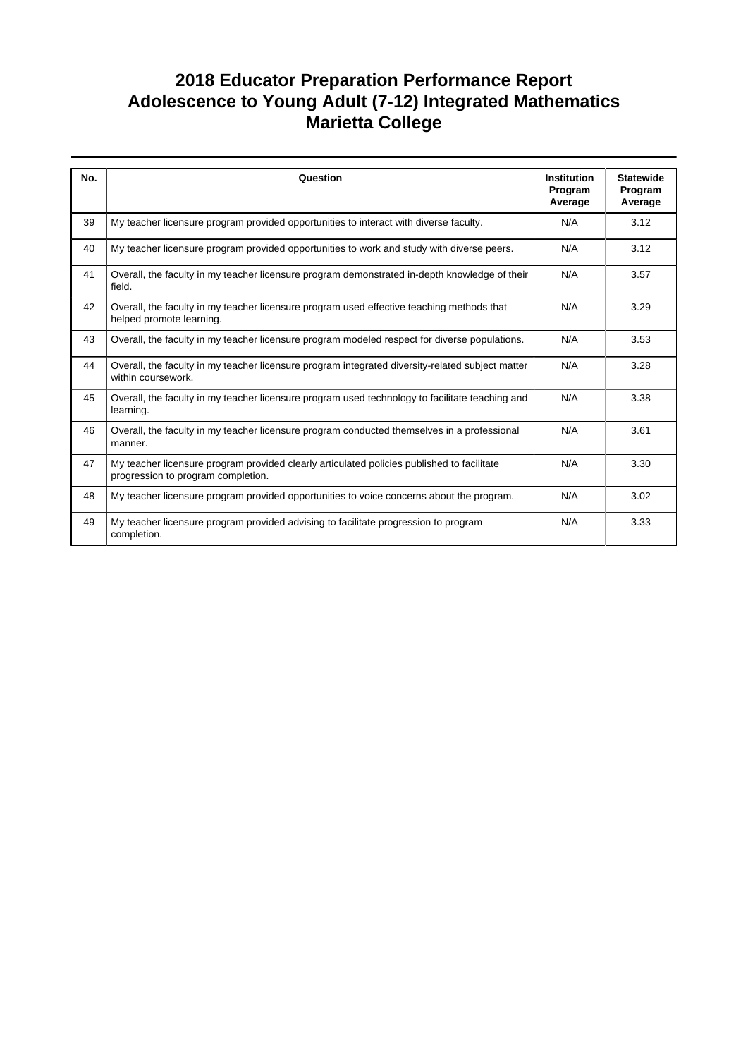# 2018 Educator Preparation Performance Report
# Adolescence to Young Adult (7-12) Integrated Mathematics
# Marietta College

| No. | Question | Institution Program Average | Statewide Program Average |
|---|---|---|---|
| 39 | My teacher licensure program provided opportunities to interact with diverse faculty. | N/A | 3.12 |
| 40 | My teacher licensure program provided opportunities to work and study with diverse peers. | N/A | 3.12 |
| 41 | Overall, the faculty in my teacher licensure program demonstrated in-depth knowledge of their field. | N/A | 3.57 |
| 42 | Overall, the faculty in my teacher licensure program used effective teaching methods that helped promote learning. | N/A | 3.29 |
| 43 | Overall, the faculty in my teacher licensure program modeled respect for diverse populations. | N/A | 3.53 |
| 44 | Overall, the faculty in my teacher licensure program integrated diversity-related subject matter within coursework. | N/A | 3.28 |
| 45 | Overall, the faculty in my teacher licensure program used technology to facilitate teaching and learning. | N/A | 3.38 |
| 46 | Overall, the faculty in my teacher licensure program conducted themselves in a professional manner. | N/A | 3.61 |
| 47 | My teacher licensure program provided clearly articulated policies published to facilitate progression to program completion. | N/A | 3.30 |
| 48 | My teacher licensure program provided opportunities to voice concerns about the program. | N/A | 3.02 |
| 49 | My teacher licensure program provided advising to facilitate progression to program completion. | N/A | 3.33 |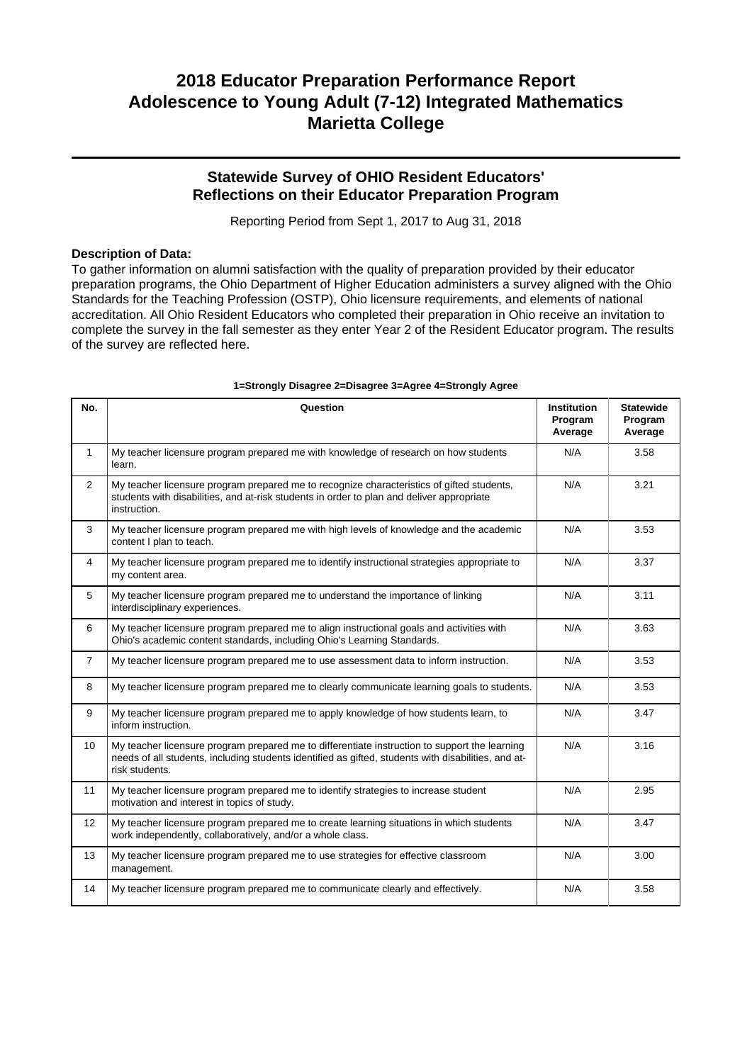# 2018 Educator Preparation Performance Report
# Adolescence to Young Adult (7-12) Integrated Mathematics
# Marietta College

## Statewide Survey of OHIO Resident Educators' Reflections on their Educator Preparation Program

Reporting Period from Sept 1, 2017 to Aug 31, 2018

**Description of Data:**

To gather information on alumni satisfaction with the quality of preparation provided by their educator preparation programs, the Ohio Department of Higher Education administers a survey aligned with the Ohio Standards for the Teaching Profession (OSTP), Ohio licensure requirements, and elements of national accreditation. All Ohio Resident Educators who completed their preparation in Ohio receive an invitation to complete the survey in the fall semester as they enter Year 2 of the Resident Educator program. The results of the survey are reflected here.

**1=Strongly Disagree 2=Disagree 3=Agree 4=Strongly Agree**

| No. | Question | Institution Program Average | Statewide Program Average |
|---|---|---|---|
| 1 | My teacher licensure program prepared me with knowledge of research on how students learn. | N/A | 3.58 |
| 2 | My teacher licensure program prepared me to recognize characteristics of gifted students, students with disabilities, and at-risk students in order to plan and deliver appropriate instruction. | N/A | 3.21 |
| 3 | My teacher licensure program prepared me with high levels of knowledge and the academic content I plan to teach. | N/A | 3.53 |
| 4 | My teacher licensure program prepared me to identify instructional strategies appropriate to my content area. | N/A | 3.37 |
| 5 | My teacher licensure program prepared me to understand the importance of linking interdisciplinary experiences. | N/A | 3.11 |
| 6 | My teacher licensure program prepared me to align instructional goals and activities with Ohio's academic content standards, including Ohio's Learning Standards. | N/A | 3.63 |
| 7 | My teacher licensure program prepared me to use assessment data to inform instruction. | N/A | 3.53 |
| 8 | My teacher licensure program prepared me to clearly communicate learning goals to students. | N/A | 3.53 |
| 9 | My teacher licensure program prepared me to apply knowledge of how students learn, to inform instruction. | N/A | 3.47 |
| 10 | My teacher licensure program prepared me to differentiate instruction to support the learning needs of all students, including students identified as gifted, students with disabilities, and at-risk students. | N/A | 3.16 |
| 11 | My teacher licensure program prepared me to identify strategies to increase student motivation and interest in topics of study. | N/A | 2.95 |
| 12 | My teacher licensure program prepared me to create learning situations in which students work independently, collaboratively, and/or a whole class. | N/A | 3.47 |
| 13 | My teacher licensure program prepared me to use strategies for effective classroom management. | N/A | 3.00 |
| 14 | My teacher licensure program prepared me to communicate clearly and effectively. | N/A | 3.58 |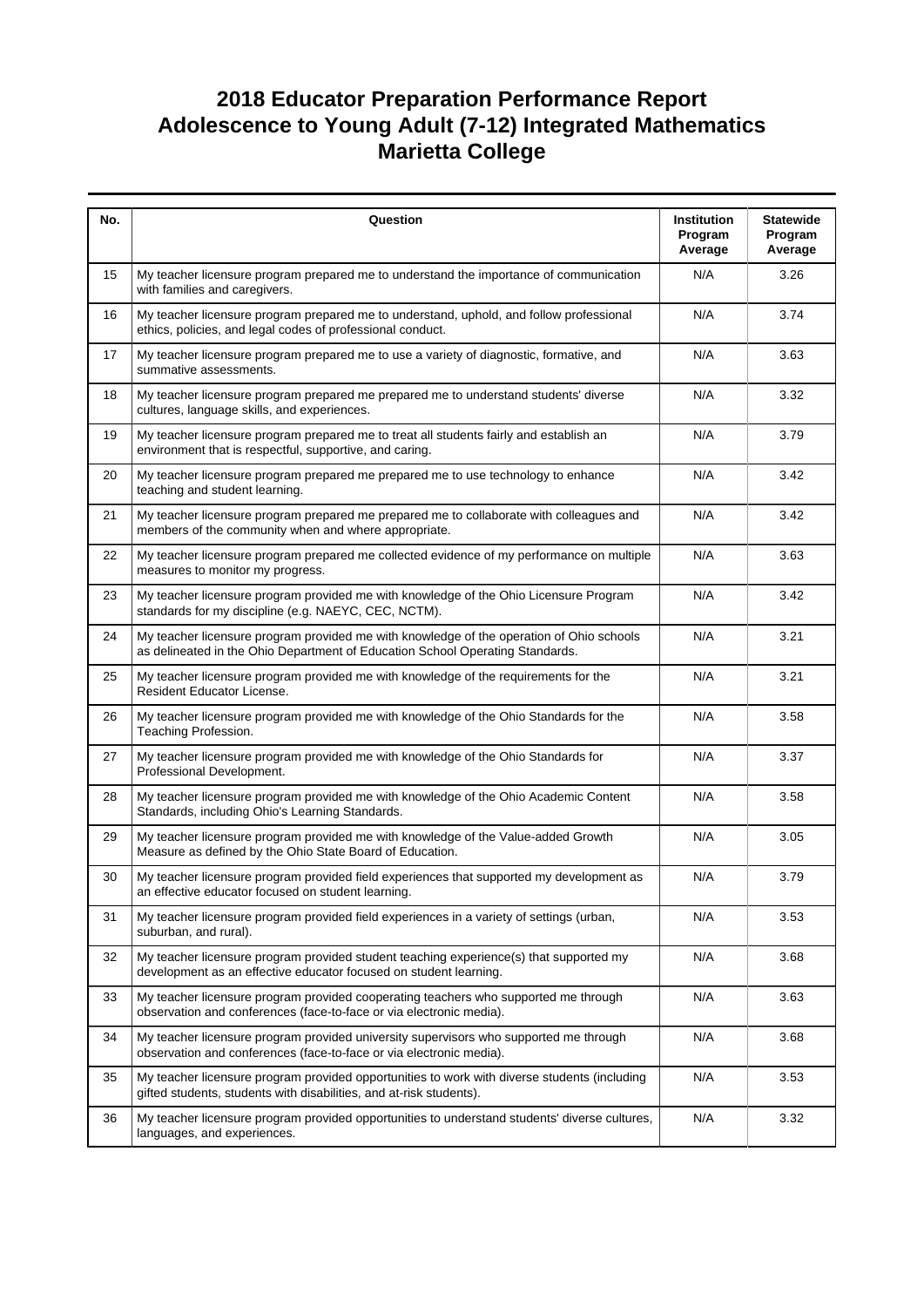# 2018 Educator Preparation Performance Report
# Adolescence to Young Adult (7-12) Integrated Mathematics
# Marietta College

| No. | Question | Institution Program Average | Statewide Program Average |
|---|---|---|---|
| 15 | My teacher licensure program prepared me to understand the importance of communication with families and caregivers. | N/A | 3.26 |
| 16 | My teacher licensure program prepared me to understand, uphold, and follow professional ethics, policies, and legal codes of professional conduct. | N/A | 3.74 |
| 17 | My teacher licensure program prepared me to use a variety of diagnostic, formative, and summative assessments. | N/A | 3.63 |
| 18 | My teacher licensure program prepared me prepared me to understand students' diverse cultures, language skills, and experiences. | N/A | 3.32 |
| 19 | My teacher licensure program prepared me to treat all students fairly and establish an environment that is respectful, supportive, and caring. | N/A | 3.79 |
| 20 | My teacher licensure program prepared me prepared me to use technology to enhance teaching and student learning. | N/A | 3.42 |
| 21 | My teacher licensure program prepared me prepared me to collaborate with colleagues and members of the community when and where appropriate. | N/A | 3.42 |
| 22 | My teacher licensure program prepared me collected evidence of my performance on multiple measures to monitor my progress. | N/A | 3.63 |
| 23 | My teacher licensure program provided me with knowledge of the Ohio Licensure Program standards for my discipline (e.g. NAEYC, CEC, NCTM). | N/A | 3.42 |
| 24 | My teacher licensure program provided me with knowledge of the operation of Ohio schools as delineated in the Ohio Department of Education School Operating Standards. | N/A | 3.21 |
| 25 | My teacher licensure program provided me with knowledge of the requirements for the Resident Educator License. | N/A | 3.21 |
| 26 | My teacher licensure program provided me with knowledge of the Ohio Standards for the Teaching Profession. | N/A | 3.58 |
| 27 | My teacher licensure program provided me with knowledge of the Ohio Standards for Professional Development. | N/A | 3.37 |
| 28 | My teacher licensure program provided me with knowledge of the Ohio Academic Content Standards, including Ohio's Learning Standards. | N/A | 3.58 |
| 29 | My teacher licensure program provided me with knowledge of the Value-added Growth Measure as defined by the Ohio State Board of Education. | N/A | 3.05 |
| 30 | My teacher licensure program provided field experiences that supported my development as an effective educator focused on student learning. | N/A | 3.79 |
| 31 | My teacher licensure program provided field experiences in a variety of settings (urban, suburban, and rural). | N/A | 3.53 |
| 32 | My teacher licensure program provided student teaching experience(s) that supported my development as an effective educator focused on student learning. | N/A | 3.68 |
| 33 | My teacher licensure program provided cooperating teachers who supported me through observation and conferences (face-to-face or via electronic media). | N/A | 3.63 |
| 34 | My teacher licensure program provided university supervisors who supported me through observation and conferences (face-to-face or via electronic media). | N/A | 3.68 |
| 35 | My teacher licensure program provided opportunities to work with diverse students (including gifted students, students with disabilities, and at-risk students). | N/A | 3.53 |
| 36 | My teacher licensure program provided opportunities to understand students' diverse cultures, languages, and experiences. | N/A | 3.32 |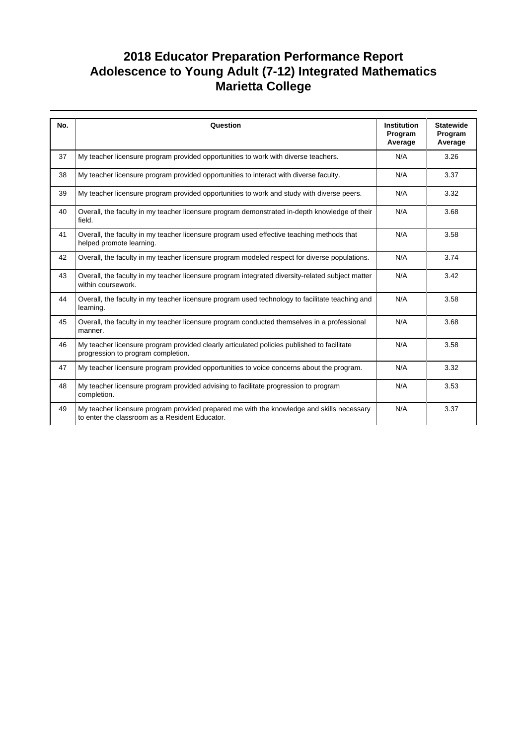# 2018 Educator Preparation Performance Report
# Adolescence to Young Adult (7-12) Integrated Mathematics
# Marietta College

| No. | Question | Institution Program Average | Statewide Program Average |
|---|---|---|---|
| 37 | My teacher licensure program provided opportunities to work with diverse teachers. | N/A | 3.26 |
| 38 | My teacher licensure program provided opportunities to interact with diverse faculty. | N/A | 3.37 |
| 39 | My teacher licensure program provided opportunities to work and study with diverse peers. | N/A | 3.32 |
| 40 | Overall, the faculty in my teacher licensure program demonstrated in-depth knowledge of their field. | N/A | 3.68 |
| 41 | Overall, the faculty in my teacher licensure program used effective teaching methods that helped promote learning. | N/A | 3.58 |
| 42 | Overall, the faculty in my teacher licensure program modeled respect for diverse populations. | N/A | 3.74 |
| 43 | Overall, the faculty in my teacher licensure program integrated diversity-related subject matter within coursework. | N/A | 3.42 |
| 44 | Overall, the faculty in my teacher licensure program used technology to facilitate teaching and learning. | N/A | 3.58 |
| 45 | Overall, the faculty in my teacher licensure program conducted themselves in a professional manner. | N/A | 3.68 |
| 46 | My teacher licensure program provided clearly articulated policies published to facilitate progression to program completion. | N/A | 3.58 |
| 47 | My teacher licensure program provided opportunities to voice concerns about the program. | N/A | 3.32 |
| 48 | My teacher licensure program provided advising to facilitate progression to program completion. | N/A | 3.53 |
| 49 | My teacher licensure program provided prepared me with the knowledge and skills necessary to enter the classroom as a Resident Educator. | N/A | 3.37 |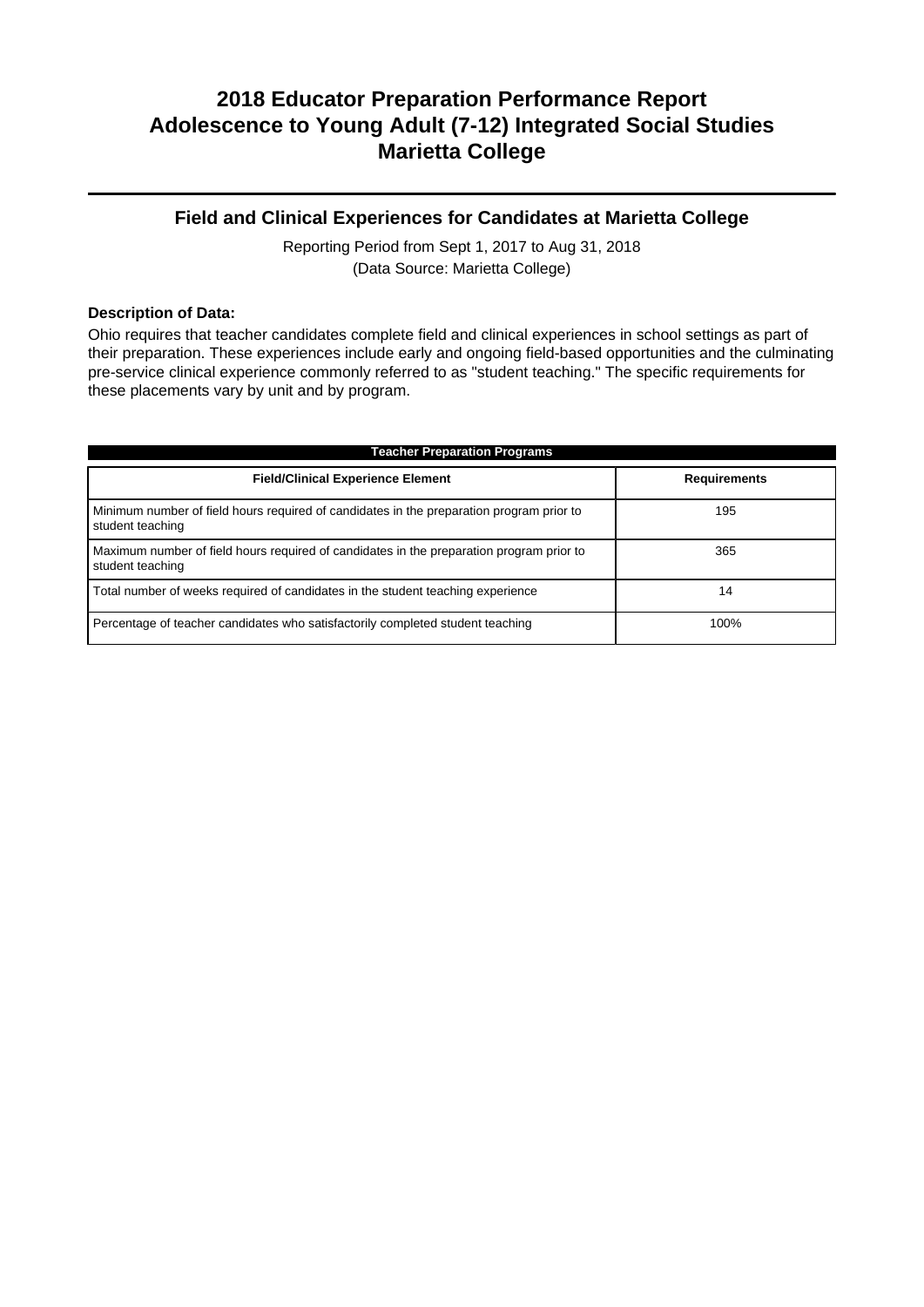# 2018 Educator Preparation Performance Report
# Adolescence to Young Adult (7-12) Integrated Social Studies
# Marietta College

## Field and Clinical Experiences for Candidates at Marietta College

Reporting Period from Sept 1, 2017 to Aug 31, 2018
(Data Source: Marietta College)

**Description of Data:**

Ohio requires that teacher candidates complete field and clinical experiences in school settings as part of their preparation. These experiences include early and ongoing field-based opportunities and the culminating pre-service clinical experience commonly referred to as "student teaching." The specific requirements for these placements vary by unit and by program.

| Teacher Preparation Programs | |
|---|---|
| **Field/Clinical Experience Element** | **Requirements** |
| Minimum number of field hours required of candidates in the preparation program prior to student teaching | 195 |
| Maximum number of field hours required of candidates in the preparation program prior to student teaching | 365 |
| Total number of weeks required of candidates in the student teaching experience | 14 |
| Percentage of teacher candidates who satisfactorily completed student teaching | 100% |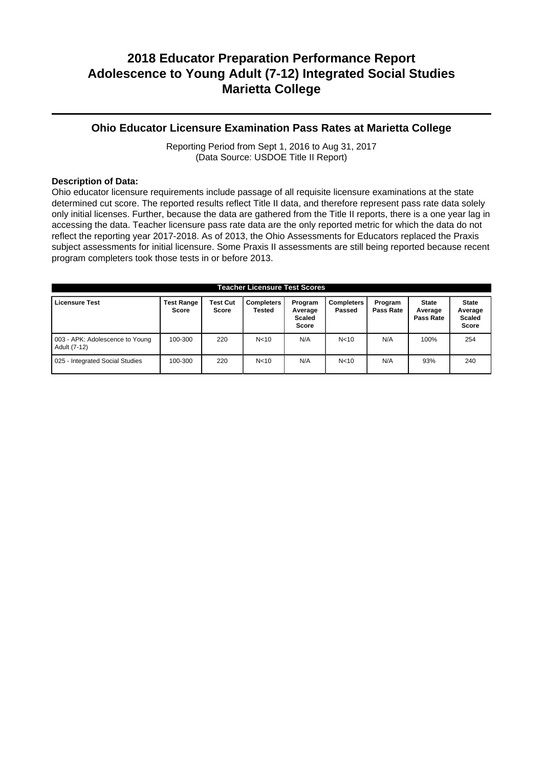# 2018 Educator Preparation Performance Report
# Adolescence to Young Adult (7-12) Integrated Social Studies
# Marietta College

## Ohio Educator Licensure Examination Pass Rates at Marietta College

Reporting Period from Sept 1, 2016 to Aug 31, 2017
(Data Source: USDOE Title II Report)

**Description of Data:**
Ohio educator licensure requirements include passage of all requisite licensure examinations at the state determined cut score. The reported results reflect Title II data, and therefore represent pass rate data solely only initial licenses. Further, because the data are gathered from the Title II reports, there is a one year lag in accessing the data. Teacher licensure pass rate data are the only reported metric for which the data do not reflect the reporting year 2017-2018. As of 2013, the Ohio Assessments for Educators replaced the Praxis subject assessments for initial licensure. Some Praxis II assessments are still being reported because recent program completers took those tests in or before 2013.

**Teacher Licensure Test Scores**

| Licensure Test | Test Range Score | Test Cut Score | Completers Tested | Program Average Scaled Score | Completers Passed | Program Pass Rate | State Average Pass Rate | State Average Scaled Score |
|---|---|---|---|---|---|---|---|---|
| 003 - APK: Adolescence to Young Adult (7-12) | 100-300 | 220 | N<10 | N/A | N<10 | N/A | 100% | 254 |
| 025 - Integrated Social Studies | 100-300 | 220 | N<10 | N/A | N<10 | N/A | 93% | 240 |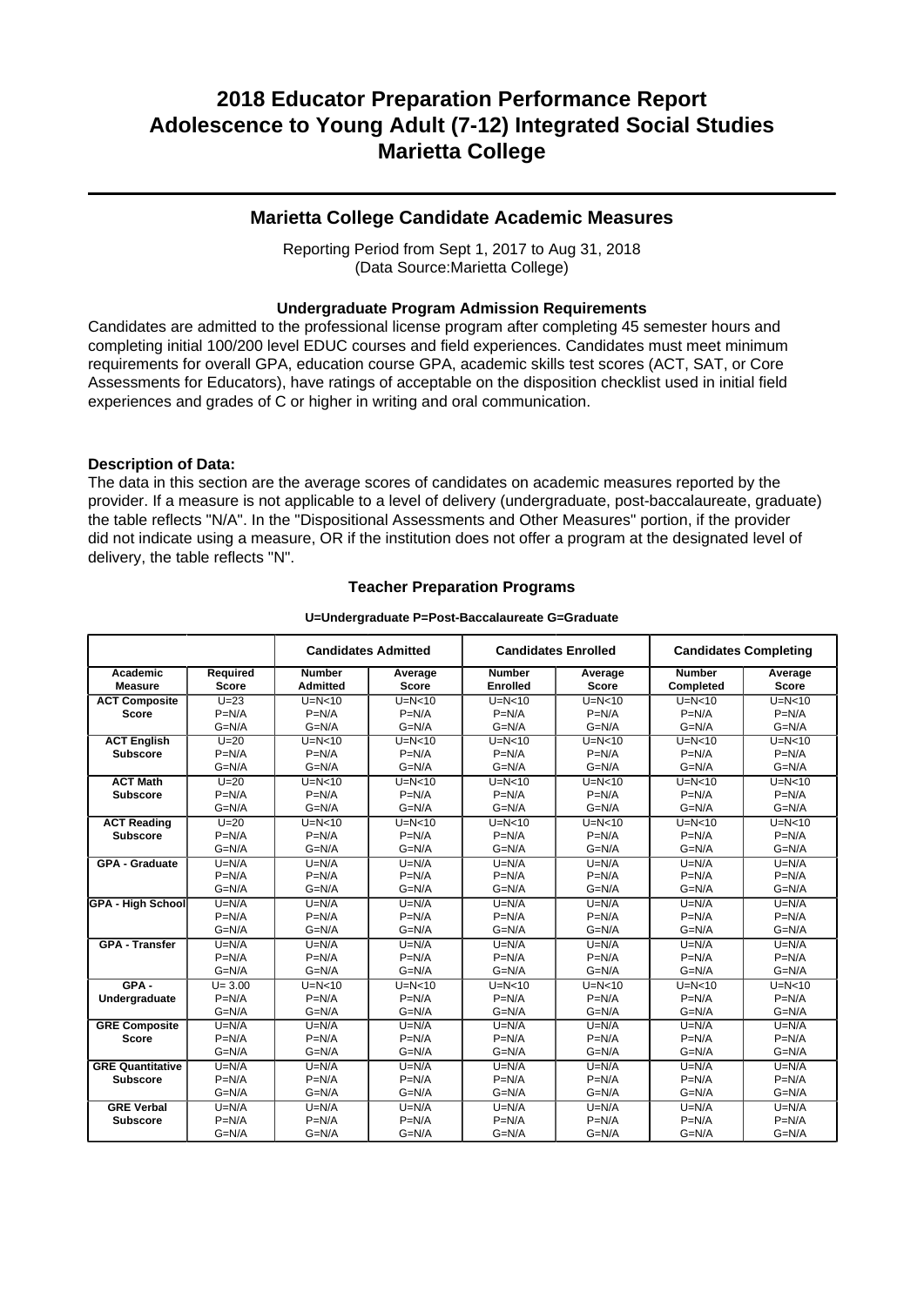# 2018 Educator Preparation Performance Report
# Adolescence to Young Adult (7-12) Integrated Social Studies
# Marietta College

## Marietta College Candidate Academic Measures

Reporting Period from Sept 1, 2017 to Aug 31, 2018
(Data Source:Marietta College)

### Undergraduate Program Admission Requirements

Candidates are admitted to the professional license program after completing 45 semester hours and completing initial 100/200 level EDUC courses and field experiences. Candidates must meet minimum requirements for overall GPA, education course GPA, academic skills test scores (ACT, SAT, or Core Assessments for Educators), have ratings of acceptable on the disposition checklist used in initial field experiences and grades of C or higher in writing and oral communication.

**Description of Data:**

The data in this section are the average scores of candidates on academic measures reported by the provider. If a measure is not applicable to a level of delivery (undergraduate, post-baccalaureate, graduate) the table reflects "N/A". In the "Dispositional Assessments and Other Measures" portion, if the provider did not indicate using a measure, OR if the institution does not offer a program at the designated level of delivery, the table reflects "N".

### Teacher Preparation Programs

**U=Undergraduate P=Post-Baccalaureate G=Graduate**

| | | Candidates Admitted | | Candidates Enrolled | | Candidates Completing | |
|---|---|---|---|---|---|---|---|
| **Academic Measure** | **Required Score** | **Number Admitted** | **Average Score** | **Number Enrolled** | **Average Score** | **Number Completed** | **Average Score** |
| **ACT Composite Score** | U=23<br>P=N/A<br>G=N/A | U=N<10<br>P=N/A<br>G=N/A | U=N<10<br>P=N/A<br>G=N/A | U=N<10<br>P=N/A<br>G=N/A | U=N<10<br>P=N/A<br>G=N/A | U=N<10<br>P=N/A<br>G=N/A | U=N<10<br>P=N/A<br>G=N/A |
| **ACT English Subscore** | U=20<br>P=N/A<br>G=N/A | U=N<10<br>P=N/A<br>G=N/A | U=N<10<br>P=N/A<br>G=N/A | U=N<10<br>P=N/A<br>G=N/A | U=N<10<br>P=N/A<br>G=N/A | U=N<10<br>P=N/A<br>G=N/A | U=N<10<br>P=N/A<br>G=N/A |
| **ACT Math Subscore** | U=20<br>P=N/A<br>G=N/A | U=N<10<br>P=N/A<br>G=N/A | U=N<10<br>P=N/A<br>G=N/A | U=N<10<br>P=N/A<br>G=N/A | U=N<10<br>P=N/A<br>G=N/A | U=N<10<br>P=N/A<br>G=N/A | U=N<10<br>P=N/A<br>G=N/A |
| **ACT Reading Subscore** | U=20<br>P=N/A<br>G=N/A | U=N<10<br>P=N/A<br>G=N/A | U=N<10<br>P=N/A<br>G=N/A | U=N<10<br>P=N/A<br>G=N/A | U=N<10<br>P=N/A<br>G=N/A | U=N<10<br>P=N/A<br>G=N/A | U=N<10<br>P=N/A<br>G=N/A |
| **GPA - Graduate** | U=N/A<br>P=N/A<br>G=N/A | U=N/A<br>P=N/A<br>G=N/A | U=N/A<br>P=N/A<br>G=N/A | U=N/A<br>P=N/A<br>G=N/A | U=N/A<br>P=N/A<br>G=N/A | U=N/A<br>P=N/A<br>G=N/A | U=N/A<br>P=N/A<br>G=N/A |
| **GPA - High School** | U=N/A<br>P=N/A<br>G=N/A | U=N/A<br>P=N/A<br>G=N/A | U=N/A<br>P=N/A<br>G=N/A | U=N/A<br>P=N/A<br>G=N/A | U=N/A<br>P=N/A<br>G=N/A | U=N/A<br>P=N/A<br>G=N/A | U=N/A<br>P=N/A<br>G=N/A |
| **GPA - Transfer** | U=N/A<br>P=N/A<br>G=N/A | U=N/A<br>P=N/A<br>G=N/A | U=N/A<br>P=N/A<br>G=N/A | U=N/A<br>P=N/A<br>G=N/A | U=N/A<br>P=N/A<br>G=N/A | U=N/A<br>P=N/A<br>G=N/A | U=N/A<br>P=N/A<br>G=N/A |
| **GPA - Undergraduate** | U= 3.00<br>P=N/A<br>G=N/A | U=N<10<br>P=N/A<br>G=N/A | U=N<10<br>P=N/A<br>G=N/A | U=N<10<br>P=N/A<br>G=N/A | U=N<10<br>P=N/A<br>G=N/A | U=N<10<br>P=N/A<br>G=N/A | U=N<10<br>P=N/A<br>G=N/A |
| **GRE Composite Score** | U=N/A<br>P=N/A<br>G=N/A | U=N/A<br>P=N/A<br>G=N/A | U=N/A<br>P=N/A<br>G=N/A | U=N/A<br>P=N/A<br>G=N/A | U=N/A<br>P=N/A<br>G=N/A | U=N/A<br>P=N/A<br>G=N/A | U=N/A<br>P=N/A<br>G=N/A |
| **GRE Quantitative Subscore** | U=N/A<br>P=N/A<br>G=N/A | U=N/A<br>P=N/A<br>G=N/A | U=N/A<br>P=N/A<br>G=N/A | U=N/A<br>P=N/A<br>G=N/A | U=N/A<br>P=N/A<br>G=N/A | U=N/A<br>P=N/A<br>G=N/A | U=N/A<br>P=N/A<br>G=N/A |
| **GRE Verbal Subscore** | U=N/A<br>P=N/A<br>G=N/A | U=N/A<br>P=N/A<br>G=N/A | U=N/A<br>P=N/A<br>G=N/A | U=N/A<br>P=N/A<br>G=N/A | U=N/A<br>P=N/A<br>G=N/A | U=N/A<br>P=N/A<br>G=N/A | U=N/A<br>P=N/A<br>G=N/A |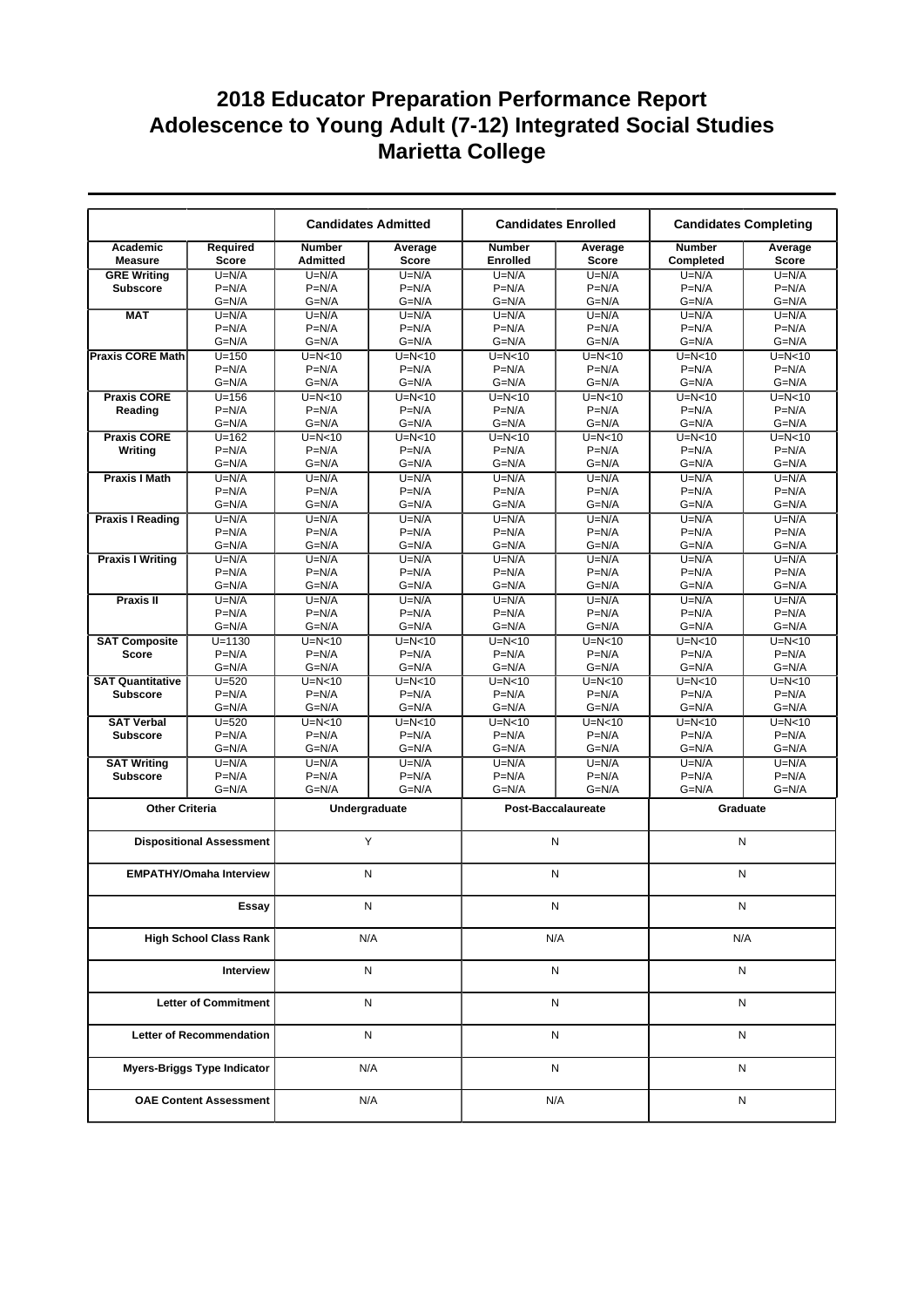# 2018 Educator Preparation Performance Report
# Adolescence to Young Adult (7-12) Integrated Social Studies
# Marietta College

| | | Candidates Admitted | | Candidates Enrolled | | Candidates Completing | |
|---|---|---|---|---|---|---|---|
| Academic Measure | Required Score | Number Admitted | Average Score | Number Enrolled | Average Score | Number Completed | Average Score |
| GRE Writing Subscore | U=N/A<br>P=N/A<br>G=N/A | U=N/A<br>P=N/A<br>G=N/A | U=N/A<br>P=N/A<br>G=N/A | U=N/A<br>P=N/A<br>G=N/A | U=N/A<br>P=N/A<br>G=N/A | U=N/A<br>P=N/A<br>G=N/A | U=N/A<br>P=N/A<br>G=N/A |
| MAT | U=N/A<br>P=N/A<br>G=N/A | U=N/A<br>P=N/A<br>G=N/A | U=N/A<br>P=N/A<br>G=N/A | U=N/A<br>P=N/A<br>G=N/A | U=N/A<br>P=N/A<br>G=N/A | U=N/A<br>P=N/A<br>G=N/A | U=N/A<br>P=N/A<br>G=N/A |
| Praxis CORE Math | U=150<br>P=N/A<br>G=N/A | U=N<10<br>P=N/A<br>G=N/A | U=N<10<br>P=N/A<br>G=N/A | U=N<10<br>P=N/A<br>G=N/A | U=N<10<br>P=N/A<br>G=N/A | U=N<10<br>P=N/A<br>G=N/A | U=N<10<br>P=N/A<br>G=N/A |
| Praxis CORE Reading | U=156<br>P=N/A<br>G=N/A | U=N<10<br>P=N/A<br>G=N/A | U=N<10<br>P=N/A<br>G=N/A | U=N<10<br>P=N/A<br>G=N/A | U=N<10<br>P=N/A<br>G=N/A | U=N<10<br>P=N/A<br>G=N/A | U=N<10<br>P=N/A<br>G=N/A |
| Praxis CORE Writing | U=162<br>P=N/A<br>G=N/A | U=N<10<br>P=N/A<br>G=N/A | U=N<10<br>P=N/A<br>G=N/A | U=N<10<br>P=N/A<br>G=N/A | U=N<10<br>P=N/A<br>G=N/A | U=N<10<br>P=N/A<br>G=N/A | U=N<10<br>P=N/A<br>G=N/A |
| Praxis I Math | U=N/A<br>P=N/A<br>G=N/A | U=N/A<br>P=N/A<br>G=N/A | U=N/A<br>P=N/A<br>G=N/A | U=N/A<br>P=N/A<br>G=N/A | U=N/A<br>P=N/A<br>G=N/A | U=N/A<br>P=N/A<br>G=N/A | U=N/A<br>P=N/A<br>G=N/A |
| Praxis I Reading | U=N/A<br>P=N/A<br>G=N/A | U=N/A<br>P=N/A<br>G=N/A | U=N/A<br>P=N/A<br>G=N/A | U=N/A<br>P=N/A<br>G=N/A | U=N/A<br>P=N/A<br>G=N/A | U=N/A<br>P=N/A<br>G=N/A | U=N/A<br>P=N/A<br>G=N/A |
| Praxis I Writing | U=N/A<br>P=N/A<br>G=N/A | U=N/A<br>P=N/A<br>G=N/A | U=N/A<br>P=N/A<br>G=N/A | U=N/A<br>P=N/A<br>G=N/A | U=N/A<br>P=N/A<br>G=N/A | U=N/A<br>P=N/A<br>G=N/A | U=N/A<br>P=N/A<br>G=N/A |
| Praxis II | U=N/A<br>P=N/A<br>G=N/A | U=N/A<br>P=N/A<br>G=N/A | U=N/A<br>P=N/A<br>G=N/A | U=N/A<br>P=N/A<br>G=N/A | U=N/A<br>P=N/A<br>G=N/A | U=N/A<br>P=N/A<br>G=N/A | U=N/A<br>P=N/A<br>G=N/A |
| SAT Composite Score | U=1130<br>P=N/A<br>G=N/A | U=N<10<br>P=N/A<br>G=N/A | U=N<10<br>P=N/A<br>G=N/A | U=N<10<br>P=N/A<br>G=N/A | U=N<10<br>P=N/A<br>G=N/A | U=N<10<br>P=N/A<br>G=N/A | U=N<10<br>P=N/A<br>G=N/A |
| SAT Quantitative Subscore | U=520<br>P=N/A<br>G=N/A | U=N<10<br>P=N/A<br>G=N/A | U=N<10<br>P=N/A<br>G=N/A | U=N<10<br>P=N/A<br>G=N/A | U=N<10<br>P=N/A<br>G=N/A | U=N<10<br>P=N/A<br>G=N/A | U=N<10<br>P=N/A<br>G=N/A |
| SAT Verbal Subscore | U=520<br>P=N/A<br>G=N/A | U=N<10<br>P=N/A<br>G=N/A | U=N<10<br>P=N/A<br>G=N/A | U=N<10<br>P=N/A<br>G=N/A | U=N<10<br>P=N/A<br>G=N/A | U=N<10<br>P=N/A<br>G=N/A | U=N<10<br>P=N/A<br>G=N/A |
| SAT Writing Subscore | U=N/A<br>P=N/A<br>G=N/A | U=N/A<br>P=N/A<br>G=N/A | U=N/A<br>P=N/A<br>G=N/A | U=N/A<br>P=N/A<br>G=N/A | U=N/A<br>P=N/A<br>G=N/A | U=N/A<br>P=N/A<br>G=N/A | U=N/A<br>P=N/A<br>G=N/A |

| Other Criteria | Undergraduate | Post-Baccalaureate | Graduate |
|---|---|---|---|
| Dispositional Assessment | Y | N | N |
| EMPATHY/Omaha Interview | N | N | N |
| Essay | N | N | N |
| High School Class Rank | N/A | N/A | N/A |
| Interview | N | N | N |
| Letter of Commitment | N | N | N |
| Letter of Recommendation | N | N | N |
| Myers-Briggs Type Indicator | N/A | N | N |
| OAE Content Assessment | N/A | N/A | N |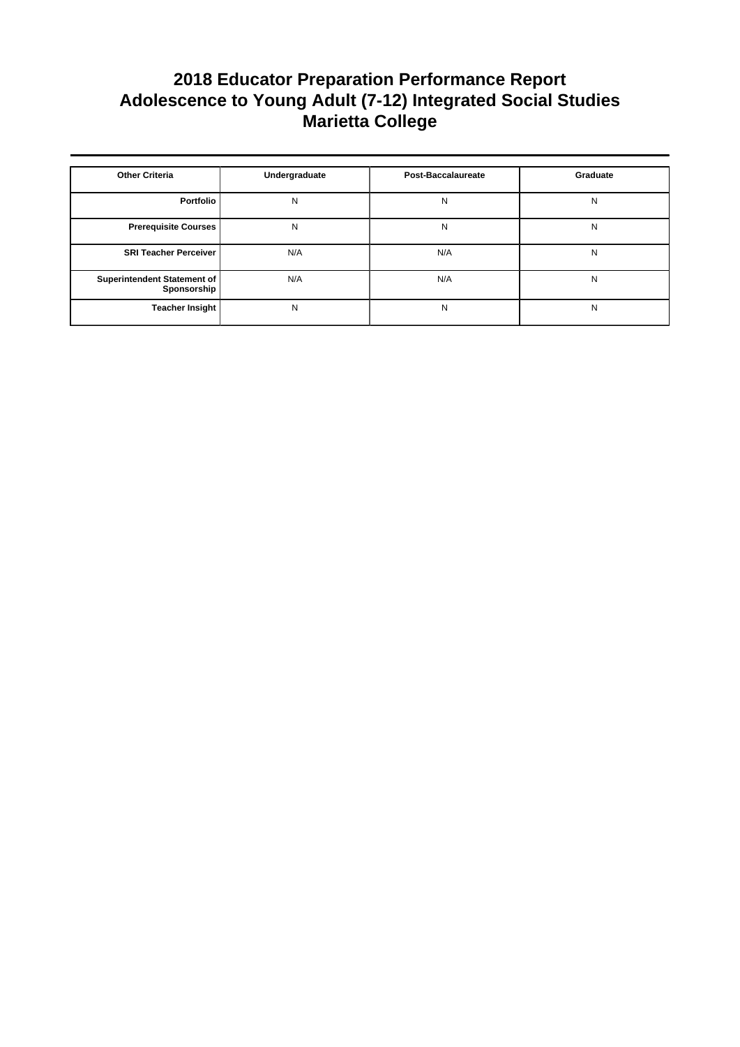# 2018 Educator Preparation Performance Report
# Adolescence to Young Adult (7-12) Integrated Social Studies
# Marietta College

| Other Criteria | Undergraduate | Post-Baccalaureate | Graduate |
| --- | --- | --- | --- |
| Portfolio | N | N | N |
| Prerequisite Courses | N | N | N |
| SRI Teacher Perceiver | N/A | N/A | N |
| Superintendent Statement of Sponsorship | N/A | N/A | N |
| Teacher Insight | N | N | N |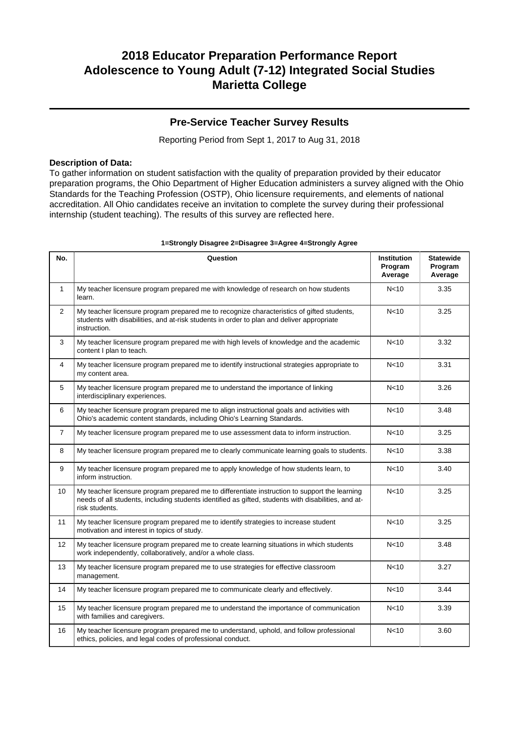# 2018 Educator Preparation Performance Report
# Adolescence to Young Adult (7-12) Integrated Social Studies
# Marietta College

## Pre-Service Teacher Survey Results

Reporting Period from Sept 1, 2017 to Aug 31, 2018

**Description of Data:**
To gather information on student satisfaction with the quality of preparation provided by their educator preparation programs, the Ohio Department of Higher Education administers a survey aligned with the Ohio Standards for the Teaching Profession (OSTP), Ohio licensure requirements, and elements of national accreditation. All Ohio candidates receive an invitation to complete the survey during their professional internship (student teaching). The results of this survey are reflected here.

**1=Strongly Disagree 2=Disagree 3=Agree 4=Strongly Agree**

| No. | Question | Institution Program Average | Statewide Program Average |
|---|---|---|---|
| 1 | My teacher licensure program prepared me with knowledge of research on how students learn. | N<10 | 3.35 |
| 2 | My teacher licensure program prepared me to recognize characteristics of gifted students, students with disabilities, and at-risk students in order to plan and deliver appropriate instruction. | N<10 | 3.25 |
| 3 | My teacher licensure program prepared me with high levels of knowledge and the academic content I plan to teach. | N<10 | 3.32 |
| 4 | My teacher licensure program prepared me to identify instructional strategies appropriate to my content area. | N<10 | 3.31 |
| 5 | My teacher licensure program prepared me to understand the importance of linking interdisciplinary experiences. | N<10 | 3.26 |
| 6 | My teacher licensure program prepared me to align instructional goals and activities with Ohio's academic content standards, including Ohio's Learning Standards. | N<10 | 3.48 |
| 7 | My teacher licensure program prepared me to use assessment data to inform instruction. | N<10 | 3.25 |
| 8 | My teacher licensure program prepared me to clearly communicate learning goals to students. | N<10 | 3.38 |
| 9 | My teacher licensure program prepared me to apply knowledge of how students learn, to inform instruction. | N<10 | 3.40 |
| 10 | My teacher licensure program prepared me to differentiate instruction to support the learning needs of all students, including students identified as gifted, students with disabilities, and at-risk students. | N<10 | 3.25 |
| 11 | My teacher licensure program prepared me to identify strategies to increase student motivation and interest in topics of study. | N<10 | 3.25 |
| 12 | My teacher licensure program prepared me to create learning situations in which students work independently, collaboratively, and/or a whole class. | N<10 | 3.48 |
| 13 | My teacher licensure program prepared me to use strategies for effective classroom management. | N<10 | 3.27 |
| 14 | My teacher licensure program prepared me to communicate clearly and effectively. | N<10 | 3.44 |
| 15 | My teacher licensure program prepared me to understand the importance of communication with families and caregivers. | N<10 | 3.39 |
| 16 | My teacher licensure program prepared me to understand, uphold, and follow professional ethics, policies, and legal codes of professional conduct. | N<10 | 3.60 |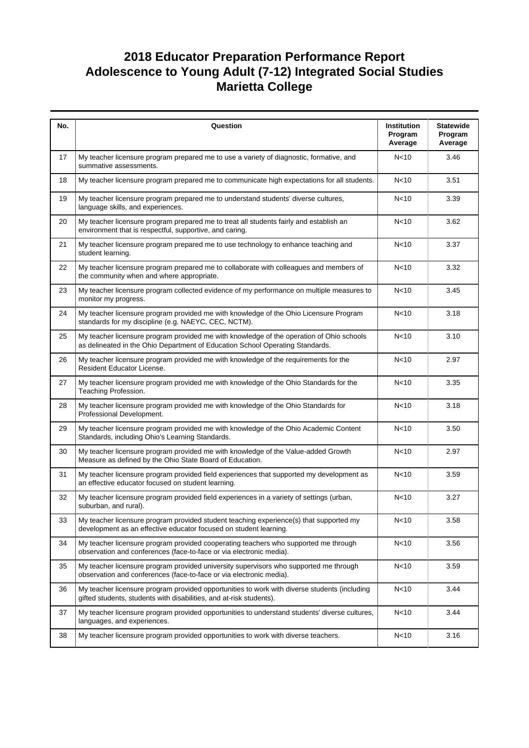# 2018 Educator Preparation Performance Report
# Adolescence to Young Adult (7-12) Integrated Social Studies
# Marietta College

| No. | Question | Institution Program Average | Statewide Program Average |
|---|---|---|---|
| 17 | My teacher licensure program prepared me to use a variety of diagnostic, formative, and summative assessments. | N<10 | 3.46 |
| 18 | My teacher licensure program prepared me to communicate high expectations for all students. | N<10 | 3.51 |
| 19 | My teacher licensure program prepared me to understand students' diverse cultures, language skills, and experiences. | N<10 | 3.39 |
| 20 | My teacher licensure program prepared me to treat all students fairly and establish an environment that is respectful, supportive, and caring. | N<10 | 3.62 |
| 21 | My teacher licensure program prepared me to use technology to enhance teaching and student learning. | N<10 | 3.37 |
| 22 | My teacher licensure program prepared me to collaborate with colleagues and members of the community when and where appropriate. | N<10 | 3.32 |
| 23 | My teacher licensure program collected evidence of my performance on multiple measures to monitor my progress. | N<10 | 3.45 |
| 24 | My teacher licensure program provided me with knowledge of the Ohio Licensure Program standards for my discipline (e.g. NAEYC, CEC, NCTM). | N<10 | 3.18 |
| 25 | My teacher licensure program provided me with knowledge of the operation of Ohio schools as delineated in the Ohio Department of Education School Operating Standards. | N<10 | 3.10 |
| 26 | My teacher licensure program provided me with knowledge of the requirements for the Resident Educator License. | N<10 | 2.97 |
| 27 | My teacher licensure program provided me with knowledge of the Ohio Standards for the Teaching Profession. | N<10 | 3.35 |
| 28 | My teacher licensure program provided me with knowledge of the Ohio Standards for Professional Development. | N<10 | 3.18 |
| 29 | My teacher licensure program provided me with knowledge of the Ohio Academic Content Standards, including Ohio's Learning Standards. | N<10 | 3.50 |
| 30 | My teacher licensure program provided me with knowledge of the Value-added Growth Measure as defined by the Ohio State Board of Education. | N<10 | 2.97 |
| 31 | My teacher licensure program provided field experiences that supported my development as an effective educator focused on student learning. | N<10 | 3.59 |
| 32 | My teacher licensure program provided field experiences in a variety of settings (urban, suburban, and rural). | N<10 | 3.27 |
| 33 | My teacher licensure program provided student teaching experience(s) that supported my development as an effective educator focused on student learning. | N<10 | 3.58 |
| 34 | My teacher licensure program provided cooperating teachers who supported me through observation and conferences (face-to-face or via electronic media). | N<10 | 3.56 |
| 35 | My teacher licensure program provided university supervisors who supported me through observation and conferences (face-to-face or via electronic media). | N<10 | 3.59 |
| 36 | My teacher licensure program provided opportunities to work with diverse students (including gifted students, students with disabilities, and at-risk students). | N<10 | 3.44 |
| 37 | My teacher licensure program provided opportunities to understand students' diverse cultures, languages, and experiences. | N<10 | 3.44 |
| 38 | My teacher licensure program provided opportunities to work with diverse teachers. | N<10 | 3.16 |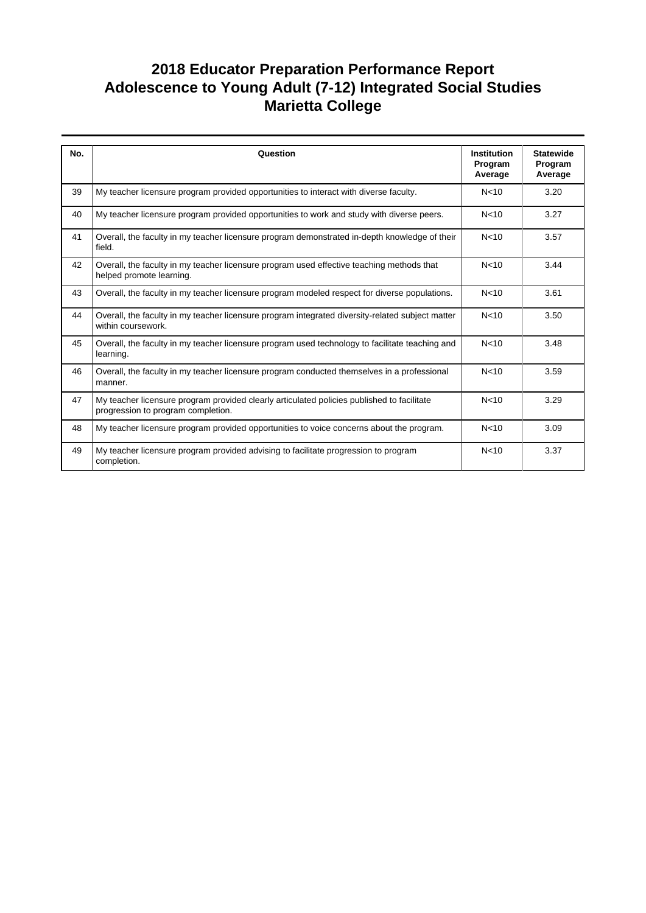# 2018 Educator Preparation Performance Report
# Adolescence to Young Adult (7-12) Integrated Social Studies
# Marietta College

| No. | Question | Institution Program Average | Statewide Program Average |
|---|---|---|---|
| 39 | My teacher licensure program provided opportunities to interact with diverse faculty. | N<10 | 3.20 |
| 40 | My teacher licensure program provided opportunities to work and study with diverse peers. | N<10 | 3.27 |
| 41 | Overall, the faculty in my teacher licensure program demonstrated in-depth knowledge of their field. | N<10 | 3.57 |
| 42 | Overall, the faculty in my teacher licensure program used effective teaching methods that helped promote learning. | N<10 | 3.44 |
| 43 | Overall, the faculty in my teacher licensure program modeled respect for diverse populations. | N<10 | 3.61 |
| 44 | Overall, the faculty in my teacher licensure program integrated diversity-related subject matter within coursework. | N<10 | 3.50 |
| 45 | Overall, the faculty in my teacher licensure program used technology to facilitate teaching and learning. | N<10 | 3.48 |
| 46 | Overall, the faculty in my teacher licensure program conducted themselves in a professional manner. | N<10 | 3.59 |
| 47 | My teacher licensure program provided clearly articulated policies published to facilitate progression to program completion. | N<10 | 3.29 |
| 48 | My teacher licensure program provided opportunities to voice concerns about the program. | N<10 | 3.09 |
| 49 | My teacher licensure program provided advising to facilitate progression to program completion. | N<10 | 3.37 |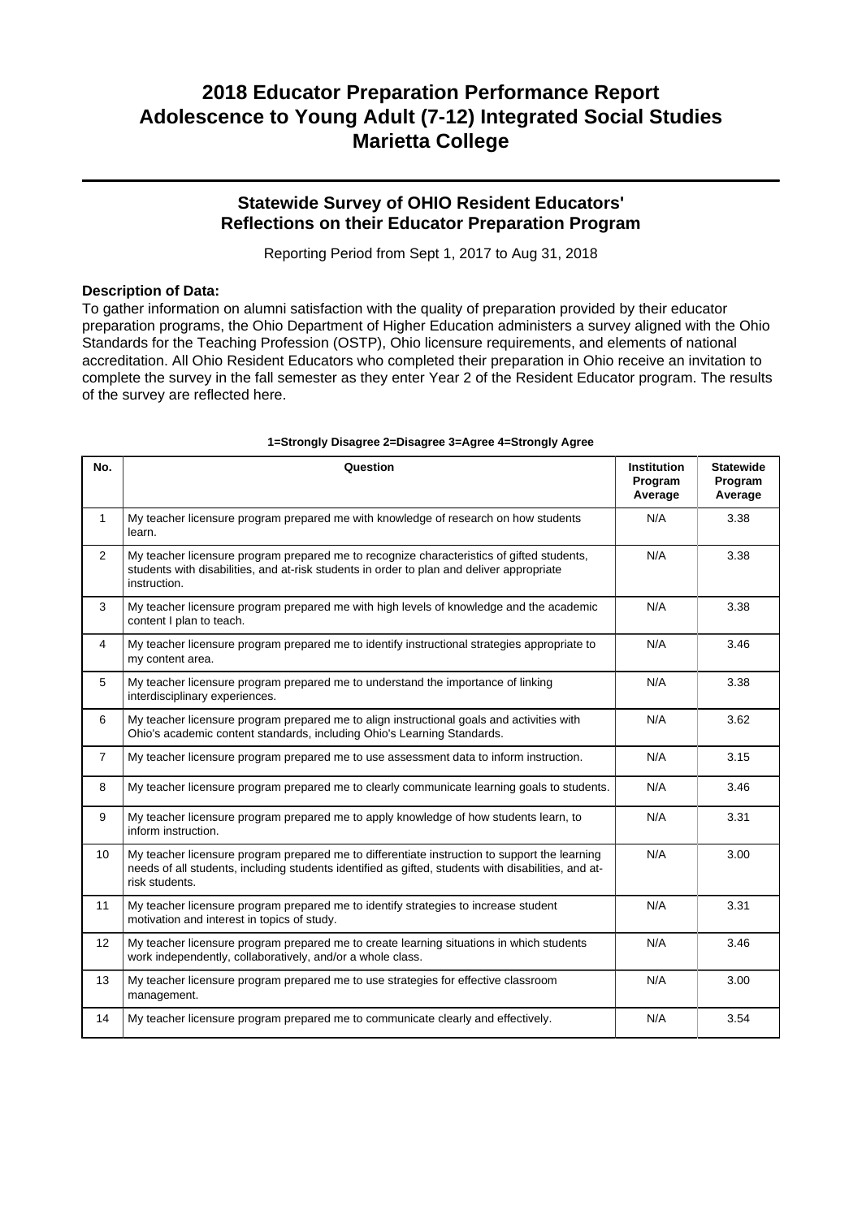# 2018 Educator Preparation Performance Report
# Adolescence to Young Adult (7-12) Integrated Social Studies
# Marietta College

## Statewide Survey of OHIO Resident Educators' Reflections on their Educator Preparation Program

Reporting Period from Sept 1, 2017 to Aug 31, 2018

**Description of Data:**
To gather information on alumni satisfaction with the quality of preparation provided by their educator preparation programs, the Ohio Department of Higher Education administers a survey aligned with the Ohio Standards for the Teaching Profession (OSTP), Ohio licensure requirements, and elements of national accreditation. All Ohio Resident Educators who completed their preparation in Ohio receive an invitation to complete the survey in the fall semester as they enter Year 2 of the Resident Educator program. The results of the survey are reflected here.

**1=Strongly Disagree 2=Disagree 3=Agree 4=Strongly Agree**

| No. | Question | Institution Program Average | Statewide Program Average |
|---|---|---|---|
| 1 | My teacher licensure program prepared me with knowledge of research on how students learn. | N/A | 3.38 |
| 2 | My teacher licensure program prepared me to recognize characteristics of gifted students, students with disabilities, and at-risk students in order to plan and deliver appropriate instruction. | N/A | 3.38 |
| 3 | My teacher licensure program prepared me with high levels of knowledge and the academic content I plan to teach. | N/A | 3.38 |
| 4 | My teacher licensure program prepared me to identify instructional strategies appropriate to my content area. | N/A | 3.46 |
| 5 | My teacher licensure program prepared me to understand the importance of linking interdisciplinary experiences. | N/A | 3.38 |
| 6 | My teacher licensure program prepared me to align instructional goals and activities with Ohio's academic content standards, including Ohio's Learning Standards. | N/A | 3.62 |
| 7 | My teacher licensure program prepared me to use assessment data to inform instruction. | N/A | 3.15 |
| 8 | My teacher licensure program prepared me to clearly communicate learning goals to students. | N/A | 3.46 |
| 9 | My teacher licensure program prepared me to apply knowledge of how students learn, to inform instruction. | N/A | 3.31 |
| 10 | My teacher licensure program prepared me to differentiate instruction to support the learning needs of all students, including students identified as gifted, students with disabilities, and at-risk students. | N/A | 3.00 |
| 11 | My teacher licensure program prepared me to identify strategies to increase student motivation and interest in topics of study. | N/A | 3.31 |
| 12 | My teacher licensure program prepared me to create learning situations in which students work independently, collaboratively, and/or a whole class. | N/A | 3.46 |
| 13 | My teacher licensure program prepared me to use strategies for effective classroom management. | N/A | 3.00 |
| 14 | My teacher licensure program prepared me to communicate clearly and effectively. | N/A | 3.54 |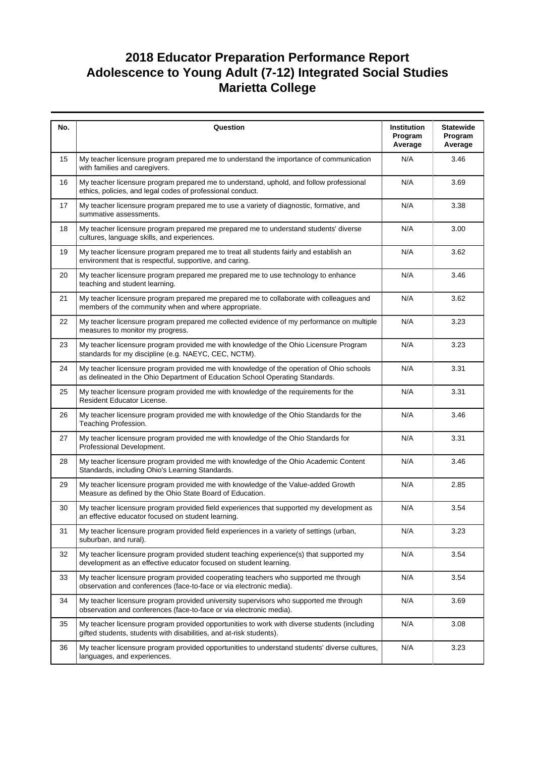# 2018 Educator Preparation Performance Report
# Adolescence to Young Adult (7-12) Integrated Social Studies
# Marietta College

| No. | Question | Institution Program Average | Statewide Program Average |
|---|---|---|---|
| 15 | My teacher licensure program prepared me to understand the importance of communication with families and caregivers. | N/A | 3.46 |
| 16 | My teacher licensure program prepared me to understand, uphold, and follow professional ethics, policies, and legal codes of professional conduct. | N/A | 3.69 |
| 17 | My teacher licensure program prepared me to use a variety of diagnostic, formative, and summative assessments. | N/A | 3.38 |
| 18 | My teacher licensure program prepared me prepared me to understand students' diverse cultures, language skills, and experiences. | N/A | 3.00 |
| 19 | My teacher licensure program prepared me to treat all students fairly and establish an environment that is respectful, supportive, and caring. | N/A | 3.62 |
| 20 | My teacher licensure program prepared me prepared me to use technology to enhance teaching and student learning. | N/A | 3.46 |
| 21 | My teacher licensure program prepared me prepared me to collaborate with colleagues and members of the community when and where appropriate. | N/A | 3.62 |
| 22 | My teacher licensure program prepared me collected evidence of my performance on multiple measures to monitor my progress. | N/A | 3.23 |
| 23 | My teacher licensure program provided me with knowledge of the Ohio Licensure Program standards for my discipline (e.g. NAEYC, CEC, NCTM). | N/A | 3.23 |
| 24 | My teacher licensure program provided me with knowledge of the operation of Ohio schools as delineated in the Ohio Department of Education School Operating Standards. | N/A | 3.31 |
| 25 | My teacher licensure program provided me with knowledge of the requirements for the Resident Educator License. | N/A | 3.31 |
| 26 | My teacher licensure program provided me with knowledge of the Ohio Standards for the Teaching Profession. | N/A | 3.46 |
| 27 | My teacher licensure program provided me with knowledge of the Ohio Standards for Professional Development. | N/A | 3.31 |
| 28 | My teacher licensure program provided me with knowledge of the Ohio Academic Content Standards, including Ohio's Learning Standards. | N/A | 3.46 |
| 29 | My teacher licensure program provided me with knowledge of the Value-added Growth Measure as defined by the Ohio State Board of Education. | N/A | 2.85 |
| 30 | My teacher licensure program provided field experiences that supported my development as an effective educator focused on student learning. | N/A | 3.54 |
| 31 | My teacher licensure program provided field experiences in a variety of settings (urban, suburban, and rural). | N/A | 3.23 |
| 32 | My teacher licensure program provided student teaching experience(s) that supported my development as an effective educator focused on student learning. | N/A | 3.54 |
| 33 | My teacher licensure program provided cooperating teachers who supported me through observation and conferences (face-to-face or via electronic media). | N/A | 3.54 |
| 34 | My teacher licensure program provided university supervisors who supported me through observation and conferences (face-to-face or via electronic media). | N/A | 3.69 |
| 35 | My teacher licensure program provided opportunities to work with diverse students (including gifted students, students with disabilities, and at-risk students). | N/A | 3.08 |
| 36 | My teacher licensure program provided opportunities to understand students' diverse cultures, languages, and experiences. | N/A | 3.23 |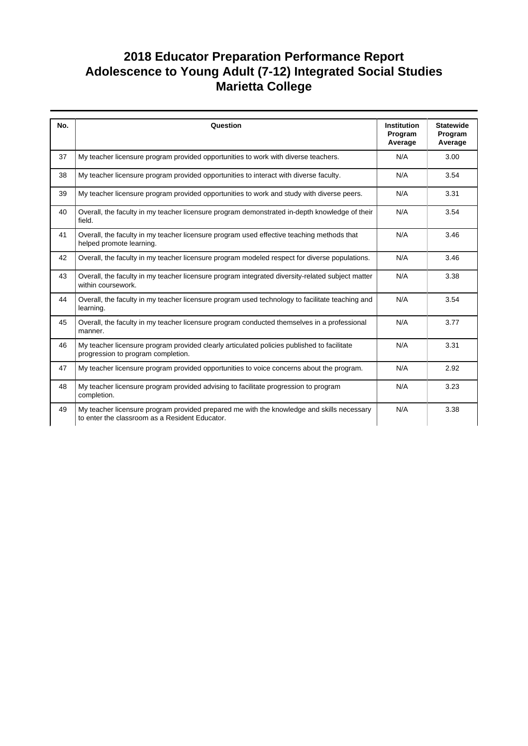# 2018 Educator Preparation Performance Report
# Adolescence to Young Adult (7-12) Integrated Social Studies
# Marietta College

| No. | Question | Institution Program Average | Statewide Program Average |
|---|---|---|---|
| 37 | My teacher licensure program provided opportunities to work with diverse teachers. | N/A | 3.00 |
| 38 | My teacher licensure program provided opportunities to interact with diverse faculty. | N/A | 3.54 |
| 39 | My teacher licensure program provided opportunities to work and study with diverse peers. | N/A | 3.31 |
| 40 | Overall, the faculty in my teacher licensure program demonstrated in-depth knowledge of their field. | N/A | 3.54 |
| 41 | Overall, the faculty in my teacher licensure program used effective teaching methods that helped promote learning. | N/A | 3.46 |
| 42 | Overall, the faculty in my teacher licensure program modeled respect for diverse populations. | N/A | 3.46 |
| 43 | Overall, the faculty in my teacher licensure program integrated diversity-related subject matter within coursework. | N/A | 3.38 |
| 44 | Overall, the faculty in my teacher licensure program used technology to facilitate teaching and learning. | N/A | 3.54 |
| 45 | Overall, the faculty in my teacher licensure program conducted themselves in a professional manner. | N/A | 3.77 |
| 46 | My teacher licensure program provided clearly articulated policies published to facilitate progression to program completion. | N/A | 3.31 |
| 47 | My teacher licensure program provided opportunities to voice concerns about the program. | N/A | 2.92 |
| 48 | My teacher licensure program provided advising to facilitate progression to program completion. | N/A | 3.23 |
| 49 | My teacher licensure program provided prepared me with the knowledge and skills necessary to enter the classroom as a Resident Educator. | N/A | 3.38 |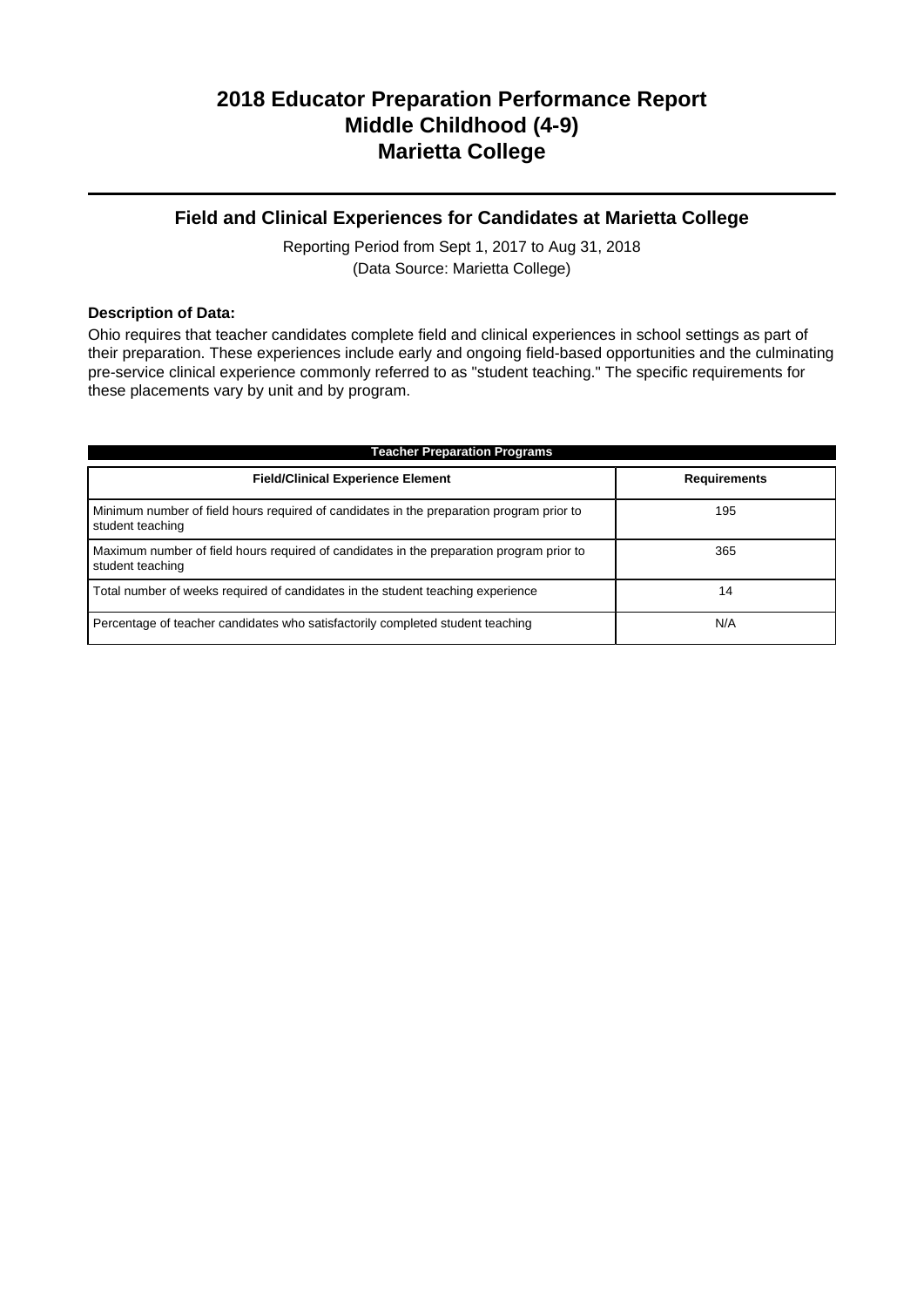# 2018 Educator Preparation Performance Report
# Middle Childhood (4-9)
# Marietta College

## Field and Clinical Experiences for Candidates at Marietta College

Reporting Period from Sept 1, 2017 to Aug 31, 2018
(Data Source: Marietta College)

**Description of Data:**

Ohio requires that teacher candidates complete field and clinical experiences in school settings as part of their preparation. These experiences include early and ongoing field-based opportunities and the culminating pre-service clinical experience commonly referred to as "student teaching." The specific requirements for these placements vary by unit and by program.

**Teacher Preparation Programs**

| Field/Clinical Experience Element | Requirements |
|---|---|
| Minimum number of field hours required of candidates in the preparation program prior to student teaching | 195 |
| Maximum number of field hours required of candidates in the preparation program prior to student teaching | 365 |
| Total number of weeks required of candidates in the student teaching experience | 14 |
| Percentage of teacher candidates who satisfactorily completed student teaching | N/A |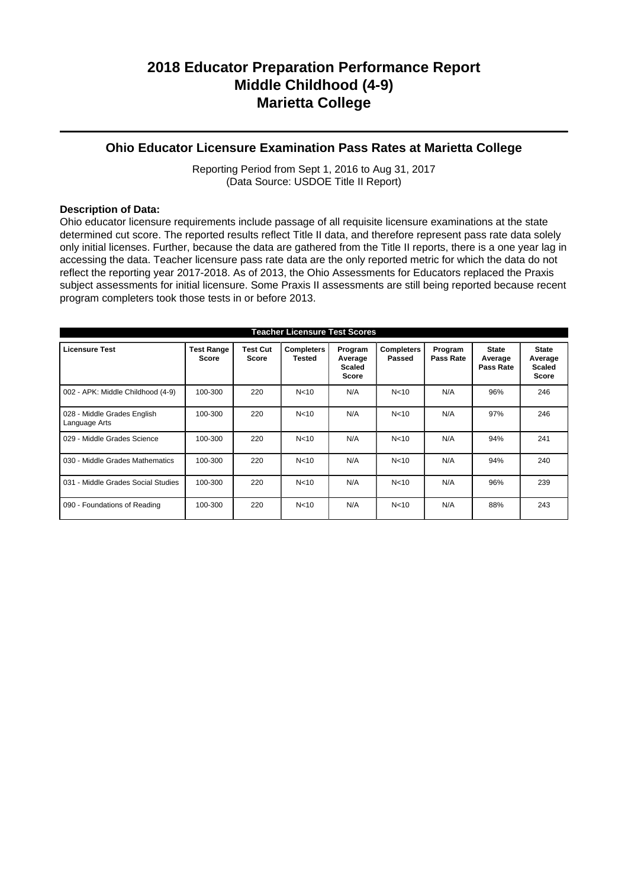# 2018 Educator Preparation Performance Report
# Middle Childhood (4-9)
# Marietta College

## Ohio Educator Licensure Examination Pass Rates at Marietta College

Reporting Period from Sept 1, 2016 to Aug 31, 2017
(Data Source: USDOE Title II Report)

**Description of Data:**
Ohio educator licensure requirements include passage of all requisite licensure examinations at the state determined cut score. The reported results reflect Title II data, and therefore represent pass rate data solely only initial licenses. Further, because the data are gathered from the Title II reports, there is a one year lag in accessing the data. Teacher licensure pass rate data are the only reported metric for which the data do not reflect the reporting year 2017-2018. As of 2013, the Ohio Assessments for Educators replaced the Praxis subject assessments for initial licensure. Some Praxis II assessments are still being reported because recent program completers took those tests in or before 2013.

**Teacher Licensure Test Scores**

| Licensure Test | Test Range Score | Test Cut Score | Completers Tested | Program Average Scaled Score | Completers Passed | Program Pass Rate | State Average Pass Rate | State Average Scaled Score |
|---|---|---|---|---|---|---|---|---|
| 002 - APK: Middle Childhood (4-9) | 100-300 | 220 | N<10 | N/A | N<10 | N/A | 96% | 246 |
| 028 - Middle Grades English Language Arts | 100-300 | 220 | N<10 | N/A | N<10 | N/A | 97% | 246 |
| 029 - Middle Grades Science | 100-300 | 220 | N<10 | N/A | N<10 | N/A | 94% | 241 |
| 030 - Middle Grades Mathematics | 100-300 | 220 | N<10 | N/A | N<10 | N/A | 94% | 240 |
| 031 - Middle Grades Social Studies | 100-300 | 220 | N<10 | N/A | N<10 | N/A | 96% | 239 |
| 090 - Foundations of Reading | 100-300 | 220 | N<10 | N/A | N<10 | N/A | 88% | 243 |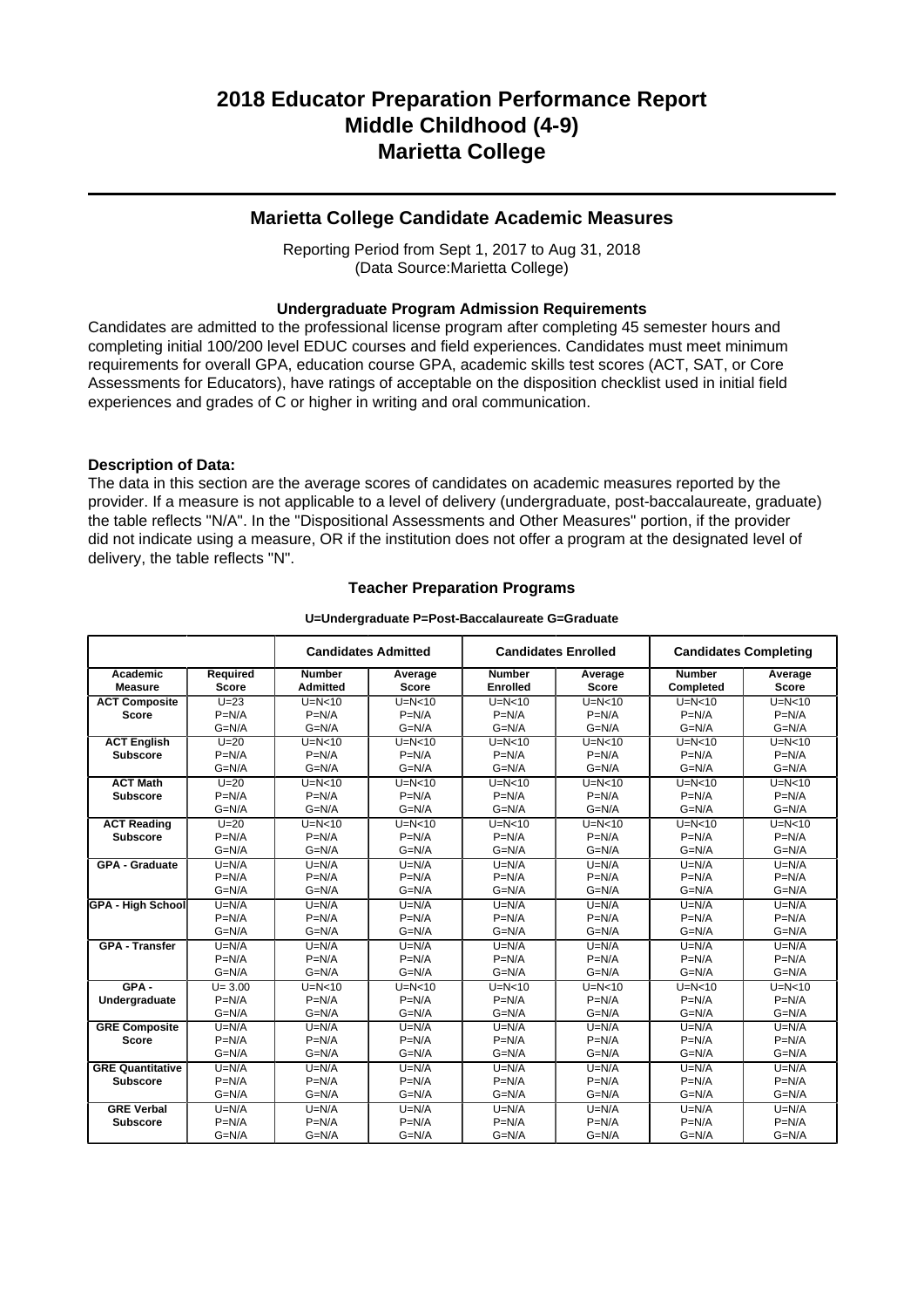# 2018 Educator Preparation Performance Report
# Middle Childhood (4-9)
# Marietta College

## Marietta College Candidate Academic Measures

Reporting Period from Sept 1, 2017 to Aug 31, 2018
(Data Source:Marietta College)

### Undergraduate Program Admission Requirements

Candidates are admitted to the professional license program after completing 45 semester hours and completing initial 100/200 level EDUC courses and field experiences. Candidates must meet minimum requirements for overall GPA, education course GPA, academic skills test scores (ACT, SAT, or Core Assessments for Educators), have ratings of acceptable on the disposition checklist used in initial field experiences and grades of C or higher in writing and oral communication.

**Description of Data:**
The data in this section are the average scores of candidates on academic measures reported by the provider. If a measure is not applicable to a level of delivery (undergraduate, post-baccalaureate, graduate) the table reflects "N/A". In the "Dispositional Assessments and Other Measures" portion, if the provider did not indicate using a measure, OR if the institution does not offer a program at the designated level of delivery, the table reflects "N".

### Teacher Preparation Programs

**U=Undergraduate P=Post-Baccalaureate G=Graduate**

| | | Candidates Admitted | | Candidates Enrolled | | Candidates Completing | |
|---|---|---|---|---|---|---|---|
| **Academic Measure** | **Required Score** | **Number Admitted** | **Average Score** | **Number Enrolled** | **Average Score** | **Number Completed** | **Average Score** |
| **ACT Composite Score** | U=23<br>P=N/A<br>G=N/A | U=N<10<br>P=N/A<br>G=N/A | U=N<10<br>P=N/A<br>G=N/A | U=N<10<br>P=N/A<br>G=N/A | U=N<10<br>P=N/A<br>G=N/A | U=N<10<br>P=N/A<br>G=N/A | U=N<10<br>P=N/A<br>G=N/A |
| **ACT English Subscore** | U=20<br>P=N/A<br>G=N/A | U=N<10<br>P=N/A<br>G=N/A | U=N<10<br>P=N/A<br>G=N/A | U=N<10<br>P=N/A<br>G=N/A | U=N<10<br>P=N/A<br>G=N/A | U=N<10<br>P=N/A<br>G=N/A | U=N<10<br>P=N/A<br>G=N/A |
| **ACT Math Subscore** | U=20<br>P=N/A<br>G=N/A | U=N<10<br>P=N/A<br>G=N/A | U=N<10<br>P=N/A<br>G=N/A | U=N<10<br>P=N/A<br>G=N/A | U=N<10<br>P=N/A<br>G=N/A | U=N<10<br>P=N/A<br>G=N/A | U=N<10<br>P=N/A<br>G=N/A |
| **ACT Reading Subscore** | U=20<br>P=N/A<br>G=N/A | U=N<10<br>P=N/A<br>G=N/A | U=N<10<br>P=N/A<br>G=N/A | U=N<10<br>P=N/A<br>G=N/A | U=N<10<br>P=N/A<br>G=N/A | U=N<10<br>P=N/A<br>G=N/A | U=N<10<br>P=N/A<br>G=N/A |
| **GPA - Graduate** | U=N/A<br>P=N/A<br>G=N/A | U=N/A<br>P=N/A<br>G=N/A | U=N/A<br>P=N/A<br>G=N/A | U=N/A<br>P=N/A<br>G=N/A | U=N/A<br>P=N/A<br>G=N/A | U=N/A<br>P=N/A<br>G=N/A | U=N/A<br>P=N/A<br>G=N/A |
| **GPA - High School** | U=N/A<br>P=N/A<br>G=N/A | U=N/A<br>P=N/A<br>G=N/A | U=N/A<br>P=N/A<br>G=N/A | U=N/A<br>P=N/A<br>G=N/A | U=N/A<br>P=N/A<br>G=N/A | U=N/A<br>P=N/A<br>G=N/A | U=N/A<br>P=N/A<br>G=N/A |
| **GPA - Transfer** | U=N/A<br>P=N/A<br>G=N/A | U=N/A<br>P=N/A<br>G=N/A | U=N/A<br>P=N/A<br>G=N/A | U=N/A<br>P=N/A<br>G=N/A | U=N/A<br>P=N/A<br>G=N/A | U=N/A<br>P=N/A<br>G=N/A | U=N/A<br>P=N/A<br>G=N/A |
| **GPA - Undergraduate** | U= 3.00<br>P=N/A<br>G=N/A | U=N<10<br>P=N/A<br>G=N/A | U=N<10<br>P=N/A<br>G=N/A | U=N<10<br>P=N/A<br>G=N/A | U=N<10<br>P=N/A<br>G=N/A | U=N<10<br>P=N/A<br>G=N/A | U=N<10<br>P=N/A<br>G=N/A |
| **GRE Composite Score** | U=N/A<br>P=N/A<br>G=N/A | U=N/A<br>P=N/A<br>G=N/A | U=N/A<br>P=N/A<br>G=N/A | U=N/A<br>P=N/A<br>G=N/A | U=N/A<br>P=N/A<br>G=N/A | U=N/A<br>P=N/A<br>G=N/A | U=N/A<br>P=N/A<br>G=N/A |
| **GRE Quantitative Subscore** | U=N/A<br>P=N/A<br>G=N/A | U=N/A<br>P=N/A<br>G=N/A | U=N/A<br>P=N/A<br>G=N/A | U=N/A<br>P=N/A<br>G=N/A | U=N/A<br>P=N/A<br>G=N/A | U=N/A<br>P=N/A<br>G=N/A | U=N/A<br>P=N/A<br>G=N/A |
| **GRE Verbal Subscore** | U=N/A<br>P=N/A<br>G=N/A | U=N/A<br>P=N/A<br>G=N/A | U=N/A<br>P=N/A<br>G=N/A | U=N/A<br>P=N/A<br>G=N/A | U=N/A<br>P=N/A<br>G=N/A | U=N/A<br>P=N/A<br>G=N/A | U=N/A<br>P=N/A<br>G=N/A |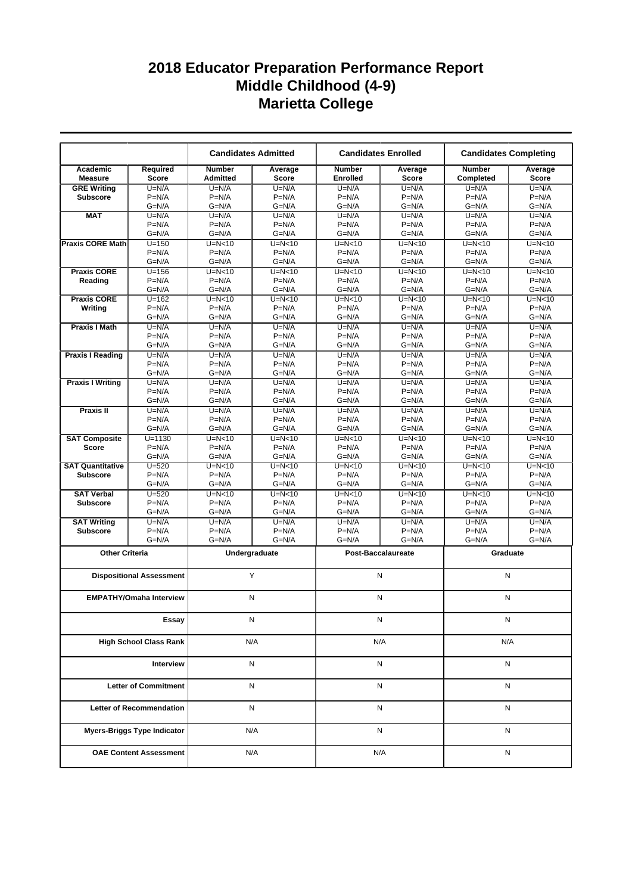# 2018 Educator Preparation Performance Report
# Middle Childhood (4-9)
# Marietta College

| | | Candidates Admitted | | Candidates Enrolled | | Candidates Completing | |
|---|---|---|---|---|---|---|---|
| **Academic Measure** | **Required Score** | **Number Admitted** | **Average Score** | **Number Enrolled** | **Average Score** | **Number Completed** | **Average Score** |
| **GRE Writing Subscore** | U=N/A<br>P=N/A<br>G=N/A | U=N/A<br>P=N/A<br>G=N/A | U=N/A<br>P=N/A<br>G=N/A | U=N/A<br>P=N/A<br>G=N/A | U=N/A<br>P=N/A<br>G=N/A | U=N/A<br>P=N/A<br>G=N/A | U=N/A<br>P=N/A<br>G=N/A |
| **MAT** | U=N/A<br>P=N/A<br>G=N/A | U=N/A<br>P=N/A<br>G=N/A | U=N/A<br>P=N/A<br>G=N/A | U=N/A<br>P=N/A<br>G=N/A | U=N/A<br>P=N/A<br>G=N/A | U=N/A<br>P=N/A<br>G=N/A | U=N/A<br>P=N/A<br>G=N/A |
| **Praxis CORE Math** | U=150<br>P=N/A<br>G=N/A | U=N<10<br>P=N/A<br>G=N/A | U=N<10<br>P=N/A<br>G=N/A | U=N<10<br>P=N/A<br>G=N/A | U=N<10<br>P=N/A<br>G=N/A | U=N<10<br>P=N/A<br>G=N/A | U=N<10<br>P=N/A<br>G=N/A |
| **Praxis CORE Reading** | U=156<br>P=N/A<br>G=N/A | U=N<10<br>P=N/A<br>G=N/A | U=N<10<br>P=N/A<br>G=N/A | U=N<10<br>P=N/A<br>G=N/A | U=N<10<br>P=N/A<br>G=N/A | U=N<10<br>P=N/A<br>G=N/A | U=N<10<br>P=N/A<br>G=N/A |
| **Praxis CORE Writing** | U=162<br>P=N/A<br>G=N/A | U=N<10<br>P=N/A<br>G=N/A | U=N<10<br>P=N/A<br>G=N/A | U=N<10<br>P=N/A<br>G=N/A | U=N<10<br>P=N/A<br>G=N/A | U=N<10<br>P=N/A<br>G=N/A | U=N<10<br>P=N/A<br>G=N/A |
| **Praxis I Math** | U=N/A<br>P=N/A<br>G=N/A | U=N/A<br>P=N/A<br>G=N/A | U=N/A<br>P=N/A<br>G=N/A | U=N/A<br>P=N/A<br>G=N/A | U=N/A<br>P=N/A<br>G=N/A | U=N/A<br>P=N/A<br>G=N/A | U=N/A<br>P=N/A<br>G=N/A |
| **Praxis I Reading** | U=N/A<br>P=N/A<br>G=N/A | U=N/A<br>P=N/A<br>G=N/A | U=N/A<br>P=N/A<br>G=N/A | U=N/A<br>P=N/A<br>G=N/A | U=N/A<br>P=N/A<br>G=N/A | U=N/A<br>P=N/A<br>G=N/A | U=N/A<br>P=N/A<br>G=N/A |
| **Praxis I Writing** | U=N/A<br>P=N/A<br>G=N/A | U=N/A<br>P=N/A<br>G=N/A | U=N/A<br>P=N/A<br>G=N/A | U=N/A<br>P=N/A<br>G=N/A | U=N/A<br>P=N/A<br>G=N/A | U=N/A<br>P=N/A<br>G=N/A | U=N/A<br>P=N/A<br>G=N/A |
| **Praxis II** | U=N/A<br>P=N/A<br>G=N/A | U=N/A<br>P=N/A<br>G=N/A | U=N/A<br>P=N/A<br>G=N/A | U=N/A<br>P=N/A<br>G=N/A | U=N/A<br>P=N/A<br>G=N/A | U=N/A<br>P=N/A<br>G=N/A | U=N/A<br>P=N/A<br>G=N/A |
| **SAT Composite Score** | U=1130<br>P=N/A<br>G=N/A | U=N<10<br>P=N/A<br>G=N/A | U=N<10<br>P=N/A<br>G=N/A | U=N<10<br>P=N/A<br>G=N/A | U=N<10<br>P=N/A<br>G=N/A | U=N<10<br>P=N/A<br>G=N/A | U=N<10<br>P=N/A<br>G=N/A |
| **SAT Quantitative Subscore** | U=520<br>P=N/A<br>G=N/A | U=N<10<br>P=N/A<br>G=N/A | U=N<10<br>P=N/A<br>G=N/A | U=N<10<br>P=N/A<br>G=N/A | U=N<10<br>P=N/A<br>G=N/A | U=N<10<br>P=N/A<br>G=N/A | U=N<10<br>P=N/A<br>G=N/A |
| **SAT Verbal Subscore** | U=520<br>P=N/A<br>G=N/A | U=N<10<br>P=N/A<br>G=N/A | U=N<10<br>P=N/A<br>G=N/A | U=N<10<br>P=N/A<br>G=N/A | U=N<10<br>P=N/A<br>G=N/A | U=N<10<br>P=N/A<br>G=N/A | U=N<10<br>P=N/A<br>G=N/A |
| **SAT Writing Subscore** | U=N/A<br>P=N/A<br>G=N/A | U=N/A<br>P=N/A<br>G=N/A | U=N/A<br>P=N/A<br>G=N/A | U=N/A<br>P=N/A<br>G=N/A | U=N/A<br>P=N/A<br>G=N/A | U=N/A<br>P=N/A<br>G=N/A | U=N/A<br>P=N/A<br>G=N/A |

| Other Criteria | Undergraduate | Post-Baccalaureate | Graduate |
|---|---|---|---|
| **Dispositional Assessment** | Y | N | N |
| **EMPATHY/Omaha Interview** | N | N | N |
| **Essay** | N | N | N |
| **High School Class Rank** | N/A | N/A | N/A |
| **Interview** | N | N | N |
| **Letter of Commitment** | N | N | N |
| **Letter of Recommendation** | N | N | N |
| **Myers-Briggs Type Indicator** | N/A | N | N |
| **OAE Content Assessment** | N/A | N/A | N |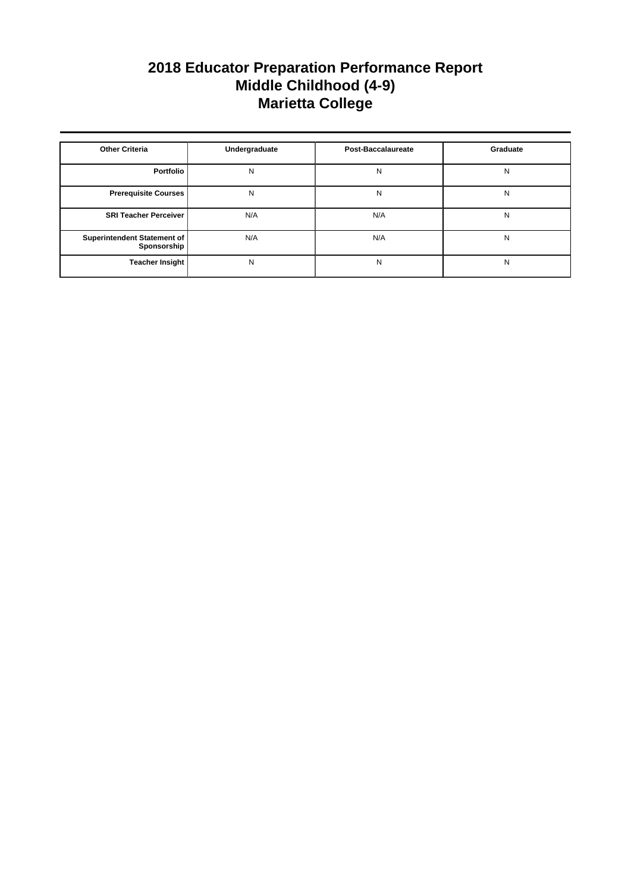# 2018 Educator Preparation Performance Report
# Middle Childhood (4-9)
# Marietta College

| Other Criteria | Undergraduate | Post-Baccalaureate | Graduate |
|---|---|---|---|
| **Portfolio** | N | N | N |
| **Prerequisite Courses** | N | N | N |
| **SRI Teacher Perceiver** | N/A | N/A | N |
| **Superintendent Statement of Sponsorship** | N/A | N/A | N |
| **Teacher Insight** | N | N | N |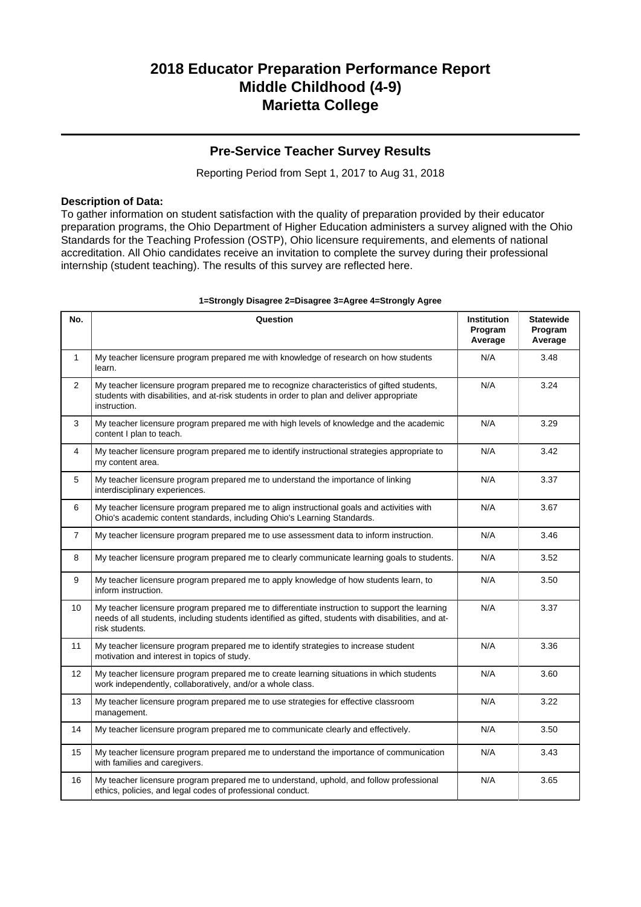# 2018 Educator Preparation Performance Report
# Middle Childhood (4-9)
# Marietta College

## Pre-Service Teacher Survey Results

Reporting Period from Sept 1, 2017 to Aug 31, 2018

**Description of Data:**
To gather information on student satisfaction with the quality of preparation provided by their educator preparation programs, the Ohio Department of Higher Education administers a survey aligned with the Ohio Standards for the Teaching Profession (OSTP), Ohio licensure requirements, and elements of national accreditation. All Ohio candidates receive an invitation to complete the survey during their professional internship (student teaching). The results of this survey are reflected here.

**1=Strongly Disagree 2=Disagree 3=Agree 4=Strongly Agree**

| No. | Question | Institution Program Average | Statewide Program Average |
|---|---|---|---|
| 1 | My teacher licensure program prepared me with knowledge of research on how students learn. | N/A | 3.48 |
| 2 | My teacher licensure program prepared me to recognize characteristics of gifted students, students with disabilities, and at-risk students in order to plan and deliver appropriate instruction. | N/A | 3.24 |
| 3 | My teacher licensure program prepared me with high levels of knowledge and the academic content I plan to teach. | N/A | 3.29 |
| 4 | My teacher licensure program prepared me to identify instructional strategies appropriate to my content area. | N/A | 3.42 |
| 5 | My teacher licensure program prepared me to understand the importance of linking interdisciplinary experiences. | N/A | 3.37 |
| 6 | My teacher licensure program prepared me to align instructional goals and activities with Ohio's academic content standards, including Ohio's Learning Standards. | N/A | 3.67 |
| 7 | My teacher licensure program prepared me to use assessment data to inform instruction. | N/A | 3.46 |
| 8 | My teacher licensure program prepared me to clearly communicate learning goals to students. | N/A | 3.52 |
| 9 | My teacher licensure program prepared me to apply knowledge of how students learn, to inform instruction. | N/A | 3.50 |
| 10 | My teacher licensure program prepared me to differentiate instruction to support the learning needs of all students, including students identified as gifted, students with disabilities, and at-risk students. | N/A | 3.37 |
| 11 | My teacher licensure program prepared me to identify strategies to increase student motivation and interest in topics of study. | N/A | 3.36 |
| 12 | My teacher licensure program prepared me to create learning situations in which students work independently, collaboratively, and/or a whole class. | N/A | 3.60 |
| 13 | My teacher licensure program prepared me to use strategies for effective classroom management. | N/A | 3.22 |
| 14 | My teacher licensure program prepared me to communicate clearly and effectively. | N/A | 3.50 |
| 15 | My teacher licensure program prepared me to understand the importance of communication with families and caregivers. | N/A | 3.43 |
| 16 | My teacher licensure program prepared me to understand, uphold, and follow professional ethics, policies, and legal codes of professional conduct. | N/A | 3.65 |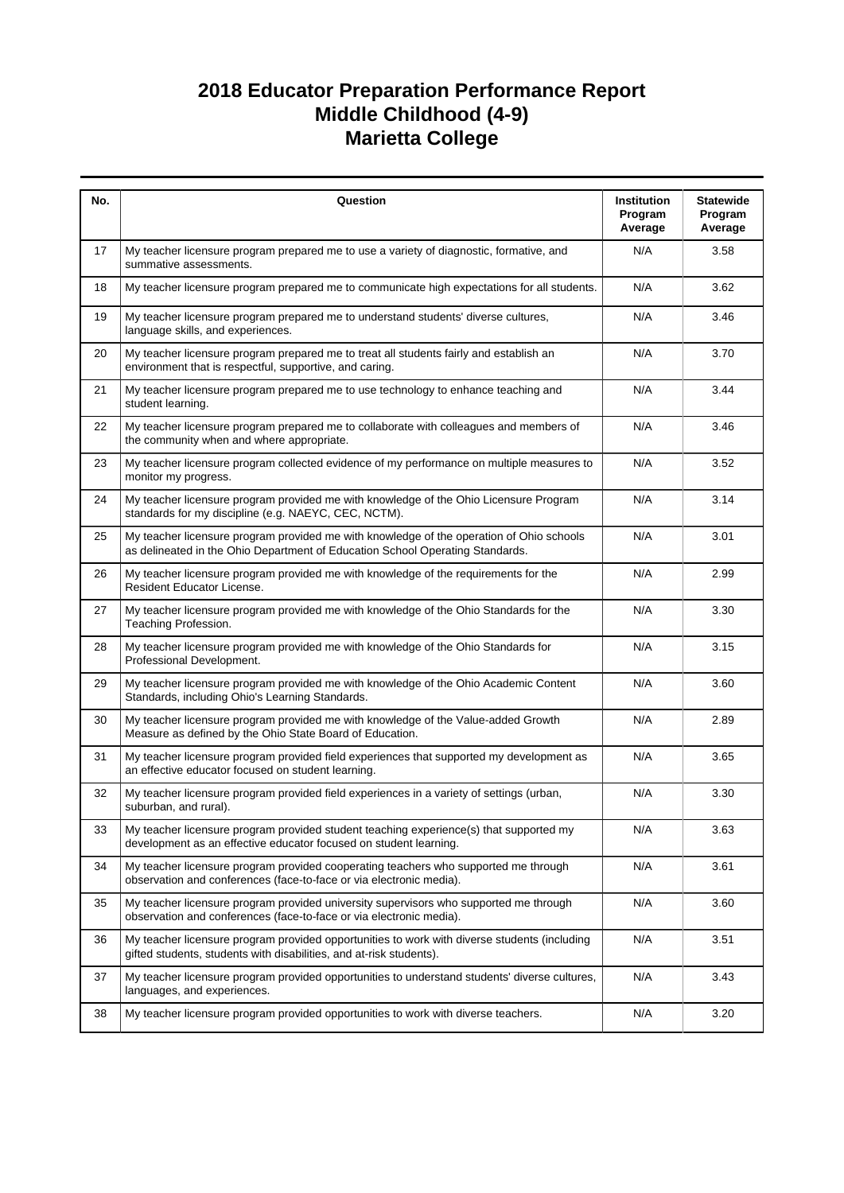# 2018 Educator Preparation Performance Report
# Middle Childhood (4-9)
# Marietta College

| No. | Question | Institution Program Average | Statewide Program Average |
|---|---|---|---|
| 17 | My teacher licensure program prepared me to use a variety of diagnostic, formative, and summative assessments. | N/A | 3.58 |
| 18 | My teacher licensure program prepared me to communicate high expectations for all students. | N/A | 3.62 |
| 19 | My teacher licensure program prepared me to understand students' diverse cultures, language skills, and experiences. | N/A | 3.46 |
| 20 | My teacher licensure program prepared me to treat all students fairly and establish an environment that is respectful, supportive, and caring. | N/A | 3.70 |
| 21 | My teacher licensure program prepared me to use technology to enhance teaching and student learning. | N/A | 3.44 |
| 22 | My teacher licensure program prepared me to collaborate with colleagues and members of the community when and where appropriate. | N/A | 3.46 |
| 23 | My teacher licensure program collected evidence of my performance on multiple measures to monitor my progress. | N/A | 3.52 |
| 24 | My teacher licensure program provided me with knowledge of the Ohio Licensure Program standards for my discipline (e.g. NAEYC, CEC, NCTM). | N/A | 3.14 |
| 25 | My teacher licensure program provided me with knowledge of the operation of Ohio schools as delineated in the Ohio Department of Education School Operating Standards. | N/A | 3.01 |
| 26 | My teacher licensure program provided me with knowledge of the requirements for the Resident Educator License. | N/A | 2.99 |
| 27 | My teacher licensure program provided me with knowledge of the Ohio Standards for the Teaching Profession. | N/A | 3.30 |
| 28 | My teacher licensure program provided me with knowledge of the Ohio Standards for Professional Development. | N/A | 3.15 |
| 29 | My teacher licensure program provided me with knowledge of the Ohio Academic Content Standards, including Ohio's Learning Standards. | N/A | 3.60 |
| 30 | My teacher licensure program provided me with knowledge of the Value-added Growth Measure as defined by the Ohio State Board of Education. | N/A | 2.89 |
| 31 | My teacher licensure program provided field experiences that supported my development as an effective educator focused on student learning. | N/A | 3.65 |
| 32 | My teacher licensure program provided field experiences in a variety of settings (urban, suburban, and rural). | N/A | 3.30 |
| 33 | My teacher licensure program provided student teaching experience(s) that supported my development as an effective educator focused on student learning. | N/A | 3.63 |
| 34 | My teacher licensure program provided cooperating teachers who supported me through observation and conferences (face-to-face or via electronic media). | N/A | 3.61 |
| 35 | My teacher licensure program provided university supervisors who supported me through observation and conferences (face-to-face or via electronic media). | N/A | 3.60 |
| 36 | My teacher licensure program provided opportunities to work with diverse students (including gifted students, students with disabilities, and at-risk students). | N/A | 3.51 |
| 37 | My teacher licensure program provided opportunities to understand students' diverse cultures, languages, and experiences. | N/A | 3.43 |
| 38 | My teacher licensure program provided opportunities to work with diverse teachers. | N/A | 3.20 |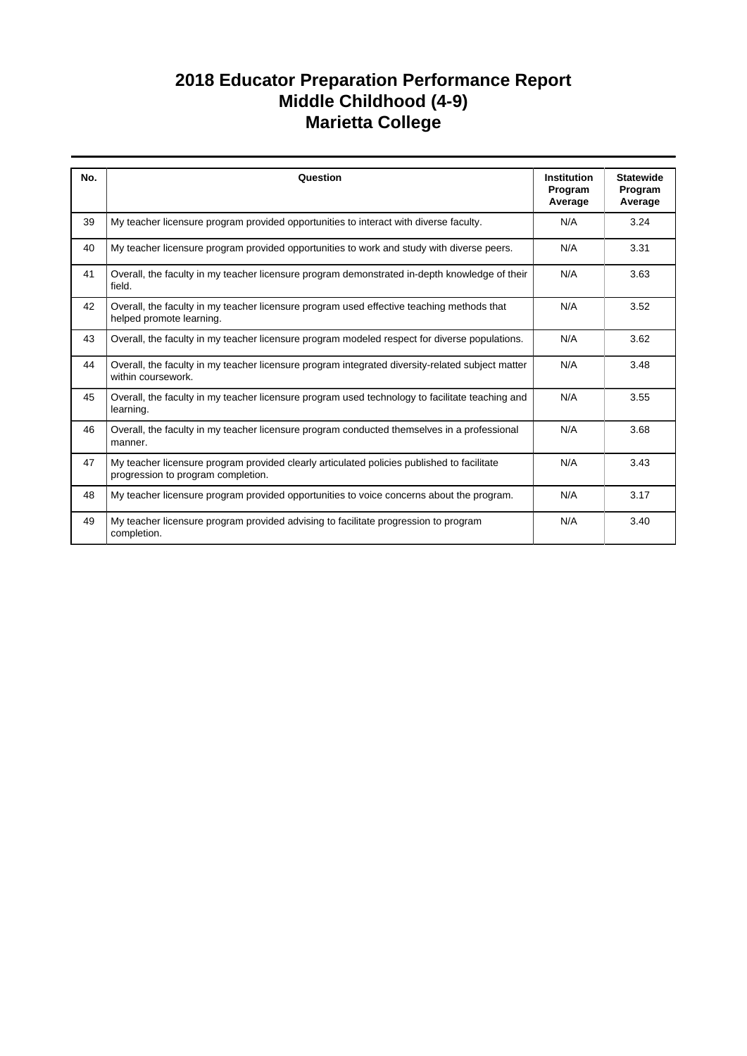# 2018 Educator Preparation Performance Report
## Middle Childhood (4-9)
## Marietta College

| No. | Question | Institution Program Average | Statewide Program Average |
|---|---|---|---|
| 39 | My teacher licensure program provided opportunities to interact with diverse faculty. | N/A | 3.24 |
| 40 | My teacher licensure program provided opportunities to work and study with diverse peers. | N/A | 3.31 |
| 41 | Overall, the faculty in my teacher licensure program demonstrated in-depth knowledge of their field. | N/A | 3.63 |
| 42 | Overall, the faculty in my teacher licensure program used effective teaching methods that helped promote learning. | N/A | 3.52 |
| 43 | Overall, the faculty in my teacher licensure program modeled respect for diverse populations. | N/A | 3.62 |
| 44 | Overall, the faculty in my teacher licensure program integrated diversity-related subject matter within coursework. | N/A | 3.48 |
| 45 | Overall, the faculty in my teacher licensure program used technology to facilitate teaching and learning. | N/A | 3.55 |
| 46 | Overall, the faculty in my teacher licensure program conducted themselves in a professional manner. | N/A | 3.68 |
| 47 | My teacher licensure program provided clearly articulated policies published to facilitate progression to program completion. | N/A | 3.43 |
| 48 | My teacher licensure program provided opportunities to voice concerns about the program. | N/A | 3.17 |
| 49 | My teacher licensure program provided advising to facilitate progression to program completion. | N/A | 3.40 |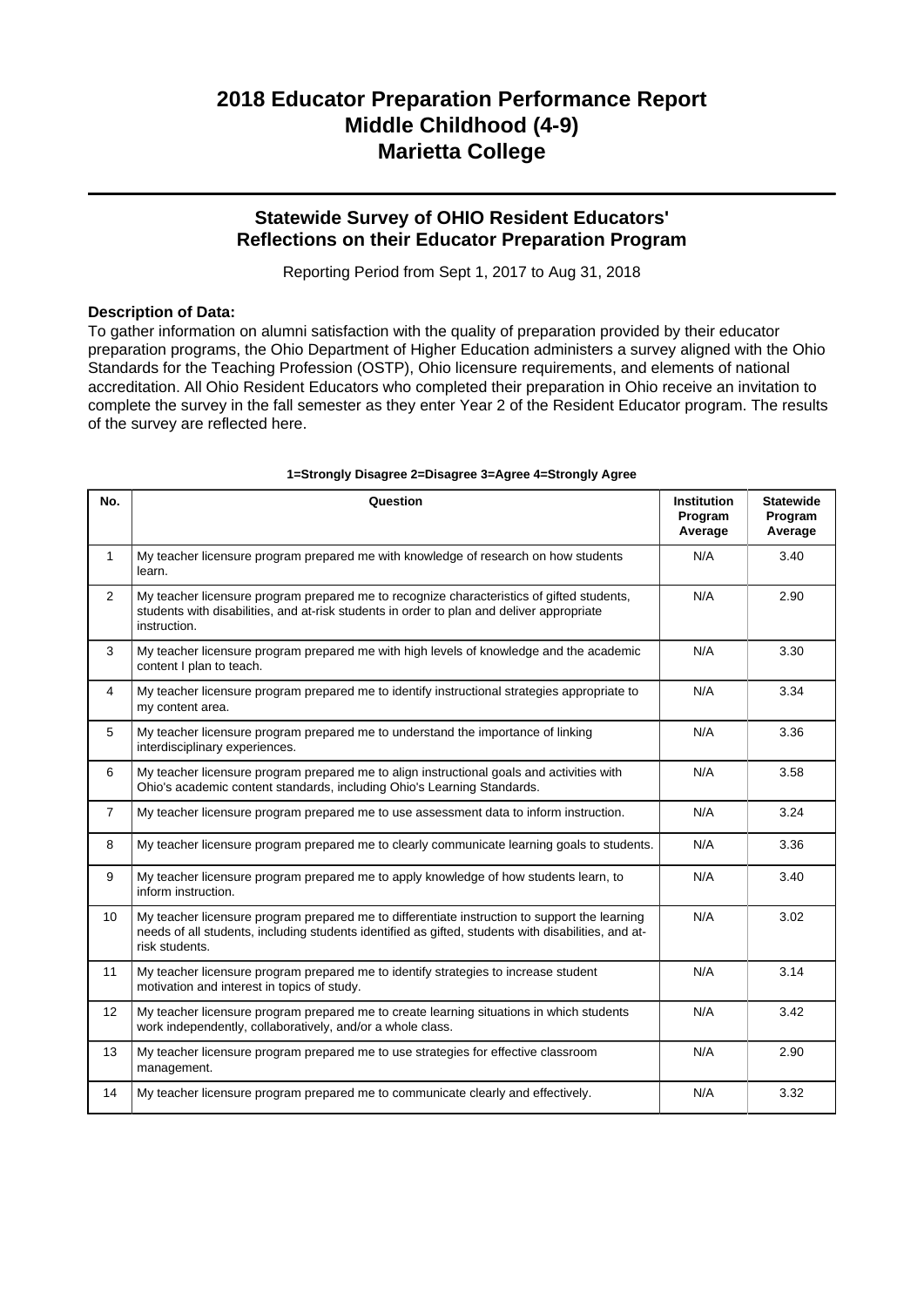# 2018 Educator Preparation Performance Report
# Middle Childhood (4-9)
# Marietta College

## Statewide Survey of OHIO Resident Educators' Reflections on their Educator Preparation Program

Reporting Period from Sept 1, 2017 to Aug 31, 2018

**Description of Data:**

To gather information on alumni satisfaction with the quality of preparation provided by their educator preparation programs, the Ohio Department of Higher Education administers a survey aligned with the Ohio Standards for the Teaching Profession (OSTP), Ohio licensure requirements, and elements of national accreditation. All Ohio Resident Educators who completed their preparation in Ohio receive an invitation to complete the survey in the fall semester as they enter Year 2 of the Resident Educator program. The results of the survey are reflected here.

**1=Strongly Disagree 2=Disagree 3=Agree 4=Strongly Agree**

| No. | Question | Institution Program Average | Statewide Program Average |
|---|---|---|---|
| 1 | My teacher licensure program prepared me with knowledge of research on how students learn. | N/A | 3.40 |
| 2 | My teacher licensure program prepared me to recognize characteristics of gifted students, students with disabilities, and at-risk students in order to plan and deliver appropriate instruction. | N/A | 2.90 |
| 3 | My teacher licensure program prepared me with high levels of knowledge and the academic content I plan to teach. | N/A | 3.30 |
| 4 | My teacher licensure program prepared me to identify instructional strategies appropriate to my content area. | N/A | 3.34 |
| 5 | My teacher licensure program prepared me to understand the importance of linking interdisciplinary experiences. | N/A | 3.36 |
| 6 | My teacher licensure program prepared me to align instructional goals and activities with Ohio's academic content standards, including Ohio's Learning Standards. | N/A | 3.58 |
| 7 | My teacher licensure program prepared me to use assessment data to inform instruction. | N/A | 3.24 |
| 8 | My teacher licensure program prepared me to clearly communicate learning goals to students. | N/A | 3.36 |
| 9 | My teacher licensure program prepared me to apply knowledge of how students learn, to inform instruction. | N/A | 3.40 |
| 10 | My teacher licensure program prepared me to differentiate instruction to support the learning needs of all students, including students identified as gifted, students with disabilities, and at-risk students. | N/A | 3.02 |
| 11 | My teacher licensure program prepared me to identify strategies to increase student motivation and interest in topics of study. | N/A | 3.14 |
| 12 | My teacher licensure program prepared me to create learning situations in which students work independently, collaboratively, and/or a whole class. | N/A | 3.42 |
| 13 | My teacher licensure program prepared me to use strategies for effective classroom management. | N/A | 2.90 |
| 14 | My teacher licensure program prepared me to communicate clearly and effectively. | N/A | 3.32 |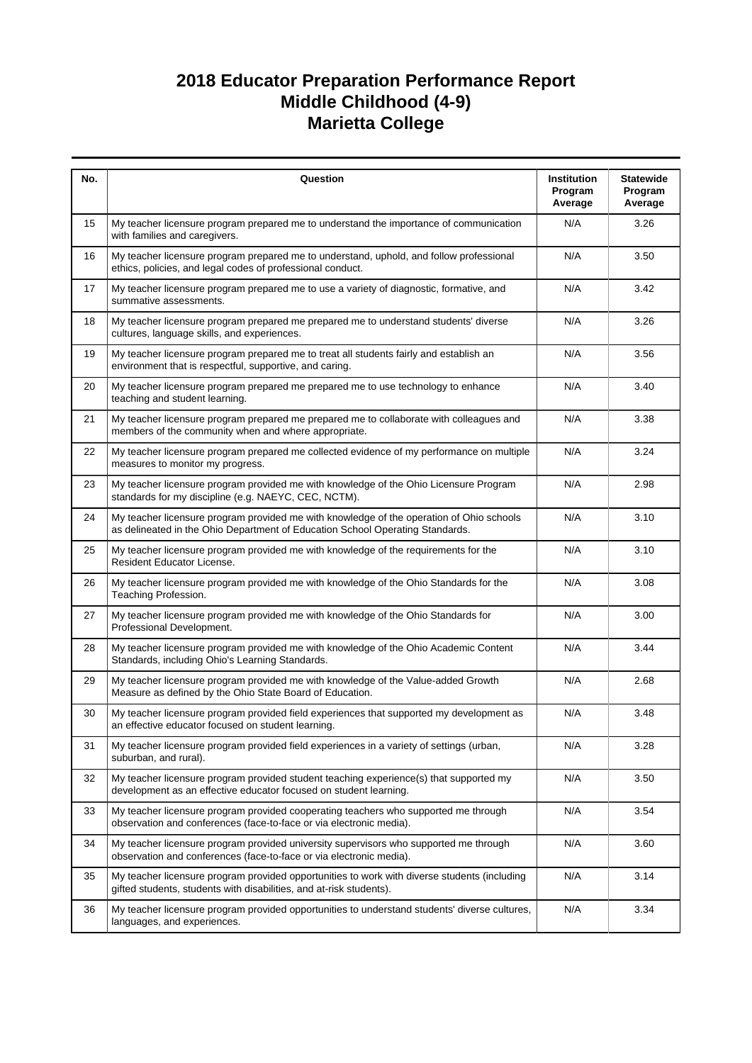# 2018 Educator Preparation Performance Report
# Middle Childhood (4-9)
# Marietta College

| No. | Question | Institution Program Average | Statewide Program Average |
|---|---|---|---|
| 15 | My teacher licensure program prepared me to understand the importance of communication with families and caregivers. | N/A | 3.26 |
| 16 | My teacher licensure program prepared me to understand, uphold, and follow professional ethics, policies, and legal codes of professional conduct. | N/A | 3.50 |
| 17 | My teacher licensure program prepared me to use a variety of diagnostic, formative, and summative assessments. | N/A | 3.42 |
| 18 | My teacher licensure program prepared me prepared me to understand students' diverse cultures, language skills, and experiences. | N/A | 3.26 |
| 19 | My teacher licensure program prepared me to treat all students fairly and establish an environment that is respectful, supportive, and caring. | N/A | 3.56 |
| 20 | My teacher licensure program prepared me prepared me to use technology to enhance teaching and student learning. | N/A | 3.40 |
| 21 | My teacher licensure program prepared me prepared me to collaborate with colleagues and members of the community when and where appropriate. | N/A | 3.38 |
| 22 | My teacher licensure program prepared me collected evidence of my performance on multiple measures to monitor my progress. | N/A | 3.24 |
| 23 | My teacher licensure program provided me with knowledge of the Ohio Licensure Program standards for my discipline (e.g. NAEYC, CEC, NCTM). | N/A | 2.98 |
| 24 | My teacher licensure program provided me with knowledge of the operation of Ohio schools as delineated in the Ohio Department of Education School Operating Standards. | N/A | 3.10 |
| 25 | My teacher licensure program provided me with knowledge of the requirements for the Resident Educator License. | N/A | 3.10 |
| 26 | My teacher licensure program provided me with knowledge of the Ohio Standards for the Teaching Profession. | N/A | 3.08 |
| 27 | My teacher licensure program provided me with knowledge of the Ohio Standards for Professional Development. | N/A | 3.00 |
| 28 | My teacher licensure program provided me with knowledge of the Ohio Academic Content Standards, including Ohio's Learning Standards. | N/A | 3.44 |
| 29 | My teacher licensure program provided me with knowledge of the Value-added Growth Measure as defined by the Ohio State Board of Education. | N/A | 2.68 |
| 30 | My teacher licensure program provided field experiences that supported my development as an effective educator focused on student learning. | N/A | 3.48 |
| 31 | My teacher licensure program provided field experiences in a variety of settings (urban, suburban, and rural). | N/A | 3.28 |
| 32 | My teacher licensure program provided student teaching experience(s) that supported my development as an effective educator focused on student learning. | N/A | 3.50 |
| 33 | My teacher licensure program provided cooperating teachers who supported me through observation and conferences (face-to-face or via electronic media). | N/A | 3.54 |
| 34 | My teacher licensure program provided university supervisors who supported me through observation and conferences (face-to-face or via electronic media). | N/A | 3.60 |
| 35 | My teacher licensure program provided opportunities to work with diverse students (including gifted students, students with disabilities, and at-risk students). | N/A | 3.14 |
| 36 | My teacher licensure program provided opportunities to understand students' diverse cultures, languages, and experiences. | N/A | 3.34 |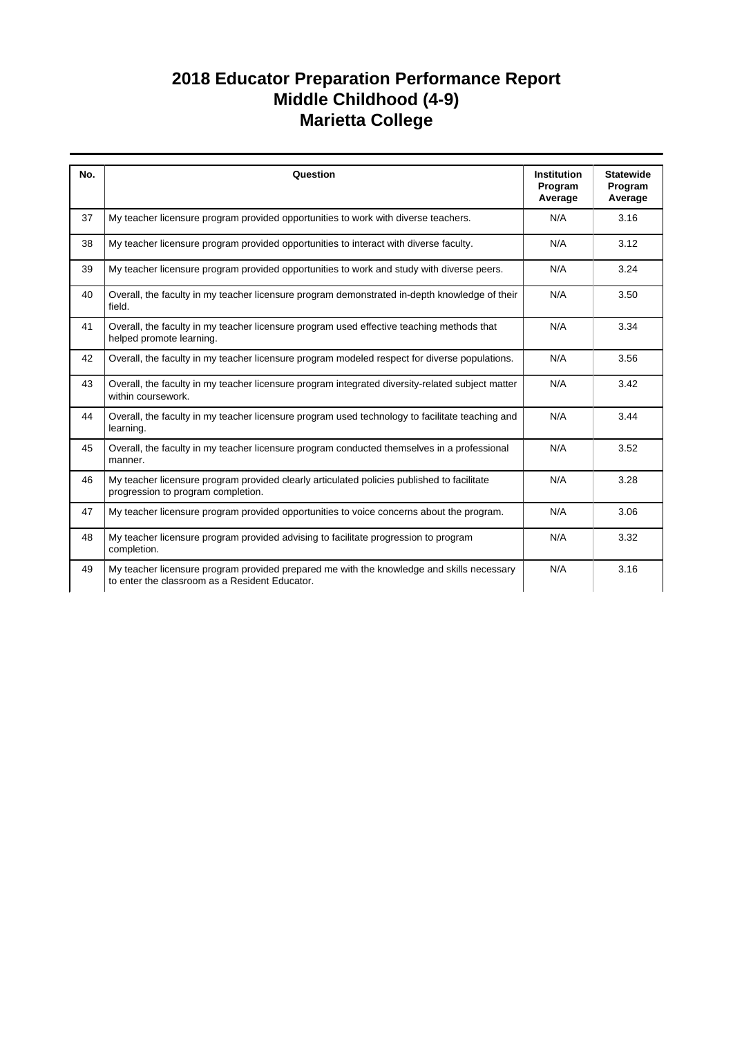# 2018 Educator Preparation Performance Report
# Middle Childhood (4-9)
# Marietta College

| No. | Question | Institution Program Average | Statewide Program Average |
|---|---|---|---|
| 37 | My teacher licensure program provided opportunities to work with diverse teachers. | N/A | 3.16 |
| 38 | My teacher licensure program provided opportunities to interact with diverse faculty. | N/A | 3.12 |
| 39 | My teacher licensure program provided opportunities to work and study with diverse peers. | N/A | 3.24 |
| 40 | Overall, the faculty in my teacher licensure program demonstrated in-depth knowledge of their field. | N/A | 3.50 |
| 41 | Overall, the faculty in my teacher licensure program used effective teaching methods that helped promote learning. | N/A | 3.34 |
| 42 | Overall, the faculty in my teacher licensure program modeled respect for diverse populations. | N/A | 3.56 |
| 43 | Overall, the faculty in my teacher licensure program integrated diversity-related subject matter within coursework. | N/A | 3.42 |
| 44 | Overall, the faculty in my teacher licensure program used technology to facilitate teaching and learning. | N/A | 3.44 |
| 45 | Overall, the faculty in my teacher licensure program conducted themselves in a professional manner. | N/A | 3.52 |
| 46 | My teacher licensure program provided clearly articulated policies published to facilitate progression to program completion. | N/A | 3.28 |
| 47 | My teacher licensure program provided opportunities to voice concerns about the program. | N/A | 3.06 |
| 48 | My teacher licensure program provided advising to facilitate progression to program completion. | N/A | 3.32 |
| 49 | My teacher licensure program provided prepared me with the knowledge and skills necessary to enter the classroom as a Resident Educator. | N/A | 3.16 |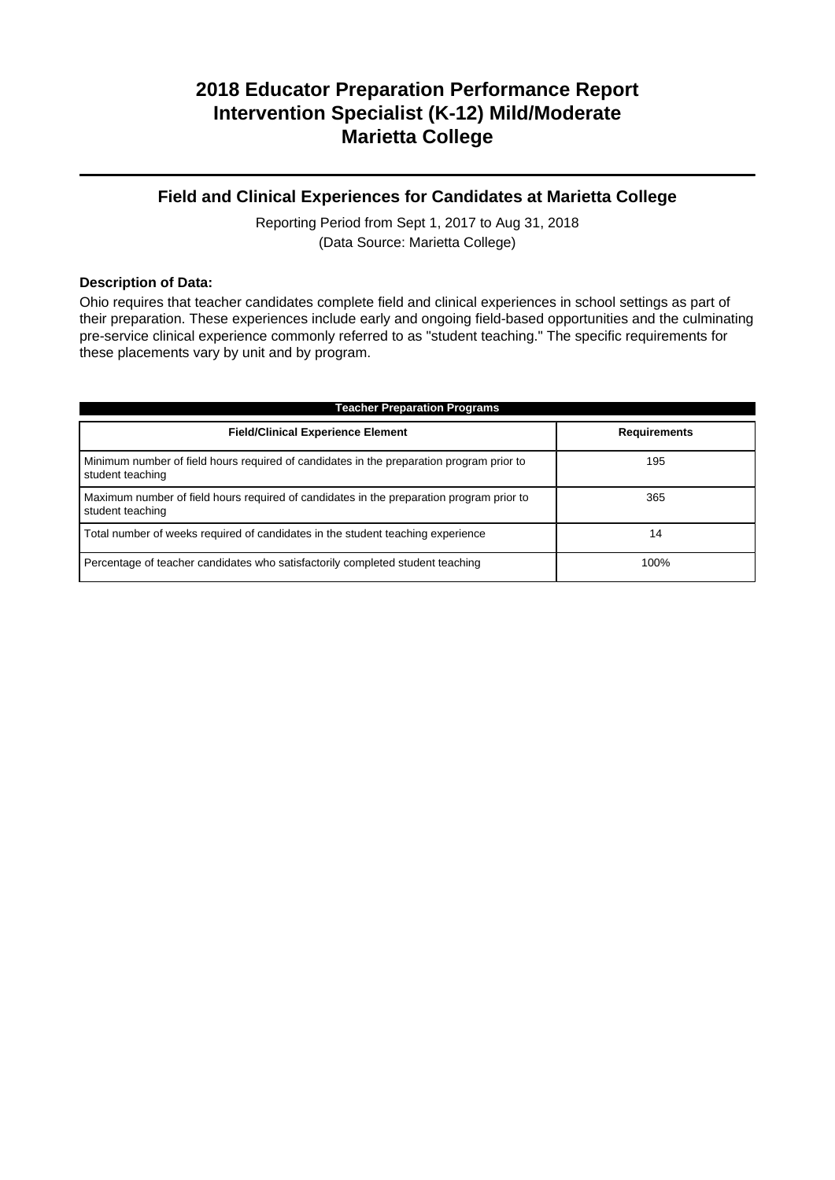# 2018 Educator Preparation Performance Report
# Intervention Specialist (K-12) Mild/Moderate
# Marietta College

## Field and Clinical Experiences for Candidates at Marietta College

Reporting Period from Sept 1, 2017 to Aug 31, 2018
(Data Source: Marietta College)

**Description of Data:**

Ohio requires that teacher candidates complete field and clinical experiences in school settings as part of their preparation. These experiences include early and ongoing field-based opportunities and the culminating pre-service clinical experience commonly referred to as "student teaching." The specific requirements for these placements vary by unit and by program.

**Teacher Preparation Programs**

| Field/Clinical Experience Element | Requirements |
| --- | --- |
| Minimum number of field hours required of candidates in the preparation program prior to student teaching | 195 |
| Maximum number of field hours required of candidates in the preparation program prior to student teaching | 365 |
| Total number of weeks required of candidates in the student teaching experience | 14 |
| Percentage of teacher candidates who satisfactorily completed student teaching | 100% |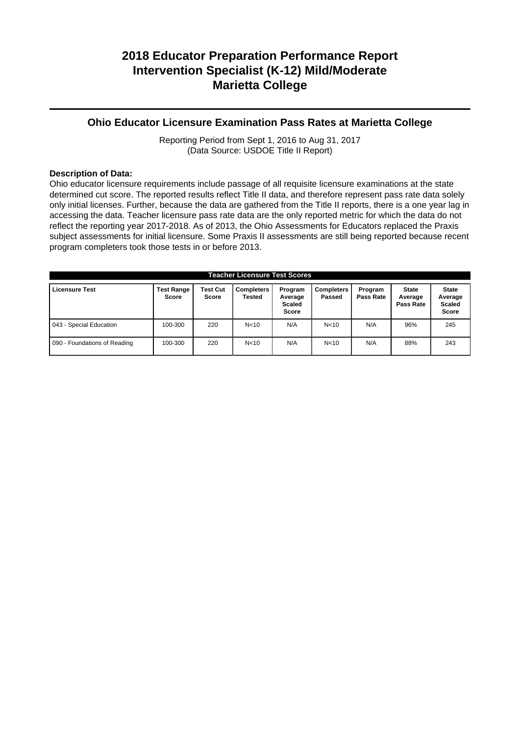# 2018 Educator Preparation Performance Report
# Intervention Specialist (K-12) Mild/Moderate
# Marietta College

## Ohio Educator Licensure Examination Pass Rates at Marietta College

Reporting Period from Sept 1, 2016 to Aug 31, 2017
(Data Source: USDOE Title II Report)

**Description of Data:**
Ohio educator licensure requirements include passage of all requisite licensure examinations at the state determined cut score. The reported results reflect Title II data, and therefore represent pass rate data solely only initial licenses. Further, because the data are gathered from the Title II reports, there is a one year lag in accessing the data. Teacher licensure pass rate data are the only reported metric for which the data do not reflect the reporting year 2017-2018. As of 2013, the Ohio Assessments for Educators replaced the Praxis subject assessments for initial licensure. Some Praxis II assessments are still being reported because recent program completers took those tests in or before 2013.

**Teacher Licensure Test Scores**

| Licensure Test | Test Range Score | Test Cut Score | Completers Tested | Program Average Scaled Score | Completers Passed | Program Pass Rate | State Average Pass Rate | State Average Scaled Score |
|---|---|---|---|---|---|---|---|---|
| 043 - Special Education | 100-300 | 220 | N<10 | N/A | N<10 | N/A | 96% | 245 |
| 090 - Foundations of Reading | 100-300 | 220 | N<10 | N/A | N<10 | N/A | 88% | 243 |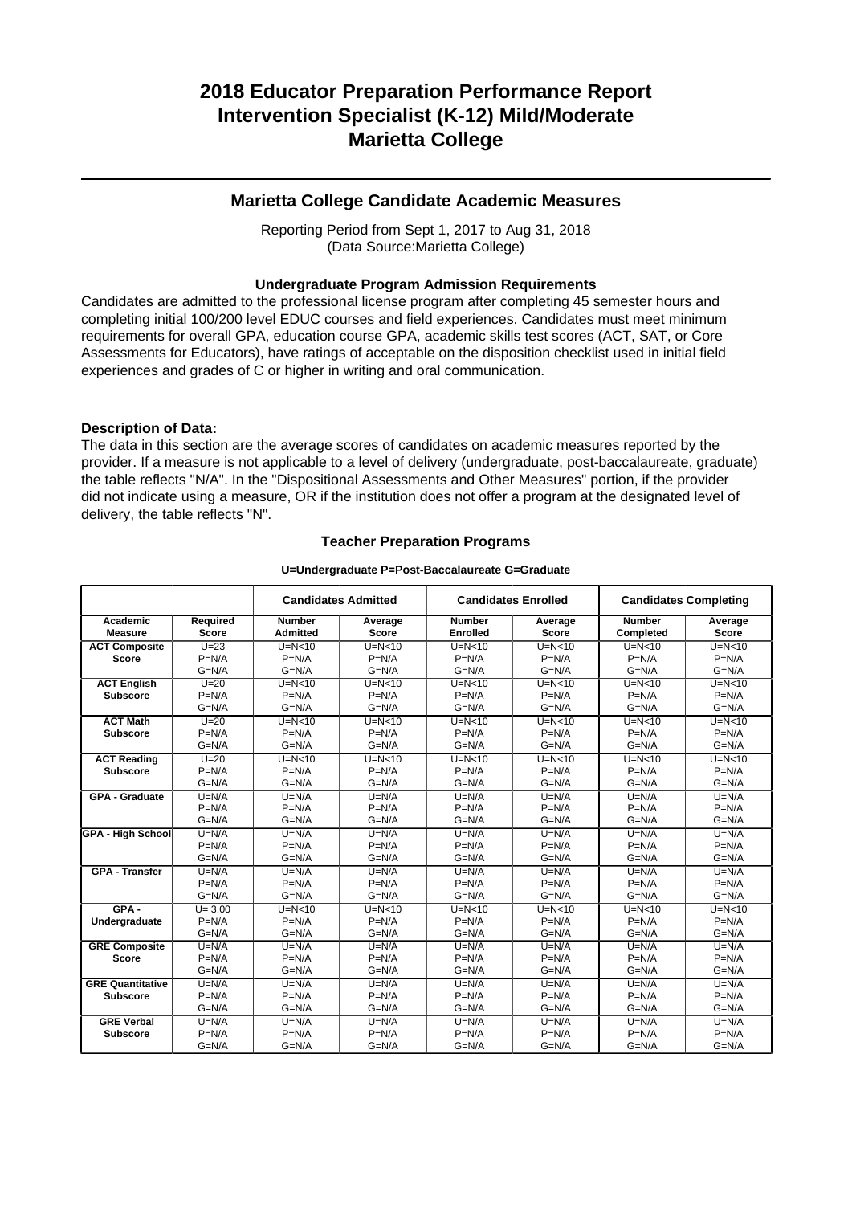# 2018 Educator Preparation Performance Report
# Intervention Specialist (K-12) Mild/Moderate
# Marietta College

## Marietta College Candidate Academic Measures

Reporting Period from Sept 1, 2017 to Aug 31, 2018
(Data Source:Marietta College)

### Undergraduate Program Admission Requirements

Candidates are admitted to the professional license program after completing 45 semester hours and completing initial 100/200 level EDUC courses and field experiences. Candidates must meet minimum requirements for overall GPA, education course GPA, academic skills test scores (ACT, SAT, or Core Assessments for Educators), have ratings of acceptable on the disposition checklist used in initial field experiences and grades of C or higher in writing and oral communication.

**Description of Data:**

The data in this section are the average scores of candidates on academic measures reported by the provider. If a measure is not applicable to a level of delivery (undergraduate, post-baccalaureate, graduate) the table reflects "N/A". In the "Dispositional Assessments and Other Measures" portion, if the provider did not indicate using a measure, OR if the institution does not offer a program at the designated level of delivery, the table reflects "N".

### Teacher Preparation Programs

**U=Undergraduate P=Post-Baccalaureate G=Graduate**

| | | Candidates Admitted | | Candidates Enrolled | | Candidates Completing | |
|---|---|---|---|---|---|---|---|
| **Academic Measure** | **Required Score** | **Number Admitted** | **Average Score** | **Number Enrolled** | **Average Score** | **Number Completed** | **Average Score** |
| **ACT Composite Score** | U=23<br>P=N/A<br>G=N/A | U=N<10<br>P=N/A<br>G=N/A | U=N<10<br>P=N/A<br>G=N/A | U=N<10<br>P=N/A<br>G=N/A | U=N<10<br>P=N/A<br>G=N/A | U=N<10<br>P=N/A<br>G=N/A | U=N<10<br>P=N/A<br>G=N/A |
| **ACT English Subscore** | U=20<br>P=N/A<br>G=N/A | U=N<10<br>P=N/A<br>G=N/A | U=N<10<br>P=N/A<br>G=N/A | U=N<10<br>P=N/A<br>G=N/A | U=N<10<br>P=N/A<br>G=N/A | U=N<10<br>P=N/A<br>G=N/A | U=N<10<br>P=N/A<br>G=N/A |
| **ACT Math Subscore** | U=20<br>P=N/A<br>G=N/A | U=N<10<br>P=N/A<br>G=N/A | U=N<10<br>P=N/A<br>G=N/A | U=N<10<br>P=N/A<br>G=N/A | U=N<10<br>P=N/A<br>G=N/A | U=N<10<br>P=N/A<br>G=N/A | U=N<10<br>P=N/A<br>G=N/A |
| **ACT Reading Subscore** | U=20<br>P=N/A<br>G=N/A | U=N<10<br>P=N/A<br>G=N/A | U=N<10<br>P=N/A<br>G=N/A | U=N<10<br>P=N/A<br>G=N/A | U=N<10<br>P=N/A<br>G=N/A | U=N<10<br>P=N/A<br>G=N/A | U=N<10<br>P=N/A<br>G=N/A |
| **GPA - Graduate** | U=N/A<br>P=N/A<br>G=N/A | U=N/A<br>P=N/A<br>G=N/A | U=N/A<br>P=N/A<br>G=N/A | U=N/A<br>P=N/A<br>G=N/A | U=N/A<br>P=N/A<br>G=N/A | U=N/A<br>P=N/A<br>G=N/A | U=N/A<br>P=N/A<br>G=N/A |
| **GPA - High School** | U=N/A<br>P=N/A<br>G=N/A | U=N/A<br>P=N/A<br>G=N/A | U=N/A<br>P=N/A<br>G=N/A | U=N/A<br>P=N/A<br>G=N/A | U=N/A<br>P=N/A<br>G=N/A | U=N/A<br>P=N/A<br>G=N/A | U=N/A<br>P=N/A<br>G=N/A |
| **GPA - Transfer** | U=N/A<br>P=N/A<br>G=N/A | U=N/A<br>P=N/A<br>G=N/A | U=N/A<br>P=N/A<br>G=N/A | U=N/A<br>P=N/A<br>G=N/A | U=N/A<br>P=N/A<br>G=N/A | U=N/A<br>P=N/A<br>G=N/A | U=N/A<br>P=N/A<br>G=N/A |
| **GPA - Undergraduate** | U= 3.00<br>P=N/A<br>G=N/A | U=N<10<br>P=N/A<br>G=N/A | U=N<10<br>P=N/A<br>G=N/A | U=N<10<br>P=N/A<br>G=N/A | U=N<10<br>P=N/A<br>G=N/A | U=N<10<br>P=N/A<br>G=N/A | U=N<10<br>P=N/A<br>G=N/A |
| **GRE Composite Score** | U=N/A<br>P=N/A<br>G=N/A | U=N/A<br>P=N/A<br>G=N/A | U=N/A<br>P=N/A<br>G=N/A | U=N/A<br>P=N/A<br>G=N/A | U=N/A<br>P=N/A<br>G=N/A | U=N/A<br>P=N/A<br>G=N/A | U=N/A<br>P=N/A<br>G=N/A |
| **GRE Quantitative Subscore** | U=N/A<br>P=N/A<br>G=N/A | U=N/A<br>P=N/A<br>G=N/A | U=N/A<br>P=N/A<br>G=N/A | U=N/A<br>P=N/A<br>G=N/A | U=N/A<br>P=N/A<br>G=N/A | U=N/A<br>P=N/A<br>G=N/A | U=N/A<br>P=N/A<br>G=N/A |
| **GRE Verbal Subscore** | U=N/A<br>P=N/A<br>G=N/A | U=N/A<br>P=N/A<br>G=N/A | U=N/A<br>P=N/A<br>G=N/A | U=N/A<br>P=N/A<br>G=N/A | U=N/A<br>P=N/A<br>G=N/A | U=N/A<br>P=N/A<br>G=N/A | U=N/A<br>P=N/A<br>G=N/A |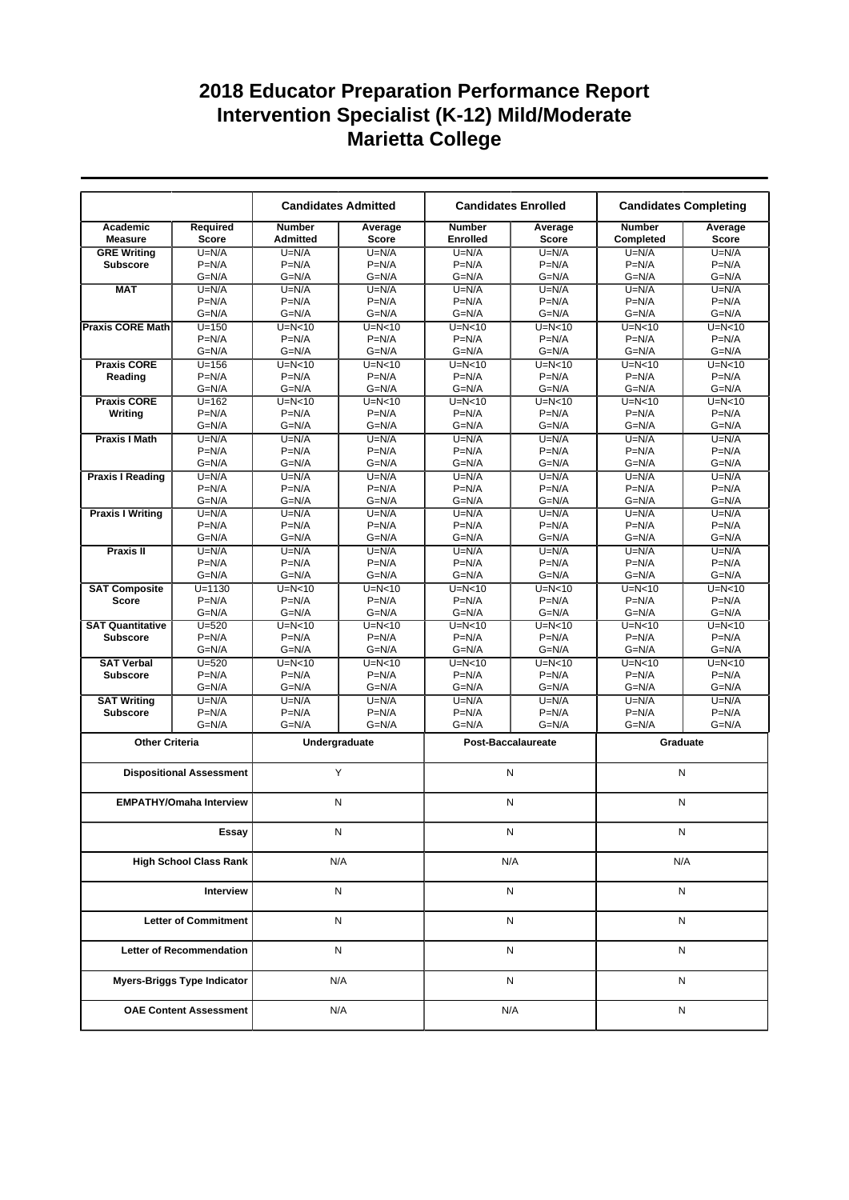# 2018 Educator Preparation Performance Report
# Intervention Specialist (K-12) Mild/Moderate
# Marietta College

| | | Candidates Admitted | | Candidates Enrolled | | Candidates Completing | |
|---|---|---|---|---|---|---|---|
| **Academic Measure** | **Required Score** | **Number Admitted** | **Average Score** | **Number Enrolled** | **Average Score** | **Number Completed** | **Average Score** |
| **GRE Writing Subscore** | U=N/A<br>P=N/A<br>G=N/A | U=N/A<br>P=N/A<br>G=N/A | U=N/A<br>P=N/A<br>G=N/A | U=N/A<br>P=N/A<br>G=N/A | U=N/A<br>P=N/A<br>G=N/A | U=N/A<br>P=N/A<br>G=N/A | U=N/A<br>P=N/A<br>G=N/A |
| **MAT** | U=N/A<br>P=N/A<br>G=N/A | U=N/A<br>P=N/A<br>G=N/A | U=N/A<br>P=N/A<br>G=N/A | U=N/A<br>P=N/A<br>G=N/A | U=N/A<br>P=N/A<br>G=N/A | U=N/A<br>P=N/A<br>G=N/A | U=N/A<br>P=N/A<br>G=N/A |
| **Praxis CORE Math** | U=150<br>P=N/A<br>G=N/A | U=N<10<br>P=N/A<br>G=N/A | U=N<10<br>P=N/A<br>G=N/A | U=N<10<br>P=N/A<br>G=N/A | U=N<10<br>P=N/A<br>G=N/A | U=N<10<br>P=N/A<br>G=N/A | U=N<10<br>P=N/A<br>G=N/A |
| **Praxis CORE Reading** | U=156<br>P=N/A<br>G=N/A | U=N<10<br>P=N/A<br>G=N/A | U=N<10<br>P=N/A<br>G=N/A | U=N<10<br>P=N/A<br>G=N/A | U=N<10<br>P=N/A<br>G=N/A | U=N<10<br>P=N/A<br>G=N/A | U=N<10<br>P=N/A<br>G=N/A |
| **Praxis CORE Writing** | U=162<br>P=N/A<br>G=N/A | U=N<10<br>P=N/A<br>G=N/A | U=N<10<br>P=N/A<br>G=N/A | U=N<10<br>P=N/A<br>G=N/A | U=N<10<br>P=N/A<br>G=N/A | U=N<10<br>P=N/A<br>G=N/A | U=N<10<br>P=N/A<br>G=N/A |
| **Praxis I Math** | U=N/A<br>P=N/A<br>G=N/A | U=N/A<br>P=N/A<br>G=N/A | U=N/A<br>P=N/A<br>G=N/A | U=N/A<br>P=N/A<br>G=N/A | U=N/A<br>P=N/A<br>G=N/A | U=N/A<br>P=N/A<br>G=N/A | U=N/A<br>P=N/A<br>G=N/A |
| **Praxis I Reading** | U=N/A<br>P=N/A<br>G=N/A | U=N/A<br>P=N/A<br>G=N/A | U=N/A<br>P=N/A<br>G=N/A | U=N/A<br>P=N/A<br>G=N/A | U=N/A<br>P=N/A<br>G=N/A | U=N/A<br>P=N/A<br>G=N/A | U=N/A<br>P=N/A<br>G=N/A |
| **Praxis I Writing** | U=N/A<br>P=N/A<br>G=N/A | U=N/A<br>P=N/A<br>G=N/A | U=N/A<br>P=N/A<br>G=N/A | U=N/A<br>P=N/A<br>G=N/A | U=N/A<br>P=N/A<br>G=N/A | U=N/A<br>P=N/A<br>G=N/A | U=N/A<br>P=N/A<br>G=N/A |
| **Praxis II** | U=N/A<br>P=N/A<br>G=N/A | U=N/A<br>P=N/A<br>G=N/A | U=N/A<br>P=N/A<br>G=N/A | U=N/A<br>P=N/A<br>G=N/A | U=N/A<br>P=N/A<br>G=N/A | U=N/A<br>P=N/A<br>G=N/A | U=N/A<br>P=N/A<br>G=N/A |
| **SAT Composite Score** | U=1130<br>P=N/A<br>G=N/A | U=N<10<br>P=N/A<br>G=N/A | U=N<10<br>P=N/A<br>G=N/A | U=N<10<br>P=N/A<br>G=N/A | U=N<10<br>P=N/A<br>G=N/A | U=N<10<br>P=N/A<br>G=N/A | U=N<10<br>P=N/A<br>G=N/A |
| **SAT Quantitative Subscore** | U=520<br>P=N/A<br>G=N/A | U=N<10<br>P=N/A<br>G=N/A | U=N<10<br>P=N/A<br>G=N/A | U=N<10<br>P=N/A<br>G=N/A | U=N<10<br>P=N/A<br>G=N/A | U=N<10<br>P=N/A<br>G=N/A | U=N<10<br>P=N/A<br>G=N/A |
| **SAT Verbal Subscore** | U=520<br>P=N/A<br>G=N/A | U=N<10<br>P=N/A<br>G=N/A | U=N<10<br>P=N/A<br>G=N/A | U=N<10<br>P=N/A<br>G=N/A | U=N<10<br>P=N/A<br>G=N/A | U=N<10<br>P=N/A<br>G=N/A | U=N<10<br>P=N/A<br>G=N/A |
| **SAT Writing Subscore** | U=N/A<br>P=N/A<br>G=N/A | U=N/A<br>P=N/A<br>G=N/A | U=N/A<br>P=N/A<br>G=N/A | U=N/A<br>P=N/A<br>G=N/A | U=N/A<br>P=N/A<br>G=N/A | U=N/A<br>P=N/A<br>G=N/A | U=N/A<br>P=N/A<br>G=N/A |

| Other Criteria | Undergraduate | Post-Baccalaureate | Graduate |
|---|---|---|---|
| **Dispositional Assessment** | Y | N | N |
| **EMPATHY/Omaha Interview** | N | N | N |
| **Essay** | N | N | N |
| **High School Class Rank** | N/A | N/A | N/A |
| **Interview** | N | N | N |
| **Letter of Commitment** | N | N | N |
| **Letter of Recommendation** | N | N | N |
| **Myers-Briggs Type Indicator** | N/A | N | N |
| **OAE Content Assessment** | N/A | N/A | N |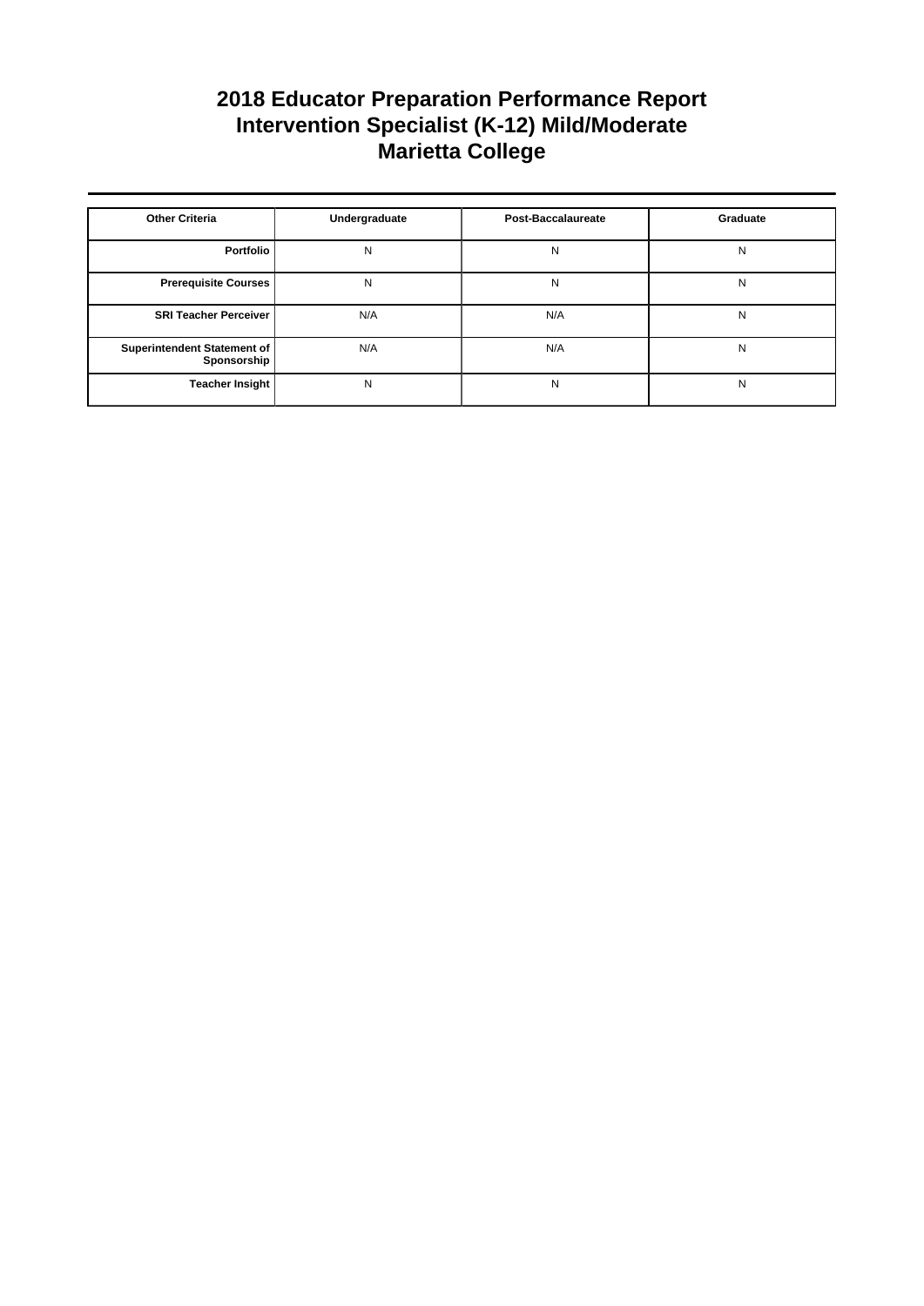# 2018 Educator Preparation Performance Report
# Intervention Specialist (K-12) Mild/Moderate
# Marietta College

| Other Criteria | Undergraduate | Post-Baccalaureate | Graduate |
|---|---|---|---|
| **Portfolio** | N | N | N |
| **Prerequisite Courses** | N | N | N |
| **SRI Teacher Perceiver** | N/A | N/A | N |
| **Superintendent Statement of Sponsorship** | N/A | N/A | N |
| **Teacher Insight** | N | N | N |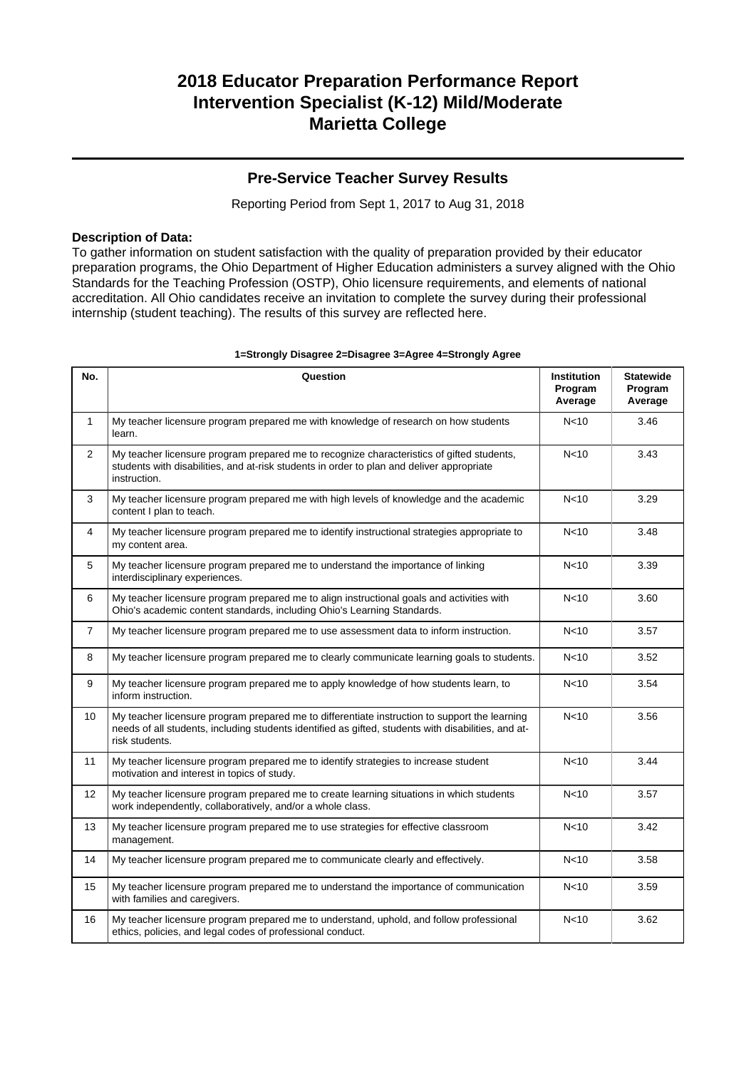# 2018 Educator Preparation Performance Report
# Intervention Specialist (K-12) Mild/Moderate
# Marietta College

## Pre-Service Teacher Survey Results

Reporting Period from Sept 1, 2017 to Aug 31, 2018

**Description of Data:**
To gather information on student satisfaction with the quality of preparation provided by their educator preparation programs, the Ohio Department of Higher Education administers a survey aligned with the Ohio Standards for the Teaching Profession (OSTP), Ohio licensure requirements, and elements of national accreditation. All Ohio candidates receive an invitation to complete the survey during their professional internship (student teaching). The results of this survey are reflected here.

**1=Strongly Disagree 2=Disagree 3=Agree 4=Strongly Agree**

| No. | Question | Institution Program Average | Statewide Program Average |
|---|---|---|---|
| 1 | My teacher licensure program prepared me with knowledge of research on how students learn. | N<10 | 3.46 |
| 2 | My teacher licensure program prepared me to recognize characteristics of gifted students, students with disabilities, and at-risk students in order to plan and deliver appropriate instruction. | N<10 | 3.43 |
| 3 | My teacher licensure program prepared me with high levels of knowledge and the academic content I plan to teach. | N<10 | 3.29 |
| 4 | My teacher licensure program prepared me to identify instructional strategies appropriate to my content area. | N<10 | 3.48 |
| 5 | My teacher licensure program prepared me to understand the importance of linking interdisciplinary experiences. | N<10 | 3.39 |
| 6 | My teacher licensure program prepared me to align instructional goals and activities with Ohio's academic content standards, including Ohio's Learning Standards. | N<10 | 3.60 |
| 7 | My teacher licensure program prepared me to use assessment data to inform instruction. | N<10 | 3.57 |
| 8 | My teacher licensure program prepared me to clearly communicate learning goals to students. | N<10 | 3.52 |
| 9 | My teacher licensure program prepared me to apply knowledge of how students learn, to inform instruction. | N<10 | 3.54 |
| 10 | My teacher licensure program prepared me to differentiate instruction to support the learning needs of all students, including students identified as gifted, students with disabilities, and at-risk students. | N<10 | 3.56 |
| 11 | My teacher licensure program prepared me to identify strategies to increase student motivation and interest in topics of study. | N<10 | 3.44 |
| 12 | My teacher licensure program prepared me to create learning situations in which students work independently, collaboratively, and/or a whole class. | N<10 | 3.57 |
| 13 | My teacher licensure program prepared me to use strategies for effective classroom management. | N<10 | 3.42 |
| 14 | My teacher licensure program prepared me to communicate clearly and effectively. | N<10 | 3.58 |
| 15 | My teacher licensure program prepared me to understand the importance of communication with families and caregivers. | N<10 | 3.59 |
| 16 | My teacher licensure program prepared me to understand, uphold, and follow professional ethics, policies, and legal codes of professional conduct. | N<10 | 3.62 |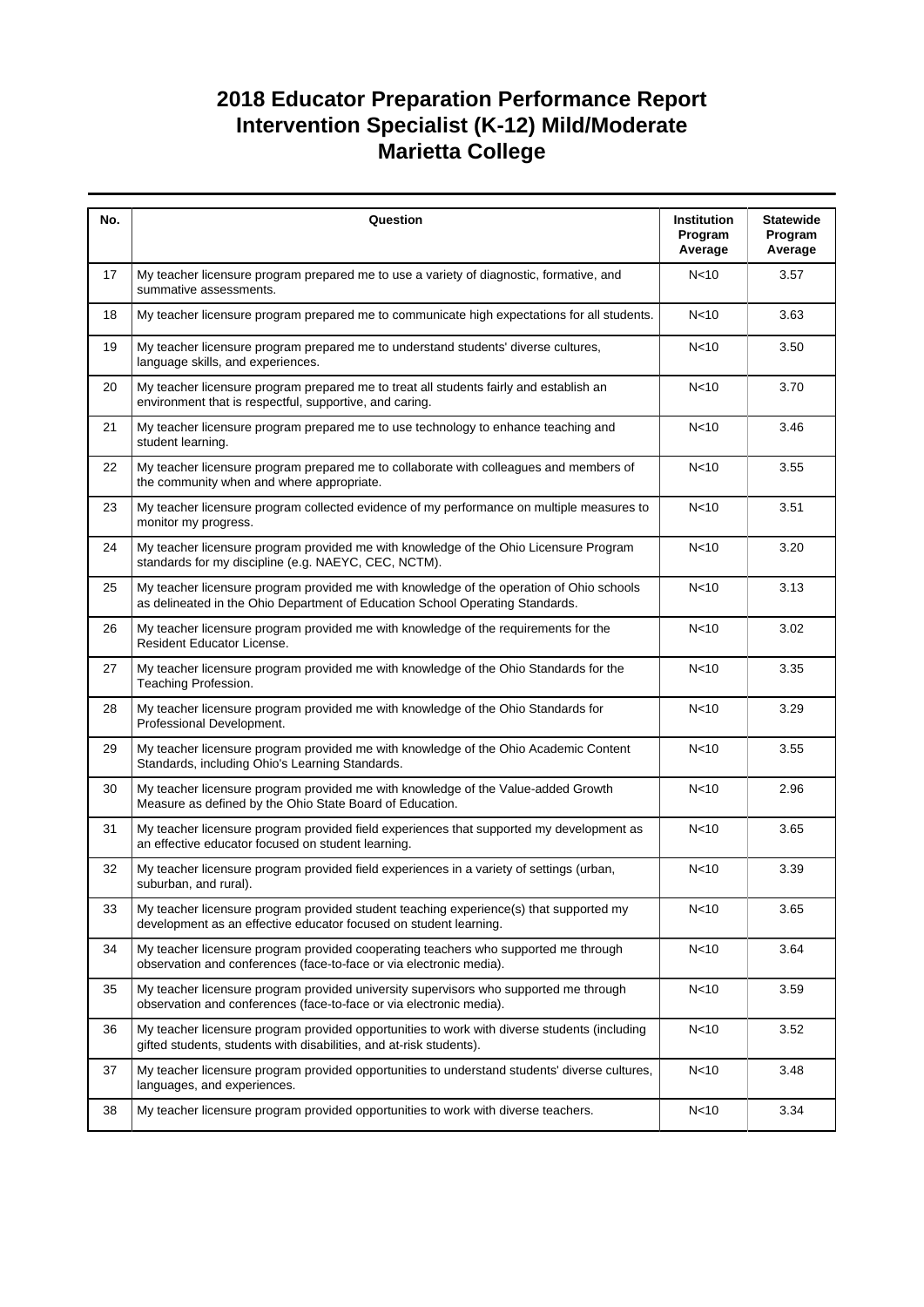# 2018 Educator Preparation Performance Report
## Intervention Specialist (K-12) Mild/Moderate
## Marietta College

| No. | Question | Institution Program Average | Statewide Program Average |
|---|---|---|---|
| 17 | My teacher licensure program prepared me to use a variety of diagnostic, formative, and summative assessments. | N<10 | 3.57 |
| 18 | My teacher licensure program prepared me to communicate high expectations for all students. | N<10 | 3.63 |
| 19 | My teacher licensure program prepared me to understand students' diverse cultures, language skills, and experiences. | N<10 | 3.50 |
| 20 | My teacher licensure program prepared me to treat all students fairly and establish an environment that is respectful, supportive, and caring. | N<10 | 3.70 |
| 21 | My teacher licensure program prepared me to use technology to enhance teaching and student learning. | N<10 | 3.46 |
| 22 | My teacher licensure program prepared me to collaborate with colleagues and members of the community when and where appropriate. | N<10 | 3.55 |
| 23 | My teacher licensure program collected evidence of my performance on multiple measures to monitor my progress. | N<10 | 3.51 |
| 24 | My teacher licensure program provided me with knowledge of the Ohio Licensure Program standards for my discipline (e.g. NAEYC, CEC, NCTM). | N<10 | 3.20 |
| 25 | My teacher licensure program provided me with knowledge of the operation of Ohio schools as delineated in the Ohio Department of Education School Operating Standards. | N<10 | 3.13 |
| 26 | My teacher licensure program provided me with knowledge of the requirements for the Resident Educator License. | N<10 | 3.02 |
| 27 | My teacher licensure program provided me with knowledge of the Ohio Standards for the Teaching Profession. | N<10 | 3.35 |
| 28 | My teacher licensure program provided me with knowledge of the Ohio Standards for Professional Development. | N<10 | 3.29 |
| 29 | My teacher licensure program provided me with knowledge of the Ohio Academic Content Standards, including Ohio's Learning Standards. | N<10 | 3.55 |
| 30 | My teacher licensure program provided me with knowledge of the Value-added Growth Measure as defined by the Ohio State Board of Education. | N<10 | 2.96 |
| 31 | My teacher licensure program provided field experiences that supported my development as an effective educator focused on student learning. | N<10 | 3.65 |
| 32 | My teacher licensure program provided field experiences in a variety of settings (urban, suburban, and rural). | N<10 | 3.39 |
| 33 | My teacher licensure program provided student teaching experience(s) that supported my development as an effective educator focused on student learning. | N<10 | 3.65 |
| 34 | My teacher licensure program provided cooperating teachers who supported me through observation and conferences (face-to-face or via electronic media). | N<10 | 3.64 |
| 35 | My teacher licensure program provided university supervisors who supported me through observation and conferences (face-to-face or via electronic media). | N<10 | 3.59 |
| 36 | My teacher licensure program provided opportunities to work with diverse students (including gifted students, students with disabilities, and at-risk students). | N<10 | 3.52 |
| 37 | My teacher licensure program provided opportunities to understand students' diverse cultures, languages, and experiences. | N<10 | 3.48 |
| 38 | My teacher licensure program provided opportunities to work with diverse teachers. | N<10 | 3.34 |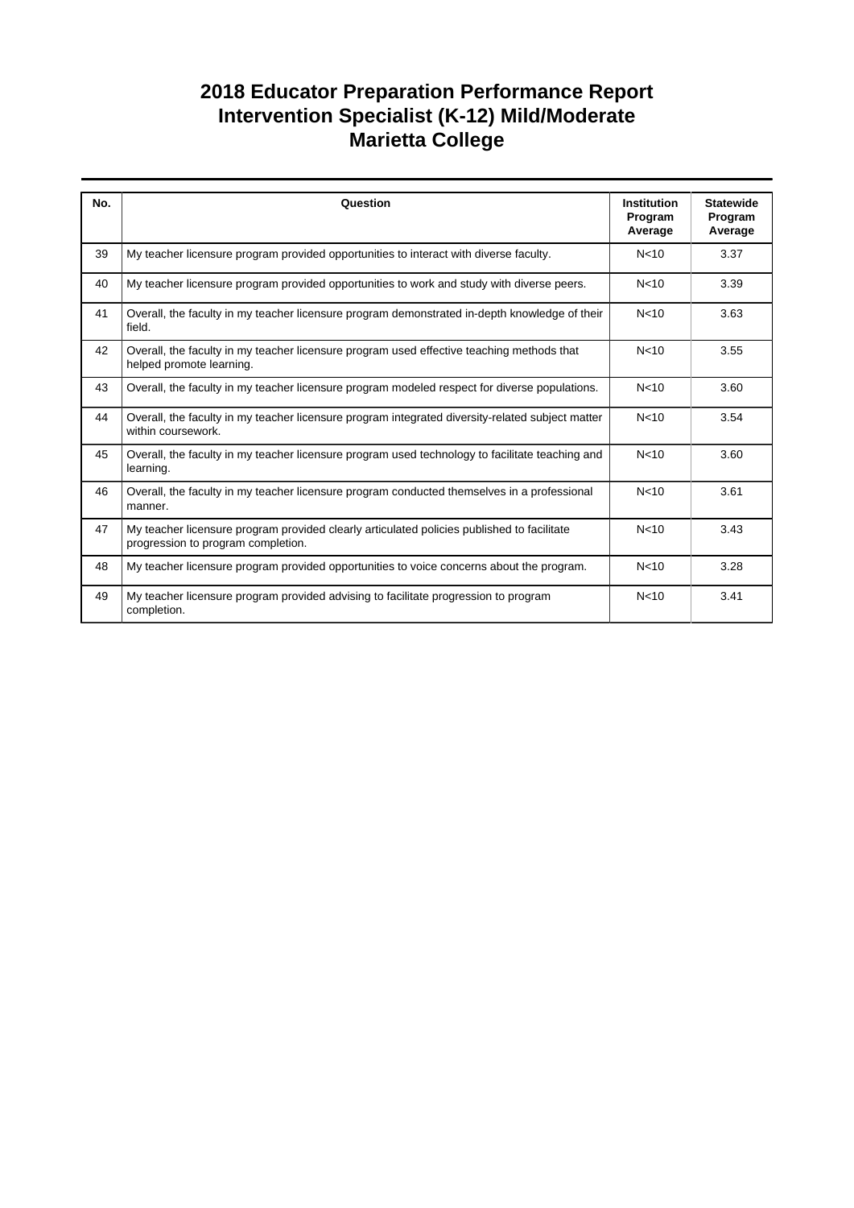# 2018 Educator Preparation Performance Report
# Intervention Specialist (K-12) Mild/Moderate
# Marietta College

| No. | Question | Institution Program Average | Statewide Program Average |
|---|---|---|---|
| 39 | My teacher licensure program provided opportunities to interact with diverse faculty. | N<10 | 3.37 |
| 40 | My teacher licensure program provided opportunities to work and study with diverse peers. | N<10 | 3.39 |
| 41 | Overall, the faculty in my teacher licensure program demonstrated in-depth knowledge of their field. | N<10 | 3.63 |
| 42 | Overall, the faculty in my teacher licensure program used effective teaching methods that helped promote learning. | N<10 | 3.55 |
| 43 | Overall, the faculty in my teacher licensure program modeled respect for diverse populations. | N<10 | 3.60 |
| 44 | Overall, the faculty in my teacher licensure program integrated diversity-related subject matter within coursework. | N<10 | 3.54 |
| 45 | Overall, the faculty in my teacher licensure program used technology to facilitate teaching and learning. | N<10 | 3.60 |
| 46 | Overall, the faculty in my teacher licensure program conducted themselves in a professional manner. | N<10 | 3.61 |
| 47 | My teacher licensure program provided clearly articulated policies published to facilitate progression to program completion. | N<10 | 3.43 |
| 48 | My teacher licensure program provided opportunities to voice concerns about the program. | N<10 | 3.28 |
| 49 | My teacher licensure program provided advising to facilitate progression to program completion. | N<10 | 3.41 |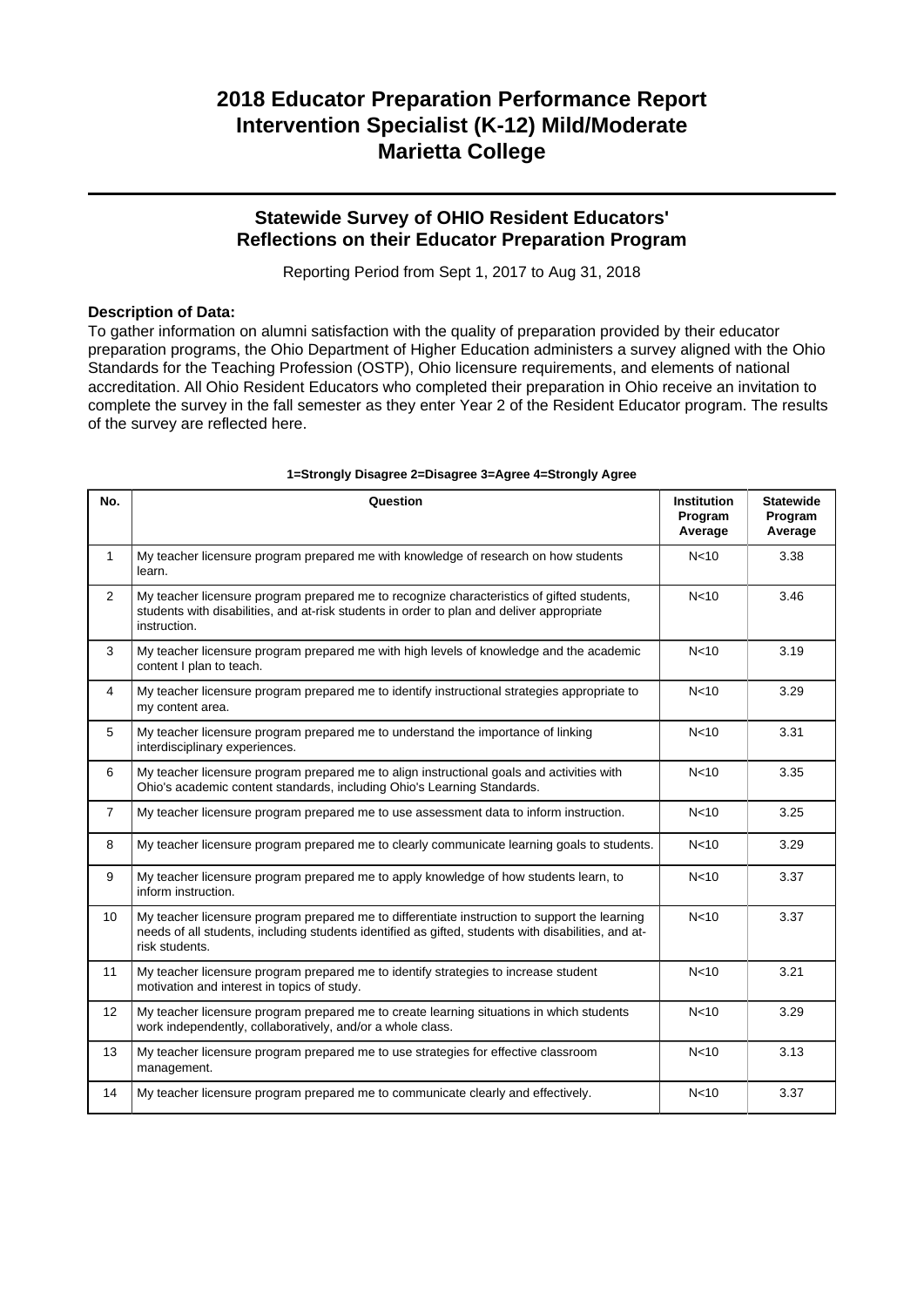# 2018 Educator Preparation Performance Report
# Intervention Specialist (K-12) Mild/Moderate
# Marietta College

## Statewide Survey of OHIO Resident Educators' Reflections on their Educator Preparation Program

Reporting Period from Sept 1, 2017 to Aug 31, 2018

**Description of Data:**

To gather information on alumni satisfaction with the quality of preparation provided by their educator preparation programs, the Ohio Department of Higher Education administers a survey aligned with the Ohio Standards for the Teaching Profession (OSTP), Ohio licensure requirements, and elements of national accreditation. All Ohio Resident Educators who completed their preparation in Ohio receive an invitation to complete the survey in the fall semester as they enter Year 2 of the Resident Educator program. The results of the survey are reflected here.

**1=Strongly Disagree 2=Disagree 3=Agree 4=Strongly Agree**

| No. | Question | Institution Program Average | Statewide Program Average |
|---|---|---|---|
| 1 | My teacher licensure program prepared me with knowledge of research on how students learn. | N<10 | 3.38 |
| 2 | My teacher licensure program prepared me to recognize characteristics of gifted students, students with disabilities, and at-risk students in order to plan and deliver appropriate instruction. | N<10 | 3.46 |
| 3 | My teacher licensure program prepared me with high levels of knowledge and the academic content I plan to teach. | N<10 | 3.19 |
| 4 | My teacher licensure program prepared me to identify instructional strategies appropriate to my content area. | N<10 | 3.29 |
| 5 | My teacher licensure program prepared me to understand the importance of linking interdisciplinary experiences. | N<10 | 3.31 |
| 6 | My teacher licensure program prepared me to align instructional goals and activities with Ohio's academic content standards, including Ohio's Learning Standards. | N<10 | 3.35 |
| 7 | My teacher licensure program prepared me to use assessment data to inform instruction. | N<10 | 3.25 |
| 8 | My teacher licensure program prepared me to clearly communicate learning goals to students. | N<10 | 3.29 |
| 9 | My teacher licensure program prepared me to apply knowledge of how students learn, to inform instruction. | N<10 | 3.37 |
| 10 | My teacher licensure program prepared me to differentiate instruction to support the learning needs of all students, including students identified as gifted, students with disabilities, and at-risk students. | N<10 | 3.37 |
| 11 | My teacher licensure program prepared me to identify strategies to increase student motivation and interest in topics of study. | N<10 | 3.21 |
| 12 | My teacher licensure program prepared me to create learning situations in which students work independently, collaboratively, and/or a whole class. | N<10 | 3.29 |
| 13 | My teacher licensure program prepared me to use strategies for effective classroom management. | N<10 | 3.13 |
| 14 | My teacher licensure program prepared me to communicate clearly and effectively. | N<10 | 3.37 |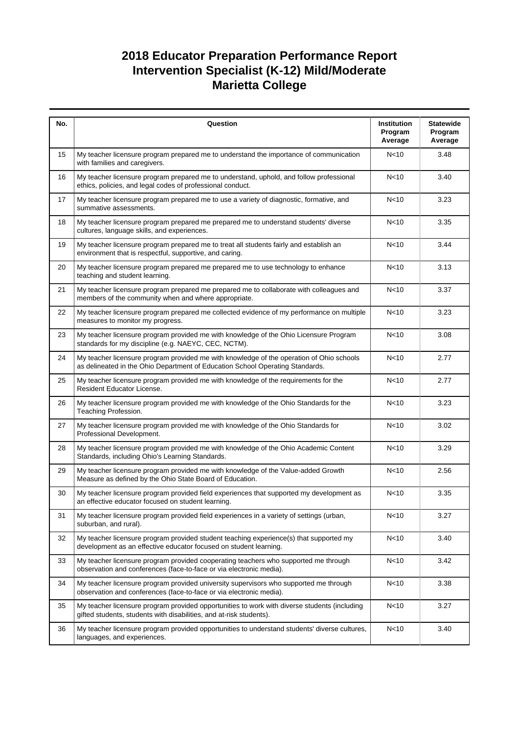# 2018 Educator Preparation Performance Report
# Intervention Specialist (K-12) Mild/Moderate
# Marietta College

| No. | Question | Institution Program Average | Statewide Program Average |
|---|---|---|---|
| 15 | My teacher licensure program prepared me to understand the importance of communication with families and caregivers. | N<10 | 3.48 |
| 16 | My teacher licensure program prepared me to understand, uphold, and follow professional ethics, policies, and legal codes of professional conduct. | N<10 | 3.40 |
| 17 | My teacher licensure program prepared me to use a variety of diagnostic, formative, and summative assessments. | N<10 | 3.23 |
| 18 | My teacher licensure program prepared me prepared me to understand students' diverse cultures, language skills, and experiences. | N<10 | 3.35 |
| 19 | My teacher licensure program prepared me to treat all students fairly and establish an environment that is respectful, supportive, and caring. | N<10 | 3.44 |
| 20 | My teacher licensure program prepared me prepared me to use technology to enhance teaching and student learning. | N<10 | 3.13 |
| 21 | My teacher licensure program prepared me prepared me to collaborate with colleagues and members of the community when and where appropriate. | N<10 | 3.37 |
| 22 | My teacher licensure program prepared me collected evidence of my performance on multiple measures to monitor my progress. | N<10 | 3.23 |
| 23 | My teacher licensure program provided me with knowledge of the Ohio Licensure Program standards for my discipline (e.g. NAEYC, CEC, NCTM). | N<10 | 3.08 |
| 24 | My teacher licensure program provided me with knowledge of the operation of Ohio schools as delineated in the Ohio Department of Education School Operating Standards. | N<10 | 2.77 |
| 25 | My teacher licensure program provided me with knowledge of the requirements for the Resident Educator License. | N<10 | 2.77 |
| 26 | My teacher licensure program provided me with knowledge of the Ohio Standards for the Teaching Profession. | N<10 | 3.23 |
| 27 | My teacher licensure program provided me with knowledge of the Ohio Standards for Professional Development. | N<10 | 3.02 |
| 28 | My teacher licensure program provided me with knowledge of the Ohio Academic Content Standards, including Ohio's Learning Standards. | N<10 | 3.29 |
| 29 | My teacher licensure program provided me with knowledge of the Value-added Growth Measure as defined by the Ohio State Board of Education. | N<10 | 2.56 |
| 30 | My teacher licensure program provided field experiences that supported my development as an effective educator focused on student learning. | N<10 | 3.35 |
| 31 | My teacher licensure program provided field experiences in a variety of settings (urban, suburban, and rural). | N<10 | 3.27 |
| 32 | My teacher licensure program provided student teaching experience(s) that supported my development as an effective educator focused on student learning. | N<10 | 3.40 |
| 33 | My teacher licensure program provided cooperating teachers who supported me through observation and conferences (face-to-face or via electronic media). | N<10 | 3.42 |
| 34 | My teacher licensure program provided university supervisors who supported me through observation and conferences (face-to-face or via electronic media). | N<10 | 3.38 |
| 35 | My teacher licensure program provided opportunities to work with diverse students (including gifted students, students with disabilities, and at-risk students). | N<10 | 3.27 |
| 36 | My teacher licensure program provided opportunities to understand students' diverse cultures, languages, and experiences. | N<10 | 3.40 |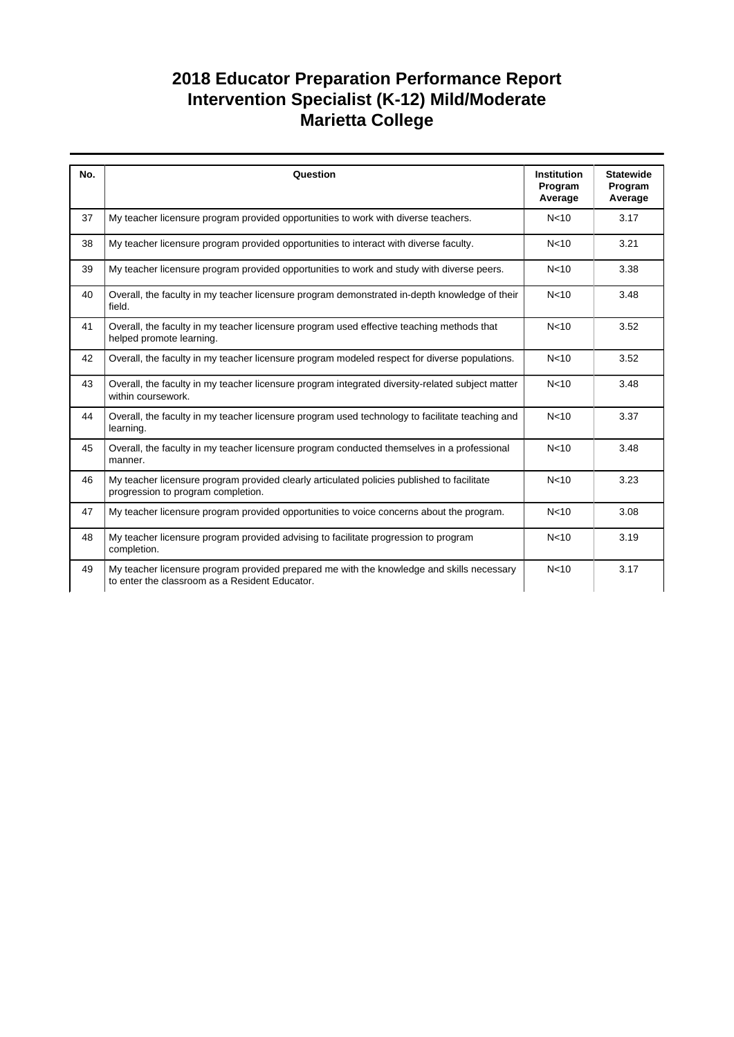# 2018 Educator Preparation Performance Report
# Intervention Specialist (K-12) Mild/Moderate
# Marietta College

| No. | Question | Institution Program Average | Statewide Program Average |
|---|---|---|---|
| 37 | My teacher licensure program provided opportunities to work with diverse teachers. | N<10 | 3.17 |
| 38 | My teacher licensure program provided opportunities to interact with diverse faculty. | N<10 | 3.21 |
| 39 | My teacher licensure program provided opportunities to work and study with diverse peers. | N<10 | 3.38 |
| 40 | Overall, the faculty in my teacher licensure program demonstrated in-depth knowledge of their field. | N<10 | 3.48 |
| 41 | Overall, the faculty in my teacher licensure program used effective teaching methods that helped promote learning. | N<10 | 3.52 |
| 42 | Overall, the faculty in my teacher licensure program modeled respect for diverse populations. | N<10 | 3.52 |
| 43 | Overall, the faculty in my teacher licensure program integrated diversity-related subject matter within coursework. | N<10 | 3.48 |
| 44 | Overall, the faculty in my teacher licensure program used technology to facilitate teaching and learning. | N<10 | 3.37 |
| 45 | Overall, the faculty in my teacher licensure program conducted themselves in a professional manner. | N<10 | 3.48 |
| 46 | My teacher licensure program provided clearly articulated policies published to facilitate progression to program completion. | N<10 | 3.23 |
| 47 | My teacher licensure program provided opportunities to voice concerns about the program. | N<10 | 3.08 |
| 48 | My teacher licensure program provided advising to facilitate progression to program completion. | N<10 | 3.19 |
| 49 | My teacher licensure program provided prepared me with the knowledge and skills necessary to enter the classroom as a Resident Educator. | N<10 | 3.17 |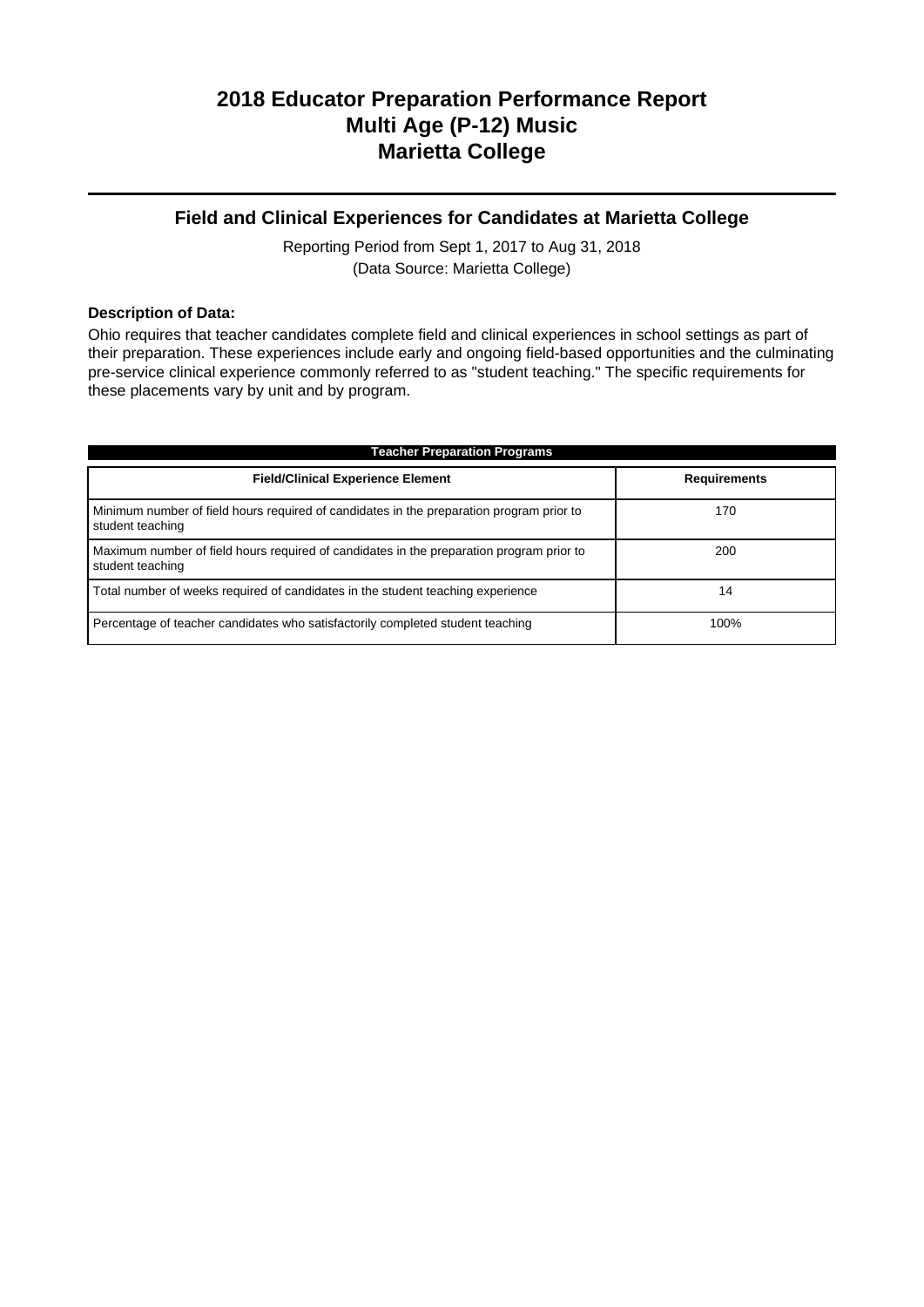# 2018 Educator Preparation Performance Report
# Multi Age (P-12) Music
# Marietta College

## Field and Clinical Experiences for Candidates at Marietta College

Reporting Period from Sept 1, 2017 to Aug 31, 2018
(Data Source: Marietta College)

**Description of Data:**

Ohio requires that teacher candidates complete field and clinical experiences in school settings as part of their preparation. These experiences include early and ongoing field-based opportunities and the culminating pre-service clinical experience commonly referred to as "student teaching." The specific requirements for these placements vary by unit and by program.

**Teacher Preparation Programs**

| Field/Clinical Experience Element | Requirements |
|---|---|
| Minimum number of field hours required of candidates in the preparation program prior to student teaching | 170 |
| Maximum number of field hours required of candidates in the preparation program prior to student teaching | 200 |
| Total number of weeks required of candidates in the student teaching experience | 14 |
| Percentage of teacher candidates who satisfactorily completed student teaching | 100% |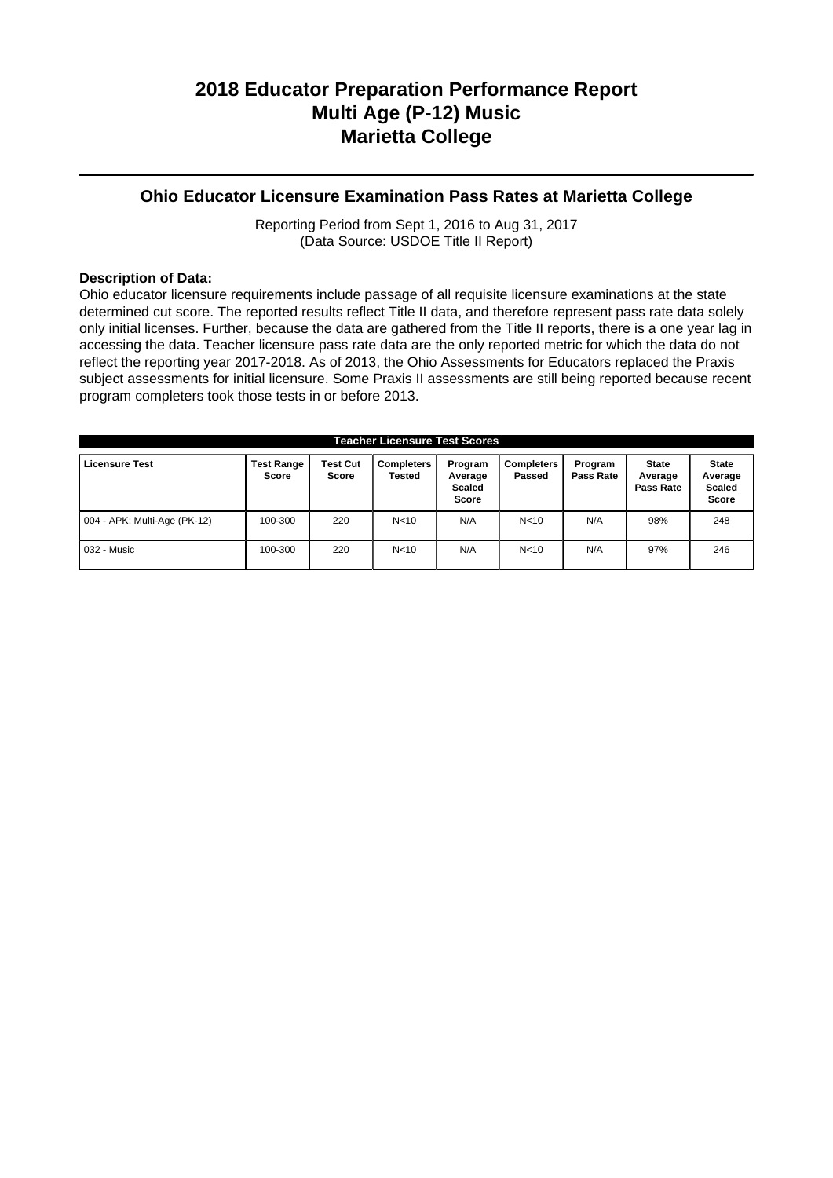# 2018 Educator Preparation Performance Report
# Multi Age (P-12) Music
# Marietta College

## Ohio Educator Licensure Examination Pass Rates at Marietta College

Reporting Period from Sept 1, 2016 to Aug 31, 2017
(Data Source: USDOE Title II Report)

**Description of Data:**
Ohio educator licensure requirements include passage of all requisite licensure examinations at the state determined cut score. The reported results reflect Title II data, and therefore represent pass rate data solely only initial licenses. Further, because the data are gathered from the Title II reports, there is a one year lag in accessing the data. Teacher licensure pass rate data are the only reported metric for which the data do not reflect the reporting year 2017-2018. As of 2013, the Ohio Assessments for Educators replaced the Praxis subject assessments for initial licensure. Some Praxis II assessments are still being reported because recent program completers took those tests in or before 2013.

**Teacher Licensure Test Scores**

| Licensure Test | Test Range Score | Test Cut Score | Completers Tested | Program Average Scaled Score | Completers Passed | Program Pass Rate | State Average Pass Rate | State Average Scaled Score |
|---|---|---|---|---|---|---|---|---|
| 004 - APK: Multi-Age (PK-12) | 100-300 | 220 | N<10 | N/A | N<10 | N/A | 98% | 248 |
| 032 - Music | 100-300 | 220 | N<10 | N/A | N<10 | N/A | 97% | 246 |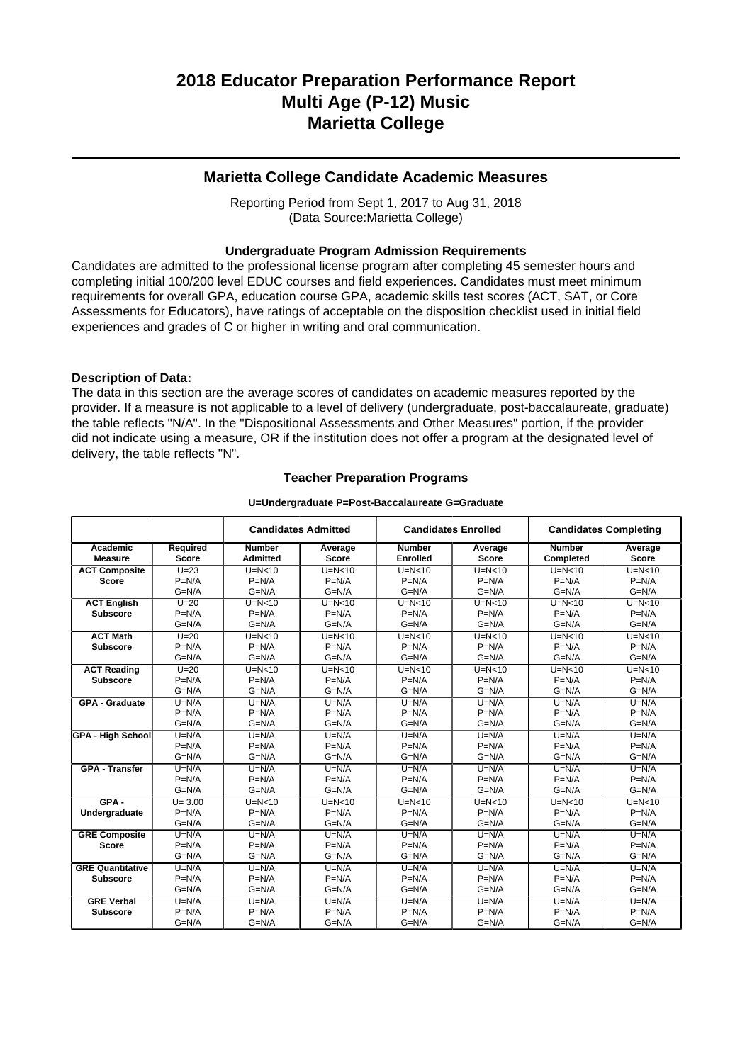# 2018 Educator Preparation Performance Report
# Multi Age (P-12) Music
# Marietta College

## Marietta College Candidate Academic Measures

Reporting Period from Sept 1, 2017 to Aug 31, 2018
(Data Source:Marietta College)

### Undergraduate Program Admission Requirements

Candidates are admitted to the professional license program after completing 45 semester hours and completing initial 100/200 level EDUC courses and field experiences. Candidates must meet minimum requirements for overall GPA, education course GPA, academic skills test scores (ACT, SAT, or Core Assessments for Educators), have ratings of acceptable on the disposition checklist used in initial field experiences and grades of C or higher in writing and oral communication.

**Description of Data:**

The data in this section are the average scores of candidates on academic measures reported by the provider. If a measure is not applicable to a level of delivery (undergraduate, post-baccalaureate, graduate) the table reflects "N/A". In the "Dispositional Assessments and Other Measures" portion, if the provider did not indicate using a measure, OR if the institution does not offer a program at the designated level of delivery, the table reflects "N".

### Teacher Preparation Programs

**U=Undergraduate P=Post-Baccalaureate G=Graduate**

| | | Candidates Admitted | | Candidates Enrolled | | Candidates Completing | |
|---|---|---|---|---|---|---|---|
| **Academic Measure** | **Required Score** | **Number Admitted** | **Average Score** | **Number Enrolled** | **Average Score** | **Number Completed** | **Average Score** |
| **ACT Composite Score** | U=23<br>P=N/A<br>G=N/A | U=N<10<br>P=N/A<br>G=N/A | U=N<10<br>P=N/A<br>G=N/A | U=N<10<br>P=N/A<br>G=N/A | U=N<10<br>P=N/A<br>G=N/A | U=N<10<br>P=N/A<br>G=N/A | U=N<10<br>P=N/A<br>G=N/A |
| **ACT English Subscore** | U=20<br>P=N/A<br>G=N/A | U=N<10<br>P=N/A<br>G=N/A | U=N<10<br>P=N/A<br>G=N/A | U=N<10<br>P=N/A<br>G=N/A | U=N<10<br>P=N/A<br>G=N/A | U=N<10<br>P=N/A<br>G=N/A | U=N<10<br>P=N/A<br>G=N/A |
| **ACT Math Subscore** | U=20<br>P=N/A<br>G=N/A | U=N<10<br>P=N/A<br>G=N/A | U=N<10<br>P=N/A<br>G=N/A | U=N<10<br>P=N/A<br>G=N/A | U=N<10<br>P=N/A<br>G=N/A | U=N<10<br>P=N/A<br>G=N/A | U=N<10<br>P=N/A<br>G=N/A |
| **ACT Reading Subscore** | U=20<br>P=N/A<br>G=N/A | U=N<10<br>P=N/A<br>G=N/A | U=N<10<br>P=N/A<br>G=N/A | U=N<10<br>P=N/A<br>G=N/A | U=N<10<br>P=N/A<br>G=N/A | U=N<10<br>P=N/A<br>G=N/A | U=N<10<br>P=N/A<br>G=N/A |
| **GPA - Graduate** | U=N/A<br>P=N/A<br>G=N/A | U=N/A<br>P=N/A<br>G=N/A | U=N/A<br>P=N/A<br>G=N/A | U=N/A<br>P=N/A<br>G=N/A | U=N/A<br>P=N/A<br>G=N/A | U=N/A<br>P=N/A<br>G=N/A | U=N/A<br>P=N/A<br>G=N/A |
| **GPA - High School** | U=N/A<br>P=N/A<br>G=N/A | U=N/A<br>P=N/A<br>G=N/A | U=N/A<br>P=N/A<br>G=N/A | U=N/A<br>P=N/A<br>G=N/A | U=N/A<br>P=N/A<br>G=N/A | U=N/A<br>P=N/A<br>G=N/A | U=N/A<br>P=N/A<br>G=N/A |
| **GPA - Transfer** | U=N/A<br>P=N/A<br>G=N/A | U=N/A<br>P=N/A<br>G=N/A | U=N/A<br>P=N/A<br>G=N/A | U=N/A<br>P=N/A<br>G=N/A | U=N/A<br>P=N/A<br>G=N/A | U=N/A<br>P=N/A<br>G=N/A | U=N/A<br>P=N/A<br>G=N/A |
| **GPA - Undergraduate** | U= 3.00<br>P=N/A<br>G=N/A | U=N<10<br>P=N/A<br>G=N/A | U=N<10<br>P=N/A<br>G=N/A | U=N<10<br>P=N/A<br>G=N/A | U=N<10<br>P=N/A<br>G=N/A | U=N<10<br>P=N/A<br>G=N/A | U=N<10<br>P=N/A<br>G=N/A |
| **GRE Composite Score** | U=N/A<br>P=N/A<br>G=N/A | U=N/A<br>P=N/A<br>G=N/A | U=N/A<br>P=N/A<br>G=N/A | U=N/A<br>P=N/A<br>G=N/A | U=N/A<br>P=N/A<br>G=N/A | U=N/A<br>P=N/A<br>G=N/A | U=N/A<br>P=N/A<br>G=N/A |
| **GRE Quantitative Subscore** | U=N/A<br>P=N/A<br>G=N/A | U=N/A<br>P=N/A<br>G=N/A | U=N/A<br>P=N/A<br>G=N/A | U=N/A<br>P=N/A<br>G=N/A | U=N/A<br>P=N/A<br>G=N/A | U=N/A<br>P=N/A<br>G=N/A | U=N/A<br>P=N/A<br>G=N/A |
| **GRE Verbal Subscore** | U=N/A<br>P=N/A<br>G=N/A | U=N/A<br>P=N/A<br>G=N/A | U=N/A<br>P=N/A<br>G=N/A | U=N/A<br>P=N/A<br>G=N/A | U=N/A<br>P=N/A<br>G=N/A | U=N/A<br>P=N/A<br>G=N/A | U=N/A<br>P=N/A<br>G=N/A |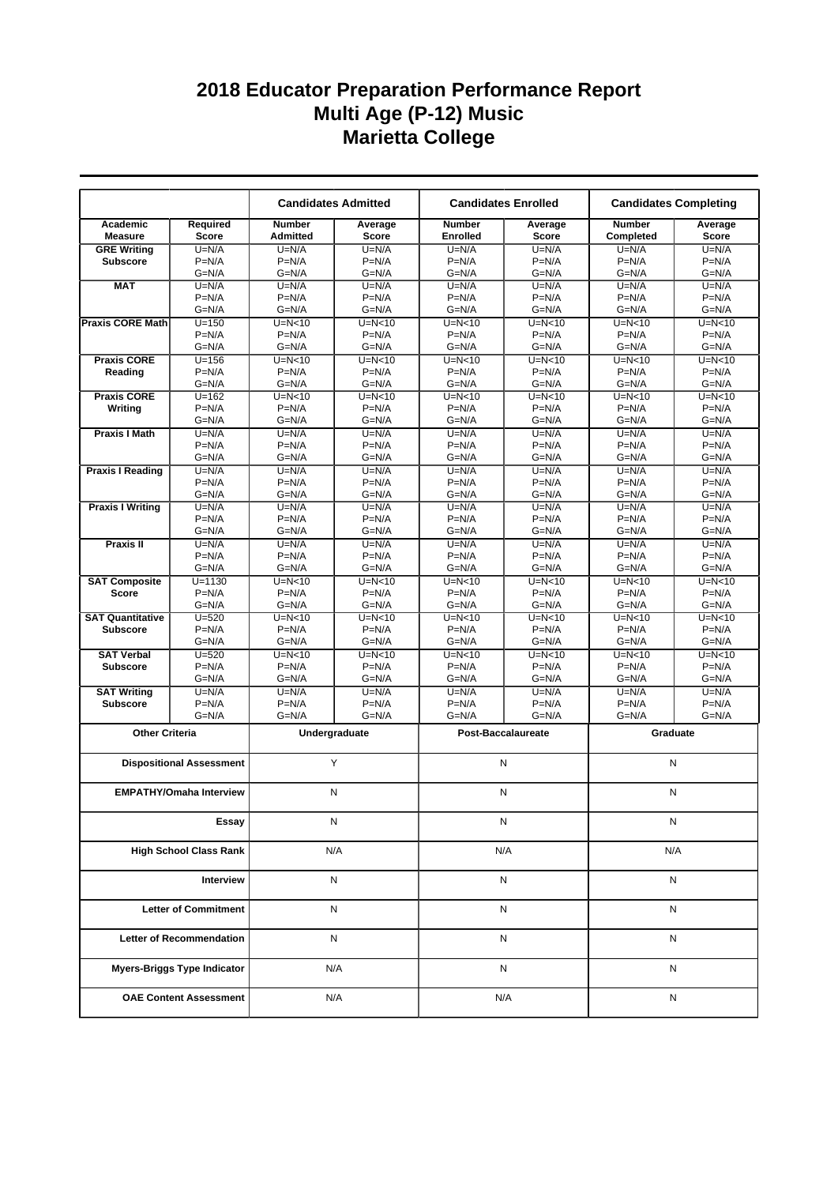# 2018 Educator Preparation Performance Report
# Multi Age (P-12) Music
# Marietta College

| | | Candidates Admitted | | Candidates Enrolled | | Candidates Completing | |
|---|---|---|---|---|---|---|---|
| Academic Measure | Required Score | Number Admitted | Average Score | Number Enrolled | Average Score | Number Completed | Average Score |
| GRE Writing Subscore | U=N/A<br>P=N/A<br>G=N/A | U=N/A<br>P=N/A<br>G=N/A | U=N/A<br>P=N/A<br>G=N/A | U=N/A<br>P=N/A<br>G=N/A | U=N/A<br>P=N/A<br>G=N/A | U=N/A<br>P=N/A<br>G=N/A | U=N/A<br>P=N/A<br>G=N/A |
| MAT | U=N/A<br>P=N/A<br>G=N/A | U=N/A<br>P=N/A<br>G=N/A | U=N/A<br>P=N/A<br>G=N/A | U=N/A<br>P=N/A<br>G=N/A | U=N/A<br>P=N/A<br>G=N/A | U=N/A<br>P=N/A<br>G=N/A | U=N/A<br>P=N/A<br>G=N/A |
| Praxis CORE Math | U=150<br>P=N/A<br>G=N/A | U=N<10<br>P=N/A<br>G=N/A | U=N<10<br>P=N/A<br>G=N/A | U=N<10<br>P=N/A<br>G=N/A | U=N<10<br>P=N/A<br>G=N/A | U=N<10<br>P=N/A<br>G=N/A | U=N<10<br>P=N/A<br>G=N/A |
| Praxis CORE Reading | U=156<br>P=N/A<br>G=N/A | U=N<10<br>P=N/A<br>G=N/A | U=N<10<br>P=N/A<br>G=N/A | U=N<10<br>P=N/A<br>G=N/A | U=N<10<br>P=N/A<br>G=N/A | U=N<10<br>P=N/A<br>G=N/A | U=N<10<br>P=N/A<br>G=N/A |
| Praxis CORE Writing | U=162<br>P=N/A<br>G=N/A | U=N<10<br>P=N/A<br>G=N/A | U=N<10<br>P=N/A<br>G=N/A | U=N<10<br>P=N/A<br>G=N/A | U=N<10<br>P=N/A<br>G=N/A | U=N<10<br>P=N/A<br>G=N/A | U=N<10<br>P=N/A<br>G=N/A |
| Praxis I Math | U=N/A<br>P=N/A<br>G=N/A | U=N/A<br>P=N/A<br>G=N/A | U=N/A<br>P=N/A<br>G=N/A | U=N/A<br>P=N/A<br>G=N/A | U=N/A<br>P=N/A<br>G=N/A | U=N/A<br>P=N/A<br>G=N/A | U=N/A<br>P=N/A<br>G=N/A |
| Praxis I Reading | U=N/A<br>P=N/A<br>G=N/A | U=N/A<br>P=N/A<br>G=N/A | U=N/A<br>P=N/A<br>G=N/A | U=N/A<br>P=N/A<br>G=N/A | U=N/A<br>P=N/A<br>G=N/A | U=N/A<br>P=N/A<br>G=N/A | U=N/A<br>P=N/A<br>G=N/A |
| Praxis I Writing | U=N/A<br>P=N/A<br>G=N/A | U=N/A<br>P=N/A<br>G=N/A | U=N/A<br>P=N/A<br>G=N/A | U=N/A<br>P=N/A<br>G=N/A | U=N/A<br>P=N/A<br>G=N/A | U=N/A<br>P=N/A<br>G=N/A | U=N/A<br>P=N/A<br>G=N/A |
| Praxis II | U=N/A<br>P=N/A<br>G=N/A | U=N/A<br>P=N/A<br>G=N/A | U=N/A<br>P=N/A<br>G=N/A | U=N/A<br>P=N/A<br>G=N/A | U=N/A<br>P=N/A<br>G=N/A | U=N/A<br>P=N/A<br>G=N/A | U=N/A<br>P=N/A<br>G=N/A |
| SAT Composite Score | U=1130<br>P=N/A<br>G=N/A | U=N<10<br>P=N/A<br>G=N/A | U=N<10<br>P=N/A<br>G=N/A | U=N<10<br>P=N/A<br>G=N/A | U=N<10<br>P=N/A<br>G=N/A | U=N<10<br>P=N/A<br>G=N/A | U=N<10<br>P=N/A<br>G=N/A |
| SAT Quantitative Subscore | U=520<br>P=N/A<br>G=N/A | U=N<10<br>P=N/A<br>G=N/A | U=N<10<br>P=N/A<br>G=N/A | U=N<10<br>P=N/A<br>G=N/A | U=N<10<br>P=N/A<br>G=N/A | U=N<10<br>P=N/A<br>G=N/A | U=N<10<br>P=N/A<br>G=N/A |
| SAT Verbal Subscore | U=520<br>P=N/A<br>G=N/A | U=N<10<br>P=N/A<br>G=N/A | U=N<10<br>P=N/A<br>G=N/A | U=N<10<br>P=N/A<br>G=N/A | U=N<10<br>P=N/A<br>G=N/A | U=N<10<br>P=N/A<br>G=N/A | U=N<10<br>P=N/A<br>G=N/A |
| SAT Writing Subscore | U=N/A<br>P=N/A<br>G=N/A | U=N/A<br>P=N/A<br>G=N/A | U=N/A<br>P=N/A<br>G=N/A | U=N/A<br>P=N/A<br>G=N/A | U=N/A<br>P=N/A<br>G=N/A | U=N/A<br>P=N/A<br>G=N/A | U=N/A<br>P=N/A<br>G=N/A |

| Other Criteria | Undergraduate | Post-Baccalaureate | Graduate |
|---|---|---|---|
| Dispositional Assessment | Y | N | N |
| EMPATHY/Omaha Interview | N | N | N |
| Essay | N | N | N |
| High School Class Rank | N/A | N/A | N/A |
| Interview | N | N | N |
| Letter of Commitment | N | N | N |
| Letter of Recommendation | N | N | N |
| Myers-Briggs Type Indicator | N/A | N | N |
| OAE Content Assessment | N/A | N/A | N |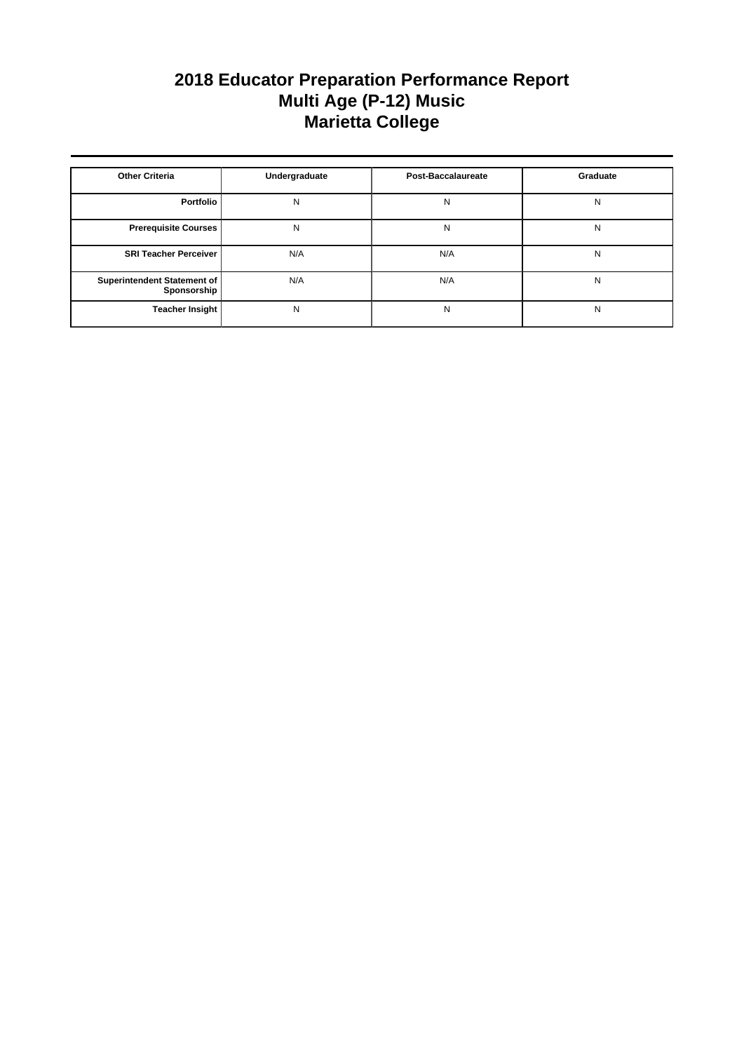# 2018 Educator Preparation Performance Report
# Multi Age (P-12) Music
# Marietta College

| Other Criteria | Undergraduate | Post-Baccalaureate | Graduate |
|---|---|---|---|
| Portfolio | N | N | N |
| Prerequisite Courses | N | N | N |
| SRI Teacher Perceiver | N/A | N/A | N |
| Superintendent Statement of Sponsorship | N/A | N/A | N |
| Teacher Insight | N | N | N |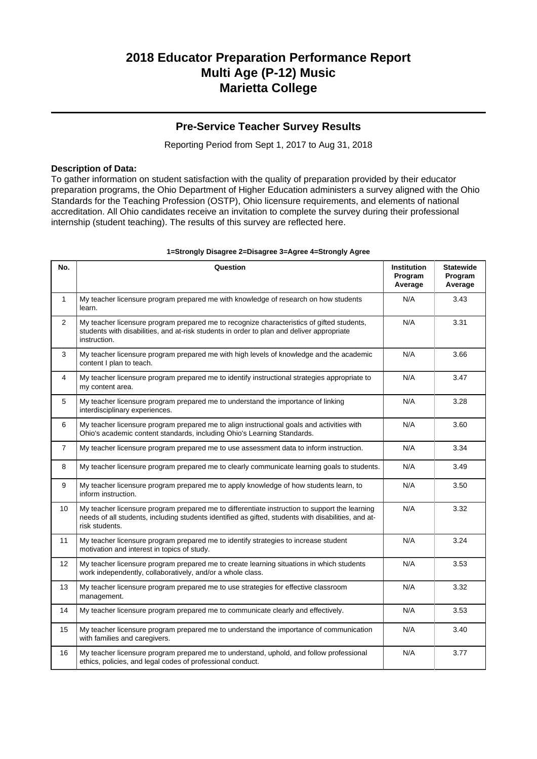# 2018 Educator Preparation Performance Report
# Multi Age (P-12) Music
# Marietta College

## Pre-Service Teacher Survey Results

Reporting Period from Sept 1, 2017 to Aug 31, 2018

**Description of Data:**
To gather information on student satisfaction with the quality of preparation provided by their educator preparation programs, the Ohio Department of Higher Education administers a survey aligned with the Ohio Standards for the Teaching Profession (OSTP), Ohio licensure requirements, and elements of national accreditation. All Ohio candidates receive an invitation to complete the survey during their professional internship (student teaching). The results of this survey are reflected here.

**1=Strongly Disagree 2=Disagree 3=Agree 4=Strongly Agree**

| No. | Question | Institution Program Average | Statewide Program Average |
|---|---|---|---|
| 1 | My teacher licensure program prepared me with knowledge of research on how students learn. | N/A | 3.43 |
| 2 | My teacher licensure program prepared me to recognize characteristics of gifted students, students with disabilities, and at-risk students in order to plan and deliver appropriate instruction. | N/A | 3.31 |
| 3 | My teacher licensure program prepared me with high levels of knowledge and the academic content I plan to teach. | N/A | 3.66 |
| 4 | My teacher licensure program prepared me to identify instructional strategies appropriate to my content area. | N/A | 3.47 |
| 5 | My teacher licensure program prepared me to understand the importance of linking interdisciplinary experiences. | N/A | 3.28 |
| 6 | My teacher licensure program prepared me to align instructional goals and activities with Ohio's academic content standards, including Ohio's Learning Standards. | N/A | 3.60 |
| 7 | My teacher licensure program prepared me to use assessment data to inform instruction. | N/A | 3.34 |
| 8 | My teacher licensure program prepared me to clearly communicate learning goals to students. | N/A | 3.49 |
| 9 | My teacher licensure program prepared me to apply knowledge of how students learn, to inform instruction. | N/A | 3.50 |
| 10 | My teacher licensure program prepared me to differentiate instruction to support the learning needs of all students, including students identified as gifted, students with disabilities, and at-risk students. | N/A | 3.32 |
| 11 | My teacher licensure program prepared me to identify strategies to increase student motivation and interest in topics of study. | N/A | 3.24 |
| 12 | My teacher licensure program prepared me to create learning situations in which students work independently, collaboratively, and/or a whole class. | N/A | 3.53 |
| 13 | My teacher licensure program prepared me to use strategies for effective classroom management. | N/A | 3.32 |
| 14 | My teacher licensure program prepared me to communicate clearly and effectively. | N/A | 3.53 |
| 15 | My teacher licensure program prepared me to understand the importance of communication with families and caregivers. | N/A | 3.40 |
| 16 | My teacher licensure program prepared me to understand, uphold, and follow professional ethics, policies, and legal codes of professional conduct. | N/A | 3.77 |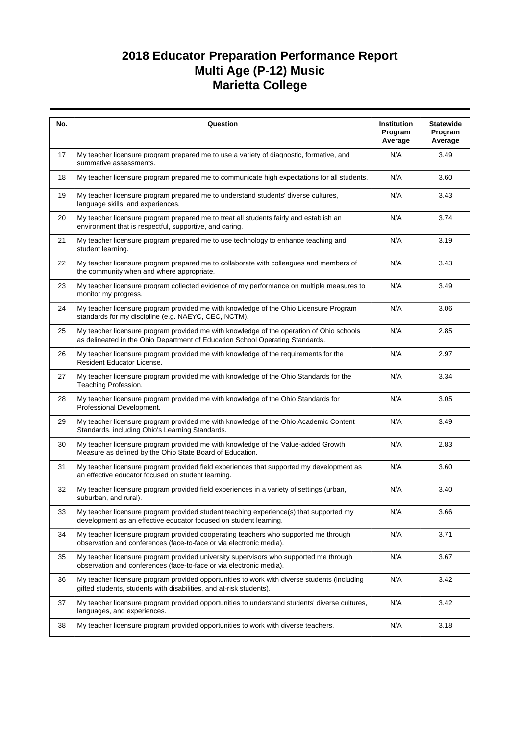# 2018 Educator Preparation Performance Report
# Multi Age (P-12) Music
# Marietta College

| No. | Question | Institution Program Average | Statewide Program Average |
|---|---|---|---|
| 17 | My teacher licensure program prepared me to use a variety of diagnostic, formative, and summative assessments. | N/A | 3.49 |
| 18 | My teacher licensure program prepared me to communicate high expectations for all students. | N/A | 3.60 |
| 19 | My teacher licensure program prepared me to understand students' diverse cultures, language skills, and experiences. | N/A | 3.43 |
| 20 | My teacher licensure program prepared me to treat all students fairly and establish an environment that is respectful, supportive, and caring. | N/A | 3.74 |
| 21 | My teacher licensure program prepared me to use technology to enhance teaching and student learning. | N/A | 3.19 |
| 22 | My teacher licensure program prepared me to collaborate with colleagues and members of the community when and where appropriate. | N/A | 3.43 |
| 23 | My teacher licensure program collected evidence of my performance on multiple measures to monitor my progress. | N/A | 3.49 |
| 24 | My teacher licensure program provided me with knowledge of the Ohio Licensure Program standards for my discipline (e.g. NAEYC, CEC, NCTM). | N/A | 3.06 |
| 25 | My teacher licensure program provided me with knowledge of the operation of Ohio schools as delineated in the Ohio Department of Education School Operating Standards. | N/A | 2.85 |
| 26 | My teacher licensure program provided me with knowledge of the requirements for the Resident Educator License. | N/A | 2.97 |
| 27 | My teacher licensure program provided me with knowledge of the Ohio Standards for the Teaching Profession. | N/A | 3.34 |
| 28 | My teacher licensure program provided me with knowledge of the Ohio Standards for Professional Development. | N/A | 3.05 |
| 29 | My teacher licensure program provided me with knowledge of the Ohio Academic Content Standards, including Ohio's Learning Standards. | N/A | 3.49 |
| 30 | My teacher licensure program provided me with knowledge of the Value-added Growth Measure as defined by the Ohio State Board of Education. | N/A | 2.83 |
| 31 | My teacher licensure program provided field experiences that supported my development as an effective educator focused on student learning. | N/A | 3.60 |
| 32 | My teacher licensure program provided field experiences in a variety of settings (urban, suburban, and rural). | N/A | 3.40 |
| 33 | My teacher licensure program provided student teaching experience(s) that supported my development as an effective educator focused on student learning. | N/A | 3.66 |
| 34 | My teacher licensure program provided cooperating teachers who supported me through observation and conferences (face-to-face or via electronic media). | N/A | 3.71 |
| 35 | My teacher licensure program provided university supervisors who supported me through observation and conferences (face-to-face or via electronic media). | N/A | 3.67 |
| 36 | My teacher licensure program provided opportunities to work with diverse students (including gifted students, students with disabilities, and at-risk students). | N/A | 3.42 |
| 37 | My teacher licensure program provided opportunities to understand students' diverse cultures, languages, and experiences. | N/A | 3.42 |
| 38 | My teacher licensure program provided opportunities to work with diverse teachers. | N/A | 3.18 |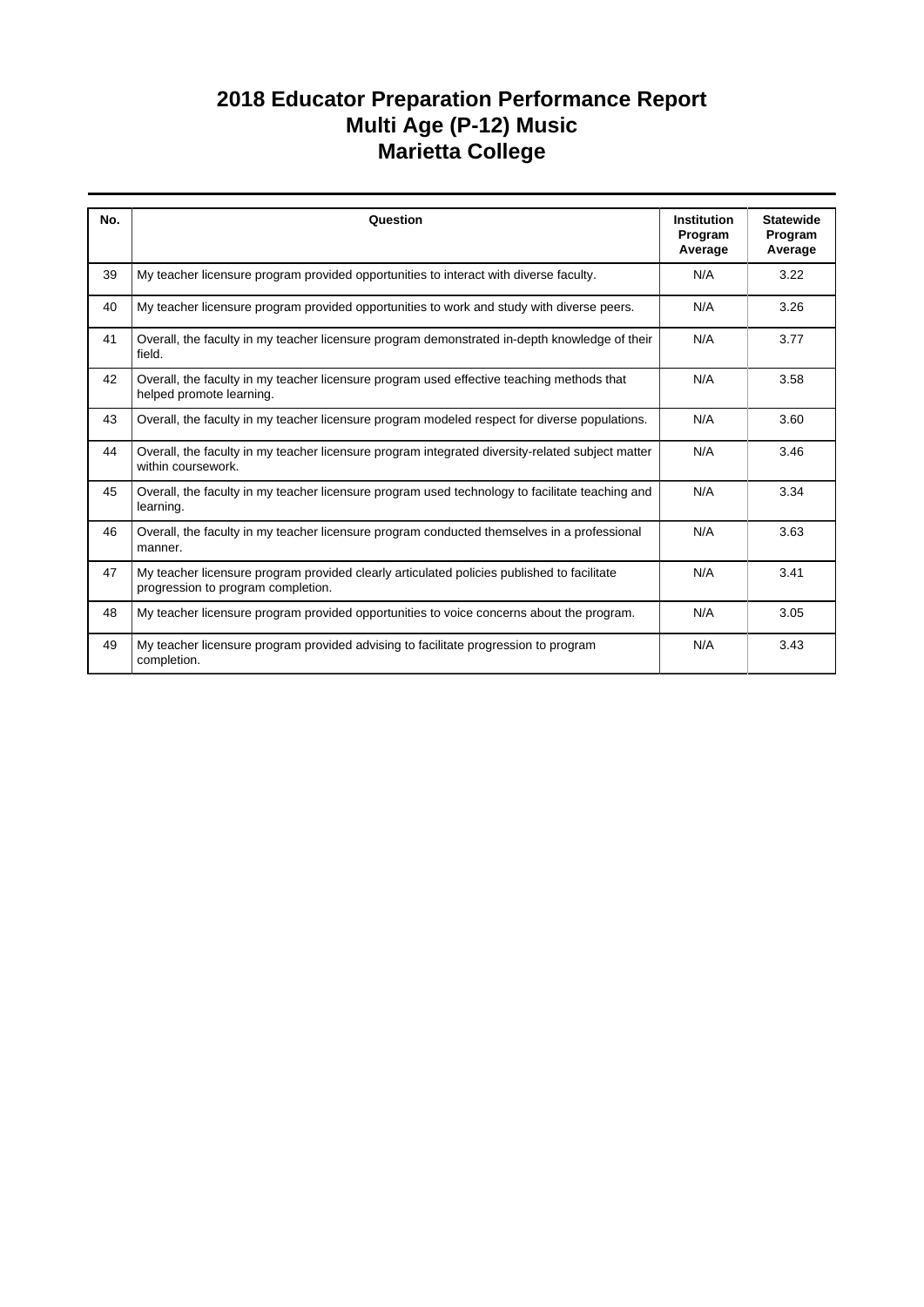# 2018 Educator Preparation Performance Report
# Multi Age (P-12) Music
# Marietta College

| No. | Question | Institution Program Average | Statewide Program Average |
|---|---|---|---|
| 39 | My teacher licensure program provided opportunities to interact with diverse faculty. | N/A | 3.22 |
| 40 | My teacher licensure program provided opportunities to work and study with diverse peers. | N/A | 3.26 |
| 41 | Overall, the faculty in my teacher licensure program demonstrated in-depth knowledge of their field. | N/A | 3.77 |
| 42 | Overall, the faculty in my teacher licensure program used effective teaching methods that helped promote learning. | N/A | 3.58 |
| 43 | Overall, the faculty in my teacher licensure program modeled respect for diverse populations. | N/A | 3.60 |
| 44 | Overall, the faculty in my teacher licensure program integrated diversity-related subject matter within coursework. | N/A | 3.46 |
| 45 | Overall, the faculty in my teacher licensure program used technology to facilitate teaching and learning. | N/A | 3.34 |
| 46 | Overall, the faculty in my teacher licensure program conducted themselves in a professional manner. | N/A | 3.63 |
| 47 | My teacher licensure program provided clearly articulated policies published to facilitate progression to program completion. | N/A | 3.41 |
| 48 | My teacher licensure program provided opportunities to voice concerns about the program. | N/A | 3.05 |
| 49 | My teacher licensure program provided advising to facilitate progression to program completion. | N/A | 3.43 |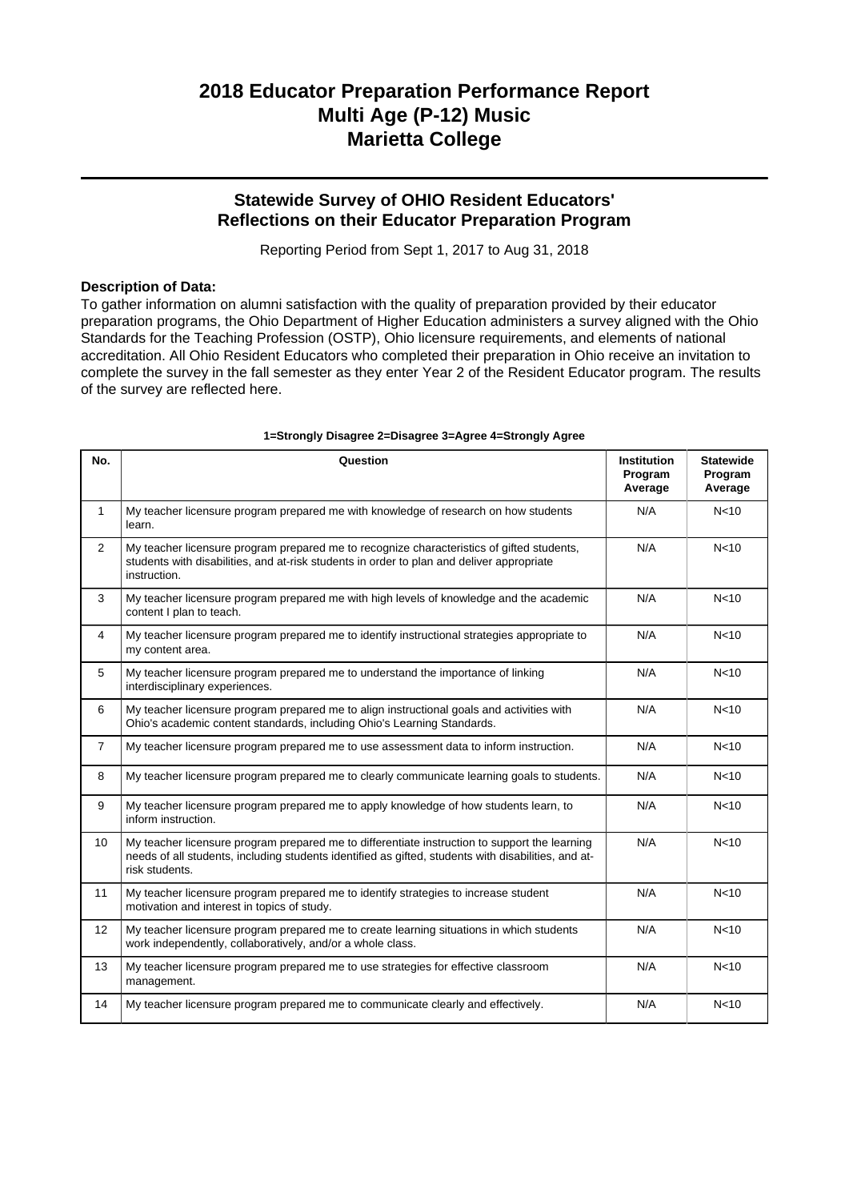# 2018 Educator Preparation Performance Report
# Multi Age (P-12) Music
# Marietta College

## Statewide Survey of OHIO Resident Educators' Reflections on their Educator Preparation Program

Reporting Period from Sept 1, 2017 to Aug 31, 2018

**Description of Data:**

To gather information on alumni satisfaction with the quality of preparation provided by their educator preparation programs, the Ohio Department of Higher Education administers a survey aligned with the Ohio Standards for the Teaching Profession (OSTP), Ohio licensure requirements, and elements of national accreditation. All Ohio Resident Educators who completed their preparation in Ohio receive an invitation to complete the survey in the fall semester as they enter Year 2 of the Resident Educator program. The results of the survey are reflected here.

**1=Strongly Disagree 2=Disagree 3=Agree 4=Strongly Agree**

| No. | Question | Institution Program Average | Statewide Program Average |
|---|---|---|---|
| 1 | My teacher licensure program prepared me with knowledge of research on how students learn. | N/A | N<10 |
| 2 | My teacher licensure program prepared me to recognize characteristics of gifted students, students with disabilities, and at-risk students in order to plan and deliver appropriate instruction. | N/A | N<10 |
| 3 | My teacher licensure program prepared me with high levels of knowledge and the academic content I plan to teach. | N/A | N<10 |
| 4 | My teacher licensure program prepared me to identify instructional strategies appropriate to my content area. | N/A | N<10 |
| 5 | My teacher licensure program prepared me to understand the importance of linking interdisciplinary experiences. | N/A | N<10 |
| 6 | My teacher licensure program prepared me to align instructional goals and activities with Ohio's academic content standards, including Ohio's Learning Standards. | N/A | N<10 |
| 7 | My teacher licensure program prepared me to use assessment data to inform instruction. | N/A | N<10 |
| 8 | My teacher licensure program prepared me to clearly communicate learning goals to students. | N/A | N<10 |
| 9 | My teacher licensure program prepared me to apply knowledge of how students learn, to inform instruction. | N/A | N<10 |
| 10 | My teacher licensure program prepared me to differentiate instruction to support the learning needs of all students, including students identified as gifted, students with disabilities, and at-risk students. | N/A | N<10 |
| 11 | My teacher licensure program prepared me to identify strategies to increase student motivation and interest in topics of study. | N/A | N<10 |
| 12 | My teacher licensure program prepared me to create learning situations in which students work independently, collaboratively, and/or a whole class. | N/A | N<10 |
| 13 | My teacher licensure program prepared me to use strategies for effective classroom management. | N/A | N<10 |
| 14 | My teacher licensure program prepared me to communicate clearly and effectively. | N/A | N<10 |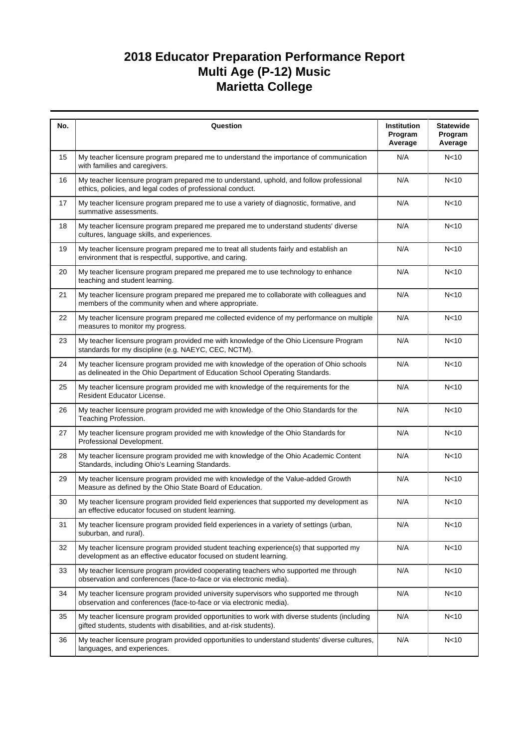# 2018 Educator Preparation Performance Report
# Multi Age (P-12) Music
# Marietta College

| No. | Question | Institution Program Average | Statewide Program Average |
|---|---|---|---|
| 15 | My teacher licensure program prepared me to understand the importance of communication with families and caregivers. | N/A | N<10 |
| 16 | My teacher licensure program prepared me to understand, uphold, and follow professional ethics, policies, and legal codes of professional conduct. | N/A | N<10 |
| 17 | My teacher licensure program prepared me to use a variety of diagnostic, formative, and summative assessments. | N/A | N<10 |
| 18 | My teacher licensure program prepared me prepared me to understand students' diverse cultures, language skills, and experiences. | N/A | N<10 |
| 19 | My teacher licensure program prepared me to treat all students fairly and establish an environment that is respectful, supportive, and caring. | N/A | N<10 |
| 20 | My teacher licensure program prepared me prepared me to use technology to enhance teaching and student learning. | N/A | N<10 |
| 21 | My teacher licensure program prepared me prepared me to collaborate with colleagues and members of the community when and where appropriate. | N/A | N<10 |
| 22 | My teacher licensure program prepared me collected evidence of my performance on multiple measures to monitor my progress. | N/A | N<10 |
| 23 | My teacher licensure program provided me with knowledge of the Ohio Licensure Program standards for my discipline (e.g. NAEYC, CEC, NCTM). | N/A | N<10 |
| 24 | My teacher licensure program provided me with knowledge of the operation of Ohio schools as delineated in the Ohio Department of Education School Operating Standards. | N/A | N<10 |
| 25 | My teacher licensure program provided me with knowledge of the requirements for the Resident Educator License. | N/A | N<10 |
| 26 | My teacher licensure program provided me with knowledge of the Ohio Standards for the Teaching Profession. | N/A | N<10 |
| 27 | My teacher licensure program provided me with knowledge of the Ohio Standards for Professional Development. | N/A | N<10 |
| 28 | My teacher licensure program provided me with knowledge of the Ohio Academic Content Standards, including Ohio's Learning Standards. | N/A | N<10 |
| 29 | My teacher licensure program provided me with knowledge of the Value-added Growth Measure as defined by the Ohio State Board of Education. | N/A | N<10 |
| 30 | My teacher licensure program provided field experiences that supported my development as an effective educator focused on student learning. | N/A | N<10 |
| 31 | My teacher licensure program provided field experiences in a variety of settings (urban, suburban, and rural). | N/A | N<10 |
| 32 | My teacher licensure program provided student teaching experience(s) that supported my development as an effective educator focused on student learning. | N/A | N<10 |
| 33 | My teacher licensure program provided cooperating teachers who supported me through observation and conferences (face-to-face or via electronic media). | N/A | N<10 |
| 34 | My teacher licensure program provided university supervisors who supported me through observation and conferences (face-to-face or via electronic media). | N/A | N<10 |
| 35 | My teacher licensure program provided opportunities to work with diverse students (including gifted students, students with disabilities, and at-risk students). | N/A | N<10 |
| 36 | My teacher licensure program provided opportunities to understand students' diverse cultures, languages, and experiences. | N/A | N<10 |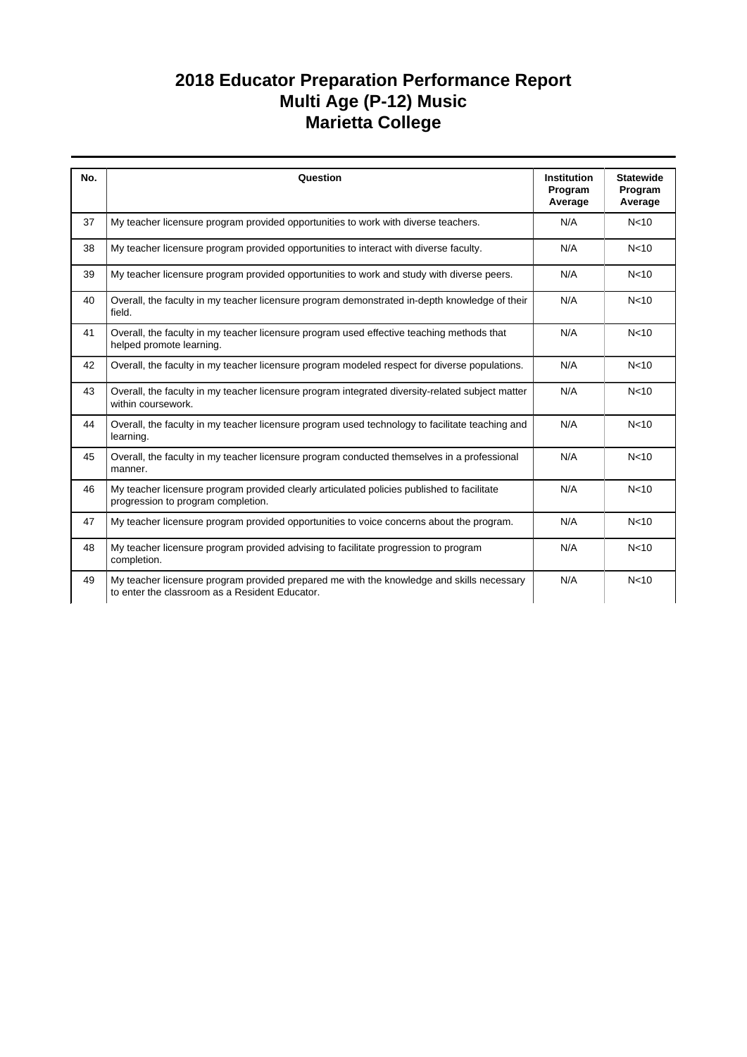# 2018 Educator Preparation Performance Report
# Multi Age (P-12) Music
# Marietta College

| No. | Question | Institution Program Average | Statewide Program Average |
|---|---|---|---|
| 37 | My teacher licensure program provided opportunities to work with diverse teachers. | N/A | N<10 |
| 38 | My teacher licensure program provided opportunities to interact with diverse faculty. | N/A | N<10 |
| 39 | My teacher licensure program provided opportunities to work and study with diverse peers. | N/A | N<10 |
| 40 | Overall, the faculty in my teacher licensure program demonstrated in-depth knowledge of their field. | N/A | N<10 |
| 41 | Overall, the faculty in my teacher licensure program used effective teaching methods that helped promote learning. | N/A | N<10 |
| 42 | Overall, the faculty in my teacher licensure program modeled respect for diverse populations. | N/A | N<10 |
| 43 | Overall, the faculty in my teacher licensure program integrated diversity-related subject matter within coursework. | N/A | N<10 |
| 44 | Overall, the faculty in my teacher licensure program used technology to facilitate teaching and learning. | N/A | N<10 |
| 45 | Overall, the faculty in my teacher licensure program conducted themselves in a professional manner. | N/A | N<10 |
| 46 | My teacher licensure program provided clearly articulated policies published to facilitate progression to program completion. | N/A | N<10 |
| 47 | My teacher licensure program provided opportunities to voice concerns about the program. | N/A | N<10 |
| 48 | My teacher licensure program provided advising to facilitate progression to program completion. | N/A | N<10 |
| 49 | My teacher licensure program provided prepared me with the knowledge and skills necessary to enter the classroom as a Resident Educator. | N/A | N<10 |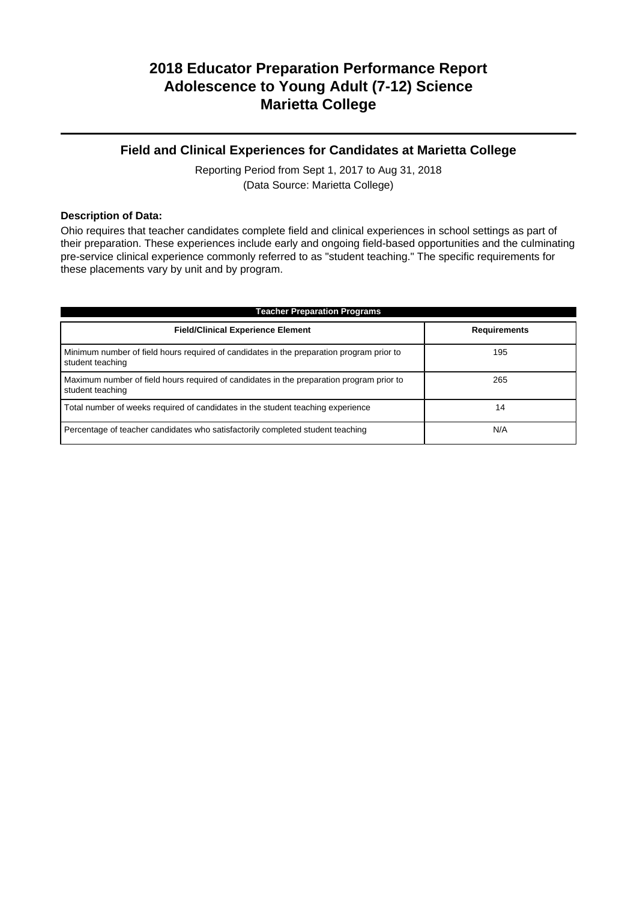# 2018 Educator Preparation Performance Report
# Adolescence to Young Adult (7-12) Science
# Marietta College

## Field and Clinical Experiences for Candidates at Marietta College

Reporting Period from Sept 1, 2017 to Aug 31, 2018
(Data Source: Marietta College)

**Description of Data:**

Ohio requires that teacher candidates complete field and clinical experiences in school settings as part of their preparation. These experiences include early and ongoing field-based opportunities and the culminating pre-service clinical experience commonly referred to as "student teaching." The specific requirements for these placements vary by unit and by program.

**Teacher Preparation Programs**

| Field/Clinical Experience Element | Requirements |
|---|---|
| Minimum number of field hours required of candidates in the preparation program prior to student teaching | 195 |
| Maximum number of field hours required of candidates in the preparation program prior to student teaching | 265 |
| Total number of weeks required of candidates in the student teaching experience | 14 |
| Percentage of teacher candidates who satisfactorily completed student teaching | N/A |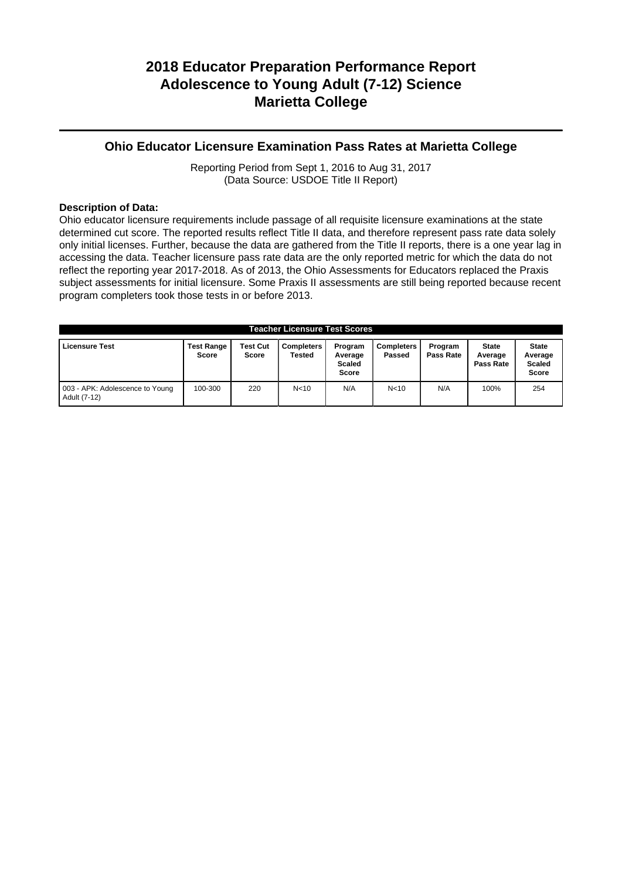# 2018 Educator Preparation Performance Report
# Adolescence to Young Adult (7-12) Science
# Marietta College

## Ohio Educator Licensure Examination Pass Rates at Marietta College

Reporting Period from Sept 1, 2016 to Aug 31, 2017
(Data Source: USDOE Title II Report)

**Description of Data:**
Ohio educator licensure requirements include passage of all requisite licensure examinations at the state determined cut score. The reported results reflect Title II data, and therefore represent pass rate data solely only initial licenses. Further, because the data are gathered from the Title II reports, there is a one year lag in accessing the data. Teacher licensure pass rate data are the only reported metric for which the data do not reflect the reporting year 2017-2018. As of 2013, the Ohio Assessments for Educators replaced the Praxis subject assessments for initial licensure. Some Praxis II assessments are still being reported because recent program completers took those tests in or before 2013.

**Teacher Licensure Test Scores**

| Licensure Test | Test Range Score | Test Cut Score | Completers Tested | Program Average Scaled Score | Completers Passed | Program Pass Rate | State Average Pass Rate | State Average Scaled Score |
|---|---|---|---|---|---|---|---|---|
| 003 - APK: Adolescence to Young Adult (7-12) | 100-300 | 220 | N<10 | N/A | N<10 | N/A | 100% | 254 |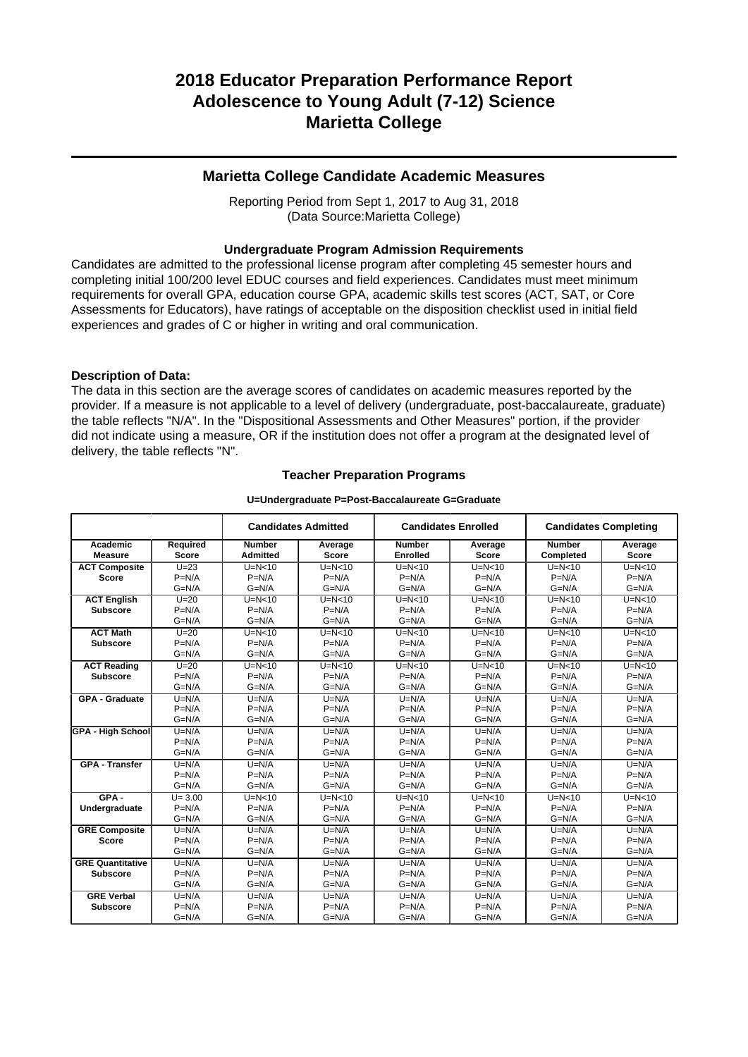# 2018 Educator Preparation Performance Report
# Adolescence to Young Adult (7-12) Science
# Marietta College

## Marietta College Candidate Academic Measures

Reporting Period from Sept 1, 2017 to Aug 31, 2018
(Data Source:Marietta College)

### Undergraduate Program Admission Requirements

Candidates are admitted to the professional license program after completing 45 semester hours and completing initial 100/200 level EDUC courses and field experiences. Candidates must meet minimum requirements for overall GPA, education course GPA, academic skills test scores (ACT, SAT, or Core Assessments for Educators), have ratings of acceptable on the disposition checklist used in initial field experiences and grades of C or higher in writing and oral communication.

**Description of Data:**

The data in this section are the average scores of candidates on academic measures reported by the provider. If a measure is not applicable to a level of delivery (undergraduate, post-baccalaureate, graduate) the table reflects "N/A". In the "Dispositional Assessments and Other Measures" portion, if the provider did not indicate using a measure, OR if the institution does not offer a program at the designated level of delivery, the table reflects "N".

### Teacher Preparation Programs

**U=Undergraduate P=Post-Baccalaureate G=Graduate**

| | | Candidates Admitted | | Candidates Enrolled | | Candidates Completing | |
|---|---|---|---|---|---|---|---|
| **Academic Measure** | **Required Score** | **Number Admitted** | **Average Score** | **Number Enrolled** | **Average Score** | **Number Completed** | **Average Score** |
| **ACT Composite Score** | U=23<br>P=N/A<br>G=N/A | U=N<10<br>P=N/A<br>G=N/A | U=N<10<br>P=N/A<br>G=N/A | U=N<10<br>P=N/A<br>G=N/A | U=N<10<br>P=N/A<br>G=N/A | U=N<10<br>P=N/A<br>G=N/A | U=N<10<br>P=N/A<br>G=N/A |
| **ACT English Subscore** | U=20<br>P=N/A<br>G=N/A | U=N<10<br>P=N/A<br>G=N/A | U=N<10<br>P=N/A<br>G=N/A | U=N<10<br>P=N/A<br>G=N/A | U=N<10<br>P=N/A<br>G=N/A | U=N<10<br>P=N/A<br>G=N/A | U=N<10<br>P=N/A<br>G=N/A |
| **ACT Math Subscore** | U=20<br>P=N/A<br>G=N/A | U=N<10<br>P=N/A<br>G=N/A | U=N<10<br>P=N/A<br>G=N/A | U=N<10<br>P=N/A<br>G=N/A | U=N<10<br>P=N/A<br>G=N/A | U=N<10<br>P=N/A<br>G=N/A | U=N<10<br>P=N/A<br>G=N/A |
| **ACT Reading Subscore** | U=20<br>P=N/A<br>G=N/A | U=N<10<br>P=N/A<br>G=N/A | U=N<10<br>P=N/A<br>G=N/A | U=N<10<br>P=N/A<br>G=N/A | U=N<10<br>P=N/A<br>G=N/A | U=N<10<br>P=N/A<br>G=N/A | U=N<10<br>P=N/A<br>G=N/A |
| **GPA - Graduate** | U=N/A<br>P=N/A<br>G=N/A | U=N/A<br>P=N/A<br>G=N/A | U=N/A<br>P=N/A<br>G=N/A | U=N/A<br>P=N/A<br>G=N/A | U=N/A<br>P=N/A<br>G=N/A | U=N/A<br>P=N/A<br>G=N/A | U=N/A<br>P=N/A<br>G=N/A |
| **GPA - High School** | U=N/A<br>P=N/A<br>G=N/A | U=N/A<br>P=N/A<br>G=N/A | U=N/A<br>P=N/A<br>G=N/A | U=N/A<br>P=N/A<br>G=N/A | U=N/A<br>P=N/A<br>G=N/A | U=N/A<br>P=N/A<br>G=N/A | U=N/A<br>P=N/A<br>G=N/A |
| **GPA - Transfer** | U=N/A<br>P=N/A<br>G=N/A | U=N/A<br>P=N/A<br>G=N/A | U=N/A<br>P=N/A<br>G=N/A | U=N/A<br>P=N/A<br>G=N/A | U=N/A<br>P=N/A<br>G=N/A | U=N/A<br>P=N/A<br>G=N/A | U=N/A<br>P=N/A<br>G=N/A |
| **GPA - Undergraduate** | U= 3.00<br>P=N/A<br>G=N/A | U=N<10<br>P=N/A<br>G=N/A | U=N<10<br>P=N/A<br>G=N/A | U=N<10<br>P=N/A<br>G=N/A | U=N<10<br>P=N/A<br>G=N/A | U=N<10<br>P=N/A<br>G=N/A | U=N<10<br>P=N/A<br>G=N/A |
| **GRE Composite Score** | U=N/A<br>P=N/A<br>G=N/A | U=N/A<br>P=N/A<br>G=N/A | U=N/A<br>P=N/A<br>G=N/A | U=N/A<br>P=N/A<br>G=N/A | U=N/A<br>P=N/A<br>G=N/A | U=N/A<br>P=N/A<br>G=N/A | U=N/A<br>P=N/A<br>G=N/A |
| **GRE Quantitative Subscore** | U=N/A<br>P=N/A<br>G=N/A | U=N/A<br>P=N/A<br>G=N/A | U=N/A<br>P=N/A<br>G=N/A | U=N/A<br>P=N/A<br>G=N/A | U=N/A<br>P=N/A<br>G=N/A | U=N/A<br>P=N/A<br>G=N/A | U=N/A<br>P=N/A<br>G=N/A |
| **GRE Verbal Subscore** | U=N/A<br>P=N/A<br>G=N/A | U=N/A<br>P=N/A<br>G=N/A | U=N/A<br>P=N/A<br>G=N/A | U=N/A<br>P=N/A<br>G=N/A | U=N/A<br>P=N/A<br>G=N/A | U=N/A<br>P=N/A<br>G=N/A | U=N/A<br>P=N/A<br>G=N/A |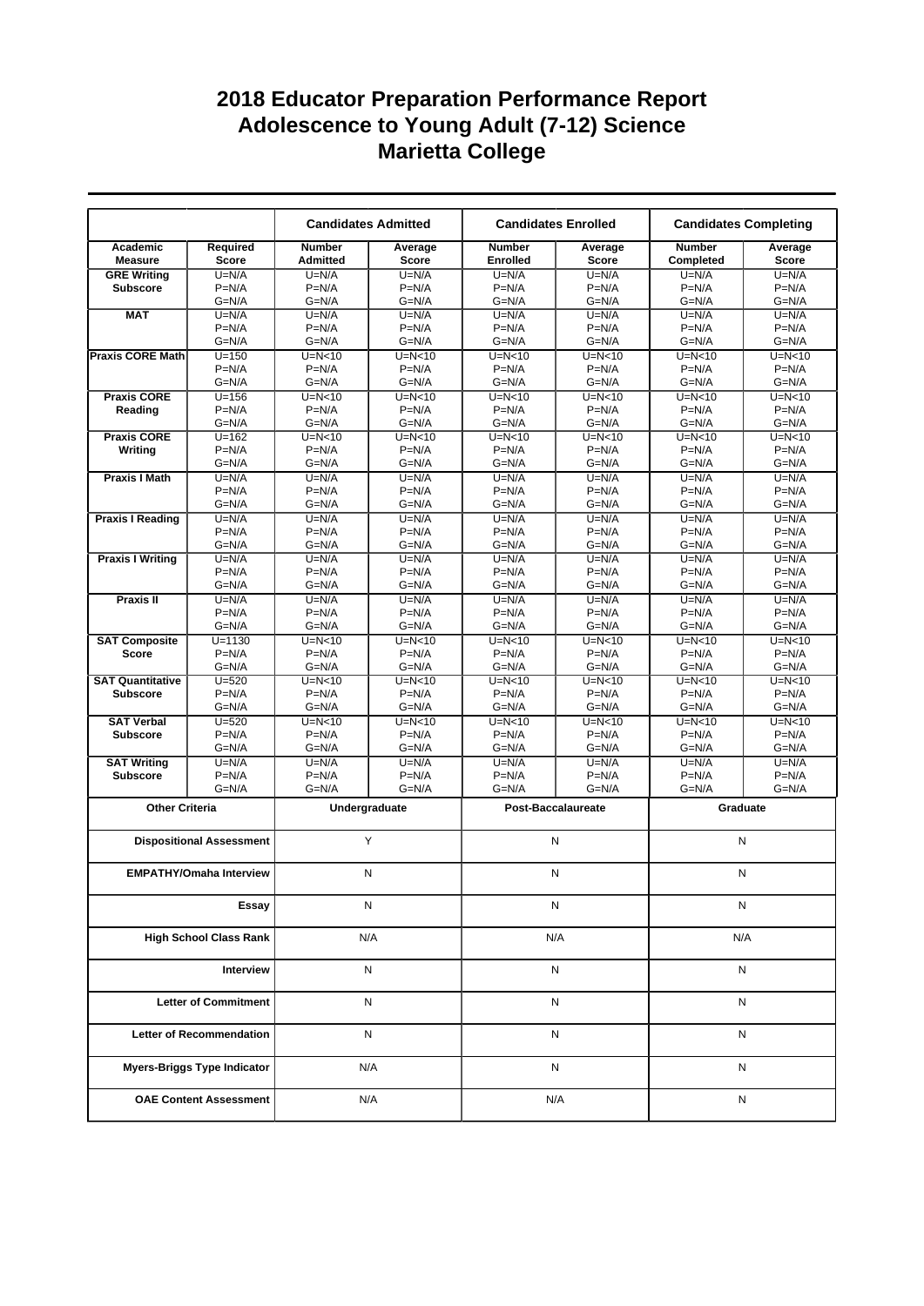# 2018 Educator Preparation Performance Report
# Adolescence to Young Adult (7-12) Science
# Marietta College

| | | Candidates Admitted | | Candidates Enrolled | | Candidates Completing | |
|---|---|---|---|---|---|---|---|
| Academic Measure | Required Score | Number Admitted | Average Score | Number Enrolled | Average Score | Number Completed | Average Score |
| GRE Writing Subscore | U=N/A<br>P=N/A<br>G=N/A | U=N/A<br>P=N/A<br>G=N/A | U=N/A<br>P=N/A<br>G=N/A | U=N/A<br>P=N/A<br>G=N/A | U=N/A<br>P=N/A<br>G=N/A | U=N/A<br>P=N/A<br>G=N/A | U=N/A<br>P=N/A<br>G=N/A |
| MAT | U=N/A<br>P=N/A<br>G=N/A | U=N/A<br>P=N/A<br>G=N/A | U=N/A<br>P=N/A<br>G=N/A | U=N/A<br>P=N/A<br>G=N/A | U=N/A<br>P=N/A<br>G=N/A | U=N/A<br>P=N/A<br>G=N/A | U=N/A<br>P=N/A<br>G=N/A |
| Praxis CORE Math | U=150<br>P=N/A<br>G=N/A | U=N<10<br>P=N/A<br>G=N/A | U=N<10<br>P=N/A<br>G=N/A | U=N<10<br>P=N/A<br>G=N/A | U=N<10<br>P=N/A<br>G=N/A | U=N<10<br>P=N/A<br>G=N/A | U=N<10<br>P=N/A<br>G=N/A |
| Praxis CORE Reading | U=156<br>P=N/A<br>G=N/A | U=N<10<br>P=N/A<br>G=N/A | U=N<10<br>P=N/A<br>G=N/A | U=N<10<br>P=N/A<br>G=N/A | U=N<10<br>P=N/A<br>G=N/A | U=N<10<br>P=N/A<br>G=N/A | U=N<10<br>P=N/A<br>G=N/A |
| Praxis CORE Writing | U=162<br>P=N/A<br>G=N/A | U=N<10<br>P=N/A<br>G=N/A | U=N<10<br>P=N/A<br>G=N/A | U=N<10<br>P=N/A<br>G=N/A | U=N<10<br>P=N/A<br>G=N/A | U=N<10<br>P=N/A<br>G=N/A | U=N<10<br>P=N/A<br>G=N/A |
| Praxis I Math | U=N/A<br>P=N/A<br>G=N/A | U=N/A<br>P=N/A<br>G=N/A | U=N/A<br>P=N/A<br>G=N/A | U=N/A<br>P=N/A<br>G=N/A | U=N/A<br>P=N/A<br>G=N/A | U=N/A<br>P=N/A<br>G=N/A | U=N/A<br>P=N/A<br>G=N/A |
| Praxis I Reading | U=N/A<br>P=N/A<br>G=N/A | U=N/A<br>P=N/A<br>G=N/A | U=N/A<br>P=N/A<br>G=N/A | U=N/A<br>P=N/A<br>G=N/A | U=N/A<br>P=N/A<br>G=N/A | U=N/A<br>P=N/A<br>G=N/A | U=N/A<br>P=N/A<br>G=N/A |
| Praxis I Writing | U=N/A<br>P=N/A<br>G=N/A | U=N/A<br>P=N/A<br>G=N/A | U=N/A<br>P=N/A<br>G=N/A | U=N/A<br>P=N/A<br>G=N/A | U=N/A<br>P=N/A<br>G=N/A | U=N/A<br>P=N/A<br>G=N/A | U=N/A<br>P=N/A<br>G=N/A |
| Praxis II | U=N/A<br>P=N/A<br>G=N/A | U=N/A<br>P=N/A<br>G=N/A | U=N/A<br>P=N/A<br>G=N/A | U=N/A<br>P=N/A<br>G=N/A | U=N/A<br>P=N/A<br>G=N/A | U=N/A<br>P=N/A<br>G=N/A | U=N/A<br>P=N/A<br>G=N/A |
| SAT Composite Score | U=1130<br>P=N/A<br>G=N/A | U=N<10<br>P=N/A<br>G=N/A | U=N<10<br>P=N/A<br>G=N/A | U=N<10<br>P=N/A<br>G=N/A | U=N<10<br>P=N/A<br>G=N/A | U=N<10<br>P=N/A<br>G=N/A | U=N<10<br>P=N/A<br>G=N/A |
| SAT Quantitative Subscore | U=520<br>P=N/A<br>G=N/A | U=N<10<br>P=N/A<br>G=N/A | U=N<10<br>P=N/A<br>G=N/A | U=N<10<br>P=N/A<br>G=N/A | U=N<10<br>P=N/A<br>G=N/A | U=N<10<br>P=N/A<br>G=N/A | U=N<10<br>P=N/A<br>G=N/A |
| SAT Verbal Subscore | U=520<br>P=N/A<br>G=N/A | U=N<10<br>P=N/A<br>G=N/A | U=N<10<br>P=N/A<br>G=N/A | U=N<10<br>P=N/A<br>G=N/A | U=N<10<br>P=N/A<br>G=N/A | U=N<10<br>P=N/A<br>G=N/A | U=N<10<br>P=N/A<br>G=N/A |
| SAT Writing Subscore | U=N/A<br>P=N/A<br>G=N/A | U=N/A<br>P=N/A<br>G=N/A | U=N/A<br>P=N/A<br>G=N/A | U=N/A<br>P=N/A<br>G=N/A | U=N/A<br>P=N/A<br>G=N/A | U=N/A<br>P=N/A<br>G=N/A | U=N/A<br>P=N/A<br>G=N/A |

| Other Criteria | Undergraduate | Post-Baccalaureate | Graduate |
|---|---|---|---|
| Dispositional Assessment | Y | N | N |
| EMPATHY/Omaha Interview | N | N | N |
| Essay | N | N | N |
| High School Class Rank | N/A | N/A | N/A |
| Interview | N | N | N |
| Letter of Commitment | N | N | N |
| Letter of Recommendation | N | N | N |
| Myers-Briggs Type Indicator | N/A | N | N |
| OAE Content Assessment | N/A | N/A | N |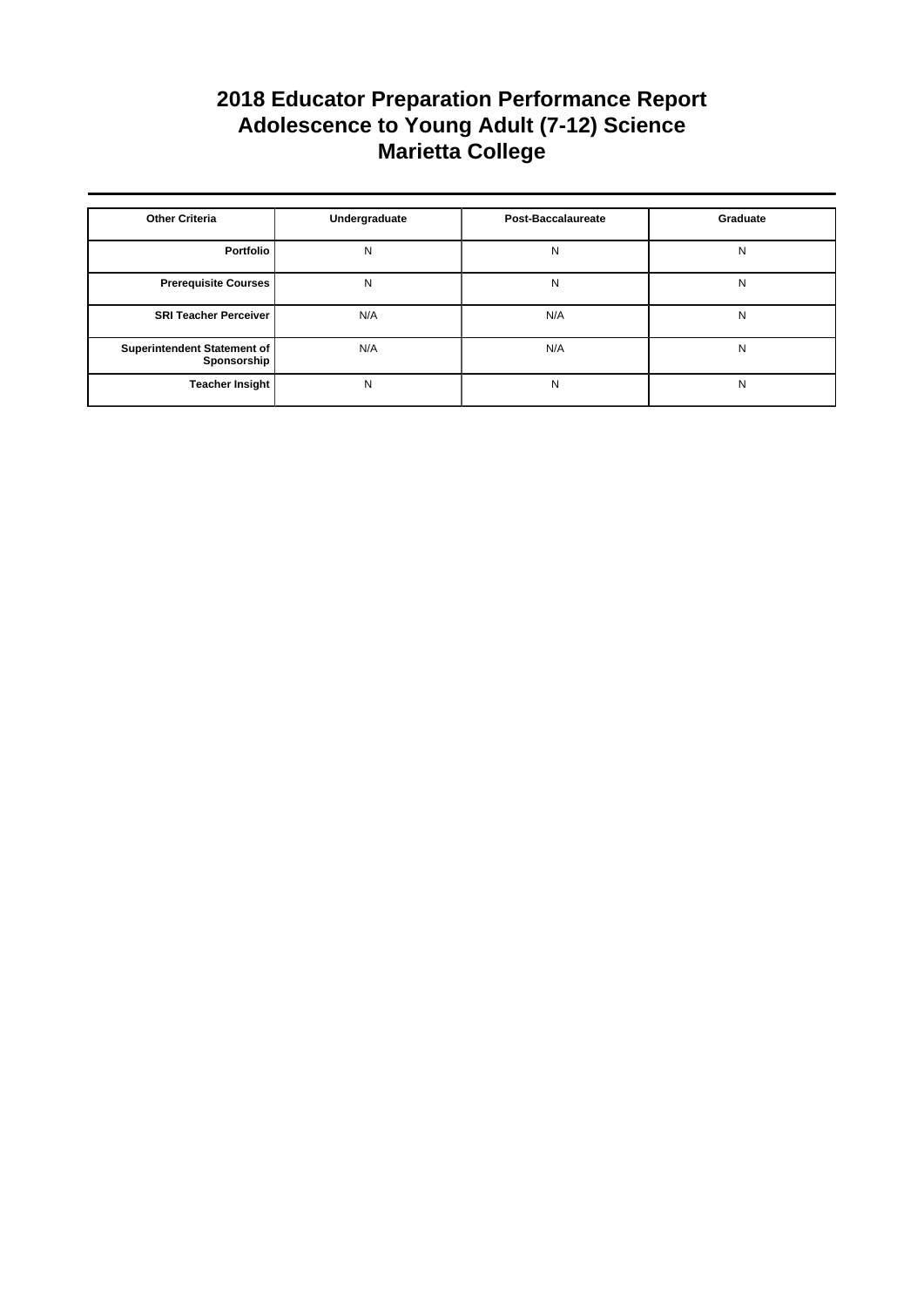# 2018 Educator Preparation Performance Report
## Adolescence to Young Adult (7-12) Science
## Marietta College

| Other Criteria | Undergraduate | Post-Baccalaureate | Graduate |
|---|---|---|---|
| **Portfolio** | N | N | N |
| **Prerequisite Courses** | N | N | N |
| **SRI Teacher Perceiver** | N/A | N/A | N |
| **Superintendent Statement of Sponsorship** | N/A | N/A | N |
| **Teacher Insight** | N | N | N |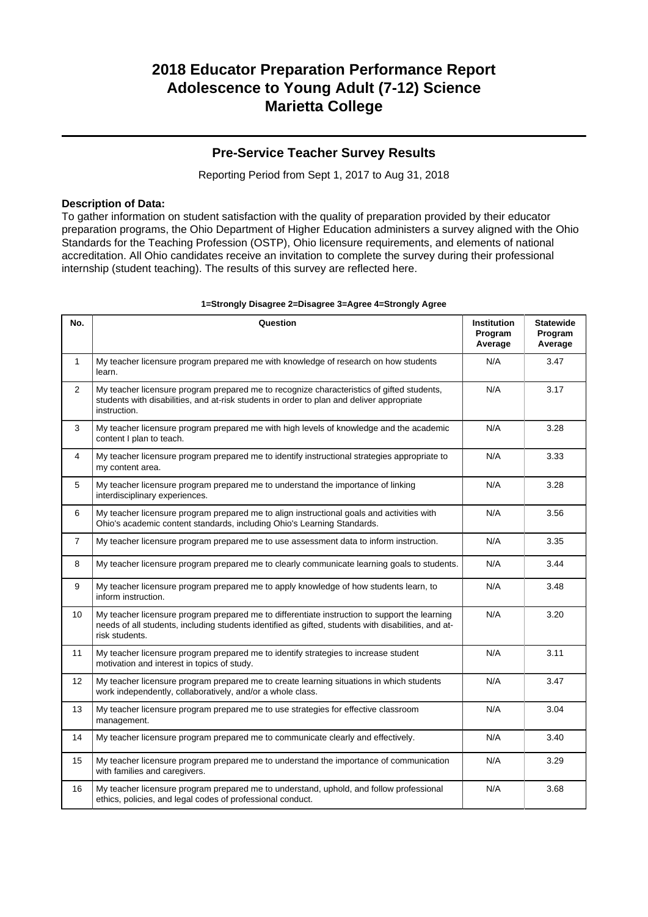# 2018 Educator Preparation Performance Report
# Adolescence to Young Adult (7-12) Science
# Marietta College

## Pre-Service Teacher Survey Results

Reporting Period from Sept 1, 2017 to Aug 31, 2018

**Description of Data:**
To gather information on student satisfaction with the quality of preparation provided by their educator preparation programs, the Ohio Department of Higher Education administers a survey aligned with the Ohio Standards for the Teaching Profession (OSTP), Ohio licensure requirements, and elements of national accreditation. All Ohio candidates receive an invitation to complete the survey during their professional internship (student teaching). The results of this survey are reflected here.

**1=Strongly Disagree 2=Disagree 3=Agree 4=Strongly Agree**

| No. | Question | Institution Program Average | Statewide Program Average |
|---|---|---|---|
| 1 | My teacher licensure program prepared me with knowledge of research on how students learn. | N/A | 3.47 |
| 2 | My teacher licensure program prepared me to recognize characteristics of gifted students, students with disabilities, and at-risk students in order to plan and deliver appropriate instruction. | N/A | 3.17 |
| 3 | My teacher licensure program prepared me with high levels of knowledge and the academic content I plan to teach. | N/A | 3.28 |
| 4 | My teacher licensure program prepared me to identify instructional strategies appropriate to my content area. | N/A | 3.33 |
| 5 | My teacher licensure program prepared me to understand the importance of linking interdisciplinary experiences. | N/A | 3.28 |
| 6 | My teacher licensure program prepared me to align instructional goals and activities with Ohio's academic content standards, including Ohio's Learning Standards. | N/A | 3.56 |
| 7 | My teacher licensure program prepared me to use assessment data to inform instruction. | N/A | 3.35 |
| 8 | My teacher licensure program prepared me to clearly communicate learning goals to students. | N/A | 3.44 |
| 9 | My teacher licensure program prepared me to apply knowledge of how students learn, to inform instruction. | N/A | 3.48 |
| 10 | My teacher licensure program prepared me to differentiate instruction to support the learning needs of all students, including students identified as gifted, students with disabilities, and at-risk students. | N/A | 3.20 |
| 11 | My teacher licensure program prepared me to identify strategies to increase student motivation and interest in topics of study. | N/A | 3.11 |
| 12 | My teacher licensure program prepared me to create learning situations in which students work independently, collaboratively, and/or a whole class. | N/A | 3.47 |
| 13 | My teacher licensure program prepared me to use strategies for effective classroom management. | N/A | 3.04 |
| 14 | My teacher licensure program prepared me to communicate clearly and effectively. | N/A | 3.40 |
| 15 | My teacher licensure program prepared me to understand the importance of communication with families and caregivers. | N/A | 3.29 |
| 16 | My teacher licensure program prepared me to understand, uphold, and follow professional ethics, policies, and legal codes of professional conduct. | N/A | 3.68 |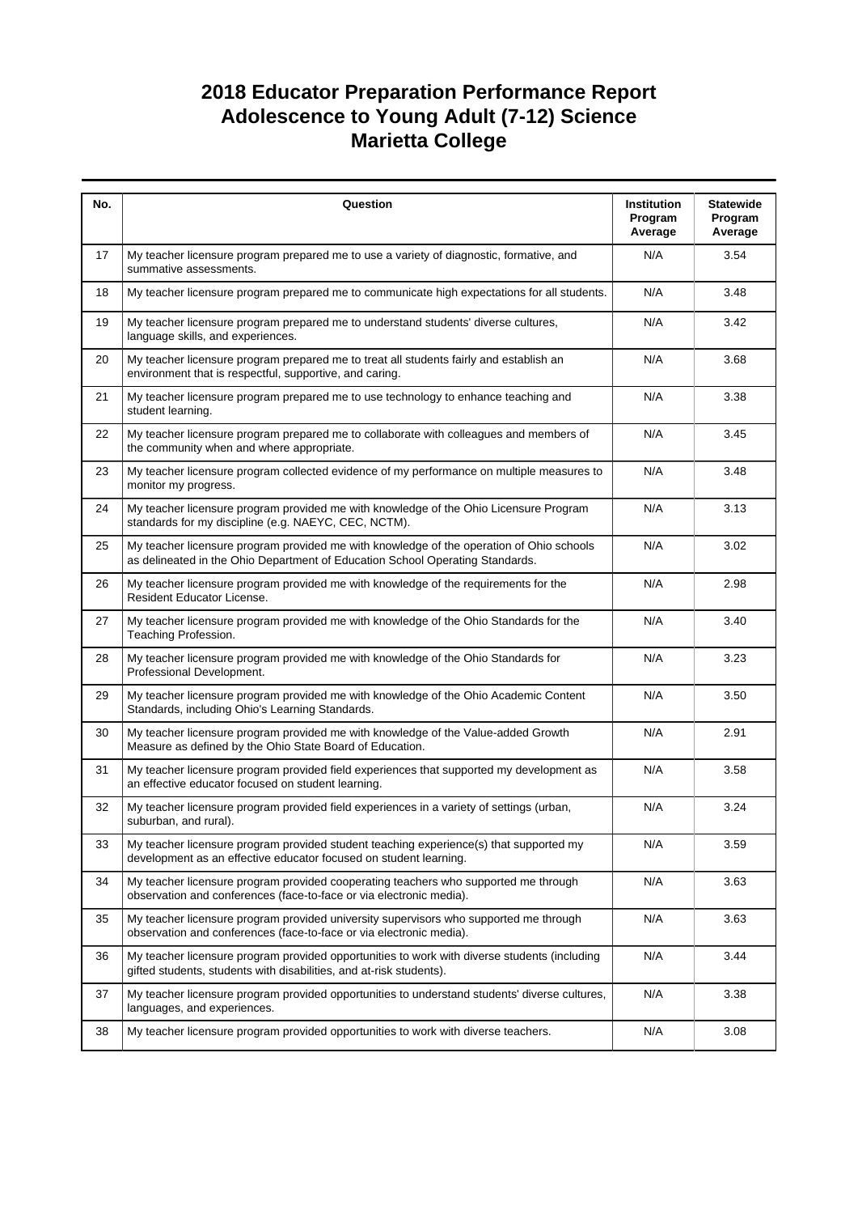# 2018 Educator Preparation Performance Report
## Adolescence to Young Adult (7-12) Science
## Marietta College

| No. | Question | Institution Program Average | Statewide Program Average |
|---|---|---|---|
| 17 | My teacher licensure program prepared me to use a variety of diagnostic, formative, and summative assessments. | N/A | 3.54 |
| 18 | My teacher licensure program prepared me to communicate high expectations for all students. | N/A | 3.48 |
| 19 | My teacher licensure program prepared me to understand students' diverse cultures, language skills, and experiences. | N/A | 3.42 |
| 20 | My teacher licensure program prepared me to treat all students fairly and establish an environment that is respectful, supportive, and caring. | N/A | 3.68 |
| 21 | My teacher licensure program prepared me to use technology to enhance teaching and student learning. | N/A | 3.38 |
| 22 | My teacher licensure program prepared me to collaborate with colleagues and members of the community when and where appropriate. | N/A | 3.45 |
| 23 | My teacher licensure program collected evidence of my performance on multiple measures to monitor my progress. | N/A | 3.48 |
| 24 | My teacher licensure program provided me with knowledge of the Ohio Licensure Program standards for my discipline (e.g. NAEYC, CEC, NCTM). | N/A | 3.13 |
| 25 | My teacher licensure program provided me with knowledge of the operation of Ohio schools as delineated in the Ohio Department of Education School Operating Standards. | N/A | 3.02 |
| 26 | My teacher licensure program provided me with knowledge of the requirements for the Resident Educator License. | N/A | 2.98 |
| 27 | My teacher licensure program provided me with knowledge of the Ohio Standards for the Teaching Profession. | N/A | 3.40 |
| 28 | My teacher licensure program provided me with knowledge of the Ohio Standards for Professional Development. | N/A | 3.23 |
| 29 | My teacher licensure program provided me with knowledge of the Ohio Academic Content Standards, including Ohio's Learning Standards. | N/A | 3.50 |
| 30 | My teacher licensure program provided me with knowledge of the Value-added Growth Measure as defined by the Ohio State Board of Education. | N/A | 2.91 |
| 31 | My teacher licensure program provided field experiences that supported my development as an effective educator focused on student learning. | N/A | 3.58 |
| 32 | My teacher licensure program provided field experiences in a variety of settings (urban, suburban, and rural). | N/A | 3.24 |
| 33 | My teacher licensure program provided student teaching experience(s) that supported my development as an effective educator focused on student learning. | N/A | 3.59 |
| 34 | My teacher licensure program provided cooperating teachers who supported me through observation and conferences (face-to-face or via electronic media). | N/A | 3.63 |
| 35 | My teacher licensure program provided university supervisors who supported me through observation and conferences (face-to-face or via electronic media). | N/A | 3.63 |
| 36 | My teacher licensure program provided opportunities to work with diverse students (including gifted students, students with disabilities, and at-risk students). | N/A | 3.44 |
| 37 | My teacher licensure program provided opportunities to understand students' diverse cultures, languages, and experiences. | N/A | 3.38 |
| 38 | My teacher licensure program provided opportunities to work with diverse teachers. | N/A | 3.08 |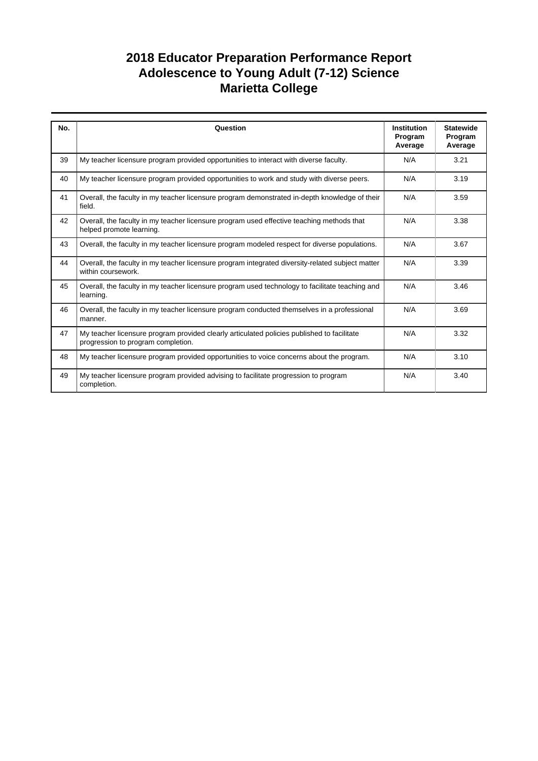# 2018 Educator Preparation Performance Report
# Adolescence to Young Adult (7-12) Science
# Marietta College

| No. | Question | Institution Program Average | Statewide Program Average |
|---|---|---|---|
| 39 | My teacher licensure program provided opportunities to interact with diverse faculty. | N/A | 3.21 |
| 40 | My teacher licensure program provided opportunities to work and study with diverse peers. | N/A | 3.19 |
| 41 | Overall, the faculty in my teacher licensure program demonstrated in-depth knowledge of their field. | N/A | 3.59 |
| 42 | Overall, the faculty in my teacher licensure program used effective teaching methods that helped promote learning. | N/A | 3.38 |
| 43 | Overall, the faculty in my teacher licensure program modeled respect for diverse populations. | N/A | 3.67 |
| 44 | Overall, the faculty in my teacher licensure program integrated diversity-related subject matter within coursework. | N/A | 3.39 |
| 45 | Overall, the faculty in my teacher licensure program used technology to facilitate teaching and learning. | N/A | 3.46 |
| 46 | Overall, the faculty in my teacher licensure program conducted themselves in a professional manner. | N/A | 3.69 |
| 47 | My teacher licensure program provided clearly articulated policies published to facilitate progression to program completion. | N/A | 3.32 |
| 48 | My teacher licensure program provided opportunities to voice concerns about the program. | N/A | 3.10 |
| 49 | My teacher licensure program provided advising to facilitate progression to program completion. | N/A | 3.40 |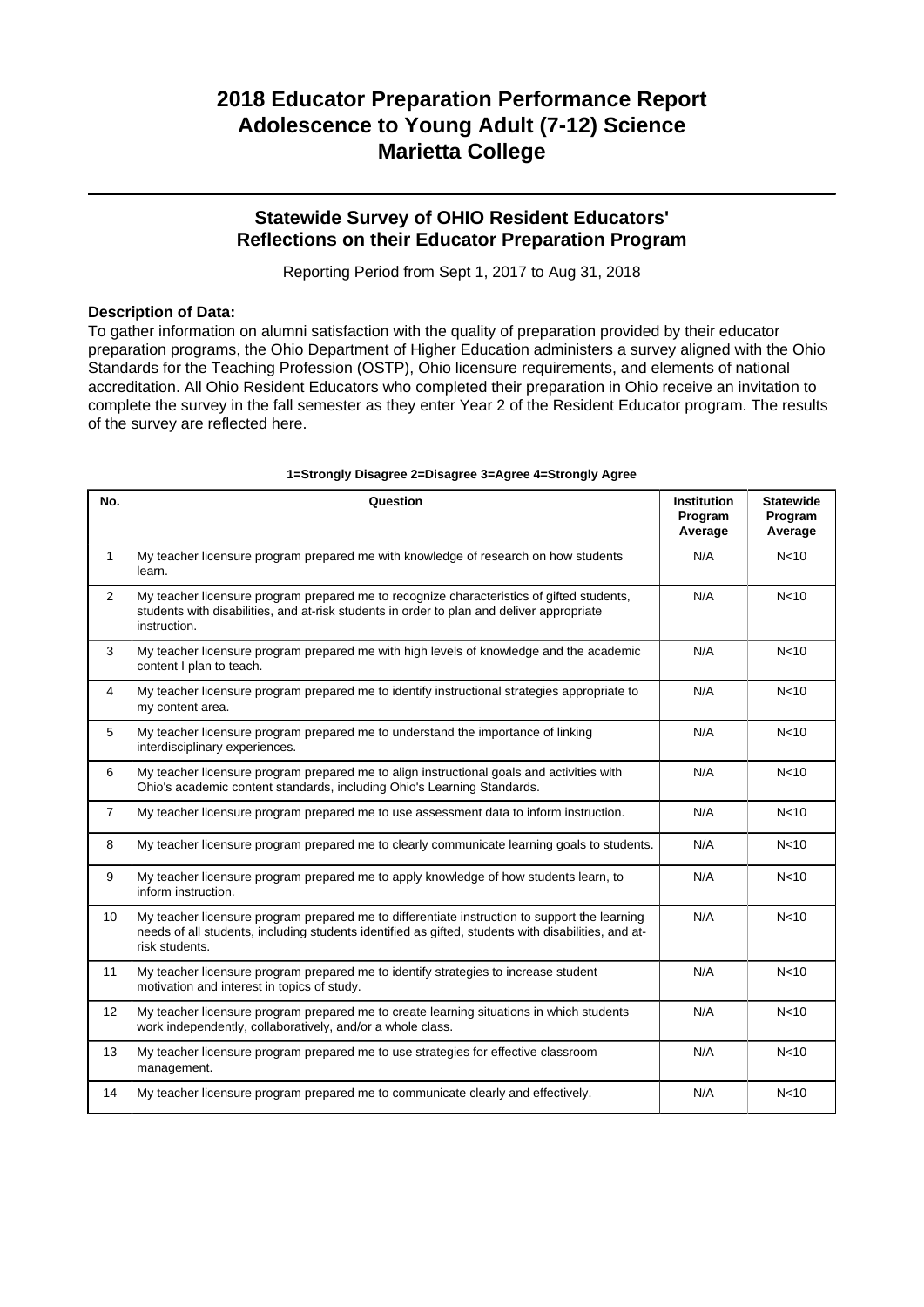# 2018 Educator Preparation Performance Report
# Adolescence to Young Adult (7-12) Science
# Marietta College

## Statewide Survey of OHIO Resident Educators' Reflections on their Educator Preparation Program

Reporting Period from Sept 1, 2017 to Aug 31, 2018

**Description of Data:**

To gather information on alumni satisfaction with the quality of preparation provided by their educator preparation programs, the Ohio Department of Higher Education administers a survey aligned with the Ohio Standards for the Teaching Profession (OSTP), Ohio licensure requirements, and elements of national accreditation. All Ohio Resident Educators who completed their preparation in Ohio receive an invitation to complete the survey in the fall semester as they enter Year 2 of the Resident Educator program. The results of the survey are reflected here.

**1=Strongly Disagree 2=Disagree 3=Agree 4=Strongly Agree**

| No. | Question | Institution Program Average | Statewide Program Average |
|---|---|---|---|
| 1 | My teacher licensure program prepared me with knowledge of research on how students learn. | N/A | N<10 |
| 2 | My teacher licensure program prepared me to recognize characteristics of gifted students, students with disabilities, and at-risk students in order to plan and deliver appropriate instruction. | N/A | N<10 |
| 3 | My teacher licensure program prepared me with high levels of knowledge and the academic content I plan to teach. | N/A | N<10 |
| 4 | My teacher licensure program prepared me to identify instructional strategies appropriate to my content area. | N/A | N<10 |
| 5 | My teacher licensure program prepared me to understand the importance of linking interdisciplinary experiences. | N/A | N<10 |
| 6 | My teacher licensure program prepared me to align instructional goals and activities with Ohio's academic content standards, including Ohio's Learning Standards. | N/A | N<10 |
| 7 | My teacher licensure program prepared me to use assessment data to inform instruction. | N/A | N<10 |
| 8 | My teacher licensure program prepared me to clearly communicate learning goals to students. | N/A | N<10 |
| 9 | My teacher licensure program prepared me to apply knowledge of how students learn, to inform instruction. | N/A | N<10 |
| 10 | My teacher licensure program prepared me to differentiate instruction to support the learning needs of all students, including students identified as gifted, students with disabilities, and at-risk students. | N/A | N<10 |
| 11 | My teacher licensure program prepared me to identify strategies to increase student motivation and interest in topics of study. | N/A | N<10 |
| 12 | My teacher licensure program prepared me to create learning situations in which students work independently, collaboratively, and/or a whole class. | N/A | N<10 |
| 13 | My teacher licensure program prepared me to use strategies for effective classroom management. | N/A | N<10 |
| 14 | My teacher licensure program prepared me to communicate clearly and effectively. | N/A | N<10 |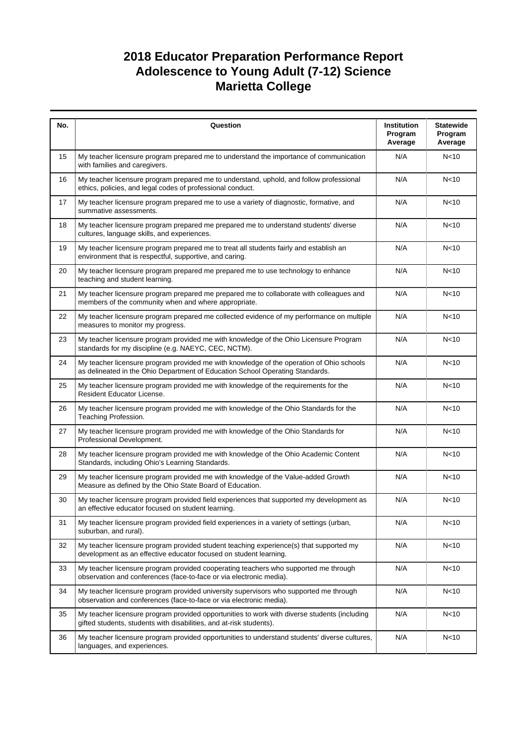# 2018 Educator Preparation Performance Report
# Adolescence to Young Adult (7-12) Science
# Marietta College

| No. | Question | Institution Program Average | Statewide Program Average |
|---|---|---|---|
| 15 | My teacher licensure program prepared me to understand the importance of communication with families and caregivers. | N/A | N<10 |
| 16 | My teacher licensure program prepared me to understand, uphold, and follow professional ethics, policies, and legal codes of professional conduct. | N/A | N<10 |
| 17 | My teacher licensure program prepared me to use a variety of diagnostic, formative, and summative assessments. | N/A | N<10 |
| 18 | My teacher licensure program prepared me prepared me to understand students' diverse cultures, language skills, and experiences. | N/A | N<10 |
| 19 | My teacher licensure program prepared me to treat all students fairly and establish an environment that is respectful, supportive, and caring. | N/A | N<10 |
| 20 | My teacher licensure program prepared me prepared me to use technology to enhance teaching and student learning. | N/A | N<10 |
| 21 | My teacher licensure program prepared me prepared me to collaborate with colleagues and members of the community when and where appropriate. | N/A | N<10 |
| 22 | My teacher licensure program prepared me collected evidence of my performance on multiple measures to monitor my progress. | N/A | N<10 |
| 23 | My teacher licensure program provided me with knowledge of the Ohio Licensure Program standards for my discipline (e.g. NAEYC, CEC, NCTM). | N/A | N<10 |
| 24 | My teacher licensure program provided me with knowledge of the operation of Ohio schools as delineated in the Ohio Department of Education School Operating Standards. | N/A | N<10 |
| 25 | My teacher licensure program provided me with knowledge of the requirements for the Resident Educator License. | N/A | N<10 |
| 26 | My teacher licensure program provided me with knowledge of the Ohio Standards for the Teaching Profession. | N/A | N<10 |
| 27 | My teacher licensure program provided me with knowledge of the Ohio Standards for Professional Development. | N/A | N<10 |
| 28 | My teacher licensure program provided me with knowledge of the Ohio Academic Content Standards, including Ohio's Learning Standards. | N/A | N<10 |
| 29 | My teacher licensure program provided me with knowledge of the Value-added Growth Measure as defined by the Ohio State Board of Education. | N/A | N<10 |
| 30 | My teacher licensure program provided field experiences that supported my development as an effective educator focused on student learning. | N/A | N<10 |
| 31 | My teacher licensure program provided field experiences in a variety of settings (urban, suburban, and rural). | N/A | N<10 |
| 32 | My teacher licensure program provided student teaching experience(s) that supported my development as an effective educator focused on student learning. | N/A | N<10 |
| 33 | My teacher licensure program provided cooperating teachers who supported me through observation and conferences (face-to-face or via electronic media). | N/A | N<10 |
| 34 | My teacher licensure program provided university supervisors who supported me through observation and conferences (face-to-face or via electronic media). | N/A | N<10 |
| 35 | My teacher licensure program provided opportunities to work with diverse students (including gifted students, students with disabilities, and at-risk students). | N/A | N<10 |
| 36 | My teacher licensure program provided opportunities to understand students' diverse cultures, languages, and experiences. | N/A | N<10 |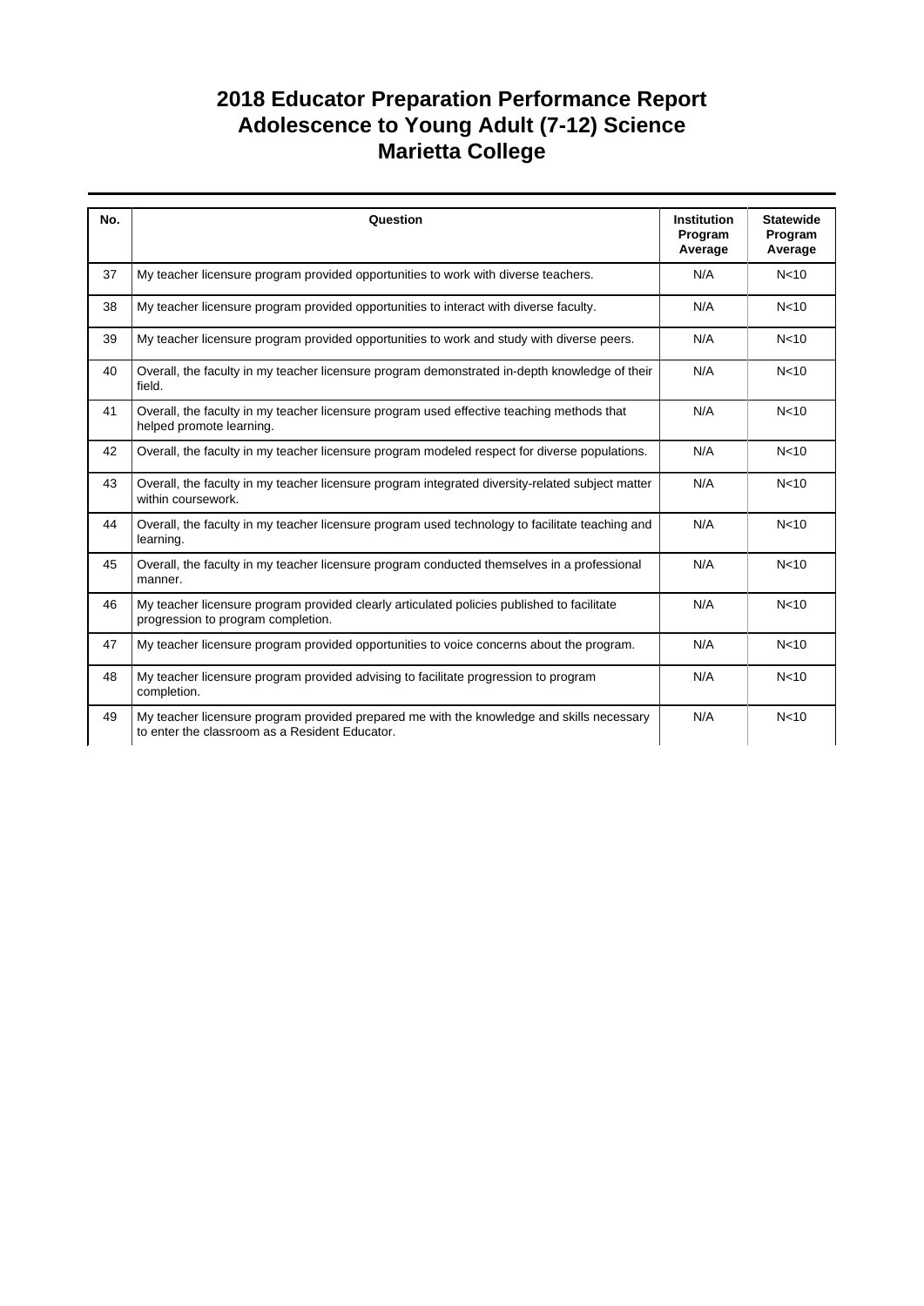# 2018 Educator Preparation Performance Report
# Adolescence to Young Adult (7-12) Science
# Marietta College

| No. | Question | Institution Program Average | Statewide Program Average |
|---|---|---|---|
| 37 | My teacher licensure program provided opportunities to work with diverse teachers. | N/A | N<10 |
| 38 | My teacher licensure program provided opportunities to interact with diverse faculty. | N/A | N<10 |
| 39 | My teacher licensure program provided opportunities to work and study with diverse peers. | N/A | N<10 |
| 40 | Overall, the faculty in my teacher licensure program demonstrated in-depth knowledge of their field. | N/A | N<10 |
| 41 | Overall, the faculty in my teacher licensure program used effective teaching methods that helped promote learning. | N/A | N<10 |
| 42 | Overall, the faculty in my teacher licensure program modeled respect for diverse populations. | N/A | N<10 |
| 43 | Overall, the faculty in my teacher licensure program integrated diversity-related subject matter within coursework. | N/A | N<10 |
| 44 | Overall, the faculty in my teacher licensure program used technology to facilitate teaching and learning. | N/A | N<10 |
| 45 | Overall, the faculty in my teacher licensure program conducted themselves in a professional manner. | N/A | N<10 |
| 46 | My teacher licensure program provided clearly articulated policies published to facilitate progression to program completion. | N/A | N<10 |
| 47 | My teacher licensure program provided opportunities to voice concerns about the program. | N/A | N<10 |
| 48 | My teacher licensure program provided advising to facilitate progression to program completion. | N/A | N<10 |
| 49 | My teacher licensure program provided prepared me with the knowledge and skills necessary to enter the classroom as a Resident Educator. | N/A | N<10 |